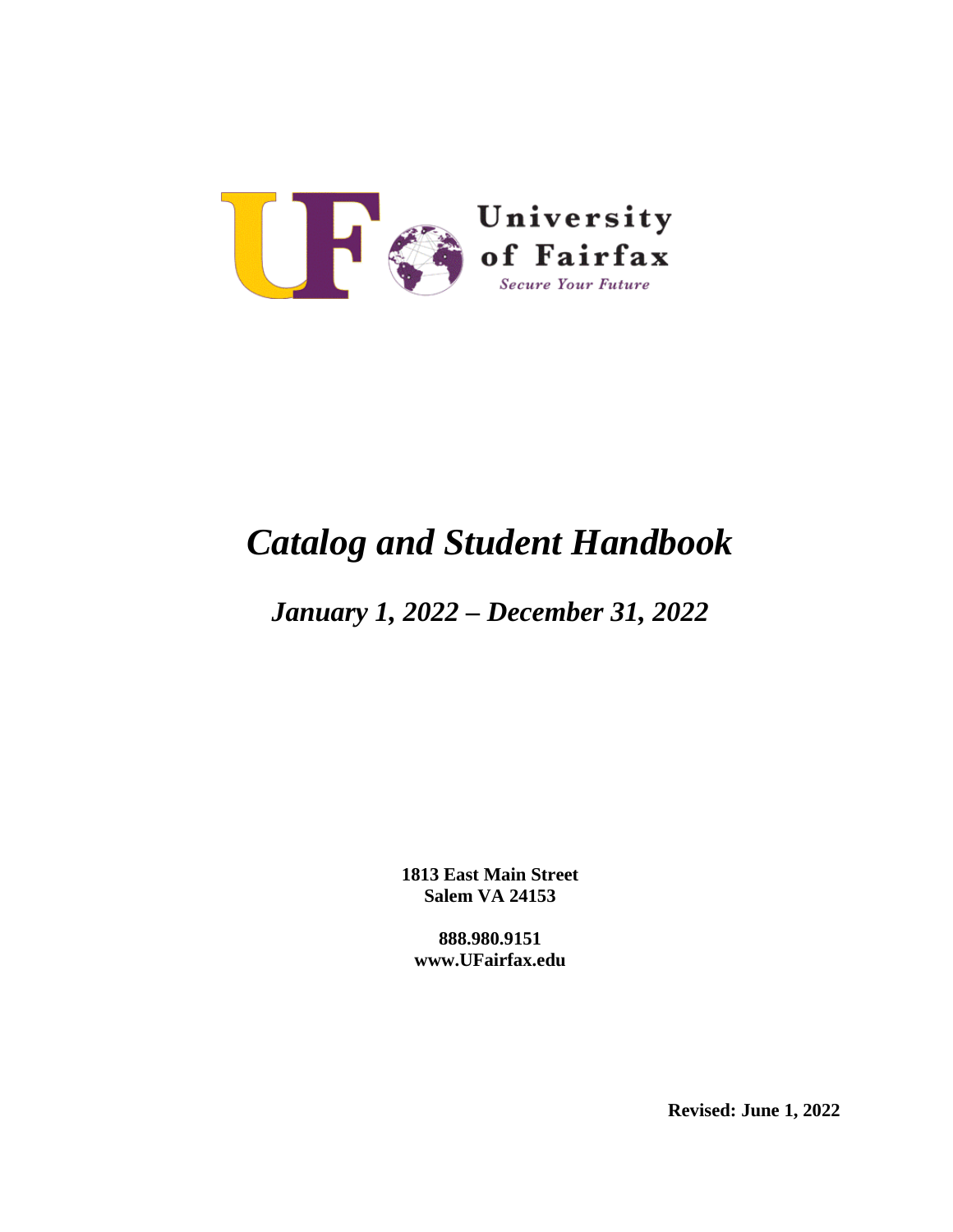University of Fairfax

*Secure Your Future*

# *Catalog and Student Handbook*

## *January 1, 2022 – December 31, 2022*

**1813 East Main Street**
**Salem VA 24153**

**888.980.9151**
**www.UFairfax.edu**

**Revised: June 1, 2022**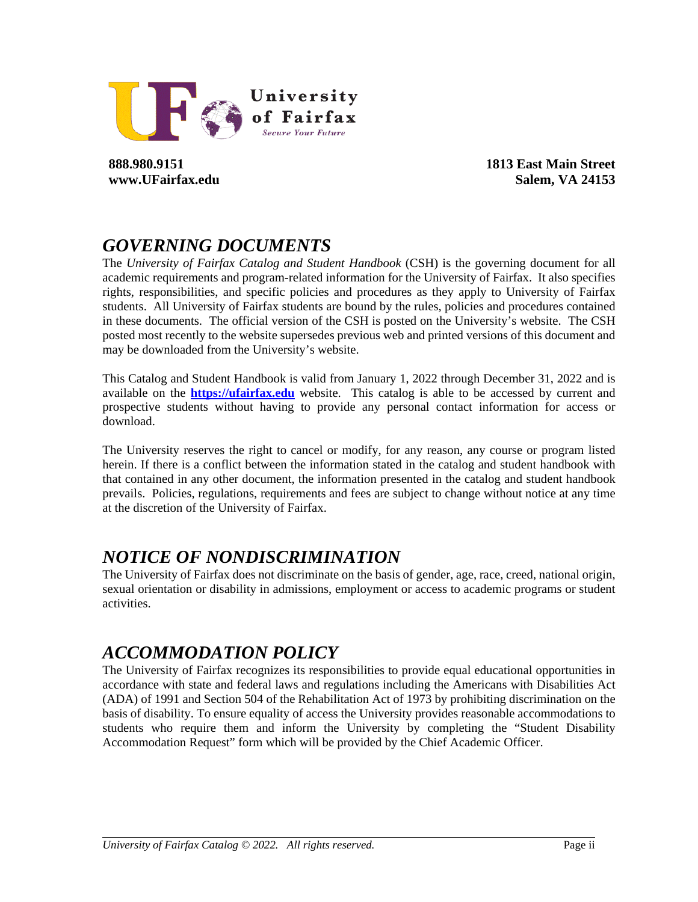University of Fairfax
*Secure Your Future*

**888.980.9151**
**www.UFairfax.edu**

**1813 East Main Street**
**Salem, VA 24153**

## *GOVERNING DOCUMENTS*

The *University of Fairfax Catalog and Student Handbook* (CSH) is the governing document for all academic requirements and program-related information for the University of Fairfax. It also specifies rights, responsibilities, and specific policies and procedures as they apply to University of Fairfax students. All University of Fairfax students are bound by the rules, policies and procedures contained in these documents. The official version of the CSH is posted on the University's website. The CSH posted most recently to the website supersedes previous web and printed versions of this document and may be downloaded from the University's website.

This Catalog and Student Handbook is valid from January 1, 2022 through December 31, 2022 and is available on the **https://ufairfax.edu** website. This catalog is able to be accessed by current and prospective students without having to provide any personal contact information for access or download.

The University reserves the right to cancel or modify, for any reason, any course or program listed herein. If there is a conflict between the information stated in the catalog and student handbook with that contained in any other document, the information presented in the catalog and student handbook prevails. Policies, regulations, requirements and fees are subject to change without notice at any time at the discretion of the University of Fairfax.

## *NOTICE OF NONDISCRIMINATION*

The University of Fairfax does not discriminate on the basis of gender, age, race, creed, national origin, sexual orientation or disability in admissions, employment or access to academic programs or student activities.

## *ACCOMMODATION POLICY*

The University of Fairfax recognizes its responsibilities to provide equal educational opportunities in accordance with state and federal laws and regulations including the Americans with Disabilities Act (ADA) of 1991 and Section 504 of the Rehabilitation Act of 1973 by prohibiting discrimination on the basis of disability. To ensure equality of access the University provides reasonable accommodations to students who require them and inform the University by completing the "Student Disability Accommodation Request" form which will be provided by the Chief Academic Officer.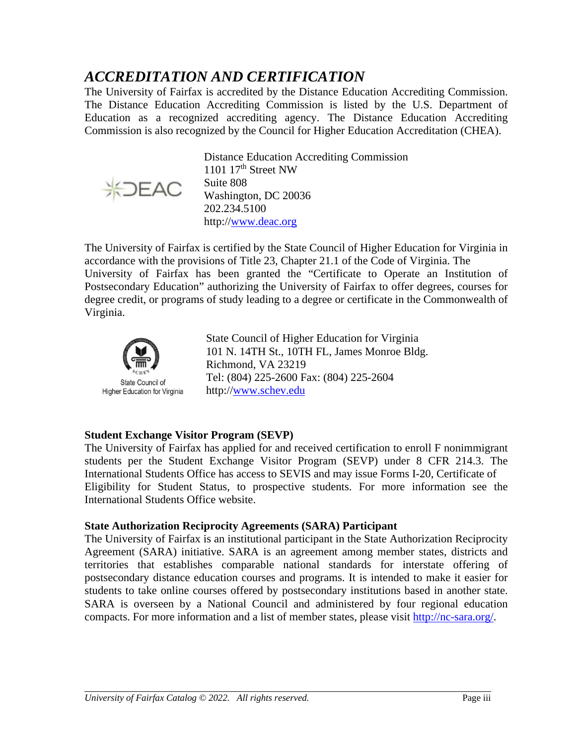## *ACCREDITATION AND CERTIFICATION*

The University of Fairfax is accredited by the Distance Education Accrediting Commission. The Distance Education Accrediting Commission is listed by the U.S. Department of Education as a recognized accrediting agency. The Distance Education Accrediting Commission is also recognized by the Council for Higher Education Accreditation (CHEA).

Distance Education Accrediting Commission
1101 17th Street NW
Suite 808
Washington, DC 20036
202.234.5100
http://www.deac.org

The University of Fairfax is certified by the State Council of Higher Education for Virginia in accordance with the provisions of Title 23, Chapter 21.1 of the Code of Virginia. The University of Fairfax has been granted the "Certificate to Operate an Institution of Postsecondary Education" authorizing the University of Fairfax to offer degrees, courses for degree credit, or programs of study leading to a degree or certificate in the Commonwealth of Virginia.

State Council of Higher Education for Virginia
101 N. 14TH St., 10TH FL, James Monroe Bldg.
Richmond, VA 23219
Tel: (804) 225-2600 Fax: (804) 225-2604
http://www.schev.edu

**Student Exchange Visitor Program (SEVP)**

The University of Fairfax has applied for and received certification to enroll F nonimmigrant students per the Student Exchange Visitor Program (SEVP) under 8 CFR 214.3. The International Students Office has access to SEVIS and may issue Forms I-20, Certificate of Eligibility for Student Status, to prospective students. For more information see the International Students Office website.

**State Authorization Reciprocity Agreements (SARA) Participant**

The University of Fairfax is an institutional participant in the State Authorization Reciprocity Agreement (SARA) initiative. SARA is an agreement among member states, districts and territories that establishes comparable national standards for interstate offering of postsecondary distance education courses and programs. It is intended to make it easier for students to take online courses offered by postsecondary institutions based in another state. SARA is overseen by a National Council and administered by four regional education compacts. For more information and a list of member states, please visit http://nc-sara.org/.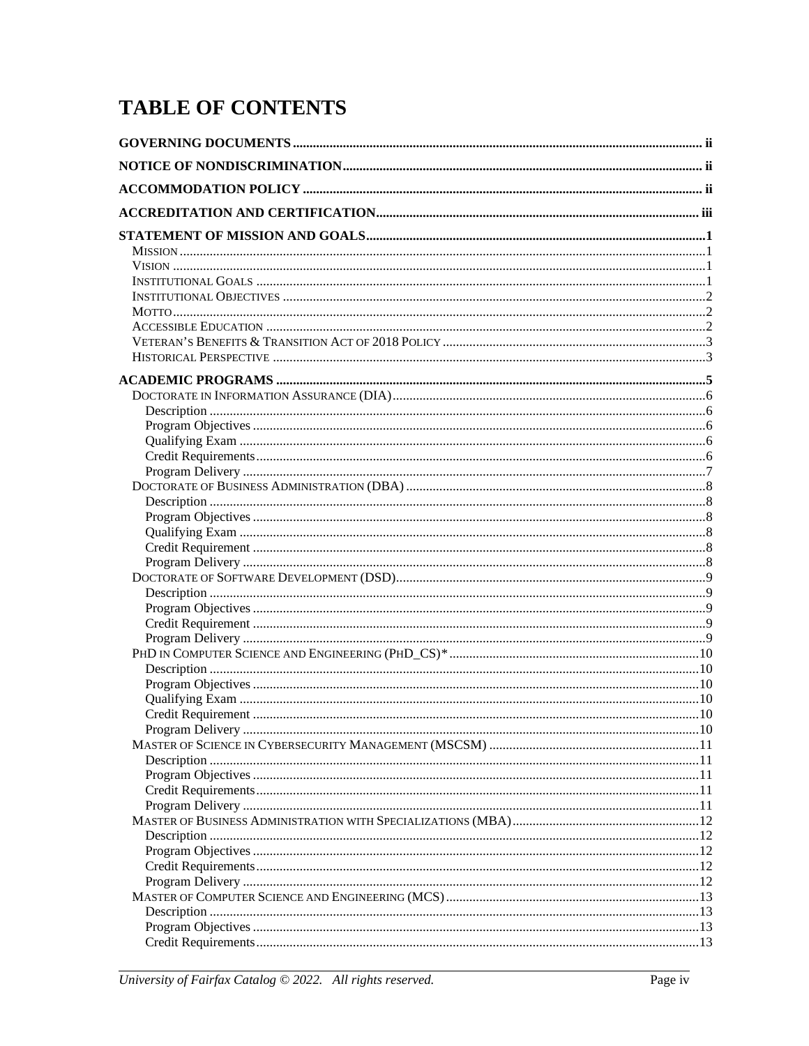# TABLE OF CONTENTS

**GOVERNING DOCUMENTS** ........ ii

**NOTICE OF NONDISCRIMINATION** ........ ii

**ACCOMMODATION POLICY** ........ ii

**ACCREDITATION AND CERTIFICATION** ........ iii

**STATEMENT OF MISSION AND GOALS** ........ 1

- Mission ........ 1
- Vision ........ 1
- Institutional Goals ........ 1
- Institutional Objectives ........ 2
- Motto ........ 2
- Accessible Education ........ 2
- Veteran's Benefits & Transition Act of 2018 Policy ........ 3
- Historical Perspective ........ 3

**ACADEMIC PROGRAMS** ........ 5

- Doctorate in Information Assurance (DIA) ........ 6
  - Description ........ 6
  - Program Objectives ........ 6
  - Qualifying Exam ........ 6
  - Credit Requirements ........ 6
  - Program Delivery ........ 7
- Doctorate of Business Administration (DBA) ........ 8
  - Description ........ 8
  - Program Objectives ........ 8
  - Qualifying Exam ........ 8
  - Credit Requirement ........ 8
  - Program Delivery ........ 8
- Doctorate of Software Development (DSD) ........ 9
  - Description ........ 9
  - Program Objectives ........ 9
  - Credit Requirement ........ 9
  - Program Delivery ........ 9
- PhD in Computer Science and Engineering (PhD_CS)* ........ 10
  - Description ........ 10
  - Program Objectives ........ 10
  - Qualifying Exam ........ 10
  - Credit Requirement ........ 10
  - Program Delivery ........ 10
- Master of Science in Cybersecurity Management (MSCSM) ........ 11
  - Description ........ 11
  - Program Objectives ........ 11
  - Credit Requirements ........ 11
  - Program Delivery ........ 11
- Master of Business Administration with Specializations (MBA) ........ 12
  - Description ........ 12
  - Program Objectives ........ 12
  - Credit Requirements ........ 12
  - Program Delivery ........ 12
- Master of Computer Science and Engineering (MCS) ........ 13
  - Description ........ 13
  - Program Objectives ........ 13
  - Credit Requirements ........ 13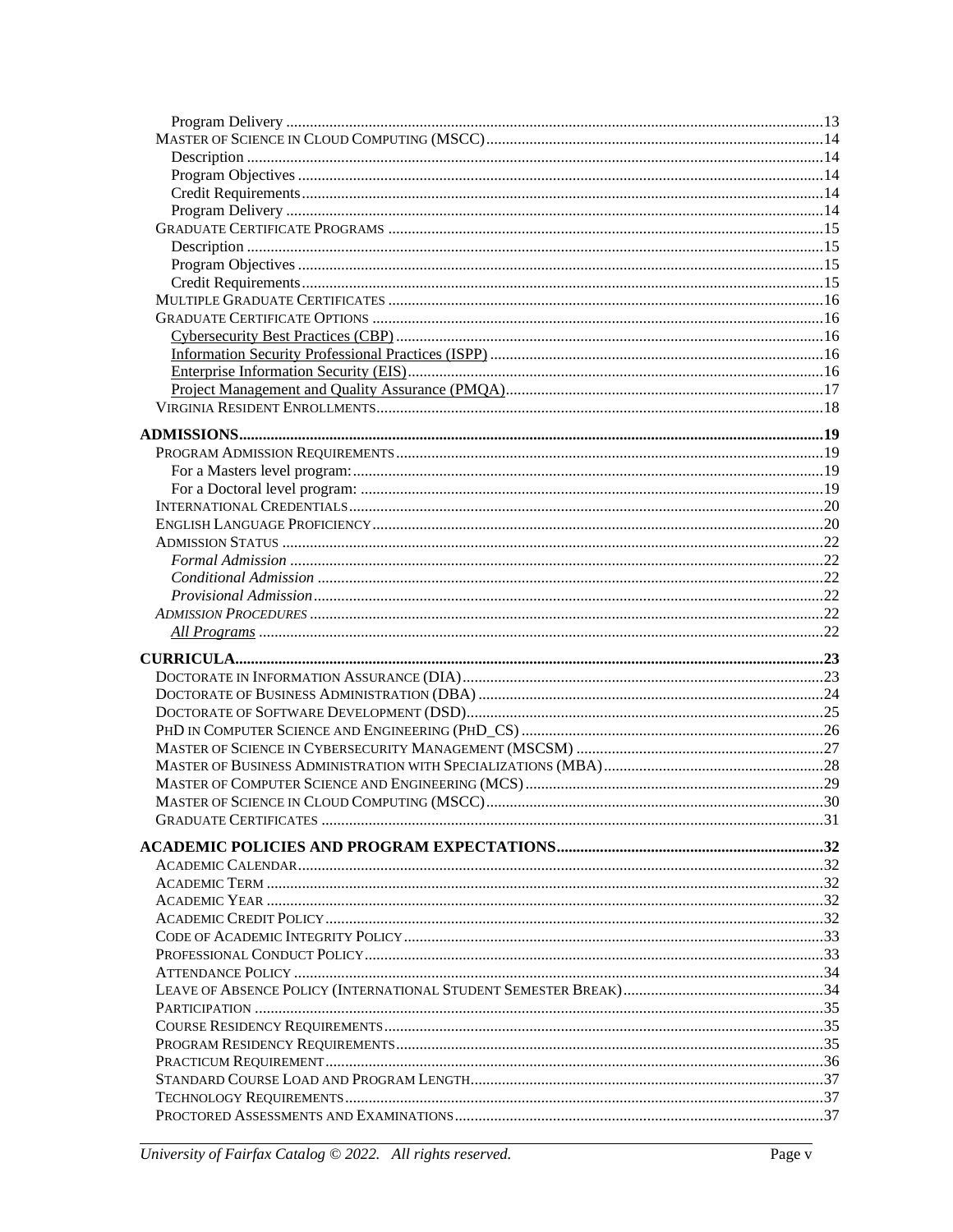Program Delivery ........................................................................................................................13
MASTER OF SCIENCE IN CLOUD COMPUTING (MSCC)......................................................................14
Description ..................................................................................................................................14
Program Objectives ......................................................................................................................14
Credit Requirements......................................................................................................................14
Program Delivery ........................................................................................................................14
GRADUATE CERTIFICATE PROGRAMS ................................................................................................15
Description ..................................................................................................................................15
Program Objectives ......................................................................................................................15
Credit Requirements......................................................................................................................15
MULTIPLE GRADUATE CERTIFICATES ................................................................................................16
GRADUATE CERTIFICATE OPTIONS ....................................................................................................16
Cybersecurity Best Practices (CBP) ..............................................................................................16
Information Security Professional Practices (ISPP) ......................................................................16
Enterprise Information Security (EIS)...........................................................................................16
Project Management and Quality Assurance (PMQA)..................................................................17
VIRGINIA RESIDENT ENROLLMENTS...................................................................................................18

**ADMISSIONS....................................................................................................................................19**
PROGRAM ADMISSION REQUIREMENTS ..............................................................................................19
For a Masters level program:........................................................................................................19
For a Doctoral level program: .......................................................................................................19
INTERNATIONAL CREDENTIALS..........................................................................................................20
ENGLISH LANGUAGE PROFICIENCY....................................................................................................20
ADMISSION STATUS ...........................................................................................................................22
*Formal Admission* ........................................................................................................................22
*Conditional Admission* .................................................................................................................22
*Provisional Admission*..................................................................................................................22
*ADMISSION PROCEDURES* ...................................................................................................................22
*All Programs* ................................................................................................................................22

**CURRICULA.......................................................................................................................................23**
DOCTORATE IN INFORMATION ASSURANCE (DIA)..............................................................................23
DOCTORATE OF BUSINESS ADMINISTRATION (DBA) ..........................................................................24
DOCTORATE OF SOFTWARE DEVELOPMENT (DSD).............................................................................25
PHD IN COMPUTER SCIENCE AND ENGINEERING (PHD_CS) ...............................................................26
MASTER OF SCIENCE IN CYBERSECURITY MANAGEMENT (MSCSM) .................................................27
MASTER OF BUSINESS ADMINISTRATION WITH SPECIALIZATIONS (MBA)...........................................28
MASTER OF COMPUTER SCIENCE AND ENGINEERING (MCS) ..............................................................29
MASTER OF SCIENCE IN CLOUD COMPUTING (MSCC)........................................................................30
GRADUATE CERTIFICATES .................................................................................................................31

**ACADEMIC POLICIES AND PROGRAM EXPECTATIONS......................................................................32**
ACADEMIC CALENDAR.......................................................................................................................32
ACADEMIC TERM ...............................................................................................................................32
ACADEMIC YEAR ...............................................................................................................................32
ACADEMIC CREDIT POLICY................................................................................................................32
CODE OF ACADEMIC INTEGRITY POLICY............................................................................................33
PROFESSIONAL CONDUCT POLICY......................................................................................................33
ATTENDANCE POLICY ........................................................................................................................34
LEAVE OF ABSENCE POLICY (INTERNATIONAL STUDENT SEMESTER BREAK).....................................34
PARTICIPATION ..................................................................................................................................35
COURSE RESIDENCY REQUIREMENTS.................................................................................................35
PROGRAM RESIDENCY REQUIREMENTS..............................................................................................35
PRACTICUM REQUIREMENT................................................................................................................36
STANDARD COURSE LOAD AND PROGRAM LENGTH...........................................................................37
TECHNOLOGY REQUIREMENTS...........................................................................................................37
PROCTORED ASSESSMENTS AND EXAMINATIONS...............................................................................37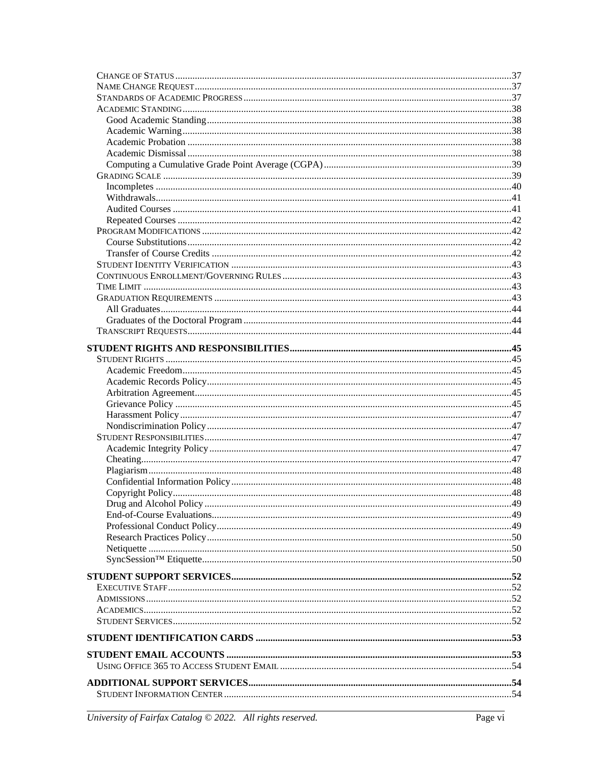- Change of Status ........ 37
- Name Change Request ........ 37
- Standards of Academic Progress ........ 37
- Academic Standing ........ 38
  - Good Academic Standing ........ 38
  - Academic Warning ........ 38
  - Academic Probation ........ 38
  - Academic Dismissal ........ 38
  - Computing a Cumulative Grade Point Average (CGPA) ........ 39
- Grading Scale ........ 39
  - Incompletes ........ 40
  - Withdrawals ........ 41
  - Audited Courses ........ 41
  - Repeated Courses ........ 42
- Program Modifications ........ 42
  - Course Substitutions ........ 42
  - Transfer of Course Credits ........ 42
- Student Identity Verification ........ 43
- Continuous Enrollment/Governing Rules ........ 43
- Time Limit ........ 43
- Graduation Requirements ........ 43
  - All Graduates ........ 44
  - Graduates of the Doctoral Program ........ 44
- Transcript Requests ........ 44

**STUDENT RIGHTS AND RESPONSIBILITIES ........ 45**

- Student Rights ........ 45
  - Academic Freedom ........ 45
  - Academic Records Policy ........ 45
  - Arbitration Agreement ........ 45
  - Grievance Policy ........ 45
  - Harassment Policy ........ 47
  - Nondiscrimination Policy ........ 47
- Student Responsibilities ........ 47
  - Academic Integrity Policy ........ 47
  - Cheating ........ 47
  - Plagiarism ........ 48
  - Confidential Information Policy ........ 48
  - Copyright Policy ........ 48
  - Drug and Alcohol Policy ........ 49
  - End-of-Course Evaluations ........ 49
  - Professional Conduct Policy ........ 49
  - Research Practices Policy ........ 50
  - Netiquette ........ 50
  - SyncSession™ Etiquette ........ 50

**STUDENT SUPPORT SERVICES ........ 52**

- Executive Staff ........ 52
- Admissions ........ 52
- Academics ........ 52
- Student Services ........ 52

**STUDENT IDENTIFICATION CARDS ........ 53**

**STUDENT EMAIL ACCOUNTS ........ 53**

- Using Office 365 to Access Student Email ........ 54

**ADDITIONAL SUPPORT SERVICES ........ 54**

- Student Information Center ........ 54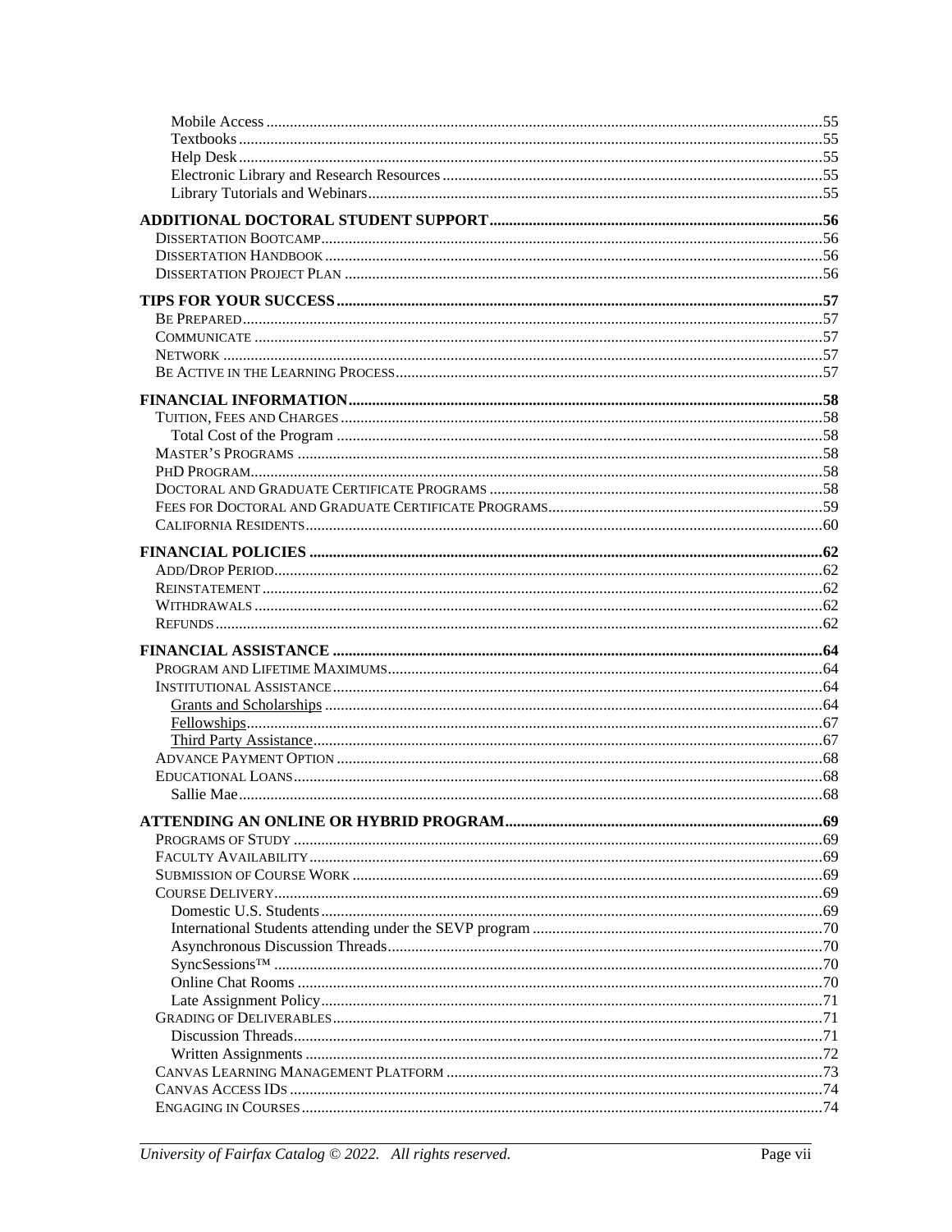- Mobile Access ... 55
- Textbooks ... 55
- Help Desk ... 55
- Electronic Library and Research Resources ... 55
- Library Tutorials and Webinars ... 55

**ADDITIONAL DOCTORAL STUDENT SUPPORT ... 56**

- Dissertation Bootcamp ... 56
- Dissertation Handbook ... 56
- Dissertation Project Plan ... 56

**TIPS FOR YOUR SUCCESS ... 57**

- Be Prepared ... 57
- Communicate ... 57
- Network ... 57
- Be Active in the Learning Process ... 57

**FINANCIAL INFORMATION ... 58**

- Tuition, Fees and Charges ... 58
  - Total Cost of the Program ... 58
- Master's Programs ... 58
- PhD Program ... 58
- Doctoral and Graduate Certificate Programs ... 58
- Fees for Doctoral and Graduate Certificate Programs ... 59
- California Residents ... 60

**FINANCIAL POLICIES ... 62**

- Add/Drop Period ... 62
- Reinstatement ... 62
- Withdrawals ... 62
- Refunds ... 62

**FINANCIAL ASSISTANCE ... 64**

- Program and Lifetime Maximums ... 64
- Institutional Assistance ... 64
  - Grants and Scholarships ... 64
  - Fellowships ... 67
  - Third Party Assistance ... 67
- Advance Payment Option ... 68
- Educational Loans ... 68
  - Sallie Mae ... 68

**ATTENDING AN ONLINE OR HYBRID PROGRAM ... 69**

- Programs of Study ... 69
- Faculty Availability ... 69
- Submission of Course Work ... 69
- Course Delivery ... 69
  - Domestic U.S. Students ... 69
  - International Students attending under the SEVP program ... 70
  - Asynchronous Discussion Threads ... 70
  - SyncSessions™ ... 70
  - Online Chat Rooms ... 70
  - Late Assignment Policy ... 71
- Grading of Deliverables ... 71
  - Discussion Threads ... 71
  - Written Assignments ... 72
- Canvas Learning Management Platform ... 73
- Canvas Access IDs ... 74
- Engaging in Courses ... 74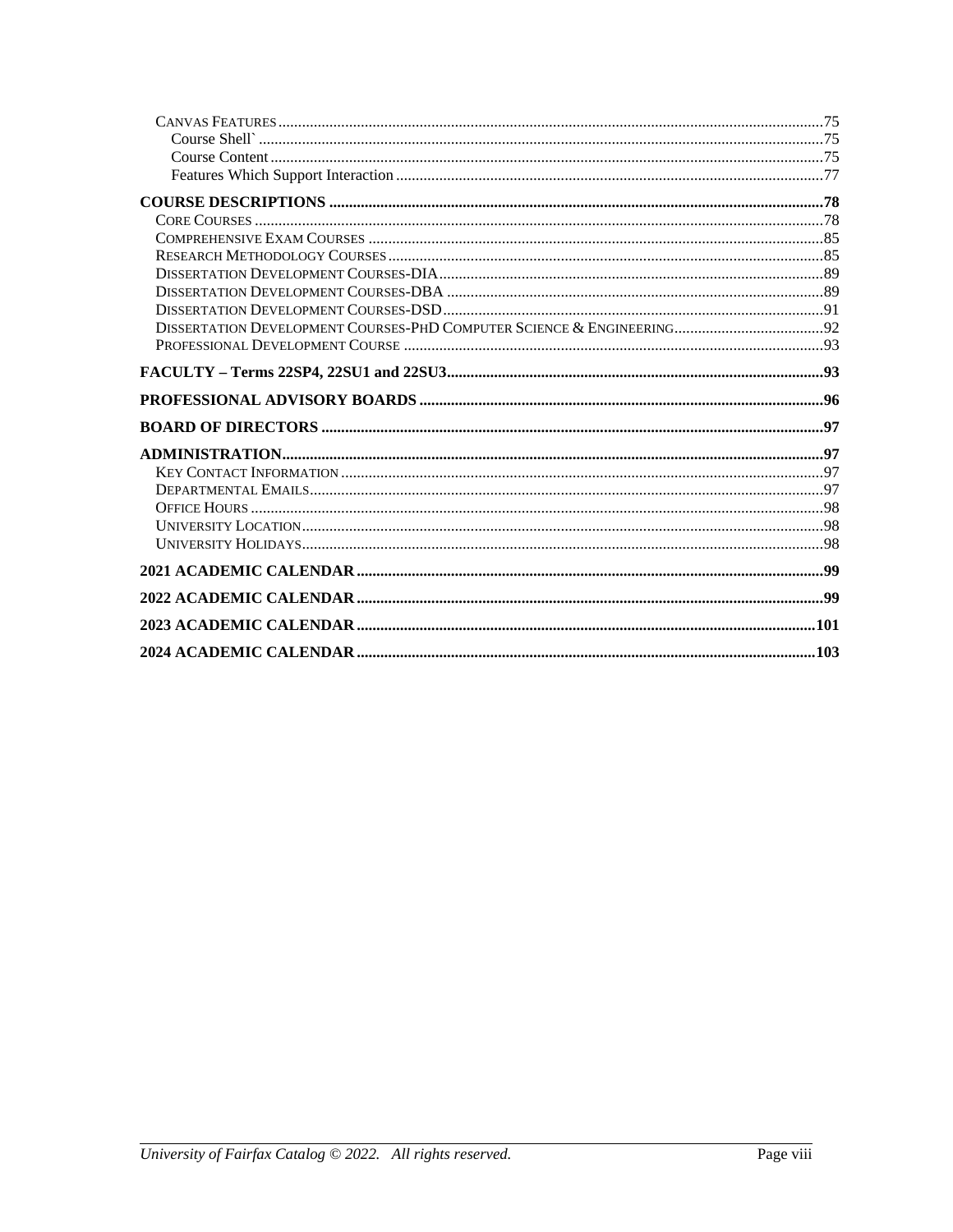Canvas Features .....75
 Course Shell` .....75
 Course Content .....75
 Features Which Support Interaction .....77

**COURSE DESCRIPTIONS .....78**
Core Courses .....78
Comprehensive Exam Courses .....85
Research Methodology Courses .....85
Dissertation Development Courses-DIA .....89
Dissertation Development Courses-DBA .....89
Dissertation Development Courses-DSD .....91
Dissertation Development Courses-PhD Computer Science & Engineering .....92
Professional Development Course .....93

**FACULTY – Terms 22SP4, 22SU1 and 22SU3 .....93**

**PROFESSIONAL ADVISORY BOARDS .....96**

**BOARD OF DIRECTORS .....97**

**ADMINISTRATION .....97**
Key Contact Information .....97
Departmental Emails .....97
Office Hours .....98
University Location .....98
University Holidays .....98

**2021 ACADEMIC CALENDAR .....99**

**2022 ACADEMIC CALENDAR .....99**

**2023 ACADEMIC CALENDAR .....101**

**2024 ACADEMIC CALENDAR .....103**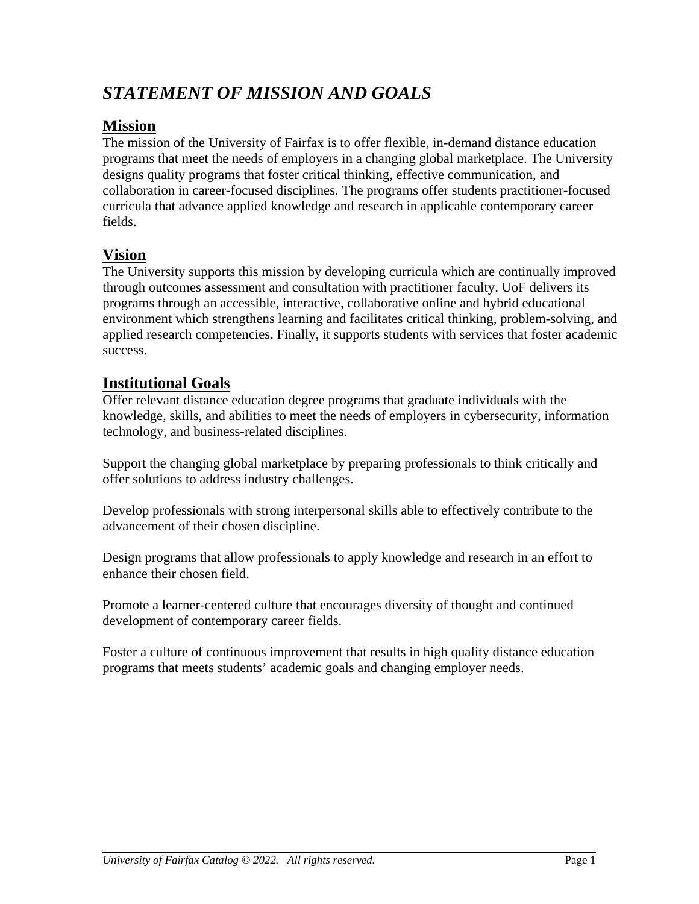# *STATEMENT OF MISSION AND GOALS*

## Mission

The mission of the University of Fairfax is to offer flexible, in-demand distance education programs that meet the needs of employers in a changing global marketplace. The University designs quality programs that foster critical thinking, effective communication, and collaboration in career-focused disciplines. The programs offer students practitioner-focused curricula that advance applied knowledge and research in applicable contemporary career fields.

## Vision

The University supports this mission by developing curricula which are continually improved through outcomes assessment and consultation with practitioner faculty. UoF delivers its programs through an accessible, interactive, collaborative online and hybrid educational environment which strengthens learning and facilitates critical thinking, problem-solving, and applied research competencies. Finally, it supports students with services that foster academic success.

## Institutional Goals

Offer relevant distance education degree programs that graduate individuals with the knowledge, skills, and abilities to meet the needs of employers in cybersecurity, information technology, and business-related disciplines.

Support the changing global marketplace by preparing professionals to think critically and offer solutions to address industry challenges.

Develop professionals with strong interpersonal skills able to effectively contribute to the advancement of their chosen discipline.

Design programs that allow professionals to apply knowledge and research in an effort to enhance their chosen field.

Promote a learner-centered culture that encourages diversity of thought and continued development of contemporary career fields.

Foster a culture of continuous improvement that results in high quality distance education programs that meets students' academic goals and changing employer needs.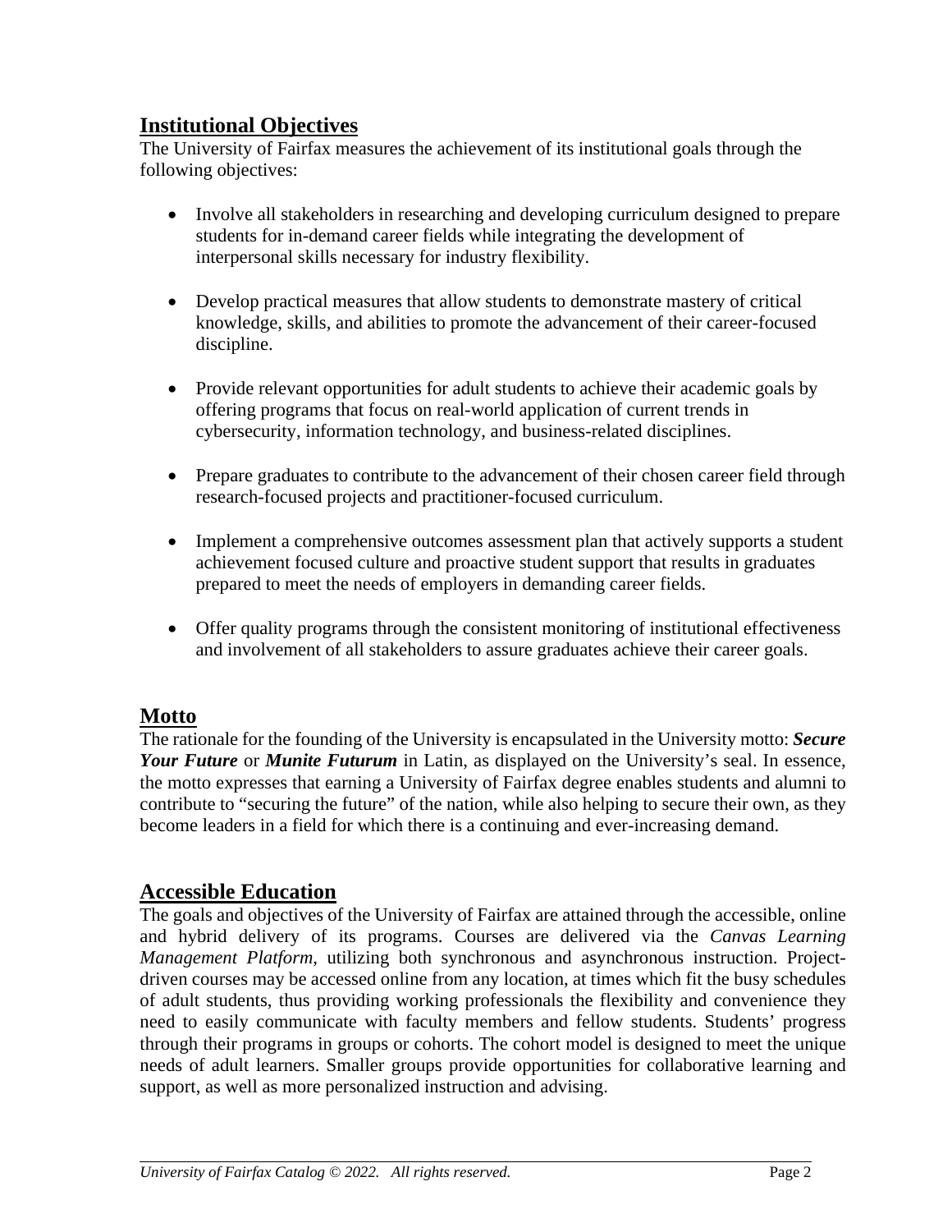## Institutional Objectives

The University of Fairfax measures the achievement of its institutional goals through the following objectives:

- Involve all stakeholders in researching and developing curriculum designed to prepare students for in-demand career fields while integrating the development of interpersonal skills necessary for industry flexibility.
- Develop practical measures that allow students to demonstrate mastery of critical knowledge, skills, and abilities to promote the advancement of their career-focused discipline.
- Provide relevant opportunities for adult students to achieve their academic goals by offering programs that focus on real-world application of current trends in cybersecurity, information technology, and business-related disciplines.
- Prepare graduates to contribute to the advancement of their chosen career field through research-focused projects and practitioner-focused curriculum.
- Implement a comprehensive outcomes assessment plan that actively supports a student achievement focused culture and proactive student support that results in graduates prepared to meet the needs of employers in demanding career fields.
- Offer quality programs through the consistent monitoring of institutional effectiveness and involvement of all stakeholders to assure graduates achieve their career goals.

## Motto

The rationale for the founding of the University is encapsulated in the University motto: ***Secure Your Future*** or ***Munite Futurum*** in Latin, as displayed on the University's seal. In essence, the motto expresses that earning a University of Fairfax degree enables students and alumni to contribute to "securing the future" of the nation, while also helping to secure their own, as they become leaders in a field for which there is a continuing and ever-increasing demand.

## Accessible Education

The goals and objectives of the University of Fairfax are attained through the accessible, online and hybrid delivery of its programs. Courses are delivered via the *Canvas Learning Management Platform*, utilizing both synchronous and asynchronous instruction. Project-driven courses may be accessed online from any location, at times which fit the busy schedules of adult students, thus providing working professionals the flexibility and convenience they need to easily communicate with faculty members and fellow students. Students' progress through their programs in groups or cohorts. The cohort model is designed to meet the unique needs of adult learners. Smaller groups provide opportunities for collaborative learning and support, as well as more personalized instruction and advising.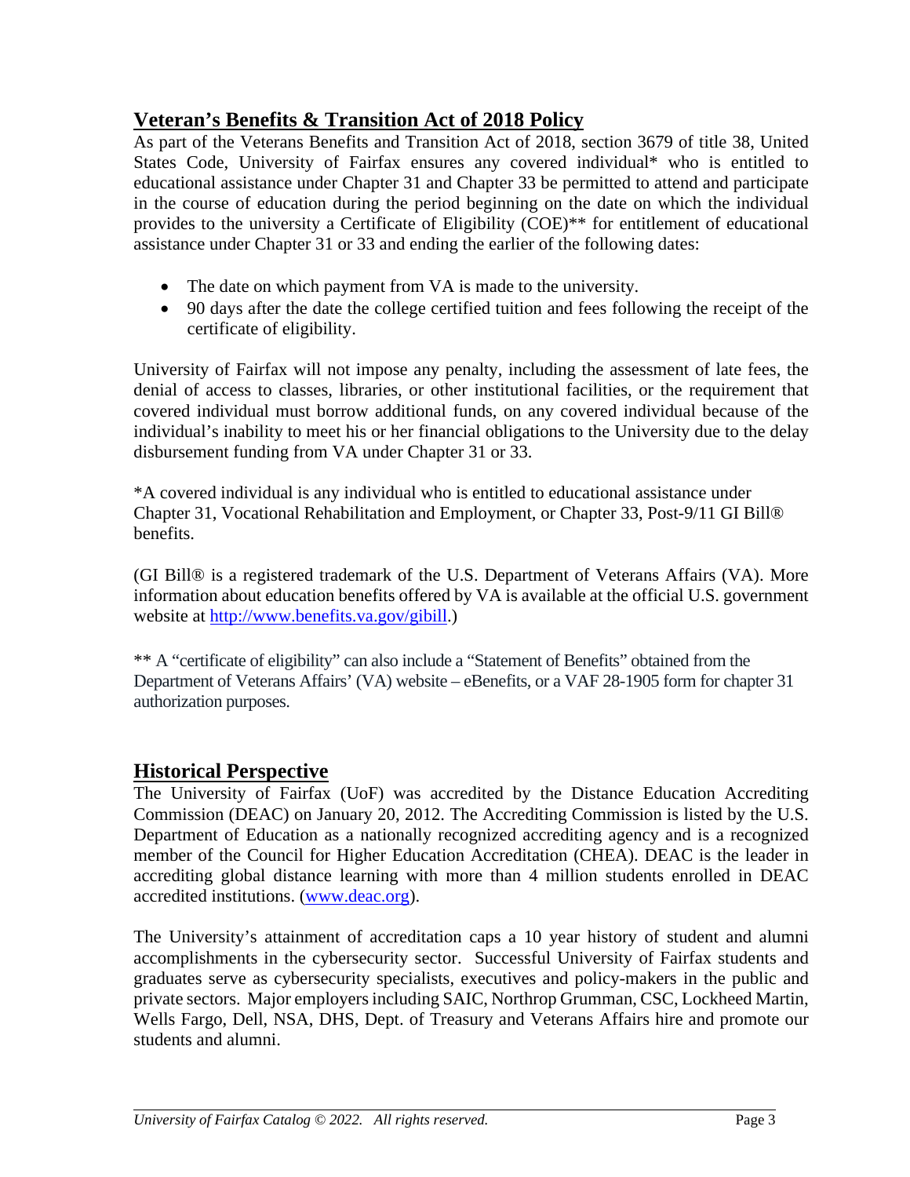## Veteran's Benefits & Transition Act of 2018 Policy

As part of the Veterans Benefits and Transition Act of 2018, section 3679 of title 38, United States Code, University of Fairfax ensures any covered individual* who is entitled to educational assistance under Chapter 31 and Chapter 33 be permitted to attend and participate in the course of education during the period beginning on the date on which the individual provides to the university a Certificate of Eligibility (COE)** for entitlement of educational assistance under Chapter 31 or 33 and ending the earlier of the following dates:

- The date on which payment from VA is made to the university.
- 90 days after the date the college certified tuition and fees following the receipt of the certificate of eligibility.

University of Fairfax will not impose any penalty, including the assessment of late fees, the denial of access to classes, libraries, or other institutional facilities, or the requirement that covered individual must borrow additional funds, on any covered individual because of the individual's inability to meet his or her financial obligations to the University due to the delay disbursement funding from VA under Chapter 31 or 33.

*A covered individual is any individual who is entitled to educational assistance under Chapter 31, Vocational Rehabilitation and Employment, or Chapter 33, Post-9/11 GI Bill® benefits.

(GI Bill® is a registered trademark of the U.S. Department of Veterans Affairs (VA). More information about education benefits offered by VA is available at the official U.S. government website at [http://www.benefits.va.gov/gibill](http://www.benefits.va.gov/gibill).)

** A "certificate of eligibility" can also include a "Statement of Benefits" obtained from the Department of Veterans Affairs' (VA) website – eBenefits, or a VAF 28-1905 form for chapter 31 authorization purposes.

## Historical Perspective

The University of Fairfax (UoF) was accredited by the Distance Education Accrediting Commission (DEAC) on January 20, 2012. The Accrediting Commission is listed by the U.S. Department of Education as a nationally recognized accrediting agency and is a recognized member of the Council for Higher Education Accreditation (CHEA). DEAC is the leader in accrediting global distance learning with more than 4 million students enrolled in DEAC accredited institutions. ([www.deac.org](http://www.deac.org)).

The University's attainment of accreditation caps a 10 year history of student and alumni accomplishments in the cybersecurity sector. Successful University of Fairfax students and graduates serve as cybersecurity specialists, executives and policy-makers in the public and private sectors. Major employers including SAIC, Northrop Grumman, CSC, Lockheed Martin, Wells Fargo, Dell, NSA, DHS, Dept. of Treasury and Veterans Affairs hire and promote our students and alumni.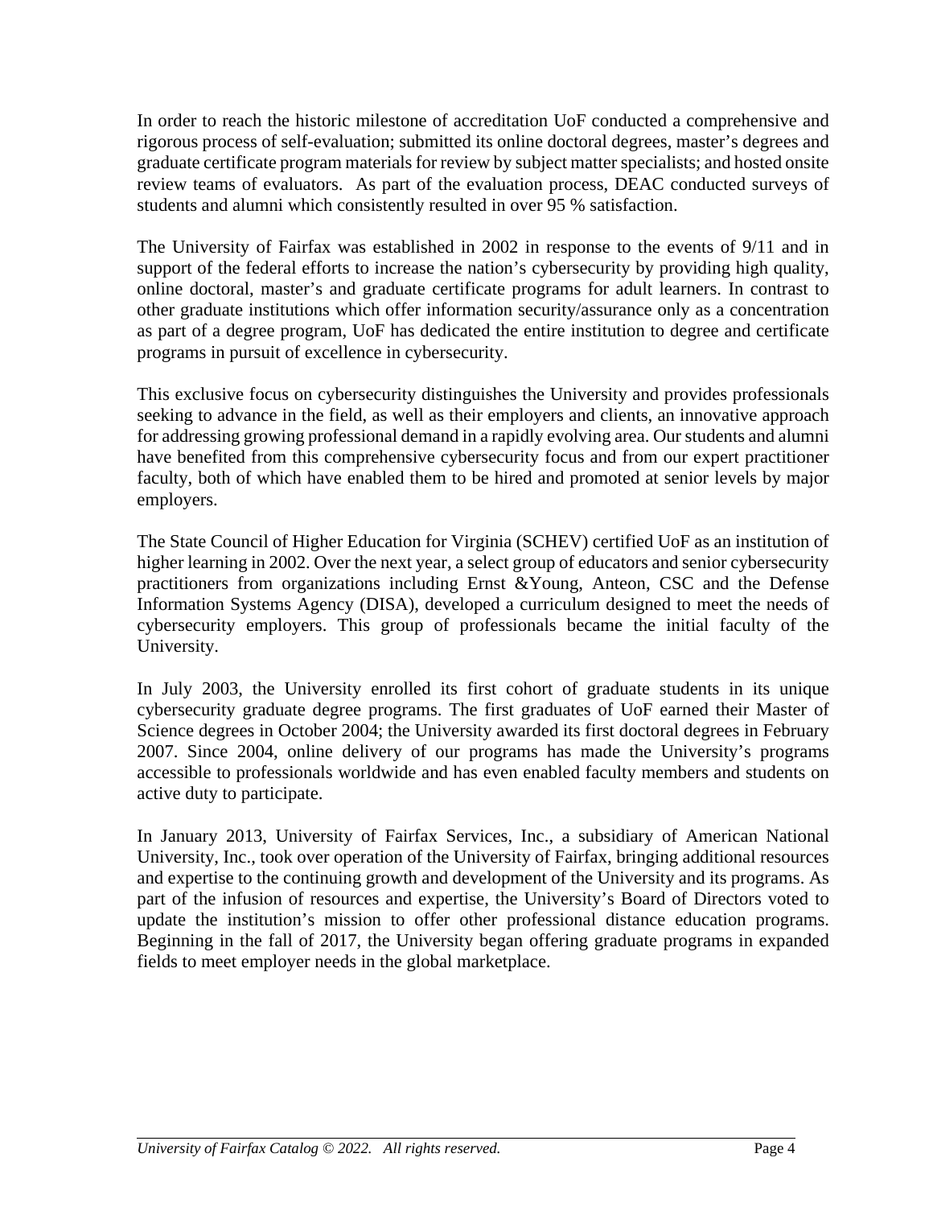In order to reach the historic milestone of accreditation UoF conducted a comprehensive and rigorous process of self-evaluation; submitted its online doctoral degrees, master's degrees and graduate certificate program materials for review by subject matter specialists; and hosted onsite review teams of evaluators. As part of the evaluation process, DEAC conducted surveys of students and alumni which consistently resulted in over 95 % satisfaction.

The University of Fairfax was established in 2002 in response to the events of 9/11 and in support of the federal efforts to increase the nation's cybersecurity by providing high quality, online doctoral, master's and graduate certificate programs for adult learners. In contrast to other graduate institutions which offer information security/assurance only as a concentration as part of a degree program, UoF has dedicated the entire institution to degree and certificate programs in pursuit of excellence in cybersecurity.

This exclusive focus on cybersecurity distinguishes the University and provides professionals seeking to advance in the field, as well as their employers and clients, an innovative approach for addressing growing professional demand in a rapidly evolving area. Our students and alumni have benefited from this comprehensive cybersecurity focus and from our expert practitioner faculty, both of which have enabled them to be hired and promoted at senior levels by major employers.

The State Council of Higher Education for Virginia (SCHEV) certified UoF as an institution of higher learning in 2002. Over the next year, a select group of educators and senior cybersecurity practitioners from organizations including Ernst &Young, Anteon, CSC and the Defense Information Systems Agency (DISA), developed a curriculum designed to meet the needs of cybersecurity employers. This group of professionals became the initial faculty of the University.

In July 2003, the University enrolled its first cohort of graduate students in its unique cybersecurity graduate degree programs. The first graduates of UoF earned their Master of Science degrees in October 2004; the University awarded its first doctoral degrees in February 2007. Since 2004, online delivery of our programs has made the University's programs accessible to professionals worldwide and has even enabled faculty members and students on active duty to participate.

In January 2013, University of Fairfax Services, Inc., a subsidiary of American National University, Inc., took over operation of the University of Fairfax, bringing additional resources and expertise to the continuing growth and development of the University and its programs. As part of the infusion of resources and expertise, the University's Board of Directors voted to update the institution's mission to offer other professional distance education programs. Beginning in the fall of 2017, the University began offering graduate programs in expanded fields to meet employer needs in the global marketplace.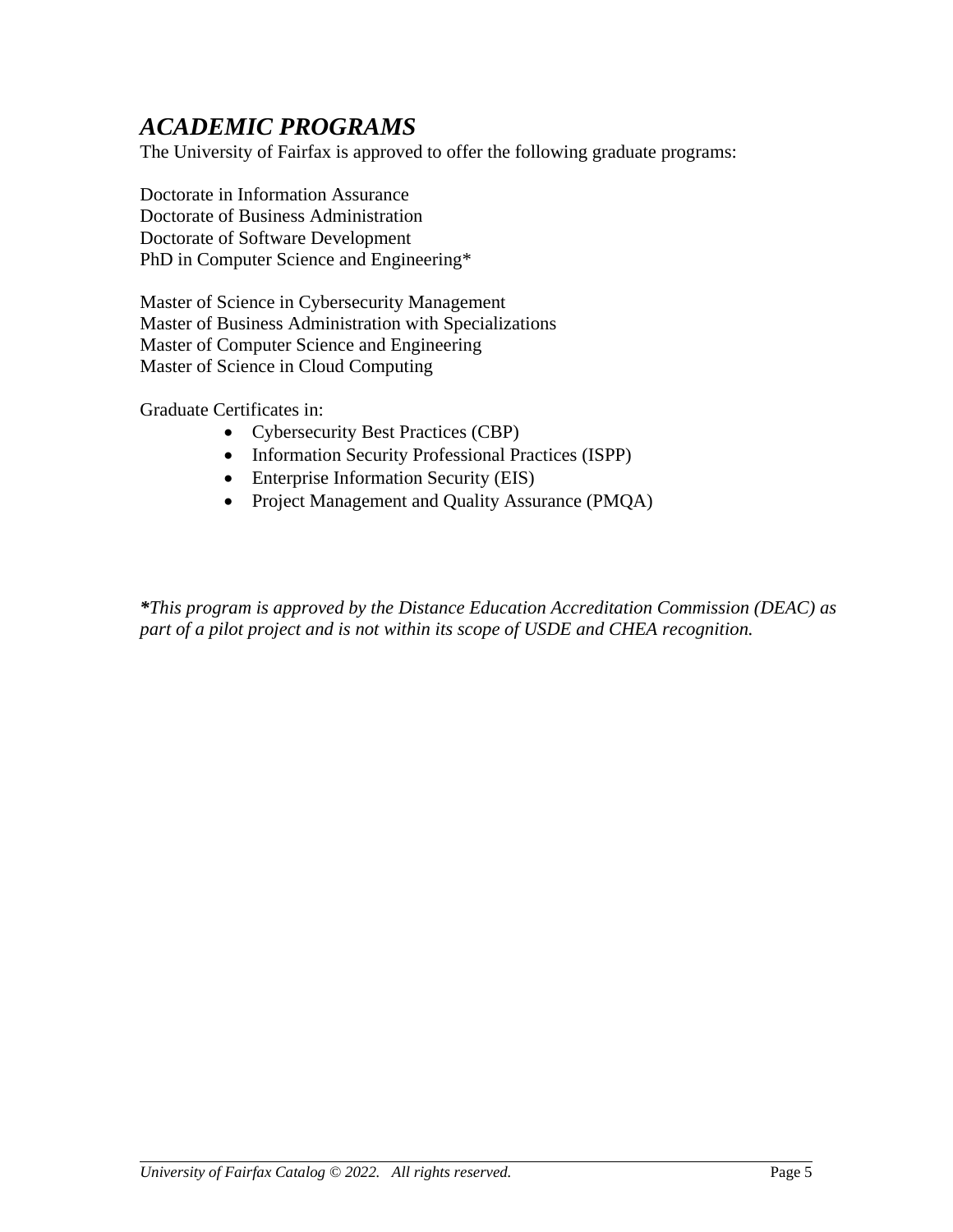## *ACADEMIC PROGRAMS*

The University of Fairfax is approved to offer the following graduate programs:

Doctorate in Information Assurance
Doctorate of Business Administration
Doctorate of Software Development
PhD in Computer Science and Engineering*

Master of Science in Cybersecurity Management
Master of Business Administration with Specializations
Master of Computer Science and Engineering
Master of Science in Cloud Computing

Graduate Certificates in:

- Cybersecurity Best Practices (CBP)
- Information Security Professional Practices (ISPP)
- Enterprise Information Security (EIS)
- Project Management and Quality Assurance (PMQA)

***This program is approved by the Distance Education Accreditation Commission (DEAC) as part of a pilot project and is not within its scope of USDE and CHEA recognition.***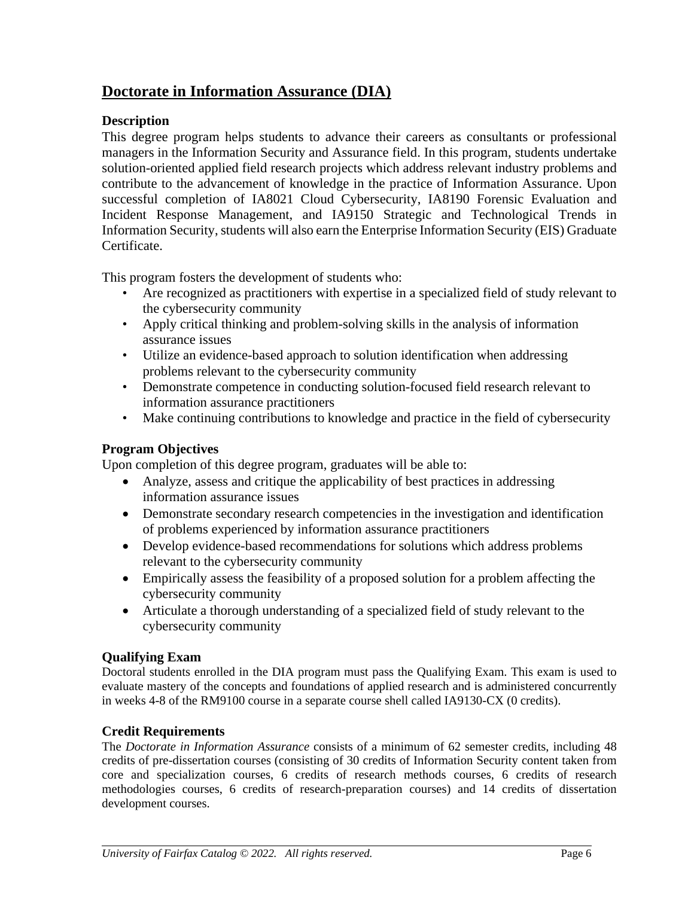## Doctorate in Information Assurance (DIA)

### Description

This degree program helps students to advance their careers as consultants or professional managers in the Information Security and Assurance field. In this program, students undertake solution-oriented applied field research projects which address relevant industry problems and contribute to the advancement of knowledge in the practice of Information Assurance. Upon successful completion of IA8021 Cloud Cybersecurity, IA8190 Forensic Evaluation and Incident Response Management, and IA9150 Strategic and Technological Trends in Information Security, students will also earn the Enterprise Information Security (EIS) Graduate Certificate.

This program fosters the development of students who:

- Are recognized as practitioners with expertise in a specialized field of study relevant to the cybersecurity community
- Apply critical thinking and problem-solving skills in the analysis of information assurance issues
- Utilize an evidence-based approach to solution identification when addressing problems relevant to the cybersecurity community
- Demonstrate competence in conducting solution-focused field research relevant to information assurance practitioners
- Make continuing contributions to knowledge and practice in the field of cybersecurity

### Program Objectives

Upon completion of this degree program, graduates will be able to:

- Analyze, assess and critique the applicability of best practices in addressing information assurance issues
- Demonstrate secondary research competencies in the investigation and identification of problems experienced by information assurance practitioners
- Develop evidence-based recommendations for solutions which address problems relevant to the cybersecurity community
- Empirically assess the feasibility of a proposed solution for a problem affecting the cybersecurity community
- Articulate a thorough understanding of a specialized field of study relevant to the cybersecurity community

### Qualifying Exam

Doctoral students enrolled in the DIA program must pass the Qualifying Exam. This exam is used to evaluate mastery of the concepts and foundations of applied research and is administered concurrently in weeks 4-8 of the RM9100 course in a separate course shell called IA9130-CX (0 credits).

### Credit Requirements

The *Doctorate in Information Assurance* consists of a minimum of 62 semester credits, including 48 credits of pre-dissertation courses (consisting of 30 credits of Information Security content taken from core and specialization courses, 6 credits of research methods courses, 6 credits of research methodologies courses, 6 credits of research-preparation courses) and 14 credits of dissertation development courses.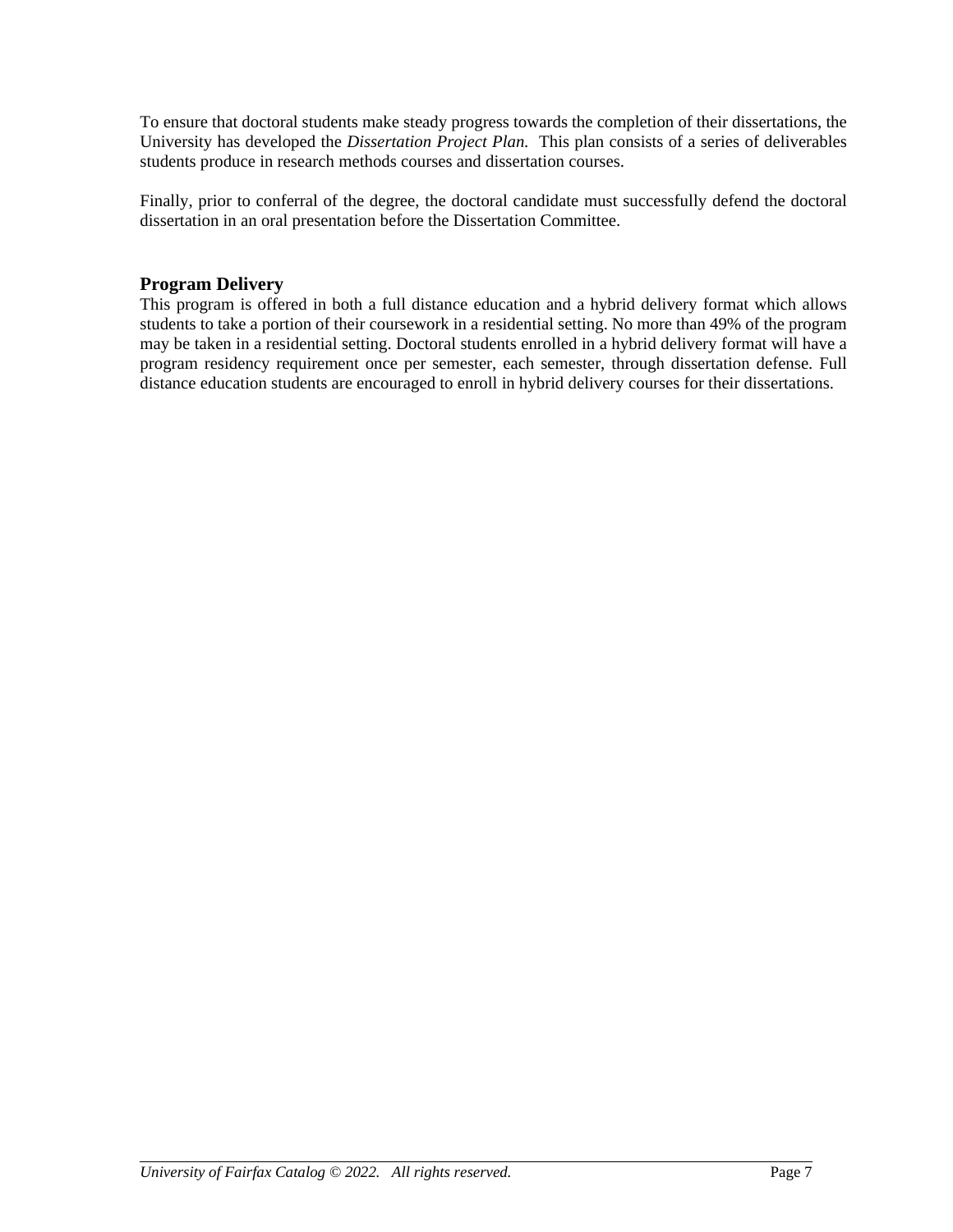To ensure that doctoral students make steady progress towards the completion of their dissertations, the University has developed the *Dissertation Project Plan.* This plan consists of a series of deliverables students produce in research methods courses and dissertation courses.

Finally, prior to conferral of the degree, the doctoral candidate must successfully defend the doctoral dissertation in an oral presentation before the Dissertation Committee.

### Program Delivery

This program is offered in both a full distance education and a hybrid delivery format which allows students to take a portion of their coursework in a residential setting. No more than 49% of the program may be taken in a residential setting. Doctoral students enrolled in a hybrid delivery format will have a program residency requirement once per semester, each semester, through dissertation defense. Full distance education students are encouraged to enroll in hybrid delivery courses for their dissertations.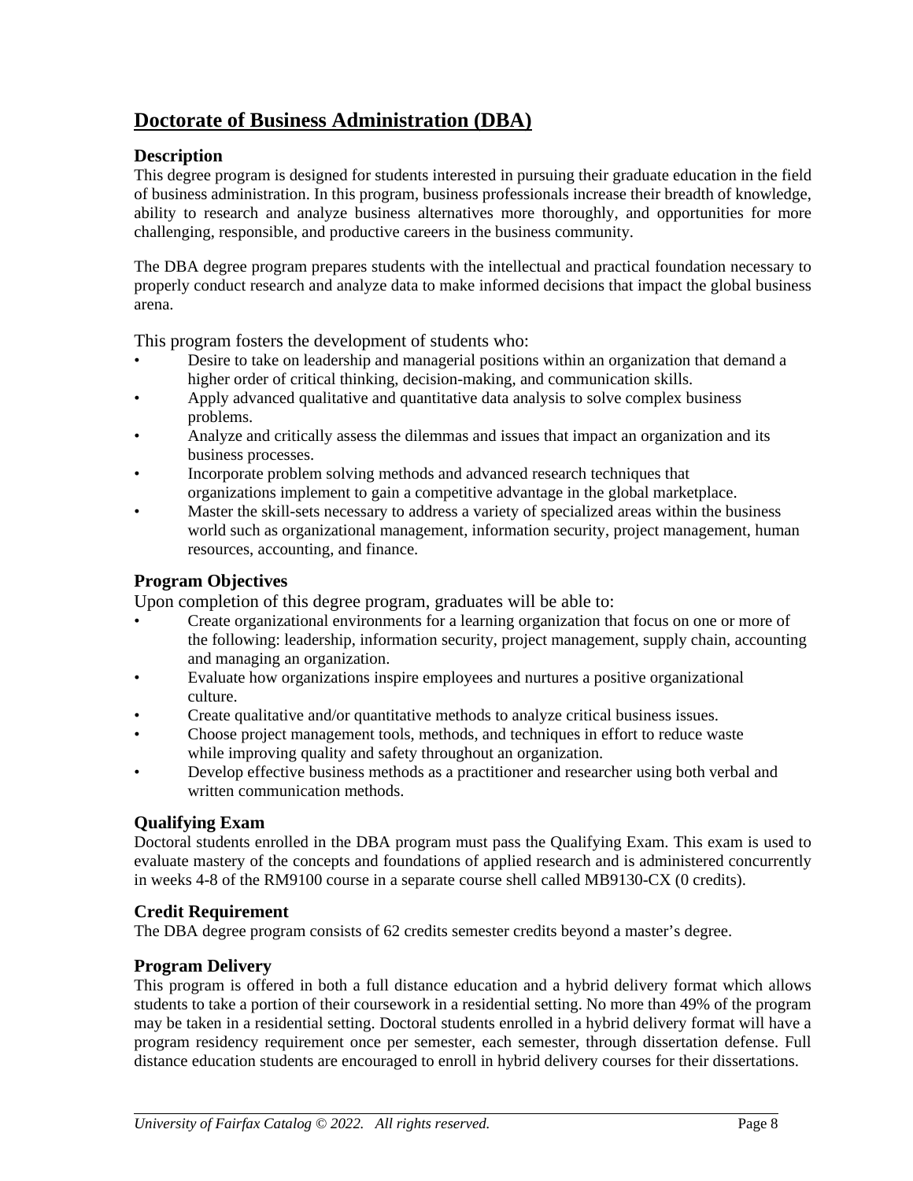# Doctorate of Business Administration (DBA)

### Description

This degree program is designed for students interested in pursuing their graduate education in the field of business administration. In this program, business professionals increase their breadth of knowledge, ability to research and analyze business alternatives more thoroughly, and opportunities for more challenging, responsible, and productive careers in the business community.

The DBA degree program prepares students with the intellectual and practical foundation necessary to properly conduct research and analyze data to make informed decisions that impact the global business arena.

This program fosters the development of students who:

- Desire to take on leadership and managerial positions within an organization that demand a higher order of critical thinking, decision-making, and communication skills.
- Apply advanced qualitative and quantitative data analysis to solve complex business problems.
- Analyze and critically assess the dilemmas and issues that impact an organization and its business processes.
- Incorporate problem solving methods and advanced research techniques that organizations implement to gain a competitive advantage in the global marketplace.
- Master the skill-sets necessary to address a variety of specialized areas within the business world such as organizational management, information security, project management, human resources, accounting, and finance.

### Program Objectives

Upon completion of this degree program, graduates will be able to:

- Create organizational environments for a learning organization that focus on one or more of the following: leadership, information security, project management, supply chain, accounting and managing an organization.
- Evaluate how organizations inspire employees and nurtures a positive organizational culture.
- Create qualitative and/or quantitative methods to analyze critical business issues.
- Choose project management tools, methods, and techniques in effort to reduce waste while improving quality and safety throughout an organization.
- Develop effective business methods as a practitioner and researcher using both verbal and written communication methods.

### Qualifying Exam

Doctoral students enrolled in the DBA program must pass the Qualifying Exam. This exam is used to evaluate mastery of the concepts and foundations of applied research and is administered concurrently in weeks 4-8 of the RM9100 course in a separate course shell called MB9130-CX (0 credits).

### Credit Requirement

The DBA degree program consists of 62 credits semester credits beyond a master's degree.

### Program Delivery

This program is offered in both a full distance education and a hybrid delivery format which allows students to take a portion of their coursework in a residential setting. No more than 49% of the program may be taken in a residential setting. Doctoral students enrolled in a hybrid delivery format will have a program residency requirement once per semester, each semester, through dissertation defense. Full distance education students are encouraged to enroll in hybrid delivery courses for their dissertations.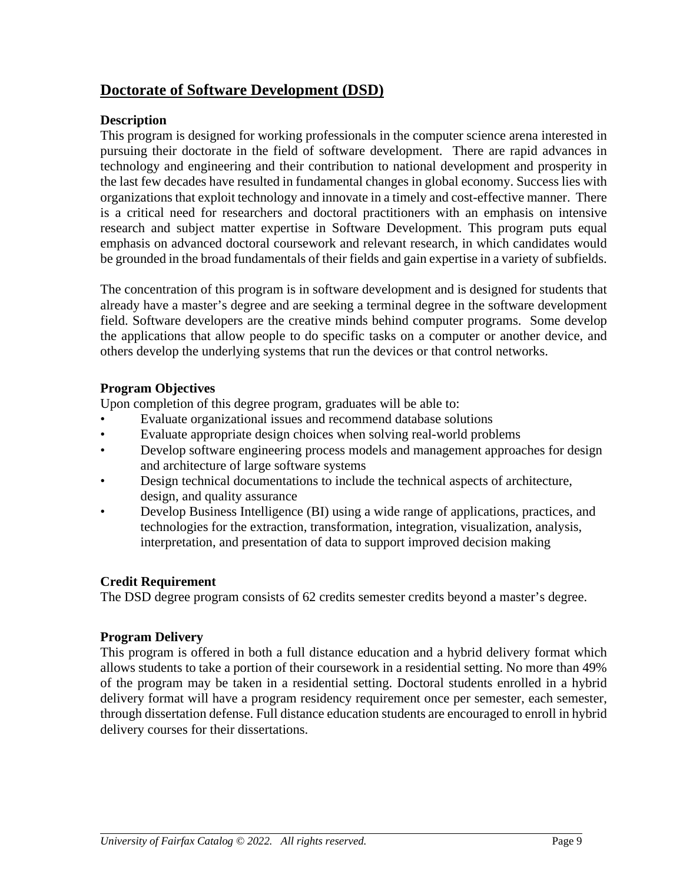## Doctorate of Software Development (DSD)

**Description**

This program is designed for working professionals in the computer science arena interested in pursuing their doctorate in the field of software development. There are rapid advances in technology and engineering and their contribution to national development and prosperity in the last few decades have resulted in fundamental changes in global economy. Success lies with organizations that exploit technology and innovate in a timely and cost-effective manner. There is a critical need for researchers and doctoral practitioners with an emphasis on intensive research and subject matter expertise in Software Development. This program puts equal emphasis on advanced doctoral coursework and relevant research, in which candidates would be grounded in the broad fundamentals of their fields and gain expertise in a variety of subfields.

The concentration of this program is in software development and is designed for students that already have a master's degree and are seeking a terminal degree in the software development field. Software developers are the creative minds behind computer programs. Some develop the applications that allow people to do specific tasks on a computer or another device, and others develop the underlying systems that run the devices or that control networks.

**Program Objectives**

Upon completion of this degree program, graduates will be able to:

- Evaluate organizational issues and recommend database solutions
- Evaluate appropriate design choices when solving real-world problems
- Develop software engineering process models and management approaches for design and architecture of large software systems
- Design technical documentations to include the technical aspects of architecture, design, and quality assurance
- Develop Business Intelligence (BI) using a wide range of applications, practices, and technologies for the extraction, transformation, integration, visualization, analysis, interpretation, and presentation of data to support improved decision making

**Credit Requirement**

The DSD degree program consists of 62 credits semester credits beyond a master's degree.

**Program Delivery**

This program is offered in both a full distance education and a hybrid delivery format which allows students to take a portion of their coursework in a residential setting. No more than 49% of the program may be taken in a residential setting. Doctoral students enrolled in a hybrid delivery format will have a program residency requirement once per semester, each semester, through dissertation defense. Full distance education students are encouraged to enroll in hybrid delivery courses for their dissertations.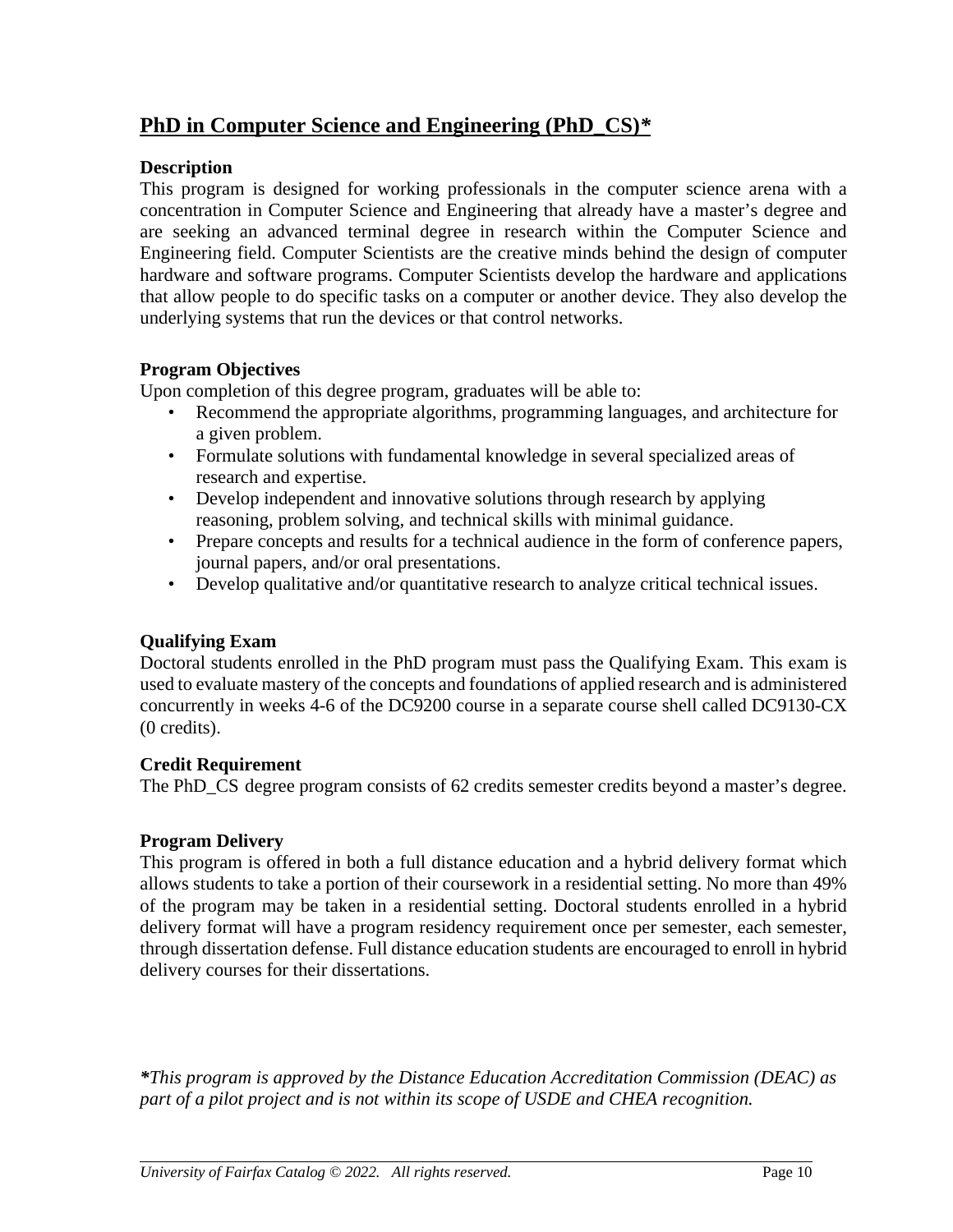## PhD in Computer Science and Engineering (PhD_CS)*

### Description

This program is designed for working professionals in the computer science arena with a concentration in Computer Science and Engineering that already have a master's degree and are seeking an advanced terminal degree in research within the Computer Science and Engineering field. Computer Scientists are the creative minds behind the design of computer hardware and software programs. Computer Scientists develop the hardware and applications that allow people to do specific tasks on a computer or another device. They also develop the underlying systems that run the devices or that control networks.

### Program Objectives

Upon completion of this degree program, graduates will be able to:

- Recommend the appropriate algorithms, programming languages, and architecture for a given problem.
- Formulate solutions with fundamental knowledge in several specialized areas of research and expertise.
- Develop independent and innovative solutions through research by applying reasoning, problem solving, and technical skills with minimal guidance.
- Prepare concepts and results for a technical audience in the form of conference papers, journal papers, and/or oral presentations.
- Develop qualitative and/or quantitative research to analyze critical technical issues.

### Qualifying Exam

Doctoral students enrolled in the PhD program must pass the Qualifying Exam. This exam is used to evaluate mastery of the concepts and foundations of applied research and is administered concurrently in weeks 4-6 of the DC9200 course in a separate course shell called DC9130-CX (0 credits).

### Credit Requirement

The PhD_CS degree program consists of 62 credits semester credits beyond a master's degree.

### Program Delivery

This program is offered in both a full distance education and a hybrid delivery format which allows students to take a portion of their coursework in a residential setting. No more than 49% of the program may be taken in a residential setting. Doctoral students enrolled in a hybrid delivery format will have a program residency requirement once per semester, each semester, through dissertation defense. Full distance education students are encouraged to enroll in hybrid delivery courses for their dissertations.

***This program is approved by the Distance Education Accreditation Commission (DEAC) as part of a pilot project and is not within its scope of USDE and CHEA recognition.***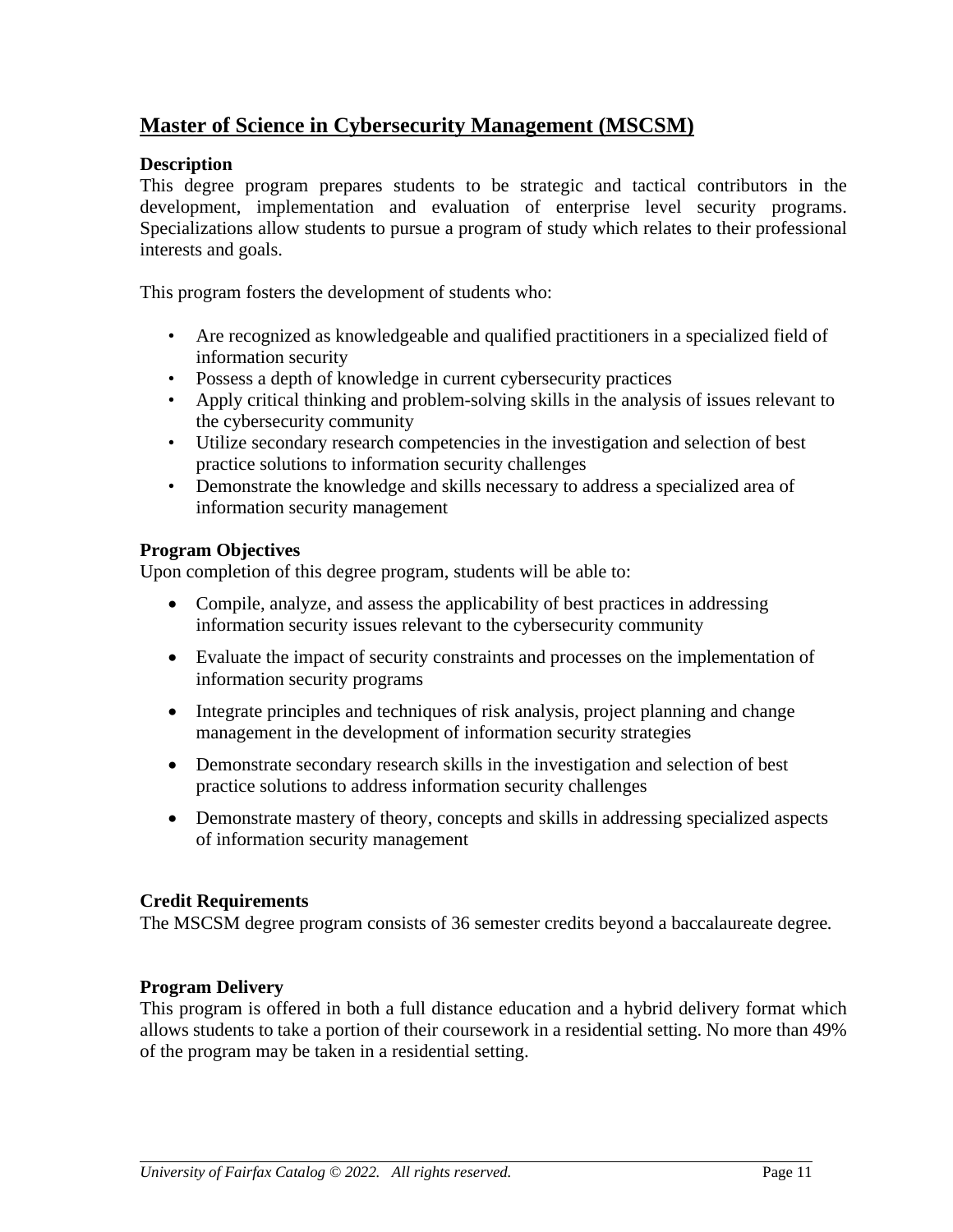## Master of Science in Cybersecurity Management (MSCSM)

**Description**

This degree program prepares students to be strategic and tactical contributors in the development, implementation and evaluation of enterprise level security programs. Specializations allow students to pursue a program of study which relates to their professional interests and goals.

This program fosters the development of students who:

- Are recognized as knowledgeable and qualified practitioners in a specialized field of information security
- Possess a depth of knowledge in current cybersecurity practices
- Apply critical thinking and problem-solving skills in the analysis of issues relevant to the cybersecurity community
- Utilize secondary research competencies in the investigation and selection of best practice solutions to information security challenges
- Demonstrate the knowledge and skills necessary to address a specialized area of information security management

**Program Objectives**

Upon completion of this degree program, students will be able to:

- Compile, analyze, and assess the applicability of best practices in addressing information security issues relevant to the cybersecurity community
- Evaluate the impact of security constraints and processes on the implementation of information security programs
- Integrate principles and techniques of risk analysis, project planning and change management in the development of information security strategies
- Demonstrate secondary research skills in the investigation and selection of best practice solutions to address information security challenges
- Demonstrate mastery of theory, concepts and skills in addressing specialized aspects of information security management

**Credit Requirements**

The MSCSM degree program consists of 36 semester credits beyond a baccalaureate degree.

**Program Delivery**

This program is offered in both a full distance education and a hybrid delivery format which allows students to take a portion of their coursework in a residential setting. No more than 49% of the program may be taken in a residential setting.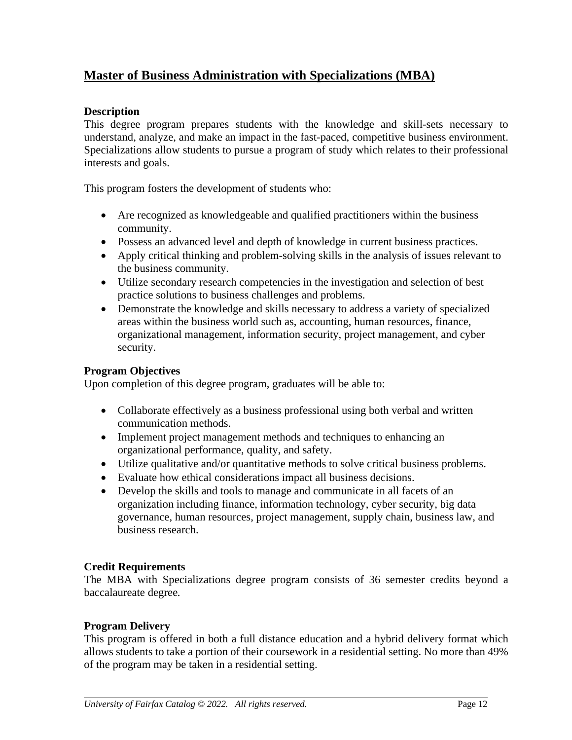## Master of Business Administration with Specializations (MBA)

### Description

This degree program prepares students with the knowledge and skill-sets necessary to understand, analyze, and make an impact in the fast-paced, competitive business environment. Specializations allow students to pursue a program of study which relates to their professional interests and goals.

This program fosters the development of students who:

- Are recognized as knowledgeable and qualified practitioners within the business community.
- Possess an advanced level and depth of knowledge in current business practices.
- Apply critical thinking and problem-solving skills in the analysis of issues relevant to the business community.
- Utilize secondary research competencies in the investigation and selection of best practice solutions to business challenges and problems.
- Demonstrate the knowledge and skills necessary to address a variety of specialized areas within the business world such as, accounting, human resources, finance, organizational management, information security, project management, and cyber security.

### Program Objectives

Upon completion of this degree program, graduates will be able to:

- Collaborate effectively as a business professional using both verbal and written communication methods.
- Implement project management methods and techniques to enhancing an organizational performance, quality, and safety.
- Utilize qualitative and/or quantitative methods to solve critical business problems.
- Evaluate how ethical considerations impact all business decisions.
- Develop the skills and tools to manage and communicate in all facets of an organization including finance, information technology, cyber security, big data governance, human resources, project management, supply chain, business law, and business research.

### Credit Requirements

The MBA with Specializations degree program consists of 36 semester credits beyond a baccalaureate degree.

### Program Delivery

This program is offered in both a full distance education and a hybrid delivery format which allows students to take a portion of their coursework in a residential setting. No more than 49% of the program may be taken in a residential setting.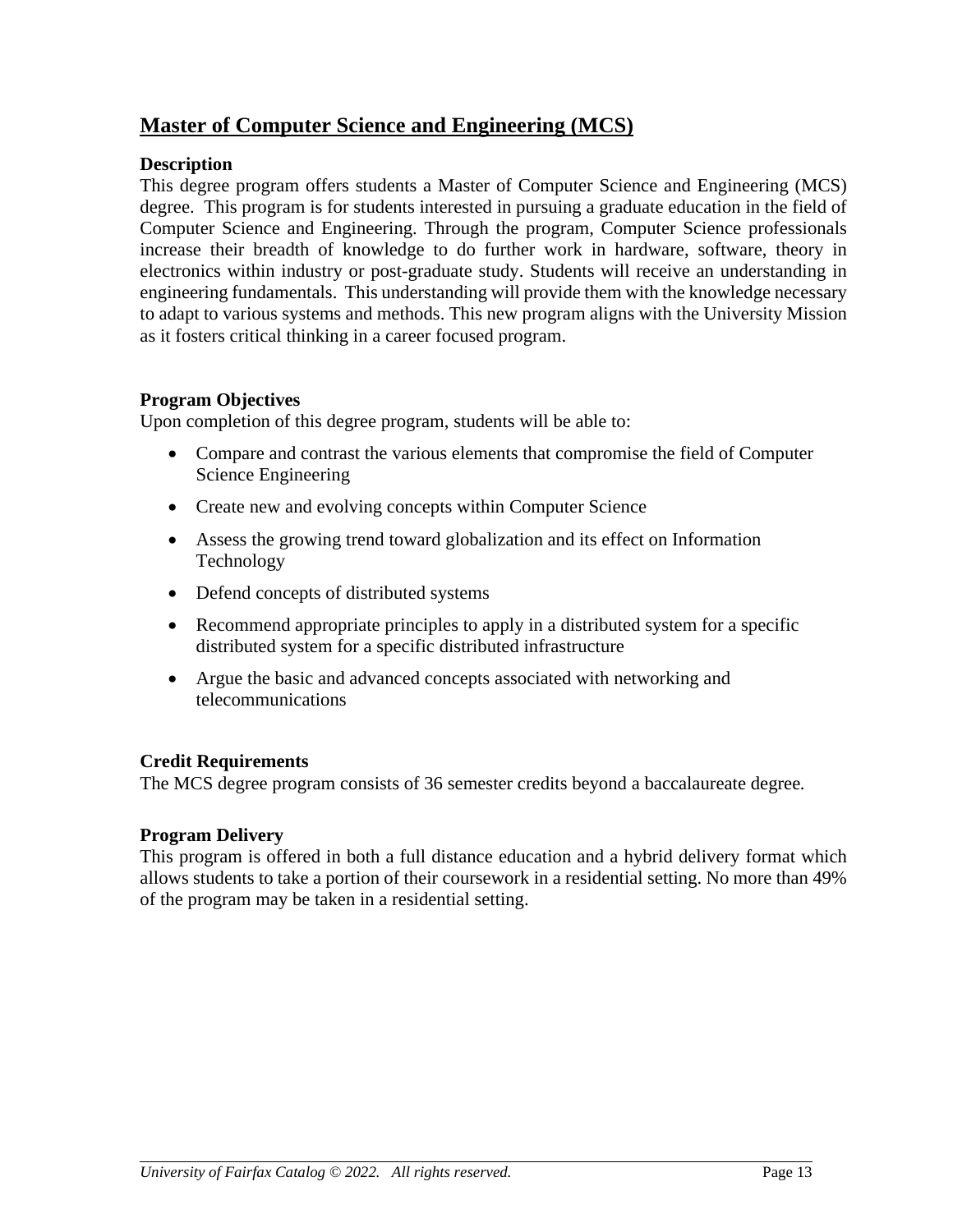## Master of Computer Science and Engineering (MCS)

### Description

This degree program offers students a Master of Computer Science and Engineering (MCS) degree. This program is for students interested in pursuing a graduate education in the field of Computer Science and Engineering. Through the program, Computer Science professionals increase their breadth of knowledge to do further work in hardware, software, theory in electronics within industry or post-graduate study. Students will receive an understanding in engineering fundamentals. This understanding will provide them with the knowledge necessary to adapt to various systems and methods. This new program aligns with the University Mission as it fosters critical thinking in a career focused program.

### Program Objectives

Upon completion of this degree program, students will be able to:

- Compare and contrast the various elements that compromise the field of Computer Science Engineering
- Create new and evolving concepts within Computer Science
- Assess the growing trend toward globalization and its effect on Information Technology
- Defend concepts of distributed systems
- Recommend appropriate principles to apply in a distributed system for a specific distributed system for a specific distributed infrastructure
- Argue the basic and advanced concepts associated with networking and telecommunications

### Credit Requirements

The MCS degree program consists of 36 semester credits beyond a baccalaureate degree.

### Program Delivery

This program is offered in both a full distance education and a hybrid delivery format which allows students to take a portion of their coursework in a residential setting. No more than 49% of the program may be taken in a residential setting.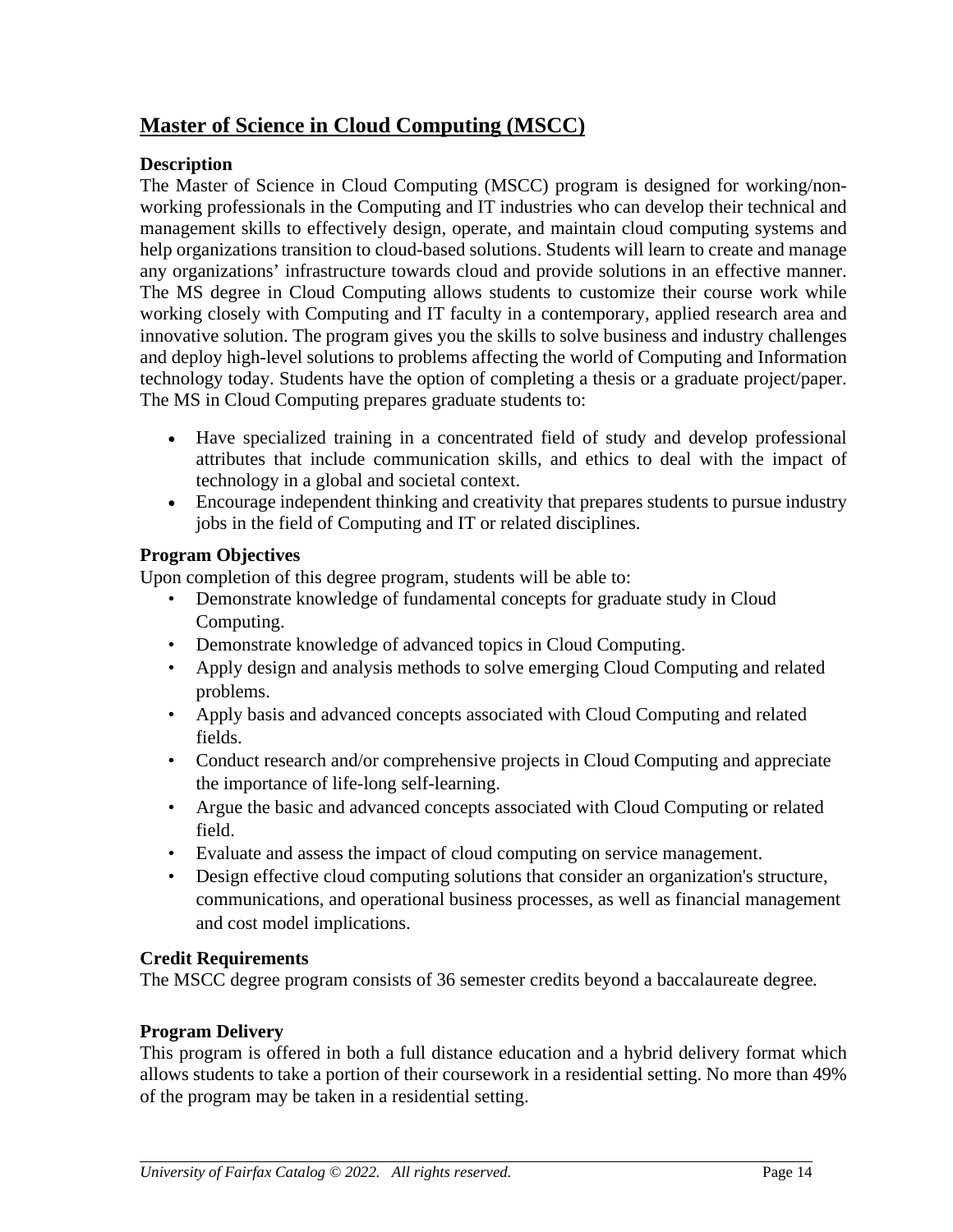## Master of Science in Cloud Computing (MSCC)

**Description**

The Master of Science in Cloud Computing (MSCC) program is designed for working/non-working professionals in the Computing and IT industries who can develop their technical and management skills to effectively design, operate, and maintain cloud computing systems and help organizations transition to cloud-based solutions. Students will learn to create and manage any organizations' infrastructure towards cloud and provide solutions in an effective manner. The MS degree in Cloud Computing allows students to customize their course work while working closely with Computing and IT faculty in a contemporary, applied research area and innovative solution. The program gives you the skills to solve business and industry challenges and deploy high-level solutions to problems affecting the world of Computing and Information technology today. Students have the option of completing a thesis or a graduate project/paper. The MS in Cloud Computing prepares graduate students to:

- Have specialized training in a concentrated field of study and develop professional attributes that include communication skills, and ethics to deal with the impact of technology in a global and societal context.
- Encourage independent thinking and creativity that prepares students to pursue industry jobs in the field of Computing and IT or related disciplines.

**Program Objectives**

Upon completion of this degree program, students will be able to:

- Demonstrate knowledge of fundamental concepts for graduate study in Cloud Computing.
- Demonstrate knowledge of advanced topics in Cloud Computing.
- Apply design and analysis methods to solve emerging Cloud Computing and related problems.
- Apply basis and advanced concepts associated with Cloud Computing and related fields.
- Conduct research and/or comprehensive projects in Cloud Computing and appreciate the importance of life-long self-learning.
- Argue the basic and advanced concepts associated with Cloud Computing or related field.
- Evaluate and assess the impact of cloud computing on service management.
- Design effective cloud computing solutions that consider an organization's structure, communications, and operational business processes, as well as financial management and cost model implications.

**Credit Requirements**

The MSCC degree program consists of 36 semester credits beyond a baccalaureate degree.

**Program Delivery**

This program is offered in both a full distance education and a hybrid delivery format which allows students to take a portion of their coursework in a residential setting. No more than 49% of the program may be taken in a residential setting.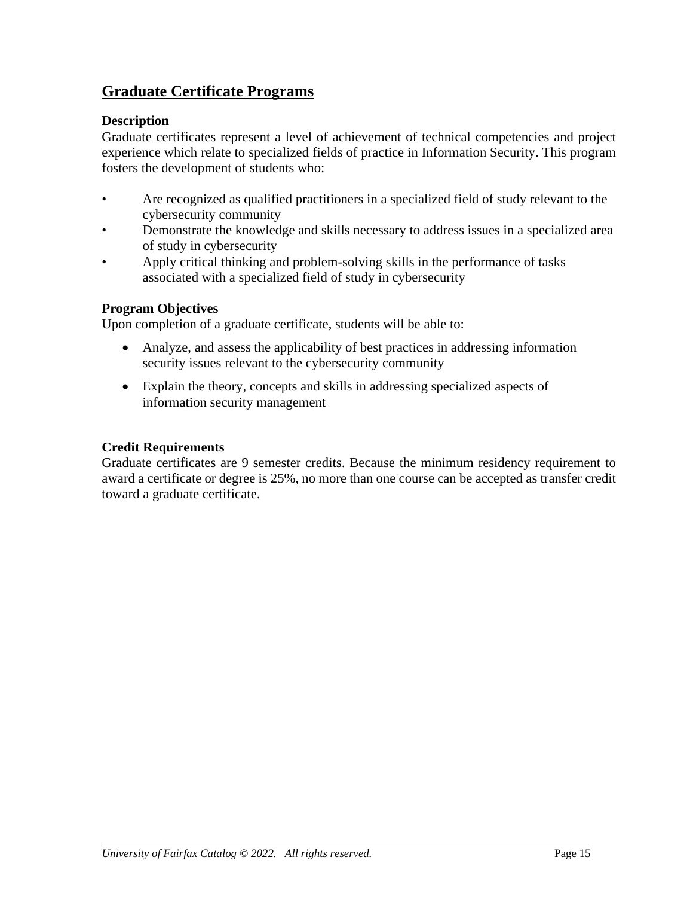## Graduate Certificate Programs

**Description**

Graduate certificates represent a level of achievement of technical competencies and project experience which relate to specialized fields of practice in Information Security. This program fosters the development of students who:

- Are recognized as qualified practitioners in a specialized field of study relevant to the cybersecurity community
- Demonstrate the knowledge and skills necessary to address issues in a specialized area of study in cybersecurity
- Apply critical thinking and problem-solving skills in the performance of tasks associated with a specialized field of study in cybersecurity

**Program Objectives**

Upon completion of a graduate certificate, students will be able to:

- Analyze, and assess the applicability of best practices in addressing information security issues relevant to the cybersecurity community
- Explain the theory, concepts and skills in addressing specialized aspects of information security management

**Credit Requirements**

Graduate certificates are 9 semester credits. Because the minimum residency requirement to award a certificate or degree is 25%, no more than one course can be accepted as transfer credit toward a graduate certificate.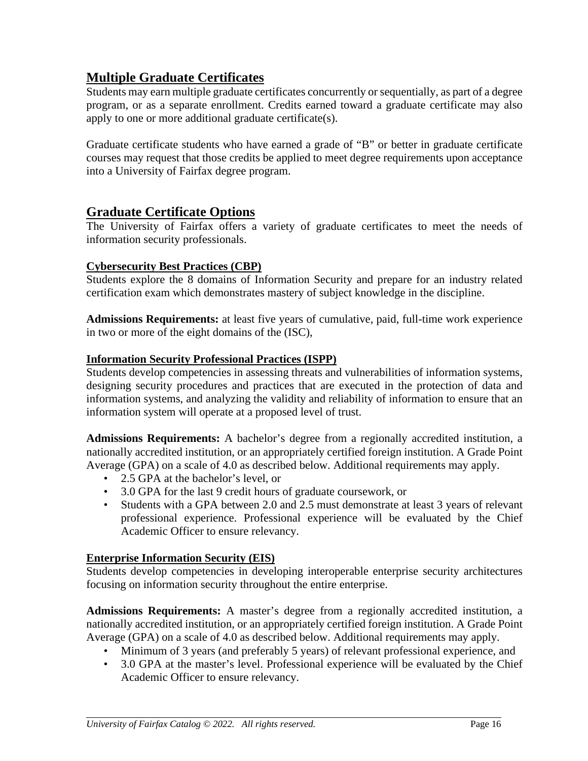## Multiple Graduate Certificates

Students may earn multiple graduate certificates concurrently or sequentially, as part of a degree program, or as a separate enrollment. Credits earned toward a graduate certificate may also apply to one or more additional graduate certificate(s).

Graduate certificate students who have earned a grade of "B" or better in graduate certificate courses may request that those credits be applied to meet degree requirements upon acceptance into a University of Fairfax degree program.

## Graduate Certificate Options

The University of Fairfax offers a variety of graduate certificates to meet the needs of information security professionals.

### Cybersecurity Best Practices (CBP)

Students explore the 8 domains of Information Security and prepare for an industry related certification exam which demonstrates mastery of subject knowledge in the discipline.

**Admissions Requirements:** at least five years of cumulative, paid, full-time work experience in two or more of the eight domains of the (ISC),

### Information Security Professional Practices (ISPP)

Students develop competencies in assessing threats and vulnerabilities of information systems, designing security procedures and practices that are executed in the protection of data and information systems, and analyzing the validity and reliability of information to ensure that an information system will operate at a proposed level of trust.

**Admissions Requirements:** A bachelor's degree from a regionally accredited institution, a nationally accredited institution, or an appropriately certified foreign institution. A Grade Point Average (GPA) on a scale of 4.0 as described below. Additional requirements may apply.

- 2.5 GPA at the bachelor's level, or
- 3.0 GPA for the last 9 credit hours of graduate coursework, or
- Students with a GPA between 2.0 and 2.5 must demonstrate at least 3 years of relevant professional experience. Professional experience will be evaluated by the Chief Academic Officer to ensure relevancy.

### Enterprise Information Security (EIS)

Students develop competencies in developing interoperable enterprise security architectures focusing on information security throughout the entire enterprise.

**Admissions Requirements:** A master's degree from a regionally accredited institution, a nationally accredited institution, or an appropriately certified foreign institution. A Grade Point Average (GPA) on a scale of 4.0 as described below. Additional requirements may apply.

- Minimum of 3 years (and preferably 5 years) of relevant professional experience, and
- 3.0 GPA at the master's level. Professional experience will be evaluated by the Chief Academic Officer to ensure relevancy.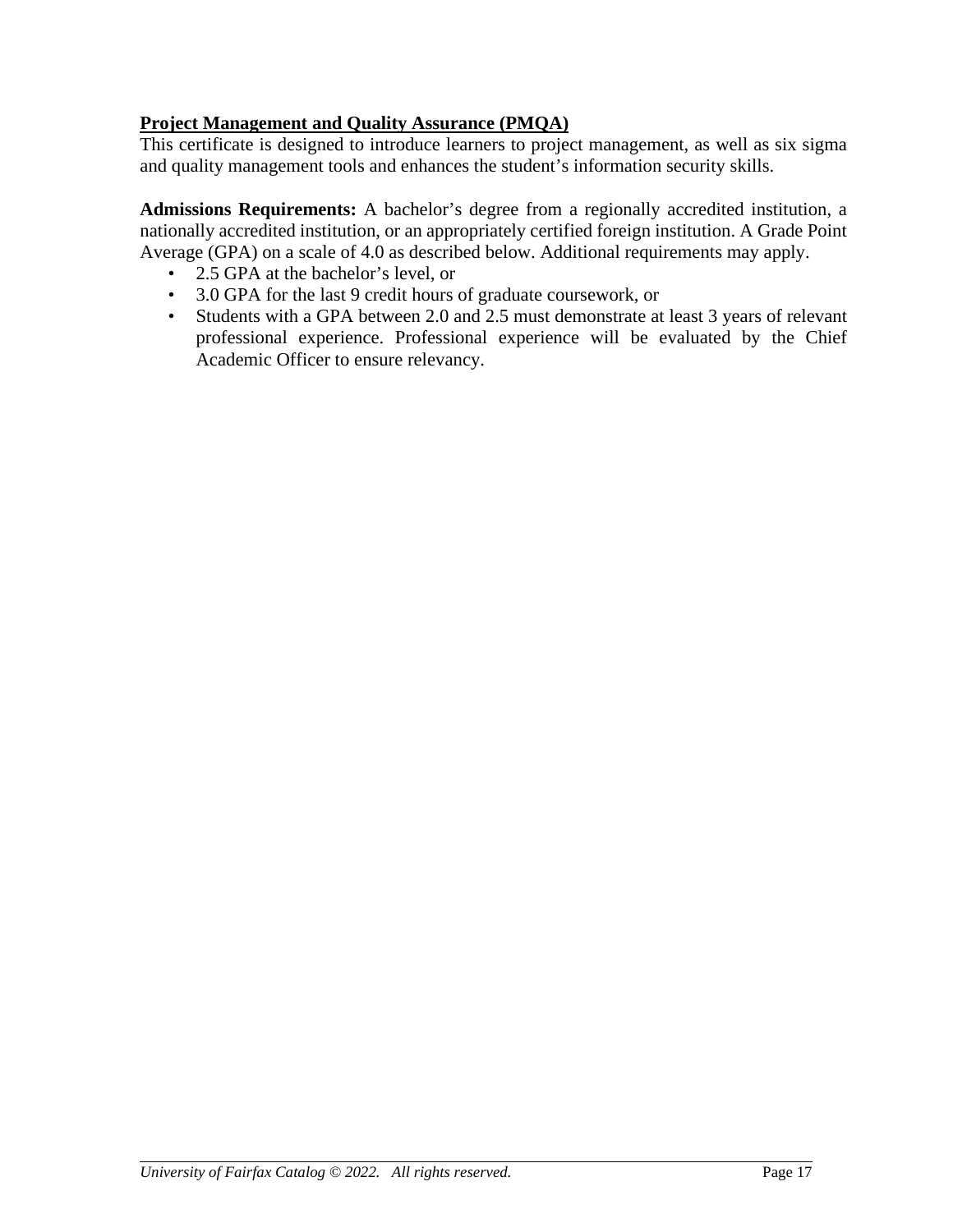**<u>Project Management and Quality Assurance (PMQA)</u>**

This certificate is designed to introduce learners to project management, as well as six sigma and quality management tools and enhances the student's information security skills.

**Admissions Requirements:** A bachelor's degree from a regionally accredited institution, a nationally accredited institution, or an appropriately certified foreign institution. A Grade Point Average (GPA) on a scale of 4.0 as described below. Additional requirements may apply.

- 2.5 GPA at the bachelor's level, or
- 3.0 GPA for the last 9 credit hours of graduate coursework, or
- Students with a GPA between 2.0 and 2.5 must demonstrate at least 3 years of relevant professional experience. Professional experience will be evaluated by the Chief Academic Officer to ensure relevancy.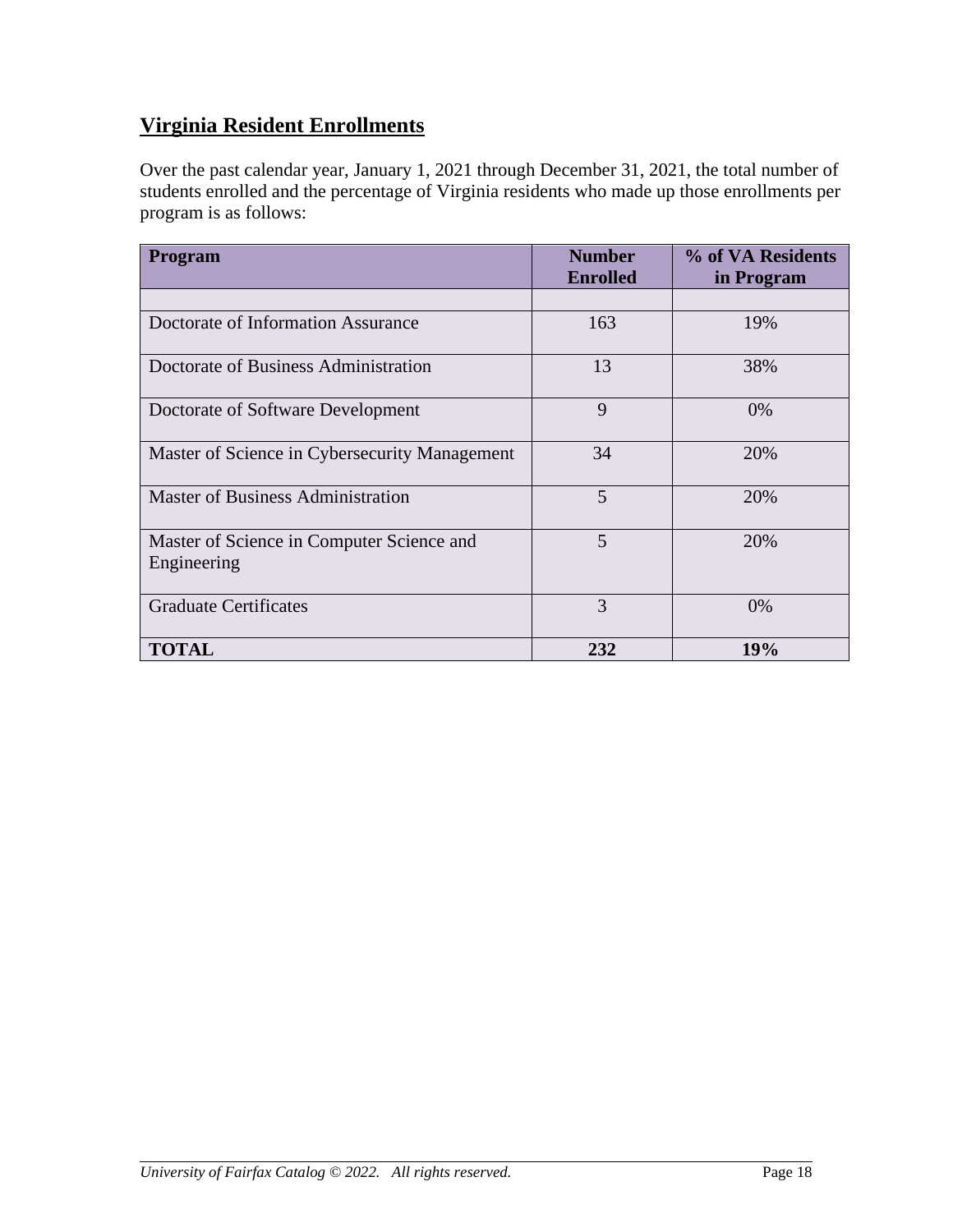## Virginia Resident Enrollments

Over the past calendar year, January 1, 2021 through December 31, 2021, the total number of students enrolled and the percentage of Virginia residents who made up those enrollments per program is as follows:

| Program | Number Enrolled | % of VA Residents in Program |
|---|---|---|
| | | |
| Doctorate of Information Assurance | 163 | 19% |
| Doctorate of Business Administration | 13 | 38% |
| Doctorate of Software Development | 9 | 0% |
| Master of Science in Cybersecurity Management | 34 | 20% |
| Master of Business Administration | 5 | 20% |
| Master of Science in Computer Science and Engineering | 5 | 20% |
| Graduate Certificates | 3 | 0% |
| **TOTAL** | **232** | **19%** |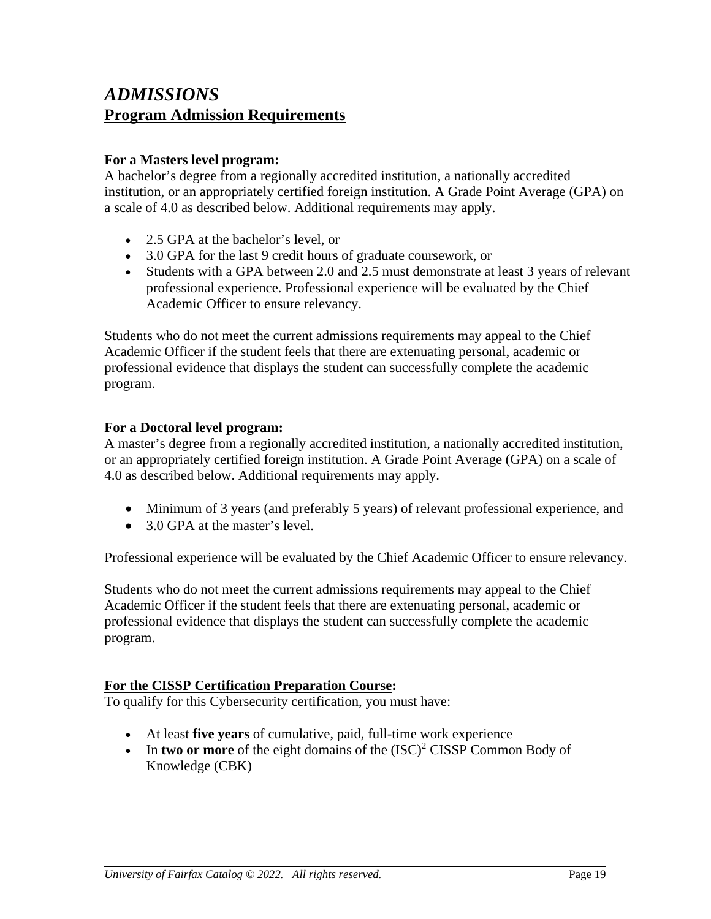# *ADMISSIONS*

## Program Admission Requirements

**For a Masters level program:**
A bachelor's degree from a regionally accredited institution, a nationally accredited institution, or an appropriately certified foreign institution. A Grade Point Average (GPA) on a scale of 4.0 as described below. Additional requirements may apply.

- 2.5 GPA at the bachelor's level, or
- 3.0 GPA for the last 9 credit hours of graduate coursework, or
- Students with a GPA between 2.0 and 2.5 must demonstrate at least 3 years of relevant professional experience. Professional experience will be evaluated by the Chief Academic Officer to ensure relevancy.

Students who do not meet the current admissions requirements may appeal to the Chief Academic Officer if the student feels that there are extenuating personal, academic or professional evidence that displays the student can successfully complete the academic program.

**For a Doctoral level program:**
A master's degree from a regionally accredited institution, a nationally accredited institution, or an appropriately certified foreign institution. A Grade Point Average (GPA) on a scale of 4.0 as described below. Additional requirements may apply.

- Minimum of 3 years (and preferably 5 years) of relevant professional experience, and
- 3.0 GPA at the master's level.

Professional experience will be evaluated by the Chief Academic Officer to ensure relevancy.

Students who do not meet the current admissions requirements may appeal to the Chief Academic Officer if the student feels that there are extenuating personal, academic or professional evidence that displays the student can successfully complete the academic program.

**For the CISSP Certification Preparation Course:**
To qualify for this Cybersecurity certification, you must have:

- At least **five years** of cumulative, paid, full-time work experience
- In **two or more** of the eight domains of the $(ISC)^2$ CISSP Common Body of Knowledge (CBK)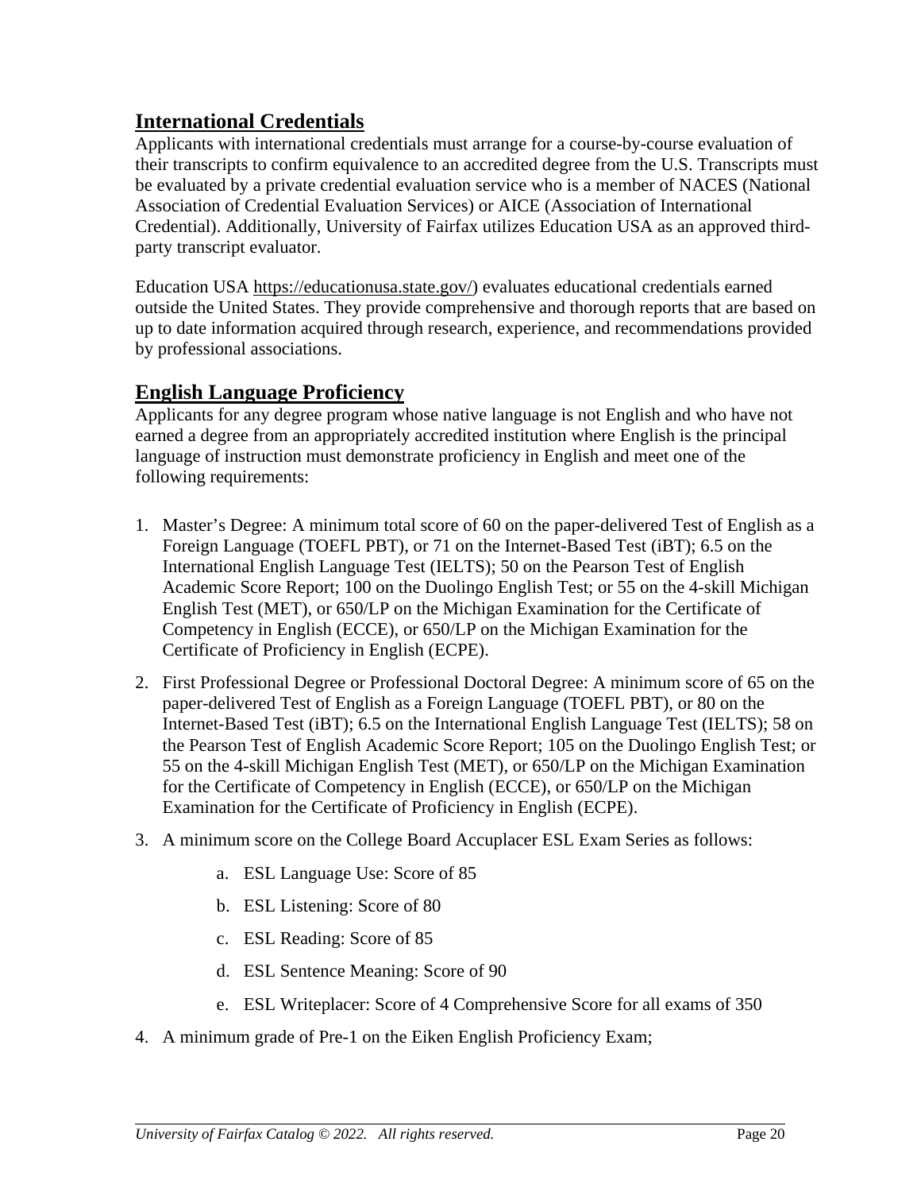## International Credentials

Applicants with international credentials must arrange for a course-by-course evaluation of their transcripts to confirm equivalence to an accredited degree from the U.S. Transcripts must be evaluated by a private credential evaluation service who is a member of NACES (National Association of Credential Evaluation Services) or AICE (Association of International Credential). Additionally, University of Fairfax utilizes Education USA as an approved third-party transcript evaluator.

Education USA https://educationusa.state.gov/) evaluates educational credentials earned outside the United States. They provide comprehensive and thorough reports that are based on up to date information acquired through research, experience, and recommendations provided by professional associations.

## English Language Proficiency

Applicants for any degree program whose native language is not English and who have not earned a degree from an appropriately accredited institution where English is the principal language of instruction must demonstrate proficiency in English and meet one of the following requirements:

1. Master's Degree: A minimum total score of 60 on the paper-delivered Test of English as a Foreign Language (TOEFL PBT), or 71 on the Internet-Based Test (iBT); 6.5 on the International English Language Test (IELTS); 50 on the Pearson Test of English Academic Score Report; 100 on the Duolingo English Test; or 55 on the 4-skill Michigan English Test (MET), or 650/LP on the Michigan Examination for the Certificate of Competency in English (ECCE), or 650/LP on the Michigan Examination for the Certificate of Proficiency in English (ECPE).
2. First Professional Degree or Professional Doctoral Degree: A minimum score of 65 on the paper-delivered Test of English as a Foreign Language (TOEFL PBT), or 80 on the Internet-Based Test (iBT); 6.5 on the International English Language Test (IELTS); 58 on the Pearson Test of English Academic Score Report; 105 on the Duolingo English Test; or 55 on the 4-skill Michigan English Test (MET), or 650/LP on the Michigan Examination for the Certificate of Competency in English (ECCE), or 650/LP on the Michigan Examination for the Certificate of Proficiency in English (ECPE).
3. A minimum score on the College Board Accuplacer ESL Exam Series as follows:
    a. ESL Language Use: Score of 85
    b. ESL Listening: Score of 80
    c. ESL Reading: Score of 85
    d. ESL Sentence Meaning: Score of 90
    e. ESL Writeplacer: Score of 4 Comprehensive Score for all exams of 350
4. A minimum grade of Pre-1 on the Eiken English Proficiency Exam;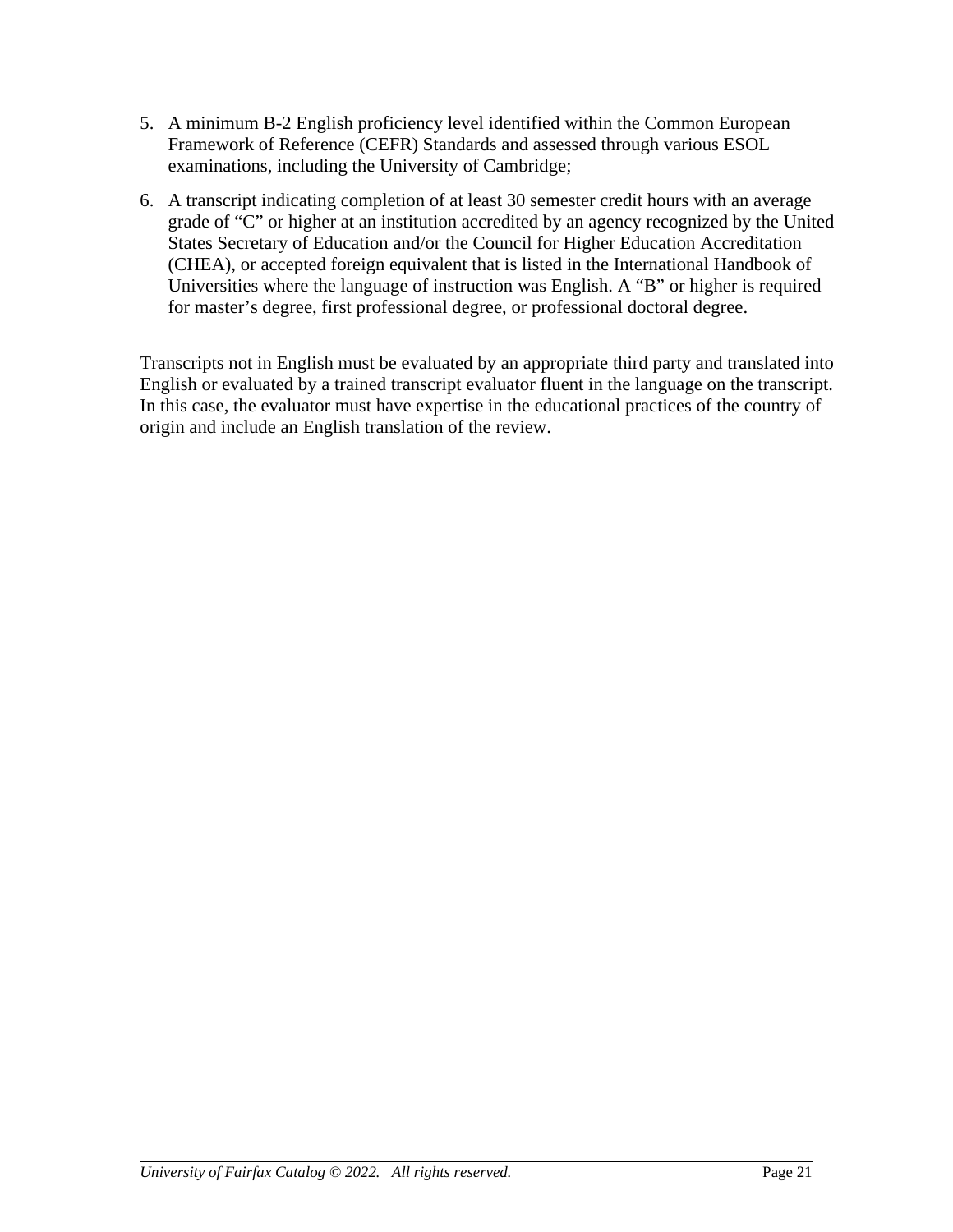5. A minimum B-2 English proficiency level identified within the Common European Framework of Reference (CEFR) Standards and assessed through various ESOL examinations, including the University of Cambridge;

6. A transcript indicating completion of at least 30 semester credit hours with an average grade of "C" or higher at an institution accredited by an agency recognized by the United States Secretary of Education and/or the Council for Higher Education Accreditation (CHEA), or accepted foreign equivalent that is listed in the International Handbook of Universities where the language of instruction was English. A "B" or higher is required for master's degree, first professional degree, or professional doctoral degree.

Transcripts not in English must be evaluated by an appropriate third party and translated into English or evaluated by a trained transcript evaluator fluent in the language on the transcript. In this case, the evaluator must have expertise in the educational practices of the country of origin and include an English translation of the review.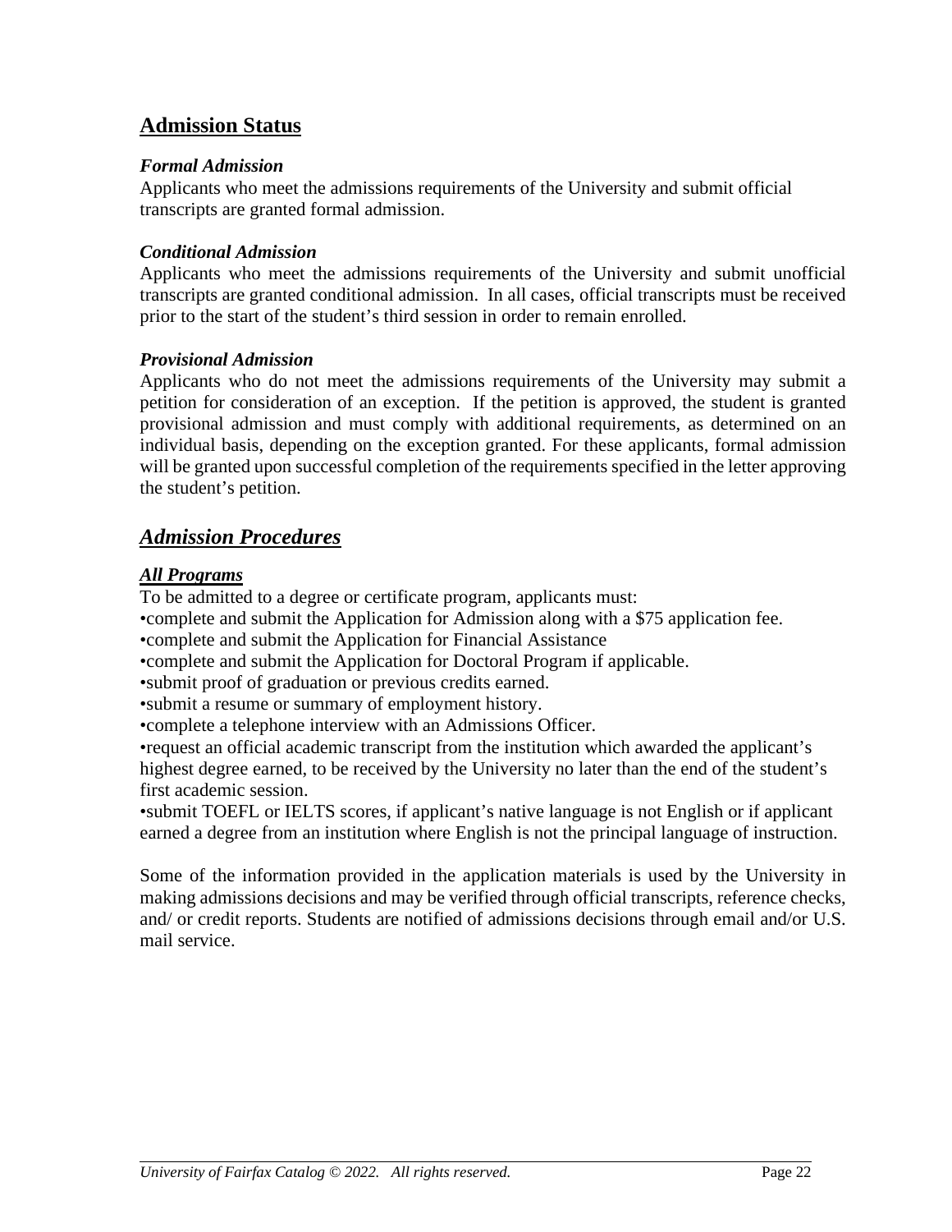## Admission Status

### *Formal Admission*

Applicants who meet the admissions requirements of the University and submit official transcripts are granted formal admission.

### *Conditional Admission*

Applicants who meet the admissions requirements of the University and submit unofficial transcripts are granted conditional admission. In all cases, official transcripts must be received prior to the start of the student's third session in order to remain enrolled.

### *Provisional Admission*

Applicants who do not meet the admissions requirements of the University may submit a petition for consideration of an exception. If the petition is approved, the student is granted provisional admission and must comply with additional requirements, as determined on an individual basis, depending on the exception granted. For these applicants, formal admission will be granted upon successful completion of the requirements specified in the letter approving the student's petition.

## *Admission Procedures*

### *All Programs*

To be admitted to a degree or certificate program, applicants must:

- complete and submit the Application for Admission along with a $75 application fee.
- complete and submit the Application for Financial Assistance
- complete and submit the Application for Doctoral Program if applicable.
- submit proof of graduation or previous credits earned.
- submit a resume or summary of employment history.
- complete a telephone interview with an Admissions Officer.
- request an official academic transcript from the institution which awarded the applicant's highest degree earned, to be received by the University no later than the end of the student's first academic session.
- submit TOEFL or IELTS scores, if applicant's native language is not English or if applicant earned a degree from an institution where English is not the principal language of instruction.

Some of the information provided in the application materials is used by the University in making admissions decisions and may be verified through official transcripts, reference checks, and/ or credit reports. Students are notified of admissions decisions through email and/or U.S. mail service.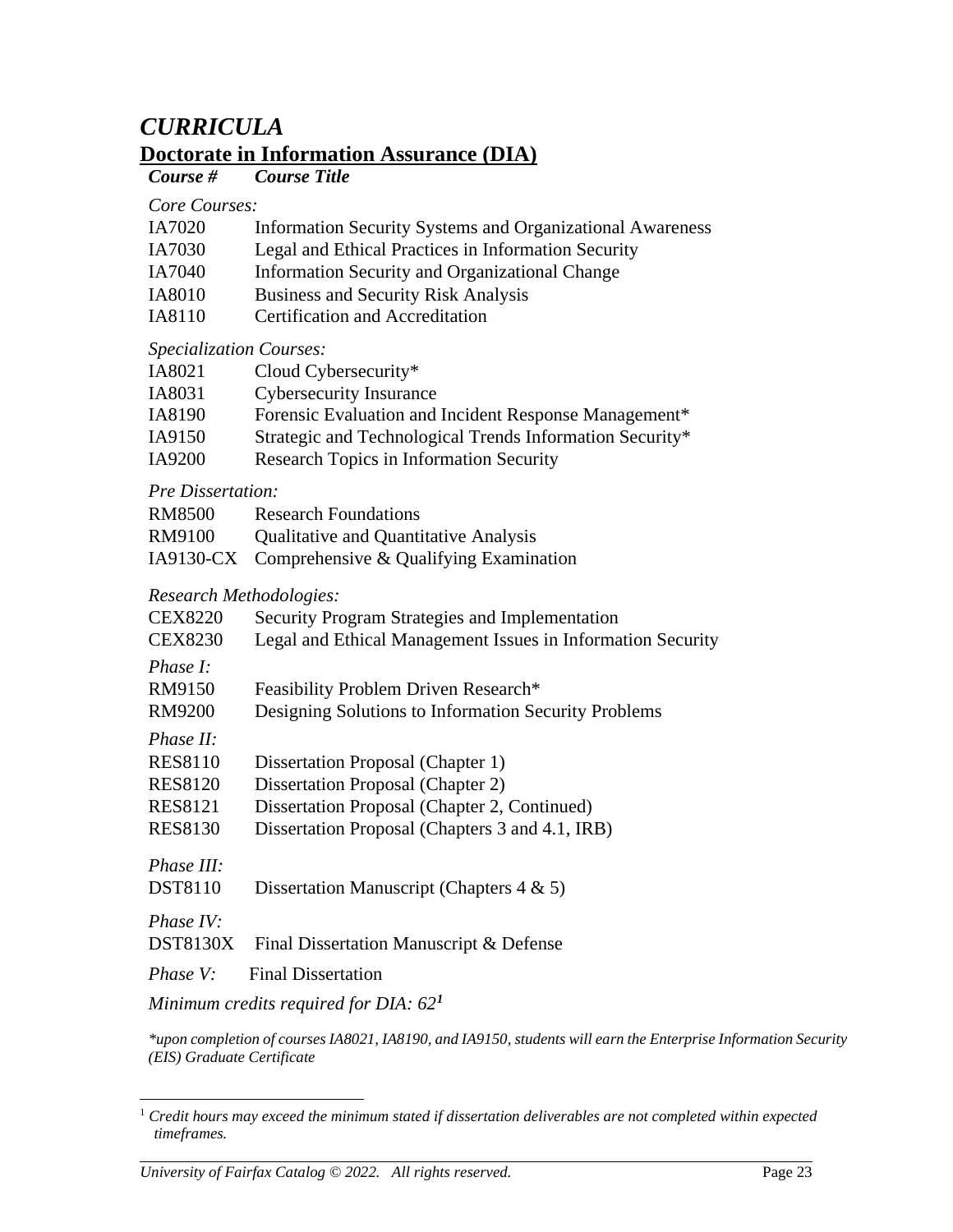# *CURRICULA*

## Doctorate in Information Assurance (DIA)

| *Course #* | *Course Title* |
|---|---|
| *Core Courses:* | |
| IA7020 | Information Security Systems and Organizational Awareness |
| IA7030 | Legal and Ethical Practices in Information Security |
| IA7040 | Information Security and Organizational Change |
| IA8010 | Business and Security Risk Analysis |
| IA8110 | Certification and Accreditation |
| *Specialization Courses:* | |
| IA8021 | Cloud Cybersecurity* |
| IA8031 | Cybersecurity Insurance |
| IA8190 | Forensic Evaluation and Incident Response Management* |
| IA9150 | Strategic and Technological Trends Information Security* |
| IA9200 | Research Topics in Information Security |
| *Pre Dissertation:* | |
| RM8500 | Research Foundations |
| RM9100 | Qualitative and Quantitative Analysis |
| IA9130-CX | Comprehensive & Qualifying Examination |
| *Research Methodologies:* | |
| CEX8220 | Security Program Strategies and Implementation |
| CEX8230 | Legal and Ethical Management Issues in Information Security |
| *Phase I:* | |
| RM9150 | Feasibility Problem Driven Research* |
| RM9200 | Designing Solutions to Information Security Problems |
| *Phase II:* | |
| RES8110 | Dissertation Proposal (Chapter 1) |
| RES8120 | Dissertation Proposal (Chapter 2) |
| RES8121 | Dissertation Proposal (Chapter 2, Continued) |
| RES8130 | Dissertation Proposal (Chapters 3 and 4.1, IRB) |
| *Phase III:* | |
| DST8110 | Dissertation Manuscript (Chapters 4 & 5) |
| *Phase IV:* | |
| DST8130X | Final Dissertation Manuscript & Defense |
| *Phase V:* | Final Dissertation |

*Minimum credits required for DIA: 62*[1]

**upon completion of courses IA8021, IA8190, and IA9150, students will earn the Enterprise Information Security (EIS) Graduate Certificate*

[1] *Credit hours may exceed the minimum stated if dissertation deliverables are not completed within expected timeframes.*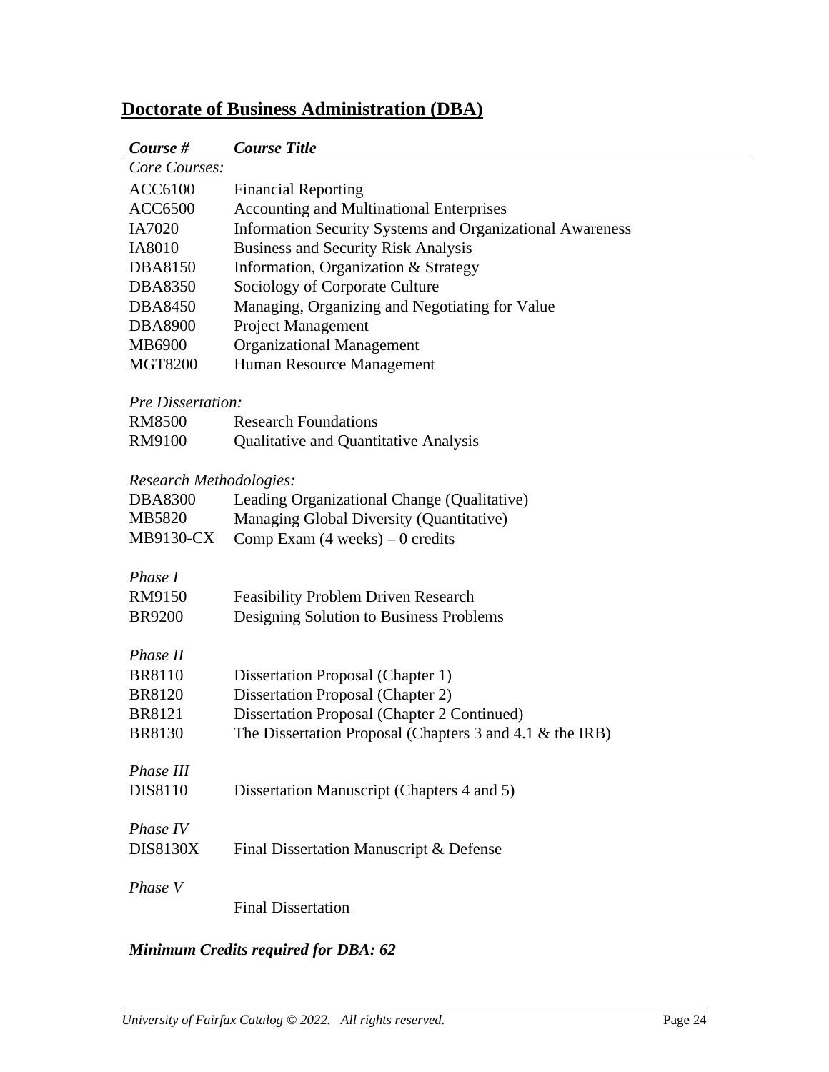## Doctorate of Business Administration (DBA)

| ***Course #*** | ***Course Title*** |
|---|---|
| *Core Courses:* | |
| ACC6100 | Financial Reporting |
| ACC6500 | Accounting and Multinational Enterprises |
| IA7020 | Information Security Systems and Organizational Awareness |
| IA8010 | Business and Security Risk Analysis |
| DBA8150 | Information, Organization & Strategy |
| DBA8350 | Sociology of Corporate Culture |
| DBA8450 | Managing, Organizing and Negotiating for Value |
| DBA8900 | Project Management |
| MB6900 | Organizational Management |
| MGT8200 | Human Resource Management |
| | |
| *Pre Dissertation:* | |
| RM8500 | Research Foundations |
| RM9100 | Qualitative and Quantitative Analysis |
| | |
| *Research Methodologies:* | |
| DBA8300 | Leading Organizational Change (Qualitative) |
| MB5820 | Managing Global Diversity (Quantitative) |
| MB9130-CX | Comp Exam (4 weeks) – 0 credits |
| | |
| *Phase I* | |
| RM9150 | Feasibility Problem Driven Research |
| BR9200 | Designing Solution to Business Problems |
| | |
| *Phase II* | |
| BR8110 | Dissertation Proposal (Chapter 1) |
| BR8120 | Dissertation Proposal (Chapter 2) |
| BR8121 | Dissertation Proposal (Chapter 2 Continued) |
| BR8130 | The Dissertation Proposal (Chapters 3 and 4.1 & the IRB) |
| | |
| *Phase III* | |
| DIS8110 | Dissertation Manuscript (Chapters 4 and 5) |
| | |
| *Phase IV* | |
| DIS8130X | Final Dissertation Manuscript & Defense |
| | |
| *Phase V* | |
| | Final Dissertation |

***Minimum Credits required for DBA: 62***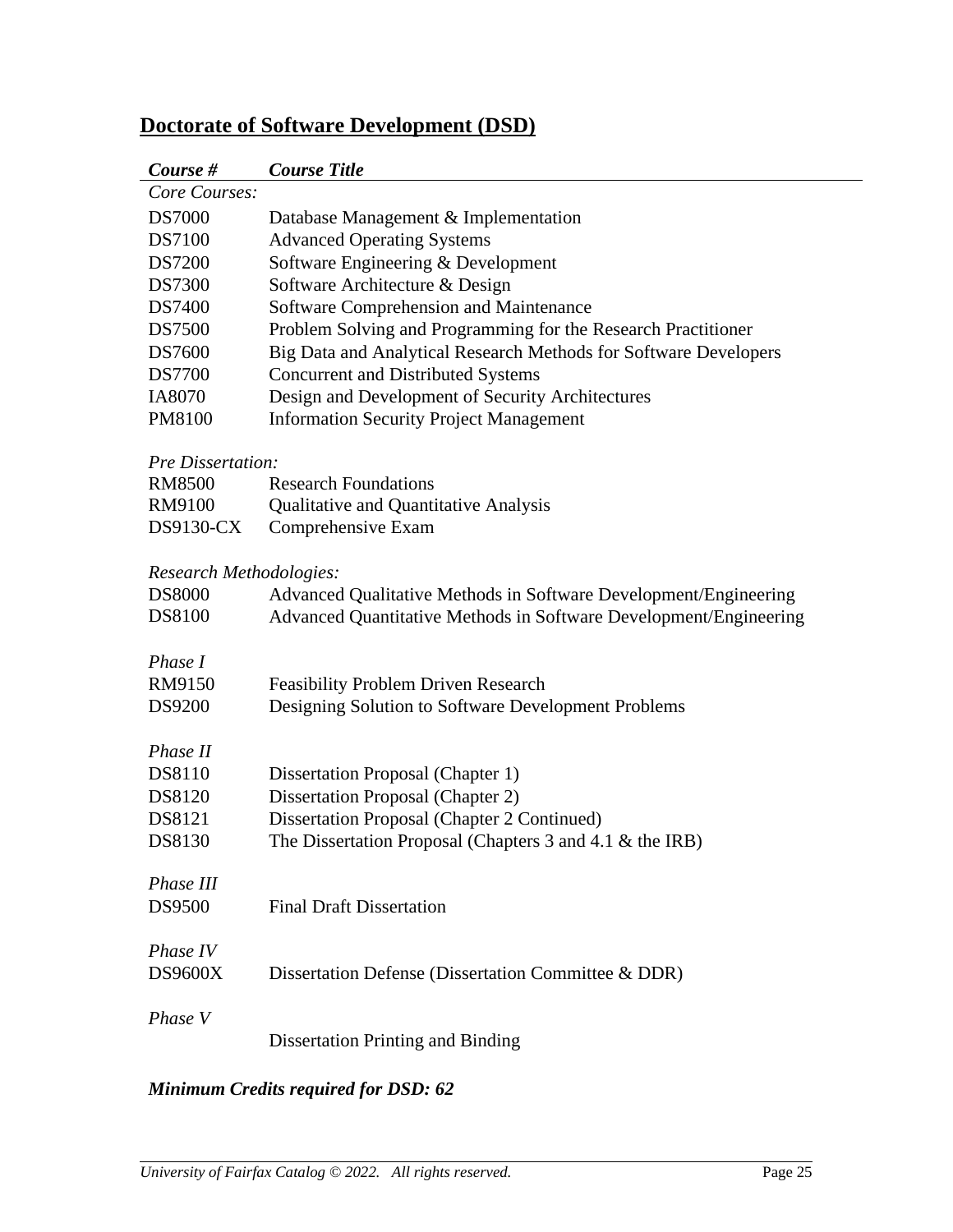## Doctorate of Software Development (DSD)

| *Course #* | *Course Title* |
|---|---|
| *Core Courses:* | |
| DS7000 | Database Management & Implementation |
| DS7100 | Advanced Operating Systems |
| DS7200 | Software Engineering & Development |
| DS7300 | Software Architecture & Design |
| DS7400 | Software Comprehension and Maintenance |
| DS7500 | Problem Solving and Programming for the Research Practitioner |
| DS7600 | Big Data and Analytical Research Methods for Software Developers |
| DS7700 | Concurrent and Distributed Systems |
| IA8070 | Design and Development of Security Architectures |
| PM8100 | Information Security Project Management |
| *Pre Dissertation:* | |
| RM8500 | Research Foundations |
| RM9100 | Qualitative and Quantitative Analysis |
| DS9130-CX | Comprehensive Exam |
| *Research Methodologies:* | |
| DS8000 | Advanced Qualitative Methods in Software Development/Engineering |
| DS8100 | Advanced Quantitative Methods in Software Development/Engineering |
| *Phase I* | |
| RM9150 | Feasibility Problem Driven Research |
| DS9200 | Designing Solution to Software Development Problems |
| *Phase II* | |
| DS8110 | Dissertation Proposal (Chapter 1) |
| DS8120 | Dissertation Proposal (Chapter 2) |
| DS8121 | Dissertation Proposal (Chapter 2 Continued) |
| DS8130 | The Dissertation Proposal (Chapters 3 and 4.1 & the IRB) |
| *Phase III* | |
| DS9500 | Final Draft Dissertation |
| *Phase IV* | |
| DS9600X | Dissertation Defense (Dissertation Committee & DDR) |
| *Phase V* | |
| | Dissertation Printing and Binding |

***Minimum Credits required for DSD: 62***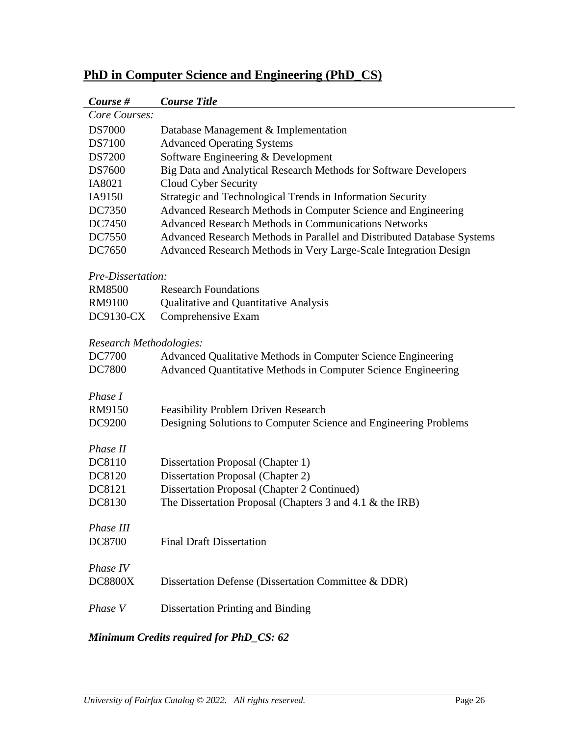## PhD in Computer Science and Engineering (PhD_CS)

| *Course #* | *Course Title* |
|---|---|
| *Core Courses:* | |
| DS7000 | Database Management & Implementation |
| DS7100 | Advanced Operating Systems |
| DS7200 | Software Engineering & Development |
| DS7600 | Big Data and Analytical Research Methods for Software Developers |
| IA8021 | Cloud Cyber Security |
| IA9150 | Strategic and Technological Trends in Information Security |
| DC7350 | Advanced Research Methods in Computer Science and Engineering |
| DC7450 | Advanced Research Methods in Communications Networks |
| DC7550 | Advanced Research Methods in Parallel and Distributed Database Systems |
| DC7650 | Advanced Research Methods in Very Large-Scale Integration Design |
| *Pre-Dissertation:* | |
| RM8500 | Research Foundations |
| RM9100 | Qualitative and Quantitative Analysis |
| DC9130-CX | Comprehensive Exam |
| *Research Methodologies:* | |
| DC7700 | Advanced Qualitative Methods in Computer Science Engineering |
| DC7800 | Advanced Quantitative Methods in Computer Science Engineering |
| *Phase I* | |
| RM9150 | Feasibility Problem Driven Research |
| DC9200 | Designing Solutions to Computer Science and Engineering Problems |
| *Phase II* | |
| DC8110 | Dissertation Proposal (Chapter 1) |
| DC8120 | Dissertation Proposal (Chapter 2) |
| DC8121 | Dissertation Proposal (Chapter 2 Continued) |
| DC8130 | The Dissertation Proposal (Chapters 3 and 4.1 & the IRB) |
| *Phase III* | |
| DC8700 | Final Draft Dissertation |
| *Phase IV* | |
| DC8800X | Dissertation Defense (Dissertation Committee & DDR) |
| *Phase V* | Dissertation Printing and Binding |

***Minimum Credits required for PhD_CS: 62***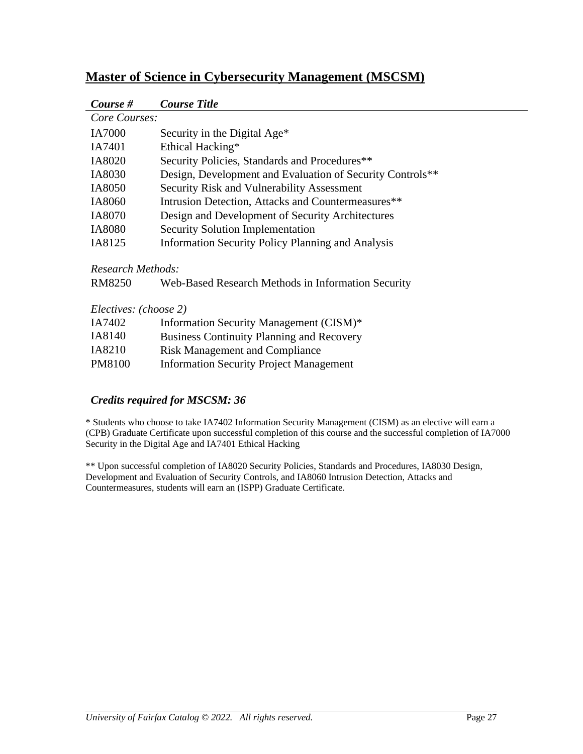## Master of Science in Cybersecurity Management (MSCSM)

| *Course #* | *Course Title* |
|---|---|
| *Core Courses:* | |
| IA7000 | Security in the Digital Age* |
| IA7401 | Ethical Hacking* |
| IA8020 | Security Policies, Standards and Procedures** |
| IA8030 | Design, Development and Evaluation of Security Controls** |
| IA8050 | Security Risk and Vulnerability Assessment |
| IA8060 | Intrusion Detection, Attacks and Countermeasures** |
| IA8070 | Design and Development of Security Architectures |
| IA8080 | Security Solution Implementation |
| IA8125 | Information Security Policy Planning and Analysis |
| *Research Methods:* | |
| RM8250 | Web-Based Research Methods in Information Security |
| *Electives: (choose 2)* | |
| IA7402 | Information Security Management (CISM)* |
| IA8140 | Business Continuity Planning and Recovery |
| IA8210 | Risk Management and Compliance |
| PM8100 | Information Security Project Management |

***Credits required for MSCSM: 36***

* Students who choose to take IA7402 Information Security Management (CISM) as an elective will earn a (CPB) Graduate Certificate upon successful completion of this course and the successful completion of IA7000 Security in the Digital Age and IA7401 Ethical Hacking

** Upon successful completion of IA8020 Security Policies, Standards and Procedures, IA8030 Design, Development and Evaluation of Security Controls, and IA8060 Intrusion Detection, Attacks and Countermeasures, students will earn an (ISPP) Graduate Certificate.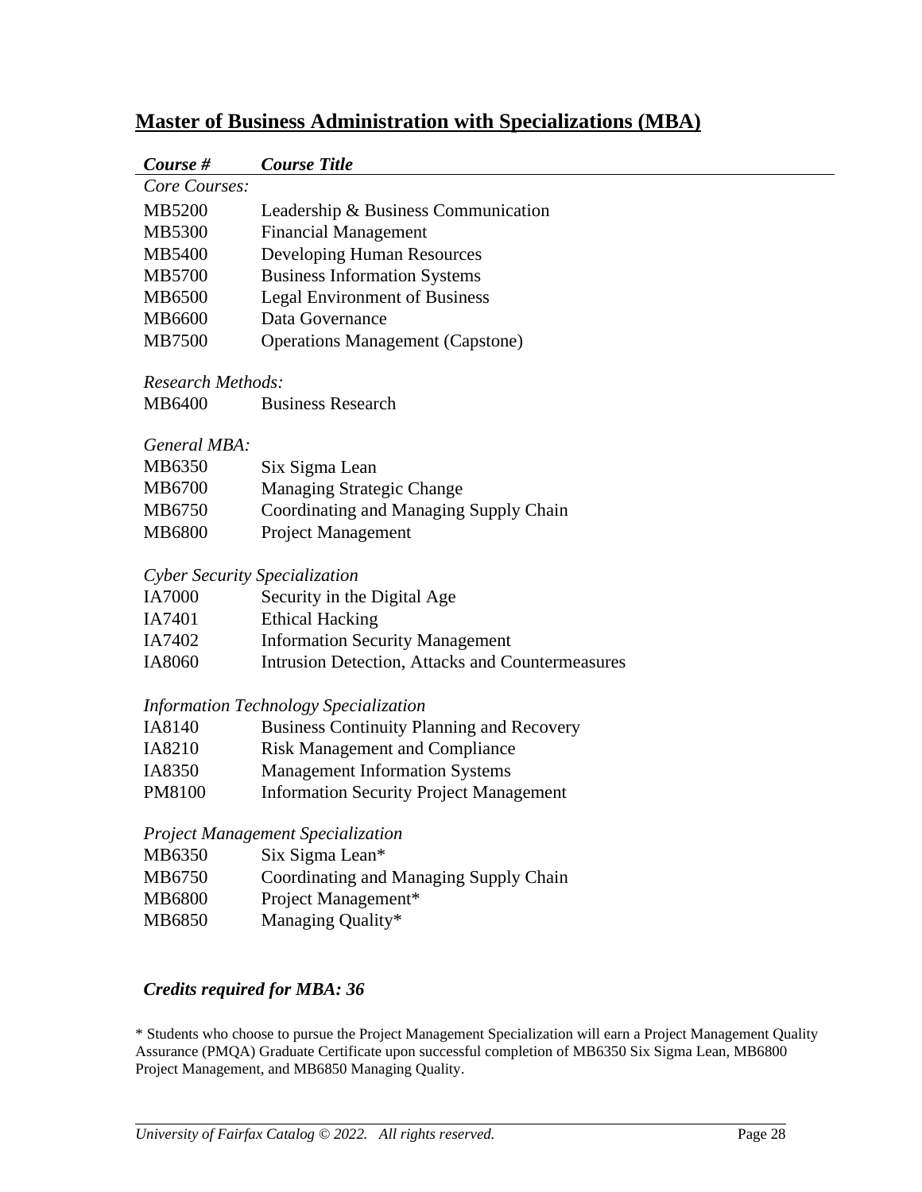## Master of Business Administration with Specializations (MBA)

| *Course #* | *Course Title* |
|---|---|
| *Core Courses:* | |
| MB5200 | Leadership & Business Communication |
| MB5300 | Financial Management |
| MB5400 | Developing Human Resources |
| MB5700 | Business Information Systems |
| MB6500 | Legal Environment of Business |
| MB6600 | Data Governance |
| MB7500 | Operations Management (Capstone) |
| *Research Methods:* | |
| MB6400 | Business Research |
| *General MBA:* | |
| MB6350 | Six Sigma Lean |
| MB6700 | Managing Strategic Change |
| MB6750 | Coordinating and Managing Supply Chain |
| MB6800 | Project Management |
| *Cyber Security Specialization* | |
| IA7000 | Security in the Digital Age |
| IA7401 | Ethical Hacking |
| IA7402 | Information Security Management |
| IA8060 | Intrusion Detection, Attacks and Countermeasures |
| *Information Technology Specialization* | |
| IA8140 | Business Continuity Planning and Recovery |
| IA8210 | Risk Management and Compliance |
| IA8350 | Management Information Systems |
| PM8100 | Information Security Project Management |
| *Project Management Specialization* | |
| MB6350 | Six Sigma Lean* |
| MB6750 | Coordinating and Managing Supply Chain |
| MB6800 | Project Management* |
| MB6850 | Managing Quality* |

***Credits required for MBA: 36***

* Students who choose to pursue the Project Management Specialization will earn a Project Management Quality Assurance (PMQA) Graduate Certificate upon successful completion of MB6350 Six Sigma Lean, MB6800 Project Management, and MB6850 Managing Quality.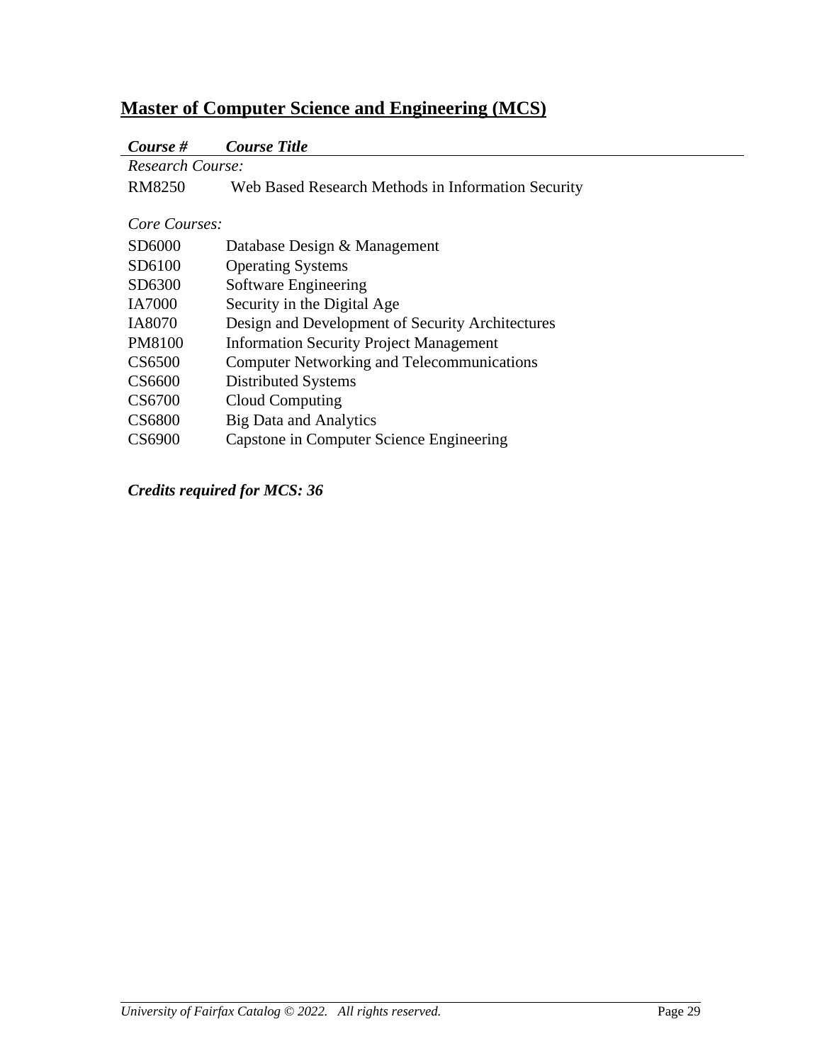## Master of Computer Science and Engineering (MCS)

| *Course #* | *Course Title* |
|---|---|
| *Research Course:* | |
| RM8250 | Web Based Research Methods in Information Security |
| *Core Courses:* | |
| SD6000 | Database Design & Management |
| SD6100 | Operating Systems |
| SD6300 | Software Engineering |
| IA7000 | Security in the Digital Age |
| IA8070 | Design and Development of Security Architectures |
| PM8100 | Information Security Project Management |
| CS6500 | Computer Networking and Telecommunications |
| CS6600 | Distributed Systems |
| CS6700 | Cloud Computing |
| CS6800 | Big Data and Analytics |
| CS6900 | Capstone in Computer Science Engineering |

***Credits required for MCS: 36***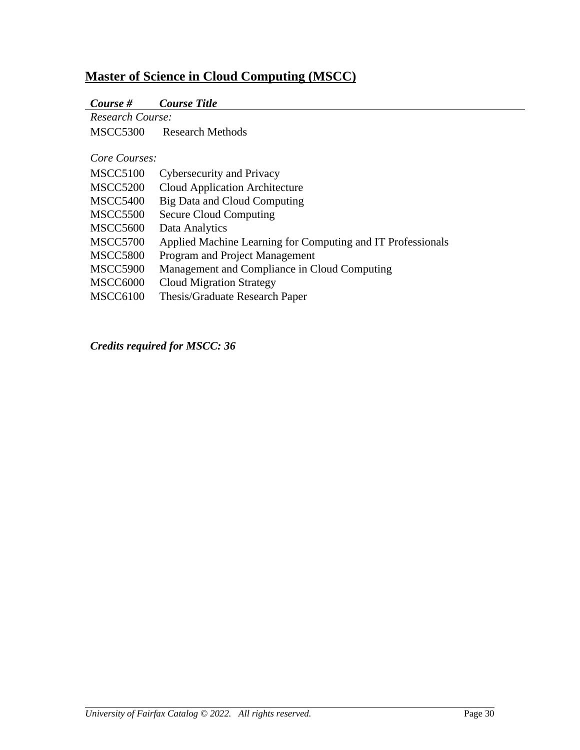## Master of Science in Cloud Computing (MSCC)

| ***Course #*** | ***Course Title*** |
|---|---|
| *Research Course:* | |
| MSCC5300 | Research Methods |
| | |
| *Core Courses:* | |
| MSCC5100 | Cybersecurity and Privacy |
| MSCC5200 | Cloud Application Architecture |
| MSCC5400 | Big Data and Cloud Computing |
| MSCC5500 | Secure Cloud Computing |
| MSCC5600 | Data Analytics |
| MSCC5700 | Applied Machine Learning for Computing and IT Professionals |
| MSCC5800 | Program and Project Management |
| MSCC5900 | Management and Compliance in Cloud Computing |
| MSCC6000 | Cloud Migration Strategy |
| MSCC6100 | Thesis/Graduate Research Paper |

***Credits required for MSCC: 36***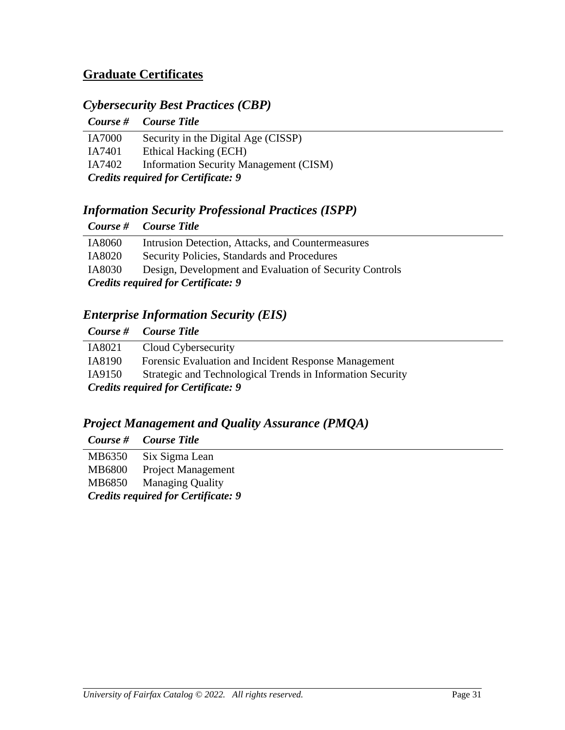## Graduate Certificates

### *Cybersecurity Best Practices (CBP)*

| *Course #* | *Course Title* |
|---|---|
| IA7000 | Security in the Digital Age (CISSP) |
| IA7401 | Ethical Hacking (ECH) |
| IA7402 | Information Security Management (CISM) |

***Credits required for Certificate: 9***

### *Information Security Professional Practices (ISPP)*

| *Course #* | *Course Title* |
|---|---|
| IA8060 | Intrusion Detection, Attacks, and Countermeasures |
| IA8020 | Security Policies, Standards and Procedures |
| IA8030 | Design, Development and Evaluation of Security Controls |

***Credits required for Certificate: 9***

### *Enterprise Information Security (EIS)*

| *Course #* | *Course Title* |
|---|---|
| IA8021 | Cloud Cybersecurity |
| IA8190 | Forensic Evaluation and Incident Response Management |
| IA9150 | Strategic and Technological Trends in Information Security |

***Credits required for Certificate: 9***

### *Project Management and Quality Assurance (PMQA)*

| *Course #* | *Course Title* |
|---|---|
| MB6350 | Six Sigma Lean |
| MB6800 | Project Management |
| MB6850 | Managing Quality |

***Credits required for Certificate: 9***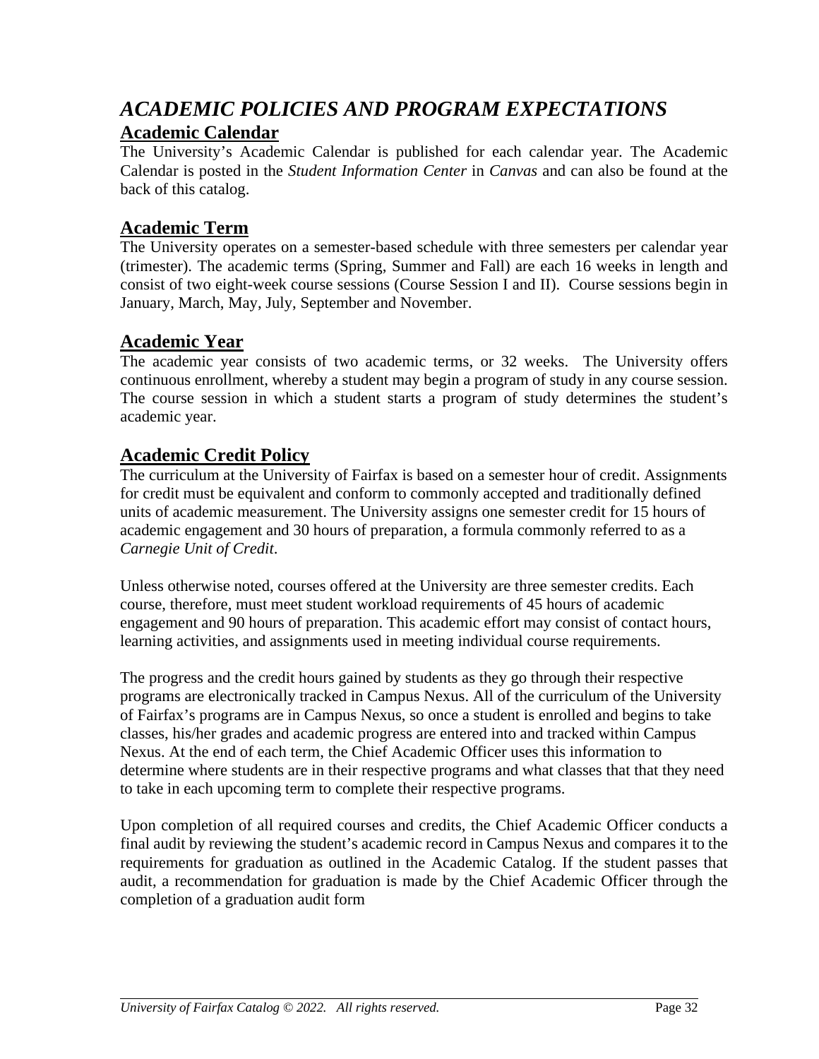# *ACADEMIC POLICIES AND PROGRAM EXPECTATIONS*

## Academic Calendar

The University's Academic Calendar is published for each calendar year. The Academic Calendar is posted in the *Student Information Center* in *Canvas* and can also be found at the back of this catalog.

## Academic Term

The University operates on a semester-based schedule with three semesters per calendar year (trimester). The academic terms (Spring, Summer and Fall) are each 16 weeks in length and consist of two eight-week course sessions (Course Session I and II). Course sessions begin in January, March, May, July, September and November.

## Academic Year

The academic year consists of two academic terms, or 32 weeks. The University offers continuous enrollment, whereby a student may begin a program of study in any course session. The course session in which a student starts a program of study determines the student's academic year.

## Academic Credit Policy

The curriculum at the University of Fairfax is based on a semester hour of credit. Assignments for credit must be equivalent and conform to commonly accepted and traditionally defined units of academic measurement. The University assigns one semester credit for 15 hours of academic engagement and 30 hours of preparation, a formula commonly referred to as a *Carnegie Unit of Credit*.

Unless otherwise noted, courses offered at the University are three semester credits. Each course, therefore, must meet student workload requirements of 45 hours of academic engagement and 90 hours of preparation. This academic effort may consist of contact hours, learning activities, and assignments used in meeting individual course requirements.

The progress and the credit hours gained by students as they go through their respective programs are electronically tracked in Campus Nexus. All of the curriculum of the University of Fairfax's programs are in Campus Nexus, so once a student is enrolled and begins to take classes, his/her grades and academic progress are entered into and tracked within Campus Nexus. At the end of each term, the Chief Academic Officer uses this information to determine where students are in their respective programs and what classes that that they need to take in each upcoming term to complete their respective programs.

Upon completion of all required courses and credits, the Chief Academic Officer conducts a final audit by reviewing the student's academic record in Campus Nexus and compares it to the requirements for graduation as outlined in the Academic Catalog. If the student passes that audit, a recommendation for graduation is made by the Chief Academic Officer through the completion of a graduation audit form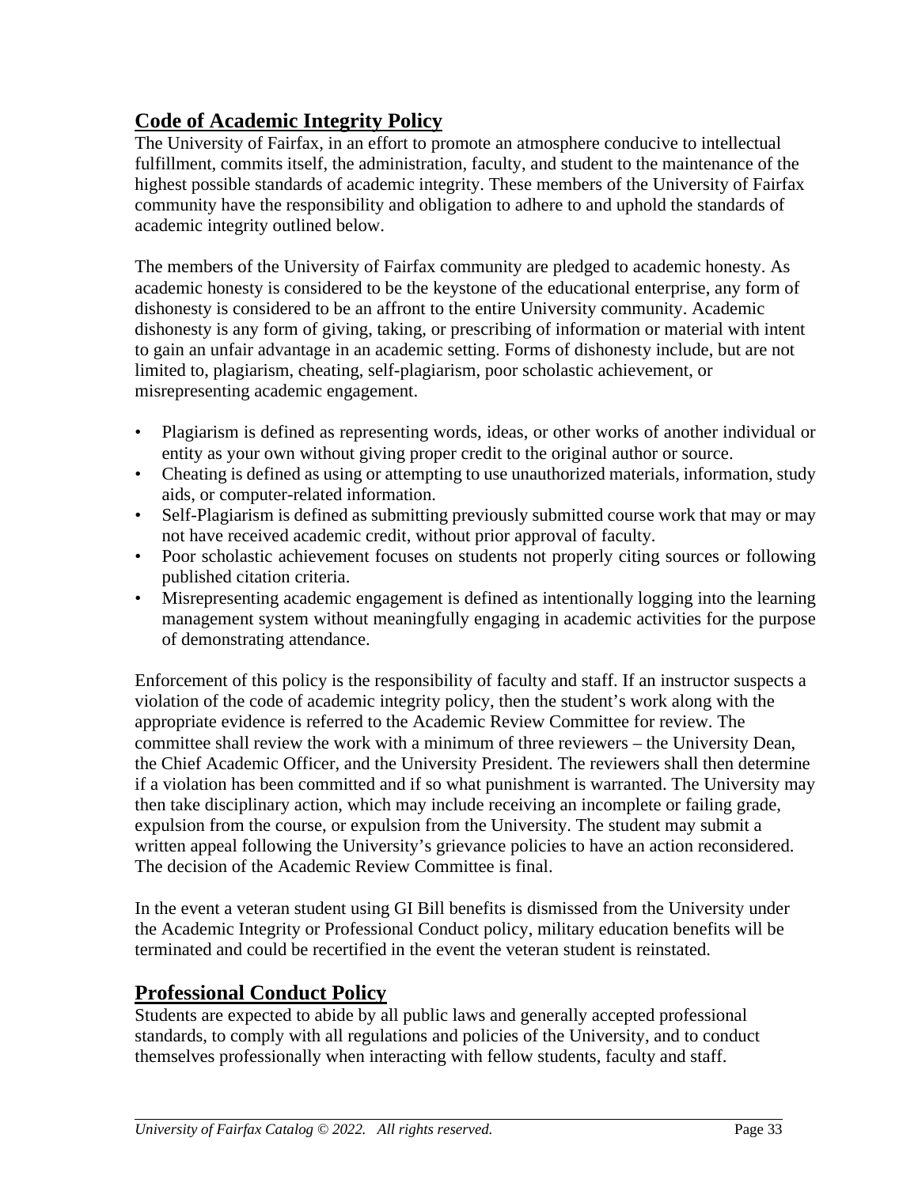## Code of Academic Integrity Policy

The University of Fairfax, in an effort to promote an atmosphere conducive to intellectual fulfillment, commits itself, the administration, faculty, and student to the maintenance of the highest possible standards of academic integrity. These members of the University of Fairfax community have the responsibility and obligation to adhere to and uphold the standards of academic integrity outlined below.

The members of the University of Fairfax community are pledged to academic honesty. As academic honesty is considered to be the keystone of the educational enterprise, any form of dishonesty is considered to be an affront to the entire University community. Academic dishonesty is any form of giving, taking, or prescribing of information or material with intent to gain an unfair advantage in an academic setting. Forms of dishonesty include, but are not limited to, plagiarism, cheating, self-plagiarism, poor scholastic achievement, or misrepresenting academic engagement.

- Plagiarism is defined as representing words, ideas, or other works of another individual or entity as your own without giving proper credit to the original author or source.
- Cheating is defined as using or attempting to use unauthorized materials, information, study aids, or computer-related information.
- Self-Plagiarism is defined as submitting previously submitted course work that may or may not have received academic credit, without prior approval of faculty.
- Poor scholastic achievement focuses on students not properly citing sources or following published citation criteria.
- Misrepresenting academic engagement is defined as intentionally logging into the learning management system without meaningfully engaging in academic activities for the purpose of demonstrating attendance.

Enforcement of this policy is the responsibility of faculty and staff. If an instructor suspects a violation of the code of academic integrity policy, then the student's work along with the appropriate evidence is referred to the Academic Review Committee for review. The committee shall review the work with a minimum of three reviewers – the University Dean, the Chief Academic Officer, and the University President. The reviewers shall then determine if a violation has been committed and if so what punishment is warranted. The University may then take disciplinary action, which may include receiving an incomplete or failing grade, expulsion from the course, or expulsion from the University. The student may submit a written appeal following the University's grievance policies to have an action reconsidered. The decision of the Academic Review Committee is final.

In the event a veteran student using GI Bill benefits is dismissed from the University under the Academic Integrity or Professional Conduct policy, military education benefits will be terminated and could be recertified in the event the veteran student is reinstated.

## Professional Conduct Policy

Students are expected to abide by all public laws and generally accepted professional standards, to comply with all regulations and policies of the University, and to conduct themselves professionally when interacting with fellow students, faculty and staff.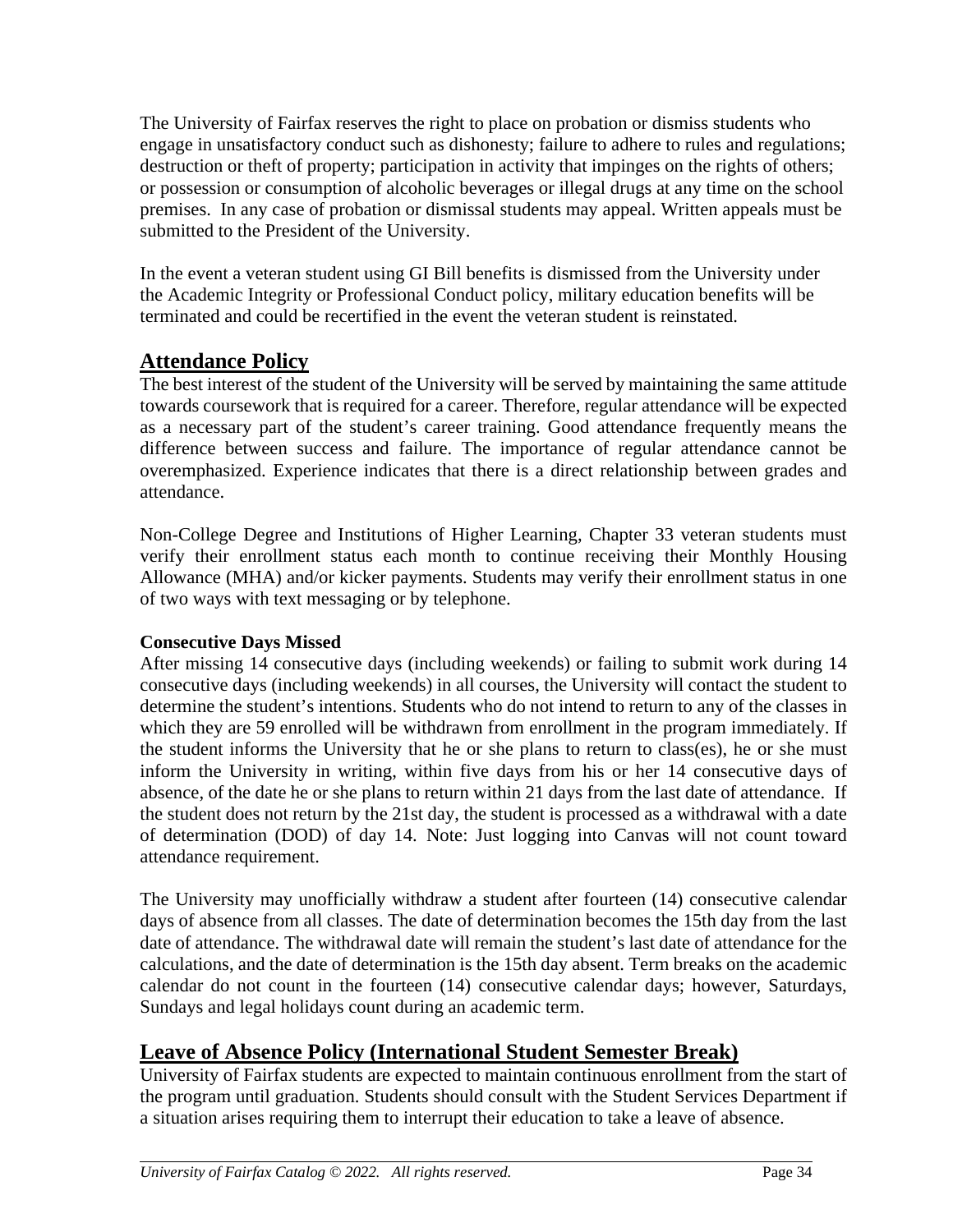The University of Fairfax reserves the right to place on probation or dismiss students who engage in unsatisfactory conduct such as dishonesty; failure to adhere to rules and regulations; destruction or theft of property; participation in activity that impinges on the rights of others; or possession or consumption of alcoholic beverages or illegal drugs at any time on the school premises. In any case of probation or dismissal students may appeal. Written appeals must be submitted to the President of the University.

In the event a veteran student using GI Bill benefits is dismissed from the University under the Academic Integrity or Professional Conduct policy, military education benefits will be terminated and could be recertified in the event the veteran student is reinstated.

## Attendance Policy

The best interest of the student of the University will be served by maintaining the same attitude towards coursework that is required for a career. Therefore, regular attendance will be expected as a necessary part of the student's career training. Good attendance frequently means the difference between success and failure. The importance of regular attendance cannot be overemphasized. Experience indicates that there is a direct relationship between grades and attendance.

Non-College Degree and Institutions of Higher Learning, Chapter 33 veteran students must verify their enrollment status each month to continue receiving their Monthly Housing Allowance (MHA) and/or kicker payments. Students may verify their enrollment status in one of two ways with text messaging or by telephone.

**Consecutive Days Missed**

After missing 14 consecutive days (including weekends) or failing to submit work during 14 consecutive days (including weekends) in all courses, the University will contact the student to determine the student's intentions. Students who do not intend to return to any of the classes in which they are 59 enrolled will be withdrawn from enrollment in the program immediately. If the student informs the University that he or she plans to return to class(es), he or she must inform the University in writing, within five days from his or her 14 consecutive days of absence, of the date he or she plans to return within 21 days from the last date of attendance. If the student does not return by the 21st day, the student is processed as a withdrawal with a date of determination (DOD) of day 14. Note: Just logging into Canvas will not count toward attendance requirement.

The University may unofficially withdraw a student after fourteen (14) consecutive calendar days of absence from all classes. The date of determination becomes the 15th day from the last date of attendance. The withdrawal date will remain the student's last date of attendance for the calculations, and the date of determination is the 15th day absent. Term breaks on the academic calendar do not count in the fourteen (14) consecutive calendar days; however, Saturdays, Sundays and legal holidays count during an academic term.

## Leave of Absence Policy (International Student Semester Break)

University of Fairfax students are expected to maintain continuous enrollment from the start of the program until graduation. Students should consult with the Student Services Department if a situation arises requiring them to interrupt their education to take a leave of absence.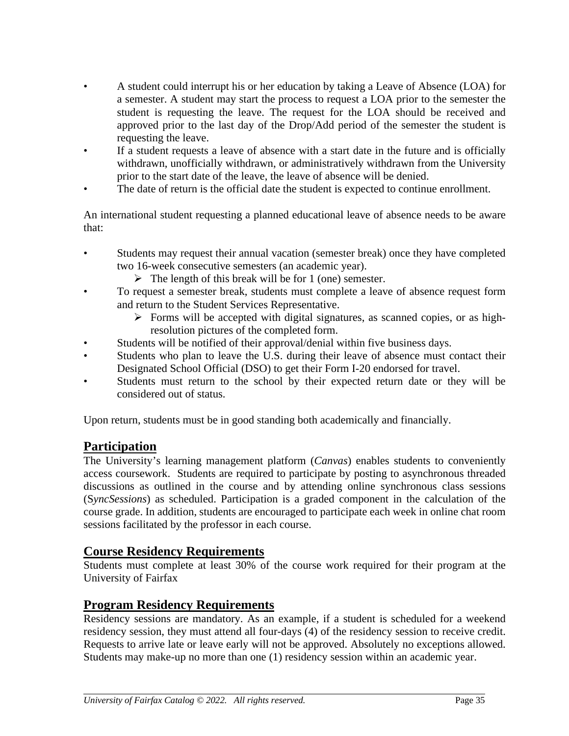- A student could interrupt his or her education by taking a Leave of Absence (LOA) for a semester. A student may start the process to request a LOA prior to the semester the student is requesting the leave. The request for the LOA should be received and approved prior to the last day of the Drop/Add period of the semester the student is requesting the leave.
- If a student requests a leave of absence with a start date in the future and is officially withdrawn, unofficially withdrawn, or administratively withdrawn from the University prior to the start date of the leave, the leave of absence will be denied.
- The date of return is the official date the student is expected to continue enrollment.

An international student requesting a planned educational leave of absence needs to be aware that:

- Students may request their annual vacation (semester break) once they have completed two 16-week consecutive semesters (an academic year).
  - The length of this break will be for 1 (one) semester.
- To request a semester break, students must complete a leave of absence request form and return to the Student Services Representative.
  - Forms will be accepted with digital signatures, as scanned copies, or as high-resolution pictures of the completed form.
- Students will be notified of their approval/denial within five business days.
- Students who plan to leave the U.S. during their leave of absence must contact their Designated School Official (DSO) to get their Form I-20 endorsed for travel.
- Students must return to the school by their expected return date or they will be considered out of status.

Upon return, students must be in good standing both academically and financially.

## Participation

The University's learning management platform (*Canvas*) enables students to conveniently access coursework. Students are required to participate by posting to asynchronous threaded discussions as outlined in the course and by attending online synchronous class sessions (S*yncSessions*) as scheduled. Participation is a graded component in the calculation of the course grade. In addition, students are encouraged to participate each week in online chat room sessions facilitated by the professor in each course.

## Course Residency Requirements

Students must complete at least 30% of the course work required for their program at the University of Fairfax

## Program Residency Requirements

Residency sessions are mandatory. As an example, if a student is scheduled for a weekend residency session, they must attend all four-days (4) of the residency session to receive credit. Requests to arrive late or leave early will not be approved. Absolutely no exceptions allowed. Students may make-up no more than one (1) residency session within an academic year.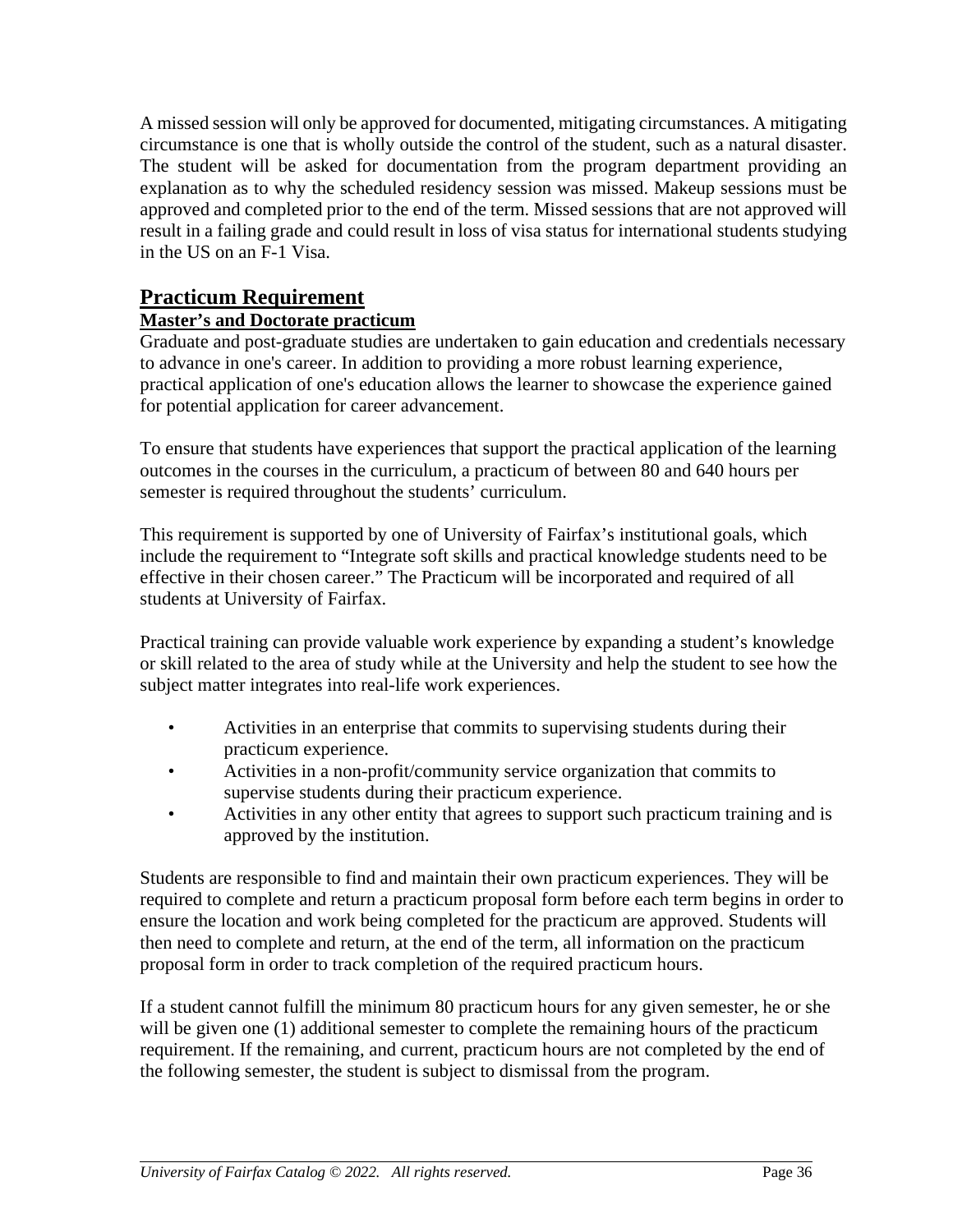A missed session will only be approved for documented, mitigating circumstances. A mitigating circumstance is one that is wholly outside the control of the student, such as a natural disaster. The student will be asked for documentation from the program department providing an explanation as to why the scheduled residency session was missed. Makeup sessions must be approved and completed prior to the end of the term. Missed sessions that are not approved will result in a failing grade and could result in loss of visa status for international students studying in the US on an F-1 Visa.

## Practicum Requirement

### Master's and Doctorate practicum

Graduate and post-graduate studies are undertaken to gain education and credentials necessary to advance in one's career. In addition to providing a more robust learning experience, practical application of one's education allows the learner to showcase the experience gained for potential application for career advancement.

To ensure that students have experiences that support the practical application of the learning outcomes in the courses in the curriculum, a practicum of between 80 and 640 hours per semester is required throughout the students' curriculum.

This requirement is supported by one of University of Fairfax's institutional goals, which include the requirement to "Integrate soft skills and practical knowledge students need to be effective in their chosen career." The Practicum will be incorporated and required of all students at University of Fairfax.

Practical training can provide valuable work experience by expanding a student's knowledge or skill related to the area of study while at the University and help the student to see how the subject matter integrates into real-life work experiences.

- Activities in an enterprise that commits to supervising students during their practicum experience.
- Activities in a non-profit/community service organization that commits to supervise students during their practicum experience.
- Activities in any other entity that agrees to support such practicum training and is approved by the institution.

Students are responsible to find and maintain their own practicum experiences. They will be required to complete and return a practicum proposal form before each term begins in order to ensure the location and work being completed for the practicum are approved. Students will then need to complete and return, at the end of the term, all information on the practicum proposal form in order to track completion of the required practicum hours.

If a student cannot fulfill the minimum 80 practicum hours for any given semester, he or she will be given one (1) additional semester to complete the remaining hours of the practicum requirement. If the remaining, and current, practicum hours are not completed by the end of the following semester, the student is subject to dismissal from the program.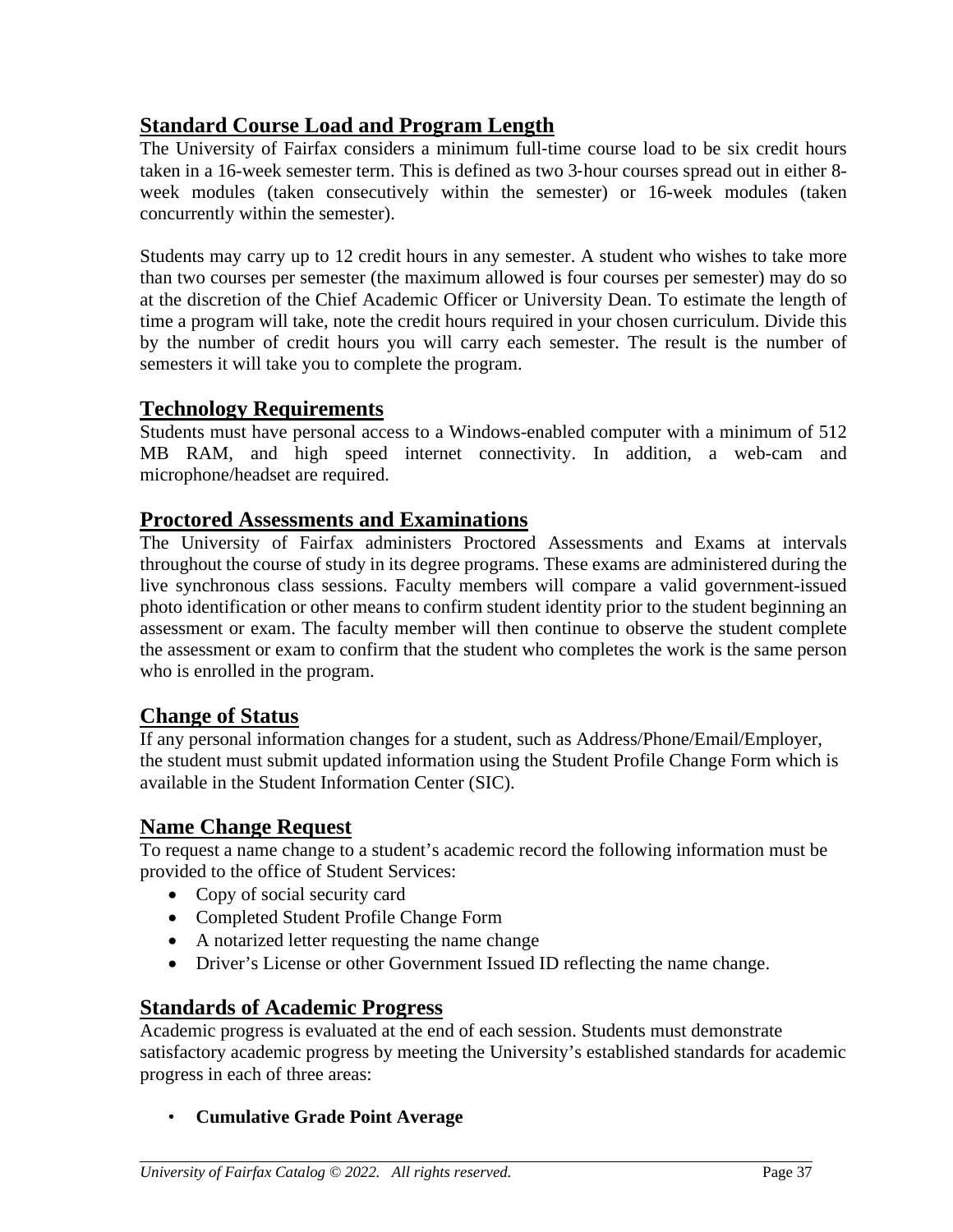## Standard Course Load and Program Length

The University of Fairfax considers a minimum full-time course load to be six credit hours taken in a 16-week semester term. This is defined as two 3-hour courses spread out in either 8-week modules (taken consecutively within the semester) or 16-week modules (taken concurrently within the semester).

Students may carry up to 12 credit hours in any semester. A student who wishes to take more than two courses per semester (the maximum allowed is four courses per semester) may do so at the discretion of the Chief Academic Officer or University Dean. To estimate the length of time a program will take, note the credit hours required in your chosen curriculum. Divide this by the number of credit hours you will carry each semester. The result is the number of semesters it will take you to complete the program.

## Technology Requirements

Students must have personal access to a Windows-enabled computer with a minimum of 512 MB RAM, and high speed internet connectivity. In addition, a web-cam and microphone/headset are required.

## Proctored Assessments and Examinations

The University of Fairfax administers Proctored Assessments and Exams at intervals throughout the course of study in its degree programs. These exams are administered during the live synchronous class sessions. Faculty members will compare a valid government-issued photo identification or other means to confirm student identity prior to the student beginning an assessment or exam. The faculty member will then continue to observe the student complete the assessment or exam to confirm that the student who completes the work is the same person who is enrolled in the program.

## Change of Status

If any personal information changes for a student, such as Address/Phone/Email/Employer, the student must submit updated information using the Student Profile Change Form which is available in the Student Information Center (SIC).

## Name Change Request

To request a name change to a student's academic record the following information must be provided to the office of Student Services:

- Copy of social security card
- Completed Student Profile Change Form
- A notarized letter requesting the name change
- Driver's License or other Government Issued ID reflecting the name change.

## Standards of Academic Progress

Academic progress is evaluated at the end of each session. Students must demonstrate satisfactory academic progress by meeting the University's established standards for academic progress in each of three areas:

- **Cumulative Grade Point Average**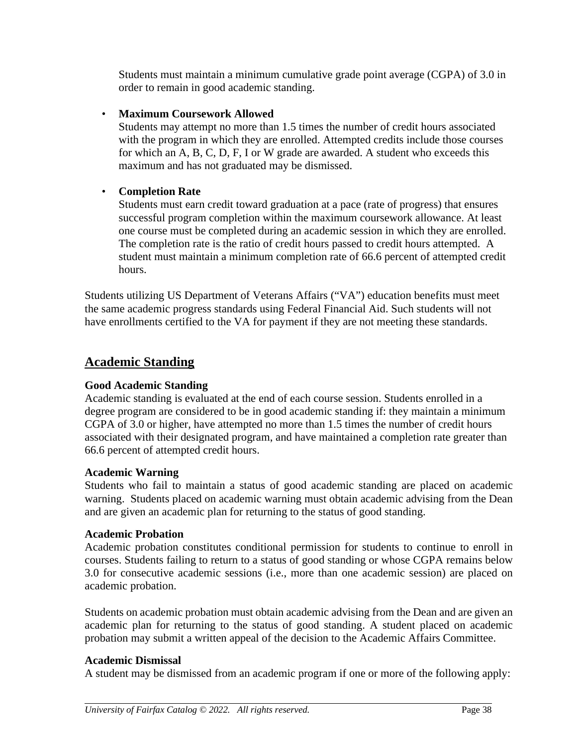Students must maintain a minimum cumulative grade point average (CGPA) of 3.0 in order to remain in good academic standing.

- **Maximum Coursework Allowed**
  Students may attempt no more than 1.5 times the number of credit hours associated with the program in which they are enrolled. Attempted credits include those courses for which an A, B, C, D, F, I or W grade are awarded. A student who exceeds this maximum and has not graduated may be dismissed.

- **Completion Rate**
  Students must earn credit toward graduation at a pace (rate of progress) that ensures successful program completion within the maximum coursework allowance. At least one course must be completed during an academic session in which they are enrolled. The completion rate is the ratio of credit hours passed to credit hours attempted. A student must maintain a minimum completion rate of 66.6 percent of attempted credit hours.

Students utilizing US Department of Veterans Affairs ("VA") education benefits must meet the same academic progress standards using Federal Financial Aid. Such students will not have enrollments certified to the VA for payment if they are not meeting these standards.

## Academic Standing

**Good Academic Standing**
Academic standing is evaluated at the end of each course session. Students enrolled in a degree program are considered to be in good academic standing if: they maintain a minimum CGPA of 3.0 or higher, have attempted no more than 1.5 times the number of credit hours associated with their designated program, and have maintained a completion rate greater than 66.6 percent of attempted credit hours.

**Academic Warning**
Students who fail to maintain a status of good academic standing are placed on academic warning. Students placed on academic warning must obtain academic advising from the Dean and are given an academic plan for returning to the status of good standing.

**Academic Probation**
Academic probation constitutes conditional permission for students to continue to enroll in courses. Students failing to return to a status of good standing or whose CGPA remains below 3.0 for consecutive academic sessions (i.e., more than one academic session) are placed on academic probation.

Students on academic probation must obtain academic advising from the Dean and are given an academic plan for returning to the status of good standing. A student placed on academic probation may submit a written appeal of the decision to the Academic Affairs Committee.

**Academic Dismissal**
A student may be dismissed from an academic program if one or more of the following apply: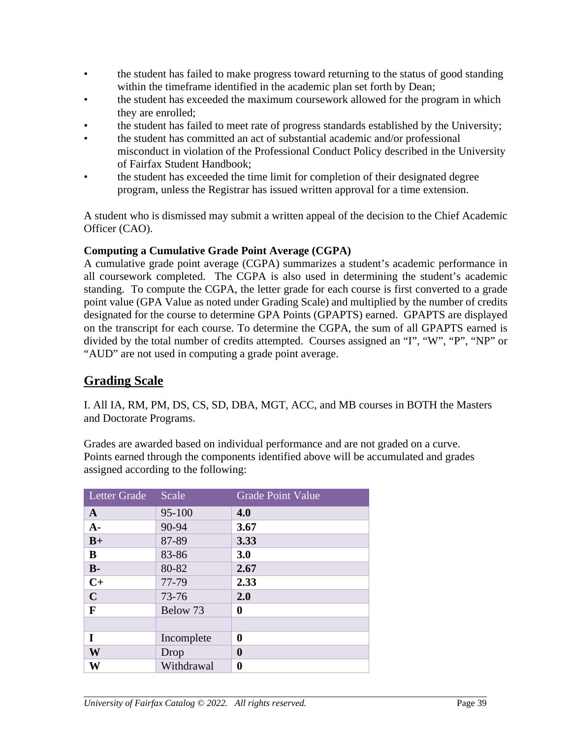- the student has failed to make progress toward returning to the status of good standing within the timeframe identified in the academic plan set forth by Dean;
- the student has exceeded the maximum coursework allowed for the program in which they are enrolled;
- the student has failed to meet rate of progress standards established by the University;
- the student has committed an act of substantial academic and/or professional misconduct in violation of the Professional Conduct Policy described in the University of Fairfax Student Handbook;
- the student has exceeded the time limit for completion of their designated degree program, unless the Registrar has issued written approval for a time extension.

A student who is dismissed may submit a written appeal of the decision to the Chief Academic Officer (CAO).

**Computing a Cumulative Grade Point Average (CGPA)**

A cumulative grade point average (CGPA) summarizes a student's academic performance in all coursework completed. The CGPA is also used in determining the student's academic standing. To compute the CGPA, the letter grade for each course is first converted to a grade point value (GPA Value as noted under Grading Scale) and multiplied by the number of credits designated for the course to determine GPA Points (GPAPTS) earned. GPAPTS are displayed on the transcript for each course. To determine the CGPA, the sum of all GPAPTS earned is divided by the total number of credits attempted. Courses assigned an "I", "W", "P", "NP" or "AUD" are not used in computing a grade point average.

## Grading Scale

I. All IA, RM, PM, DS, CS, SD, DBA, MGT, ACC, and MB courses in BOTH the Masters and Doctorate Programs.

Grades are awarded based on individual performance and are not graded on a curve. Points earned through the components identified above will be accumulated and grades assigned according to the following:

| Letter Grade | Scale | Grade Point Value |
|---|---|---|
| **A** | 95-100 | **4.0** |
| **A-** | 90-94 | **3.67** |
| **B+** | 87-89 | **3.33** |
| **B** | 83-86 | **3.0** |
| **B-** | 80-82 | **2.67** |
| **C+** | 77-79 | **2.33** |
| **C** | 73-76 | **2.0** |
| **F** | Below 73 | **0** |
| | | |
| **I** | Incomplete | **0** |
| **W** | Drop | **0** |
| **W** | Withdrawal | **0** |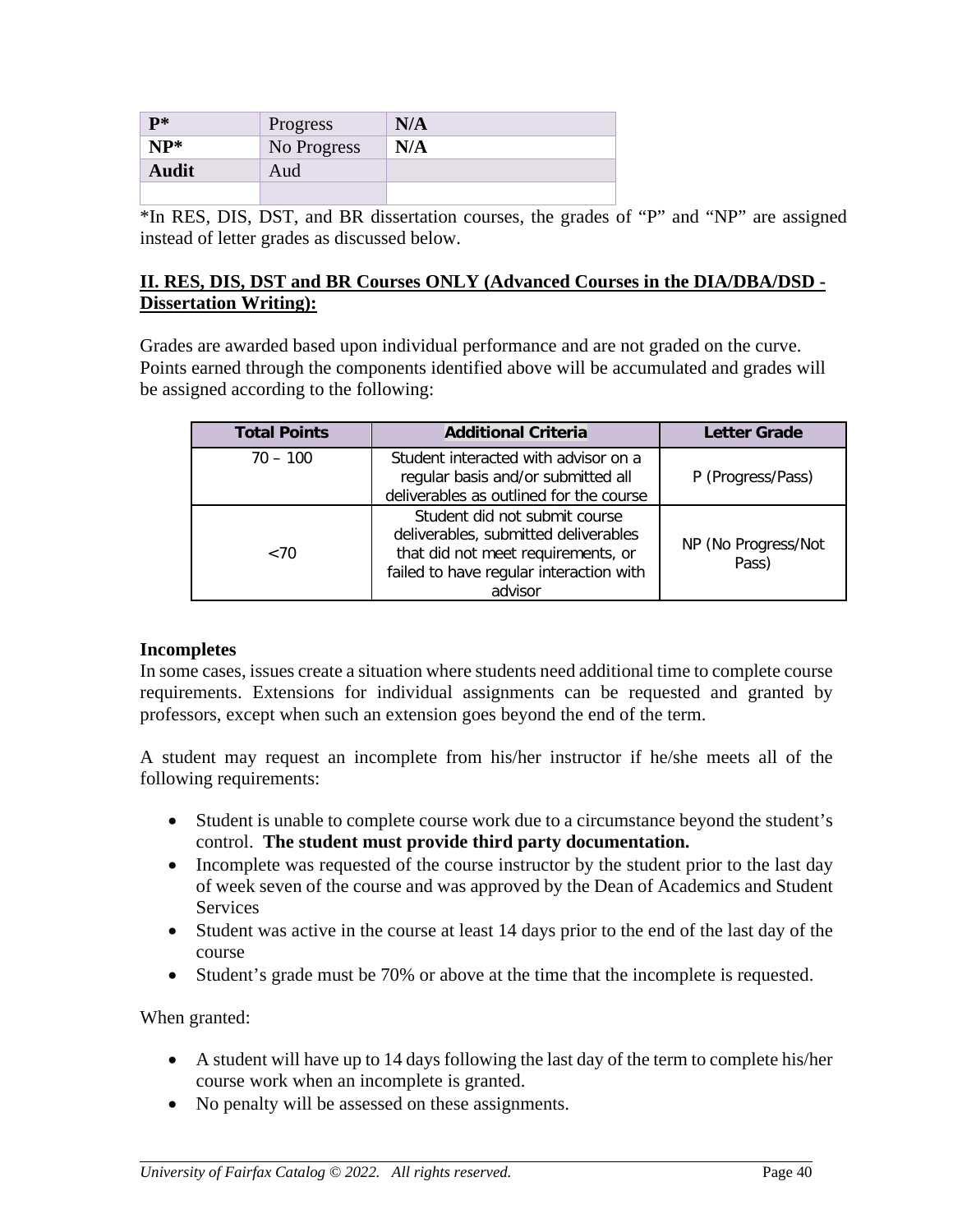| **P*** | Progress | **N/A** |
|---|---|---|
| **NP*** | No Progress | **N/A** |
| **Audit** | Aud | |
| | | |

*In RES, DIS, DST, and BR dissertation courses, the grades of "P" and "NP" are assigned instead of letter grades as discussed below.

**II. RES, DIS, DST and BR Courses ONLY (Advanced Courses in the DIA/DBA/DSD - Dissertation Writing):**

Grades are awarded based upon individual performance and are not graded on the curve. Points earned through the components identified above will be accumulated and grades will be assigned according to the following:

| Total Points | Additional Criteria | Letter Grade |
|---|---|---|
| 70 – 100 | Student interacted with advisor on a regular basis and/or submitted all deliverables as outlined for the course | P (Progress/Pass) |
| <70 | Student did not submit course deliverables, submitted deliverables that did not meet requirements, or failed to have regular interaction with advisor | NP (No Progress/Not Pass) |

**Incompletes**

In some cases, issues create a situation where students need additional time to complete course requirements. Extensions for individual assignments can be requested and granted by professors, except when such an extension goes beyond the end of the term.

A student may request an incomplete from his/her instructor if he/she meets all of the following requirements:

- Student is unable to complete course work due to a circumstance beyond the student's control. **The student must provide third party documentation.**
- Incomplete was requested of the course instructor by the student prior to the last day of week seven of the course and was approved by the Dean of Academics and Student Services
- Student was active in the course at least 14 days prior to the end of the last day of the course
- Student's grade must be 70% or above at the time that the incomplete is requested.

When granted:

- A student will have up to 14 days following the last day of the term to complete his/her course work when an incomplete is granted.
- No penalty will be assessed on these assignments.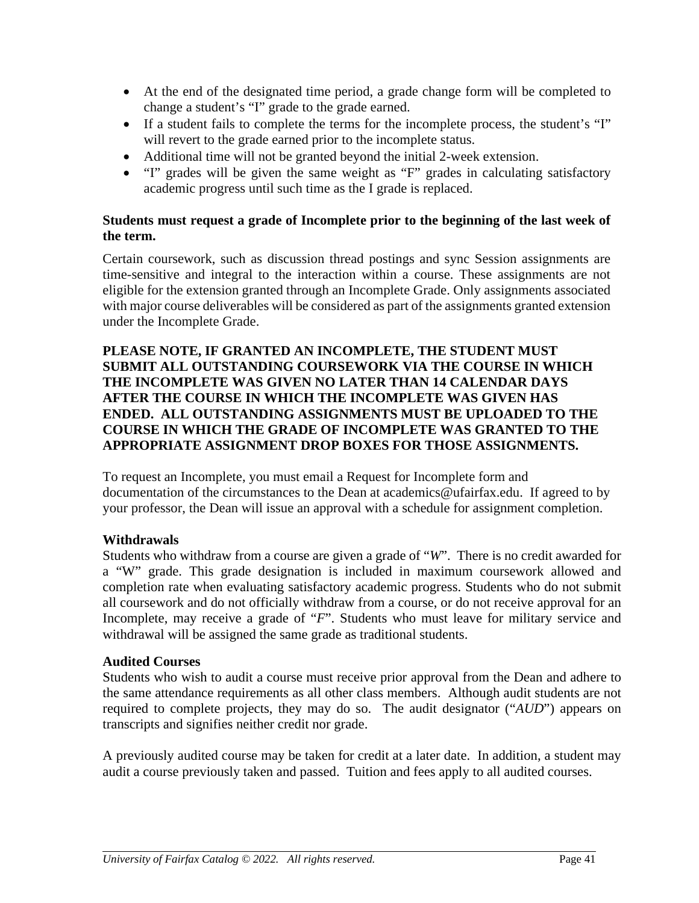- At the end of the designated time period, a grade change form will be completed to change a student's "I" grade to the grade earned.
- If a student fails to complete the terms for the incomplete process, the student's "I" will revert to the grade earned prior to the incomplete status.
- Additional time will not be granted beyond the initial 2-week extension.
- "I" grades will be given the same weight as "F" grades in calculating satisfactory academic progress until such time as the I grade is replaced.

**Students must request a grade of Incomplete prior to the beginning of the last week of the term.**

Certain coursework, such as discussion thread postings and sync Session assignments are time-sensitive and integral to the interaction within a course. These assignments are not eligible for the extension granted through an Incomplete Grade. Only assignments associated with major course deliverables will be considered as part of the assignments granted extension under the Incomplete Grade.

**PLEASE NOTE, IF GRANTED AN INCOMPLETE, THE STUDENT MUST SUBMIT ALL OUTSTANDING COURSEWORK VIA THE COURSE IN WHICH THE INCOMPLETE WAS GIVEN NO LATER THAN 14 CALENDAR DAYS AFTER THE COURSE IN WHICH THE INCOMPLETE WAS GIVEN HAS ENDED. ALL OUTSTANDING ASSIGNMENTS MUST BE UPLOADED TO THE COURSE IN WHICH THE GRADE OF INCOMPLETE WAS GRANTED TO THE APPROPRIATE ASSIGNMENT DROP BOXES FOR THOSE ASSIGNMENTS.**

To request an Incomplete, you must email a Request for Incomplete form and documentation of the circumstances to the Dean at academics@ufairfax.edu. If agreed to by your professor, the Dean will issue an approval with a schedule for assignment completion.

**Withdrawals**

Students who withdraw from a course are given a grade of "*W*". There is no credit awarded for a "W" grade. This grade designation is included in maximum coursework allowed and completion rate when evaluating satisfactory academic progress. Students who do not submit all coursework and do not officially withdraw from a course, or do not receive approval for an Incomplete, may receive a grade of "*F*". Students who must leave for military service and withdrawal will be assigned the same grade as traditional students.

**Audited Courses**

Students who wish to audit a course must receive prior approval from the Dean and adhere to the same attendance requirements as all other class members. Although audit students are not required to complete projects, they may do so. The audit designator ("*AUD*") appears on transcripts and signifies neither credit nor grade.

A previously audited course may be taken for credit at a later date. In addition, a student may audit a course previously taken and passed. Tuition and fees apply to all audited courses.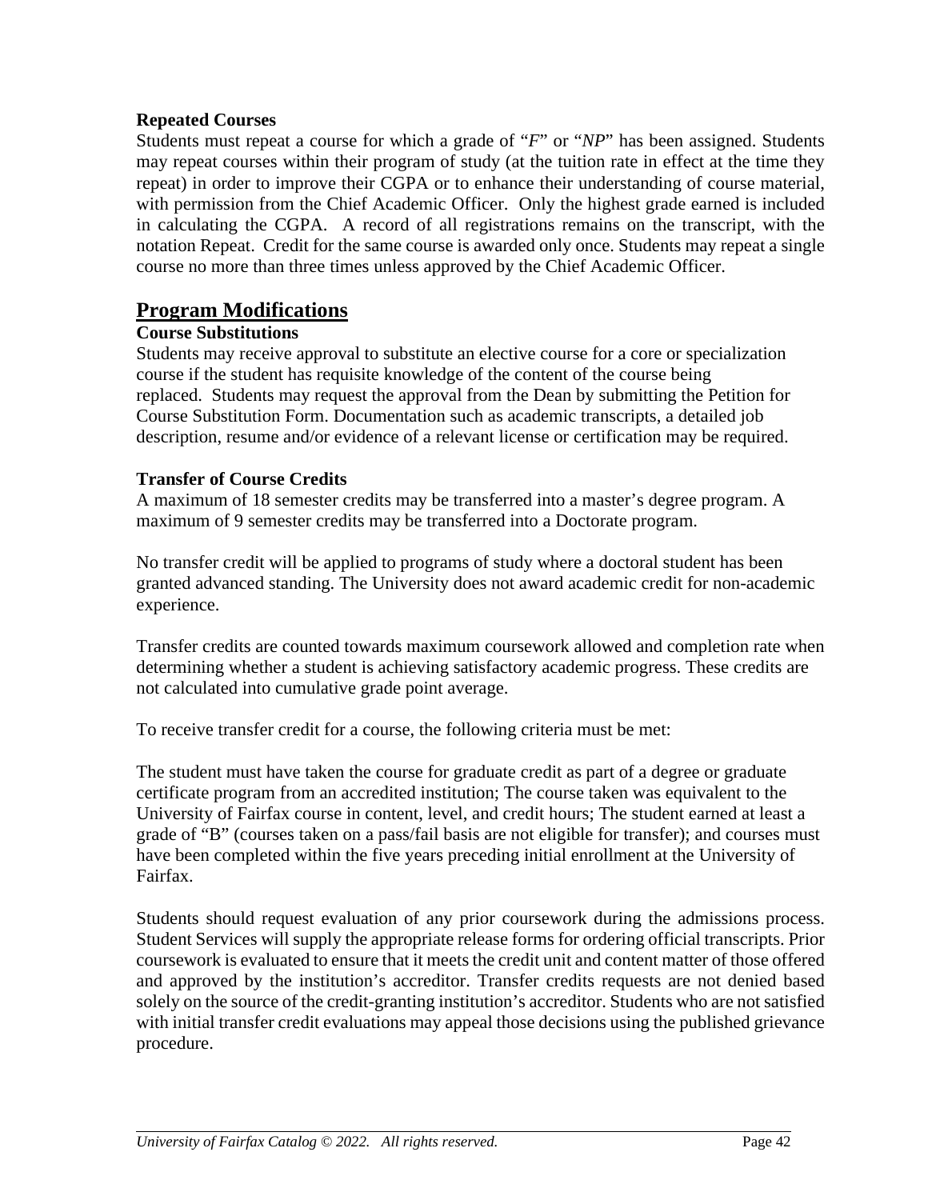**Repeated Courses**

Students must repeat a course for which a grade of "*F*" or "*NP*" has been assigned. Students may repeat courses within their program of study (at the tuition rate in effect at the time they repeat) in order to improve their CGPA or to enhance their understanding of course material, with permission from the Chief Academic Officer. Only the highest grade earned is included in calculating the CGPA. A record of all registrations remains on the transcript, with the notation Repeat. Credit for the same course is awarded only once. Students may repeat a single course no more than three times unless approved by the Chief Academic Officer.

## Program Modifications

**Course Substitutions**

Students may receive approval to substitute an elective course for a core or specialization course if the student has requisite knowledge of the content of the course being replaced. Students may request the approval from the Dean by submitting the Petition for Course Substitution Form. Documentation such as academic transcripts, a detailed job description, resume and/or evidence of a relevant license or certification may be required.

**Transfer of Course Credits**

A maximum of 18 semester credits may be transferred into a master's degree program. A maximum of 9 semester credits may be transferred into a Doctorate program.

No transfer credit will be applied to programs of study where a doctoral student has been granted advanced standing. The University does not award academic credit for non-academic experience.

Transfer credits are counted towards maximum coursework allowed and completion rate when determining whether a student is achieving satisfactory academic progress. These credits are not calculated into cumulative grade point average.

To receive transfer credit for a course, the following criteria must be met:

The student must have taken the course for graduate credit as part of a degree or graduate certificate program from an accredited institution; The course taken was equivalent to the University of Fairfax course in content, level, and credit hours; The student earned at least a grade of "B" (courses taken on a pass/fail basis are not eligible for transfer); and courses must have been completed within the five years preceding initial enrollment at the University of Fairfax.

Students should request evaluation of any prior coursework during the admissions process. Student Services will supply the appropriate release forms for ordering official transcripts. Prior coursework is evaluated to ensure that it meets the credit unit and content matter of those offered and approved by the institution's accreditor. Transfer credits requests are not denied based solely on the source of the credit-granting institution's accreditor. Students who are not satisfied with initial transfer credit evaluations may appeal those decisions using the published grievance procedure.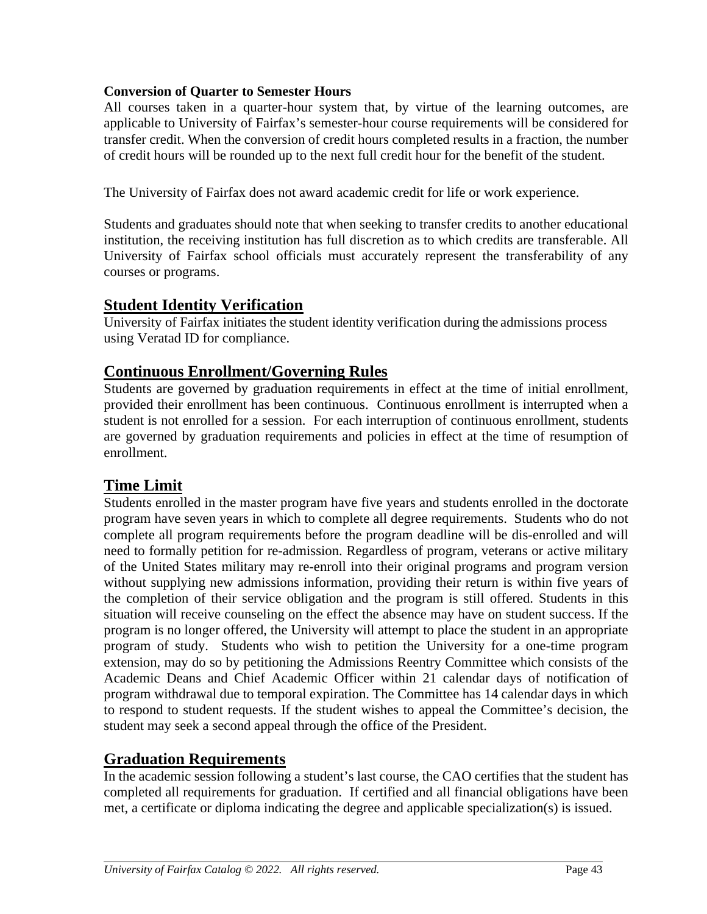**Conversion of Quarter to Semester Hours**

All courses taken in a quarter-hour system that, by virtue of the learning outcomes, are applicable to University of Fairfax's semester-hour course requirements will be considered for transfer credit. When the conversion of credit hours completed results in a fraction, the number of credit hours will be rounded up to the next full credit hour for the benefit of the student.

The University of Fairfax does not award academic credit for life or work experience.

Students and graduates should note that when seeking to transfer credits to another educational institution, the receiving institution has full discretion as to which credits are transferable. All University of Fairfax school officials must accurately represent the transferability of any courses or programs.

## Student Identity Verification

University of Fairfax initiates the student identity verification during the admissions process using Veratad ID for compliance.

## Continuous Enrollment/Governing Rules

Students are governed by graduation requirements in effect at the time of initial enrollment, provided their enrollment has been continuous. Continuous enrollment is interrupted when a student is not enrolled for a session. For each interruption of continuous enrollment, students are governed by graduation requirements and policies in effect at the time of resumption of enrollment.

## Time Limit

Students enrolled in the master program have five years and students enrolled in the doctorate program have seven years in which to complete all degree requirements. Students who do not complete all program requirements before the program deadline will be dis-enrolled and will need to formally petition for re-admission. Regardless of program, veterans or active military of the United States military may re-enroll into their original programs and program version without supplying new admissions information, providing their return is within five years of the completion of their service obligation and the program is still offered. Students in this situation will receive counseling on the effect the absence may have on student success. If the program is no longer offered, the University will attempt to place the student in an appropriate program of study. Students who wish to petition the University for a one-time program extension, may do so by petitioning the Admissions Reentry Committee which consists of the Academic Deans and Chief Academic Officer within 21 calendar days of notification of program withdrawal due to temporal expiration. The Committee has 14 calendar days in which to respond to student requests. If the student wishes to appeal the Committee's decision, the student may seek a second appeal through the office of the President.

## Graduation Requirements

In the academic session following a student's last course, the CAO certifies that the student has completed all requirements for graduation. If certified and all financial obligations have been met, a certificate or diploma indicating the degree and applicable specialization(s) is issued.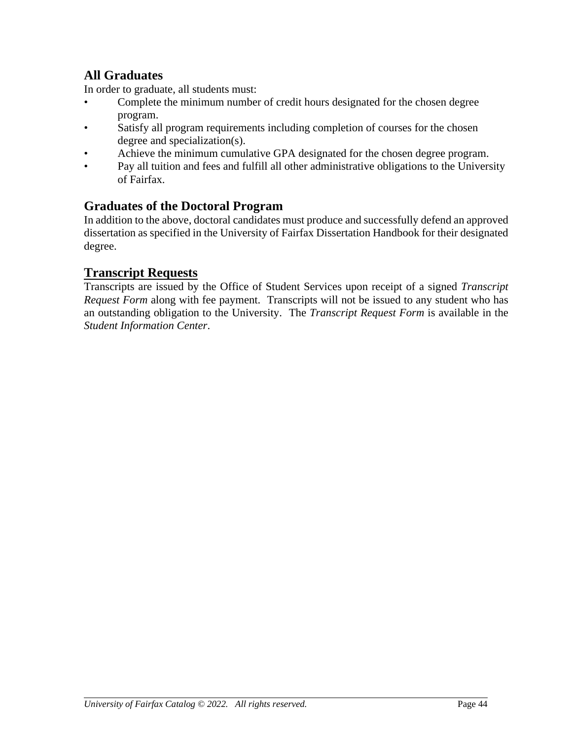### All Graduates

In order to graduate, all students must:

- Complete the minimum number of credit hours designated for the chosen degree program.
- Satisfy all program requirements including completion of courses for the chosen degree and specialization(s).
- Achieve the minimum cumulative GPA designated for the chosen degree program.
- Pay all tuition and fees and fulfill all other administrative obligations to the University of Fairfax.

### Graduates of the Doctoral Program

In addition to the above, doctoral candidates must produce and successfully defend an approved dissertation as specified in the University of Fairfax Dissertation Handbook for their designated degree.

## Transcript Requests

Transcripts are issued by the Office of Student Services upon receipt of a signed *Transcript Request Form* along with fee payment. Transcripts will not be issued to any student who has an outstanding obligation to the University. The *Transcript Request Form* is available in the *Student Information Center*.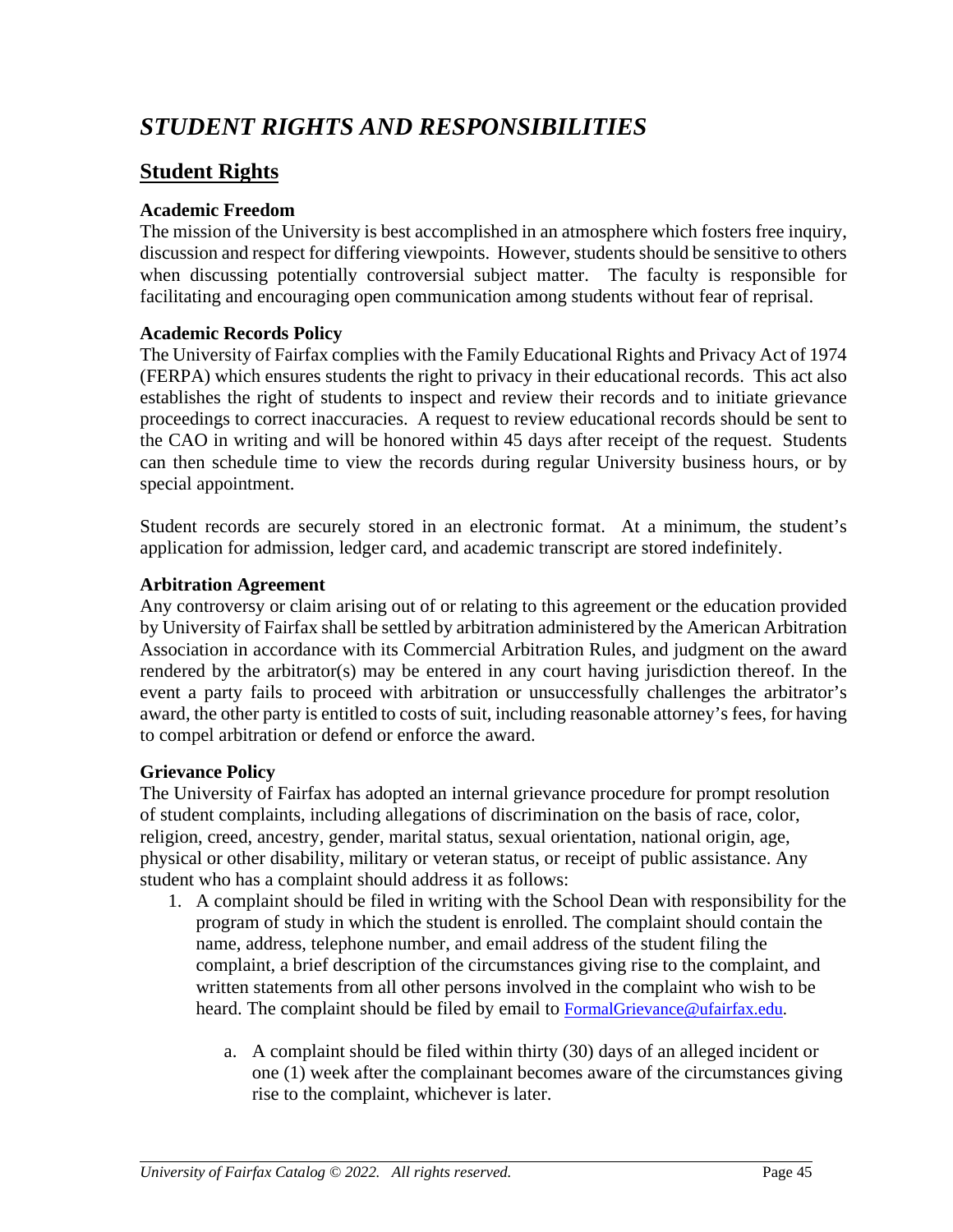# *STUDENT RIGHTS AND RESPONSIBILITIES*

## Student Rights

### Academic Freedom

The mission of the University is best accomplished in an atmosphere which fosters free inquiry, discussion and respect for differing viewpoints. However, students should be sensitive to others when discussing potentially controversial subject matter. The faculty is responsible for facilitating and encouraging open communication among students without fear of reprisal.

### Academic Records Policy

The University of Fairfax complies with the Family Educational Rights and Privacy Act of 1974 (FERPA) which ensures students the right to privacy in their educational records. This act also establishes the right of students to inspect and review their records and to initiate grievance proceedings to correct inaccuracies. A request to review educational records should be sent to the CAO in writing and will be honored within 45 days after receipt of the request. Students can then schedule time to view the records during regular University business hours, or by special appointment.

Student records are securely stored in an electronic format. At a minimum, the student's application for admission, ledger card, and academic transcript are stored indefinitely.

### Arbitration Agreement

Any controversy or claim arising out of or relating to this agreement or the education provided by University of Fairfax shall be settled by arbitration administered by the American Arbitration Association in accordance with its Commercial Arbitration Rules, and judgment on the award rendered by the arbitrator(s) may be entered in any court having jurisdiction thereof. In the event a party fails to proceed with arbitration or unsuccessfully challenges the arbitrator's award, the other party is entitled to costs of suit, including reasonable attorney's fees, for having to compel arbitration or defend or enforce the award.

### Grievance Policy

The University of Fairfax has adopted an internal grievance procedure for prompt resolution of student complaints, including allegations of discrimination on the basis of race, color, religion, creed, ancestry, gender, marital status, sexual orientation, national origin, age, physical or other disability, military or veteran status, or receipt of public assistance. Any student who has a complaint should address it as follows:

1. A complaint should be filed in writing with the School Dean with responsibility for the program of study in which the student is enrolled. The complaint should contain the name, address, telephone number, and email address of the student filing the complaint, a brief description of the circumstances giving rise to the complaint, and written statements from all other persons involved in the complaint who wish to be heard. The complaint should be filed by email to FormalGrievance@ufairfax.edu.

   a. A complaint should be filed within thirty (30) days of an alleged incident or one (1) week after the complainant becomes aware of the circumstances giving rise to the complaint, whichever is later.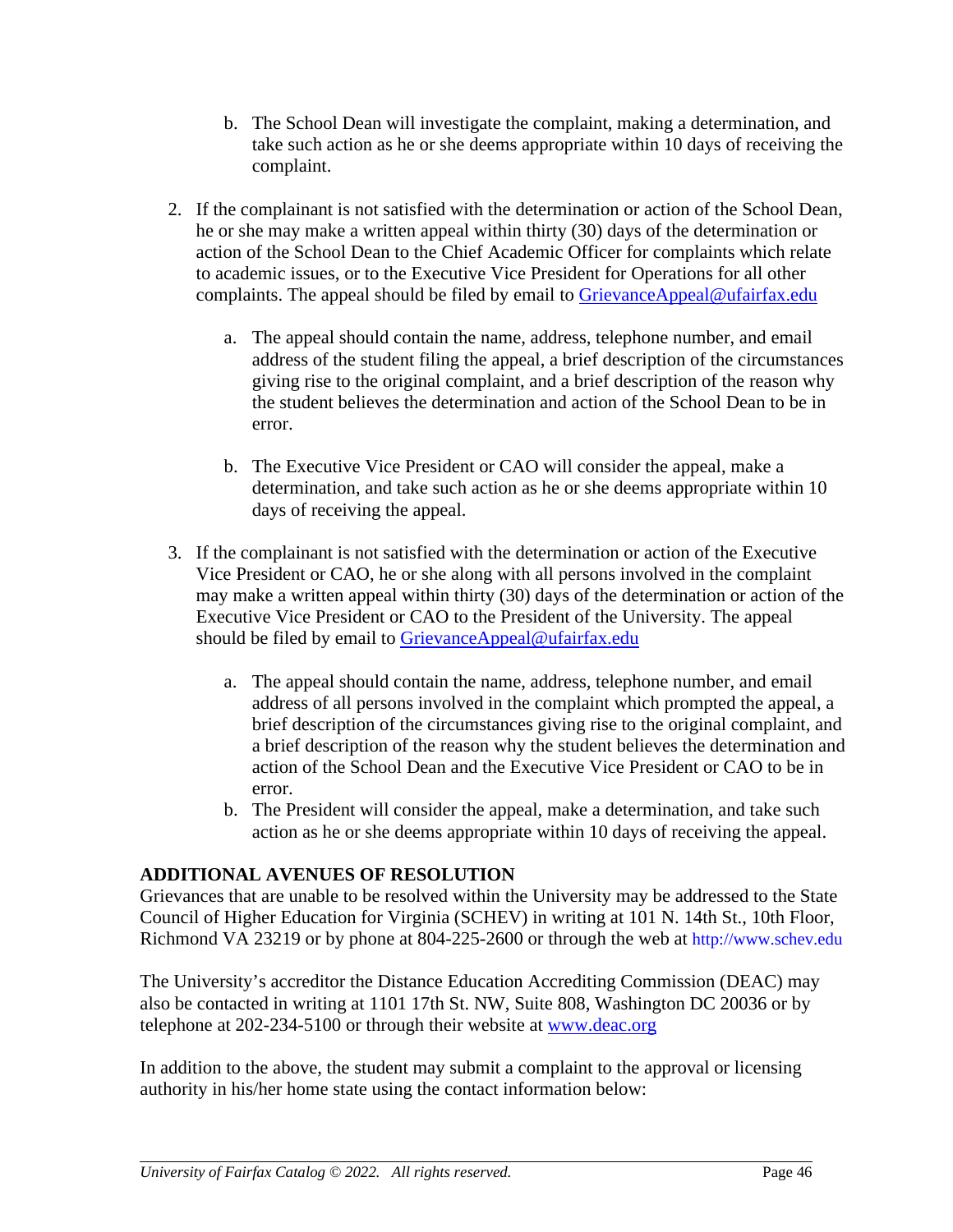b. The School Dean will investigate the complaint, making a determination, and take such action as he or she deems appropriate within 10 days of receiving the complaint.

2. If the complainant is not satisfied with the determination or action of the School Dean, he or she may make a written appeal within thirty (30) days of the determination or action of the School Dean to the Chief Academic Officer for complaints which relate to academic issues, or to the Executive Vice President for Operations for all other complaints. The appeal should be filed by email to GrievanceAppeal@ufairfax.edu

   a. The appeal should contain the name, address, telephone number, and email address of the student filing the appeal, a brief description of the circumstances giving rise to the original complaint, and a brief description of the reason why the student believes the determination and action of the School Dean to be in error.

   b. The Executive Vice President or CAO will consider the appeal, make a determination, and take such action as he or she deems appropriate within 10 days of receiving the appeal.

3. If the complainant is not satisfied with the determination or action of the Executive Vice President or CAO, he or she along with all persons involved in the complaint may make a written appeal within thirty (30) days of the determination or action of the Executive Vice President or CAO to the President of the University. The appeal should be filed by email to GrievanceAppeal@ufairfax.edu

   a. The appeal should contain the name, address, telephone number, and email address of all persons involved in the complaint which prompted the appeal, a brief description of the circumstances giving rise to the original complaint, and a brief description of the reason why the student believes the determination and action of the School Dean and the Executive Vice President or CAO to be in error.
   b. The President will consider the appeal, make a determination, and take such action as he or she deems appropriate within 10 days of receiving the appeal.

**ADDITIONAL AVENUES OF RESOLUTION**

Grievances that are unable to be resolved within the University may be addressed to the State Council of Higher Education for Virginia (SCHEV) in writing at 101 N. 14th St., 10th Floor, Richmond VA 23219 or by phone at 804-225-2600 or through the web at http://www.schev.edu

The University's accreditor the Distance Education Accrediting Commission (DEAC) may also be contacted in writing at 1101 17th St. NW, Suite 808, Washington DC 20036 or by telephone at 202-234-5100 or through their website at www.deac.org

In addition to the above, the student may submit a complaint to the approval or licensing authority in his/her home state using the contact information below: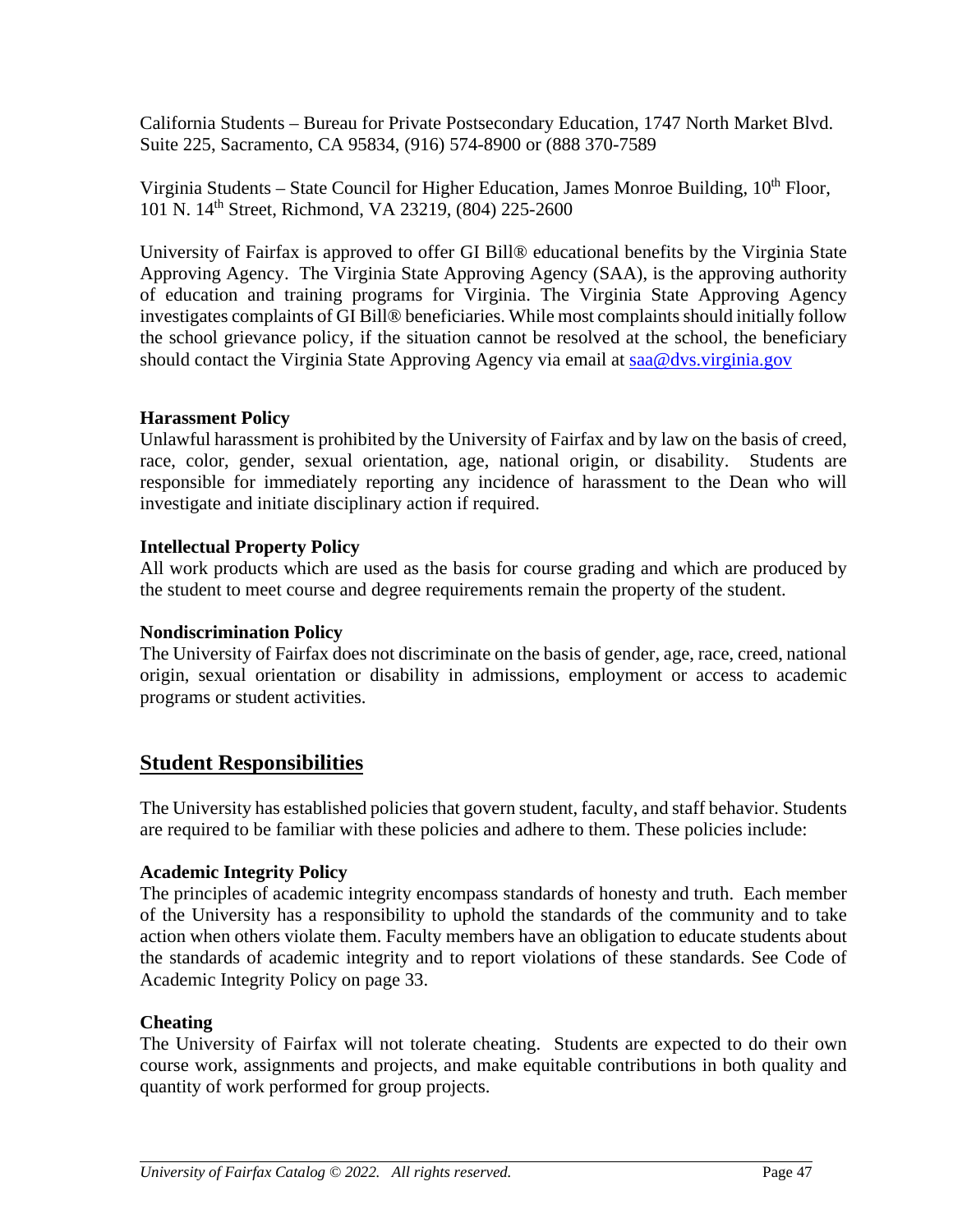California Students – Bureau for Private Postsecondary Education, 1747 North Market Blvd. Suite 225, Sacramento, CA 95834, (916) 574-8900 or (888 370-7589

Virginia Students – State Council for Higher Education, James Monroe Building, 10th Floor, 101 N. 14th Street, Richmond, VA 23219, (804) 225-2600

University of Fairfax is approved to offer GI Bill® educational benefits by the Virginia State Approving Agency. The Virginia State Approving Agency (SAA), is the approving authority of education and training programs for Virginia. The Virginia State Approving Agency investigates complaints of GI Bill® beneficiaries. While most complaints should initially follow the school grievance policy, if the situation cannot be resolved at the school, the beneficiary should contact the Virginia State Approving Agency via email at saa@dvs.virginia.gov

**Harassment Policy**

Unlawful harassment is prohibited by the University of Fairfax and by law on the basis of creed, race, color, gender, sexual orientation, age, national origin, or disability. Students are responsible for immediately reporting any incidence of harassment to the Dean who will investigate and initiate disciplinary action if required.

**Intellectual Property Policy**

All work products which are used as the basis for course grading and which are produced by the student to meet course and degree requirements remain the property of the student.

**Nondiscrimination Policy**

The University of Fairfax does not discriminate on the basis of gender, age, race, creed, national origin, sexual orientation or disability in admissions, employment or access to academic programs or student activities.

## Student Responsibilities

The University has established policies that govern student, faculty, and staff behavior. Students are required to be familiar with these policies and adhere to them. These policies include:

**Academic Integrity Policy**

The principles of academic integrity encompass standards of honesty and truth. Each member of the University has a responsibility to uphold the standards of the community and to take action when others violate them. Faculty members have an obligation to educate students about the standards of academic integrity and to report violations of these standards. See Code of Academic Integrity Policy on page 33.

**Cheating**

The University of Fairfax will not tolerate cheating. Students are expected to do their own course work, assignments and projects, and make equitable contributions in both quality and quantity of work performed for group projects.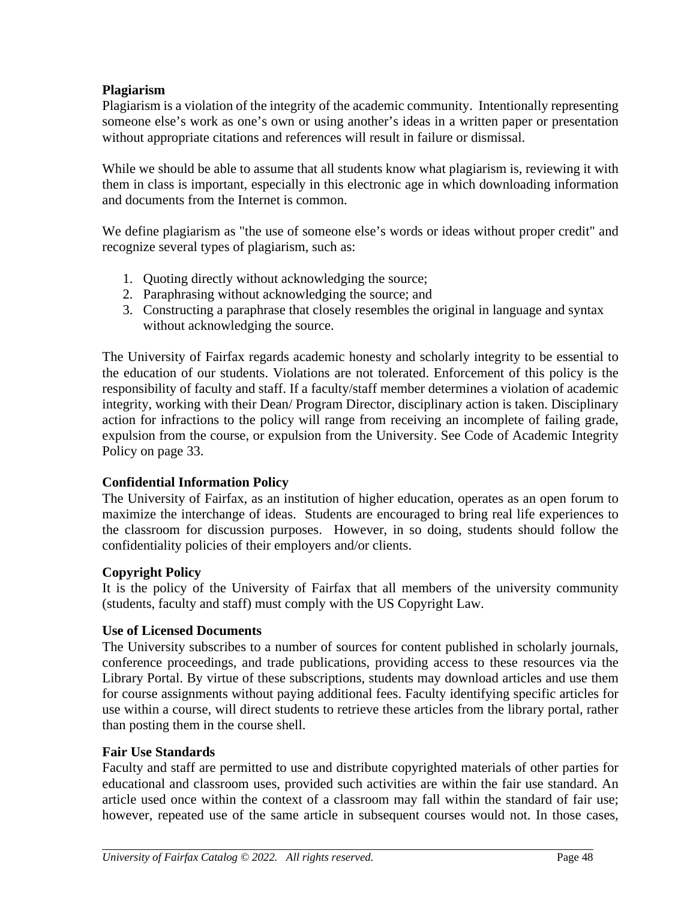**Plagiarism**

Plagiarism is a violation of the integrity of the academic community. Intentionally representing someone else's work as one's own or using another's ideas in a written paper or presentation without appropriate citations and references will result in failure or dismissal.

While we should be able to assume that all students know what plagiarism is, reviewing it with them in class is important, especially in this electronic age in which downloading information and documents from the Internet is common.

We define plagiarism as "the use of someone else's words or ideas without proper credit" and recognize several types of plagiarism, such as:

1. Quoting directly without acknowledging the source;
2. Paraphrasing without acknowledging the source; and
3. Constructing a paraphrase that closely resembles the original in language and syntax without acknowledging the source.

The University of Fairfax regards academic honesty and scholarly integrity to be essential to the education of our students. Violations are not tolerated. Enforcement of this policy is the responsibility of faculty and staff. If a faculty/staff member determines a violation of academic integrity, working with their Dean/ Program Director, disciplinary action is taken. Disciplinary action for infractions to the policy will range from receiving an incomplete of failing grade, expulsion from the course, or expulsion from the University. See Code of Academic Integrity Policy on page 33.

**Confidential Information Policy**

The University of Fairfax, as an institution of higher education, operates as an open forum to maximize the interchange of ideas. Students are encouraged to bring real life experiences to the classroom for discussion purposes. However, in so doing, students should follow the confidentiality policies of their employers and/or clients.

**Copyright Policy**

It is the policy of the University of Fairfax that all members of the university community (students, faculty and staff) must comply with the US Copyright Law.

**Use of Licensed Documents**

The University subscribes to a number of sources for content published in scholarly journals, conference proceedings, and trade publications, providing access to these resources via the Library Portal. By virtue of these subscriptions, students may download articles and use them for course assignments without paying additional fees. Faculty identifying specific articles for use within a course, will direct students to retrieve these articles from the library portal, rather than posting them in the course shell.

**Fair Use Standards**

Faculty and staff are permitted to use and distribute copyrighted materials of other parties for educational and classroom uses, provided such activities are within the fair use standard. An article used once within the context of a classroom may fall within the standard of fair use; however, repeated use of the same article in subsequent courses would not. In those cases,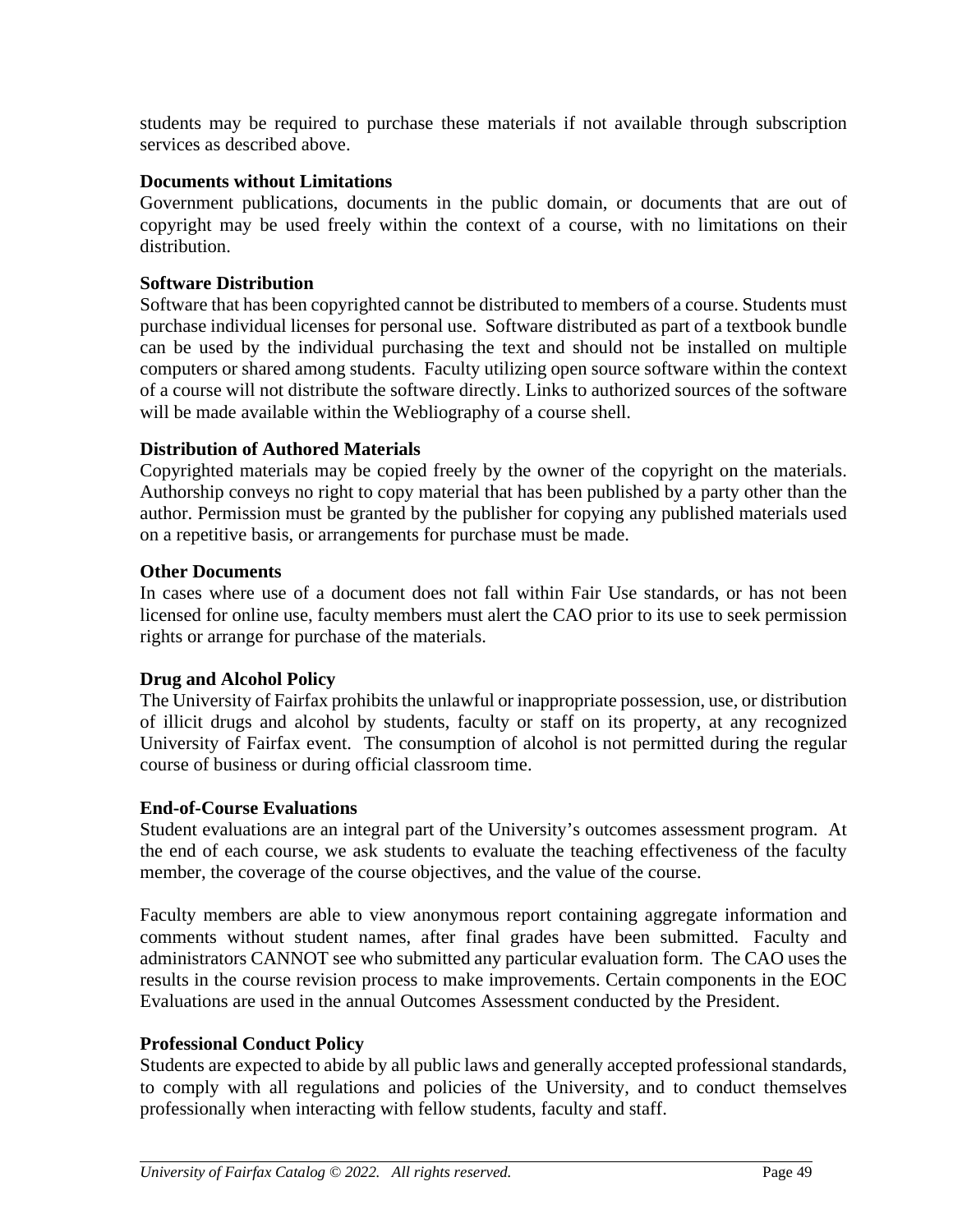students may be required to purchase these materials if not available through subscription services as described above.

**Documents without Limitations**

Government publications, documents in the public domain, or documents that are out of copyright may be used freely within the context of a course, with no limitations on their distribution.

**Software Distribution**

Software that has been copyrighted cannot be distributed to members of a course. Students must purchase individual licenses for personal use. Software distributed as part of a textbook bundle can be used by the individual purchasing the text and should not be installed on multiple computers or shared among students. Faculty utilizing open source software within the context of a course will not distribute the software directly. Links to authorized sources of the software will be made available within the Webliography of a course shell.

**Distribution of Authored Materials**

Copyrighted materials may be copied freely by the owner of the copyright on the materials. Authorship conveys no right to copy material that has been published by a party other than the author. Permission must be granted by the publisher for copying any published materials used on a repetitive basis, or arrangements for purchase must be made.

**Other Documents**

In cases where use of a document does not fall within Fair Use standards, or has not been licensed for online use, faculty members must alert the CAO prior to its use to seek permission rights or arrange for purchase of the materials.

**Drug and Alcohol Policy**

The University of Fairfax prohibits the unlawful or inappropriate possession, use, or distribution of illicit drugs and alcohol by students, faculty or staff on its property, at any recognized University of Fairfax event. The consumption of alcohol is not permitted during the regular course of business or during official classroom time.

**End-of-Course Evaluations**

Student evaluations are an integral part of the University's outcomes assessment program. At the end of each course, we ask students to evaluate the teaching effectiveness of the faculty member, the coverage of the course objectives, and the value of the course.

Faculty members are able to view anonymous report containing aggregate information and comments without student names, after final grades have been submitted. Faculty and administrators CANNOT see who submitted any particular evaluation form. The CAO uses the results in the course revision process to make improvements. Certain components in the EOC Evaluations are used in the annual Outcomes Assessment conducted by the President.

**Professional Conduct Policy**

Students are expected to abide by all public laws and generally accepted professional standards, to comply with all regulations and policies of the University, and to conduct themselves professionally when interacting with fellow students, faculty and staff.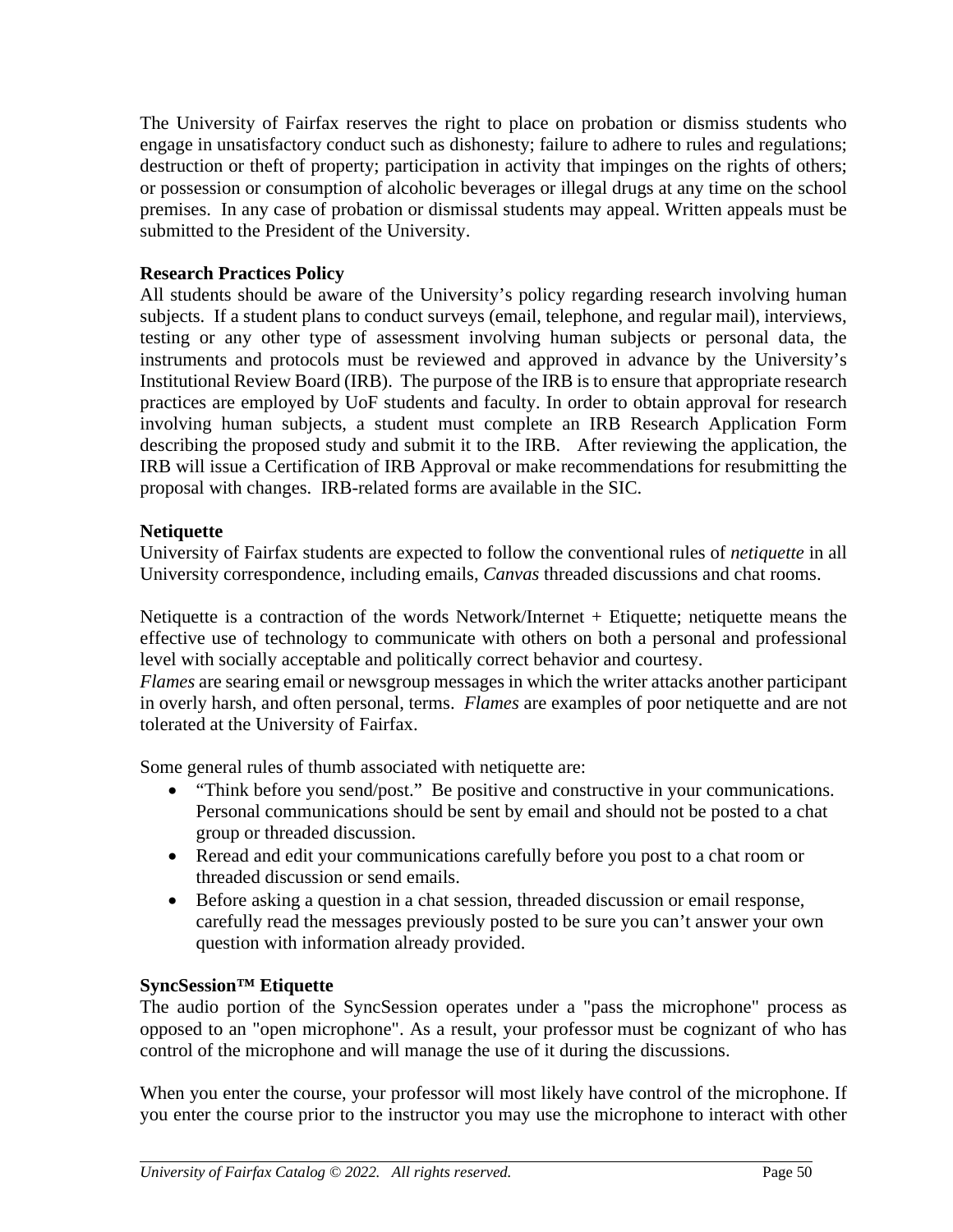The University of Fairfax reserves the right to place on probation or dismiss students who engage in unsatisfactory conduct such as dishonesty; failure to adhere to rules and regulations; destruction or theft of property; participation in activity that impinges on the rights of others; or possession or consumption of alcoholic beverages or illegal drugs at any time on the school premises. In any case of probation or dismissal students may appeal. Written appeals must be submitted to the President of the University.

**Research Practices Policy**

All students should be aware of the University's policy regarding research involving human subjects. If a student plans to conduct surveys (email, telephone, and regular mail), interviews, testing or any other type of assessment involving human subjects or personal data, the instruments and protocols must be reviewed and approved in advance by the University's Institutional Review Board (IRB). The purpose of the IRB is to ensure that appropriate research practices are employed by UoF students and faculty. In order to obtain approval for research involving human subjects, a student must complete an IRB Research Application Form describing the proposed study and submit it to the IRB. After reviewing the application, the IRB will issue a Certification of IRB Approval or make recommendations for resubmitting the proposal with changes. IRB-related forms are available in the SIC.

**Netiquette**

University of Fairfax students are expected to follow the conventional rules of *netiquette* in all University correspondence, including emails, *Canvas* threaded discussions and chat rooms.

Netiquette is a contraction of the words Network/Internet + Etiquette; netiquette means the effective use of technology to communicate with others on both a personal and professional level with socially acceptable and politically correct behavior and courtesy.
*Flames* are searing email or newsgroup messages in which the writer attacks another participant in overly harsh, and often personal, terms. *Flames* are examples of poor netiquette and are not tolerated at the University of Fairfax.

Some general rules of thumb associated with netiquette are:

- "Think before you send/post." Be positive and constructive in your communications. Personal communications should be sent by email and should not be posted to a chat group or threaded discussion.
- Reread and edit your communications carefully before you post to a chat room or threaded discussion or send emails.
- Before asking a question in a chat session, threaded discussion or email response, carefully read the messages previously posted to be sure you can't answer your own question with information already provided.

**SyncSession™ Etiquette**

The audio portion of the SyncSession operates under a "pass the microphone" process as opposed to an "open microphone". As a result, your professor must be cognizant of who has control of the microphone and will manage the use of it during the discussions.

When you enter the course, your professor will most likely have control of the microphone. If you enter the course prior to the instructor you may use the microphone to interact with other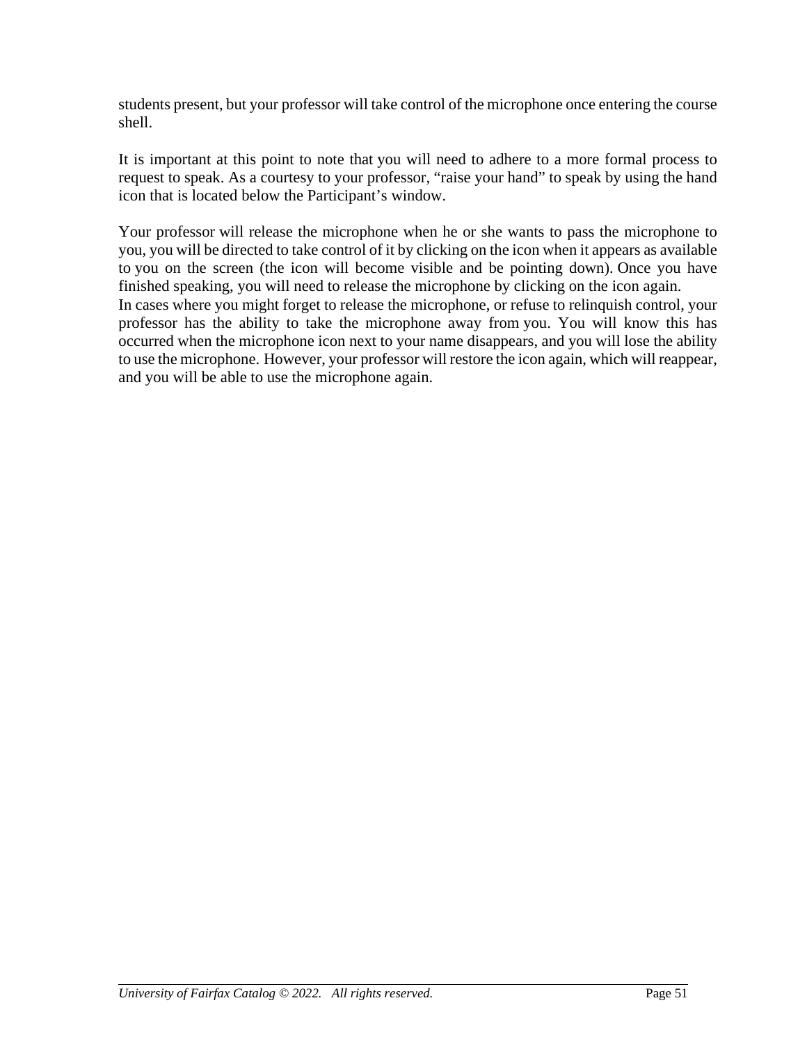students present, but your professor will take control of the microphone once entering the course shell.

It is important at this point to note that you will need to adhere to a more formal process to request to speak. As a courtesy to your professor, "raise your hand" to speak by using the hand icon that is located below the Participant's window.

Your professor will release the microphone when he or she wants to pass the microphone to you, you will be directed to take control of it by clicking on the icon when it appears as available to you on the screen (the icon will become visible and be pointing down). Once you have finished speaking, you will need to release the microphone by clicking on the icon again.
In cases where you might forget to release the microphone, or refuse to relinquish control, your professor has the ability to take the microphone away from you. You will know this has occurred when the microphone icon next to your name disappears, and you will lose the ability to use the microphone. However, your professor will restore the icon again, which will reappear, and you will be able to use the microphone again.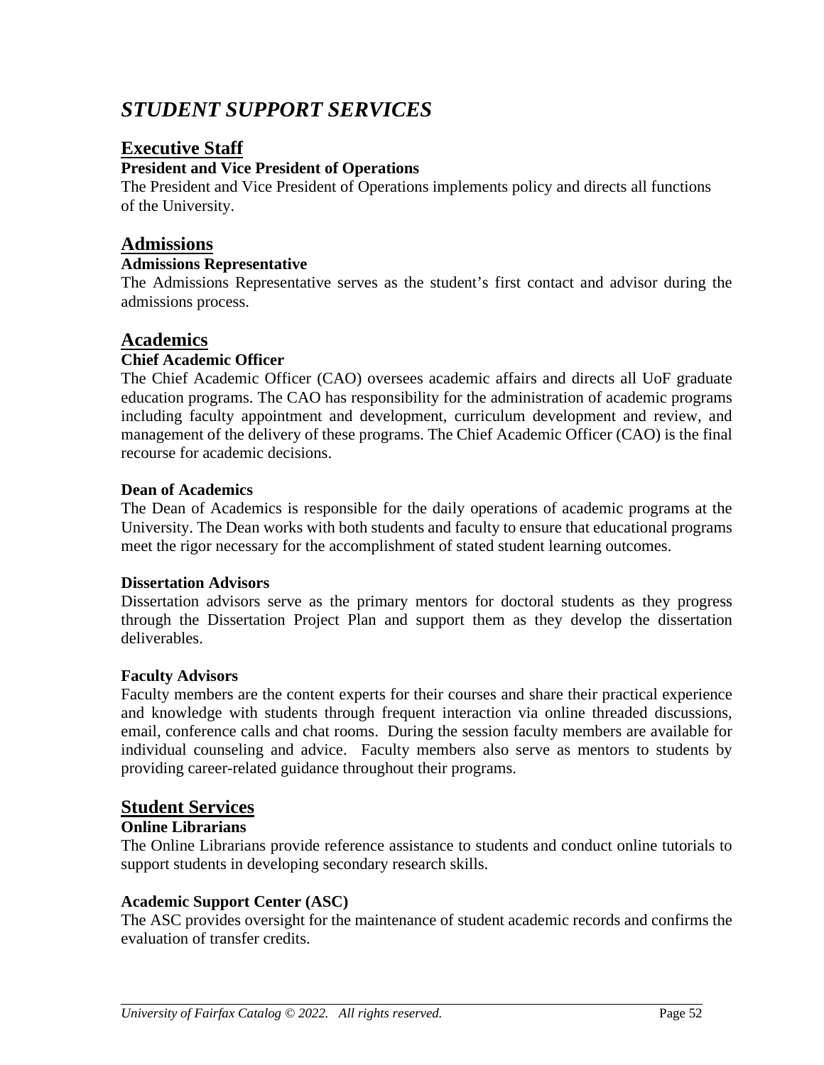# *STUDENT SUPPORT SERVICES*

## Executive Staff

**President and Vice President of Operations**

The President and Vice President of Operations implements policy and directs all functions of the University.

## Admissions

**Admissions Representative**

The Admissions Representative serves as the student's first contact and advisor during the admissions process.

## Academics

**Chief Academic Officer**

The Chief Academic Officer (CAO) oversees academic affairs and directs all UoF graduate education programs. The CAO has responsibility for the administration of academic programs including faculty appointment and development, curriculum development and review, and management of the delivery of these programs. The Chief Academic Officer (CAO) is the final recourse for academic decisions.

**Dean of Academics**

The Dean of Academics is responsible for the daily operations of academic programs at the University. The Dean works with both students and faculty to ensure that educational programs meet the rigor necessary for the accomplishment of stated student learning outcomes.

**Dissertation Advisors**

Dissertation advisors serve as the primary mentors for doctoral students as they progress through the Dissertation Project Plan and support them as they develop the dissertation deliverables.

**Faculty Advisors**

Faculty members are the content experts for their courses and share their practical experience and knowledge with students through frequent interaction via online threaded discussions, email, conference calls and chat rooms. During the session faculty members are available for individual counseling and advice. Faculty members also serve as mentors to students by providing career-related guidance throughout their programs.

## Student Services

**Online Librarians**

The Online Librarians provide reference assistance to students and conduct online tutorials to support students in developing secondary research skills.

**Academic Support Center (ASC)**

The ASC provides oversight for the maintenance of student academic records and confirms the evaluation of transfer credits.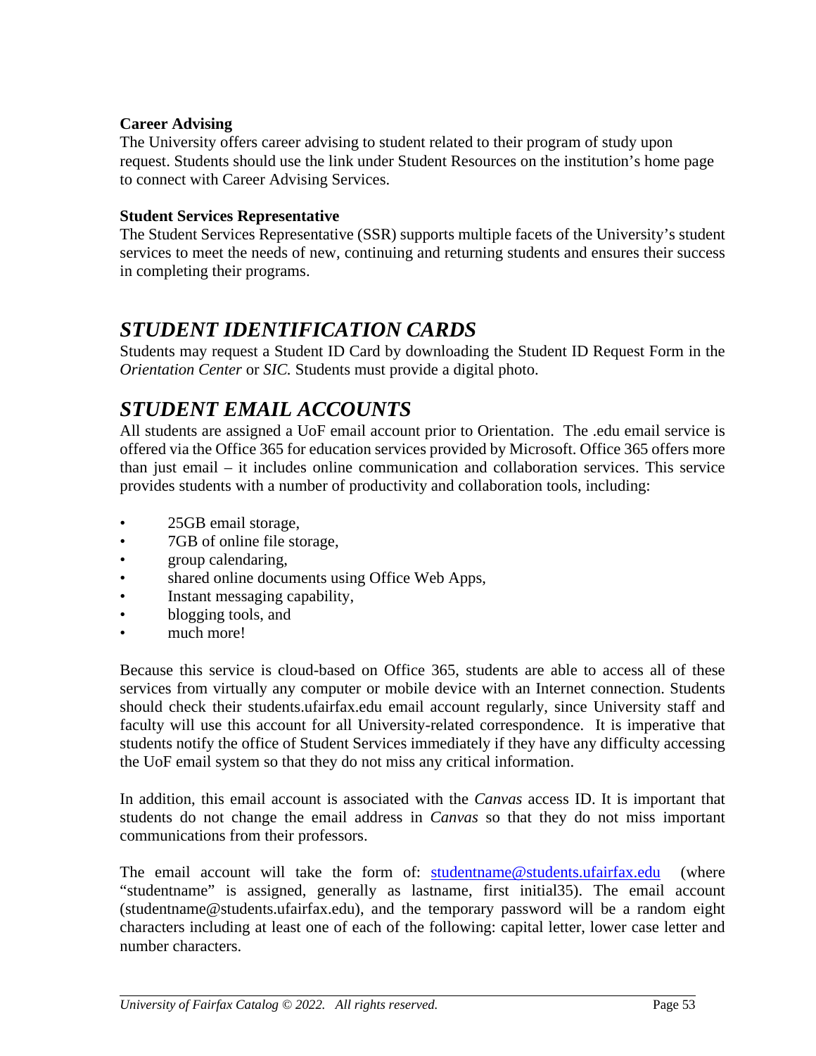### Career Advising

The University offers career advising to student related to their program of study upon request. Students should use the link under Student Resources on the institution's home page to connect with Career Advising Services.

### Student Services Representative

The Student Services Representative (SSR) supports multiple facets of the University's student services to meet the needs of new, continuing and returning students and ensures their success in completing their programs.

## *STUDENT IDENTIFICATION CARDS*

Students may request a Student ID Card by downloading the Student ID Request Form in the *Orientation Center* or *SIC.* Students must provide a digital photo.

## *STUDENT EMAIL ACCOUNTS*

All students are assigned a UoF email account prior to Orientation. The .edu email service is offered via the Office 365 for education services provided by Microsoft. Office 365 offers more than just email – it includes online communication and collaboration services. This service provides students with a number of productivity and collaboration tools, including:

- 25GB email storage,
- 7GB of online file storage,
- group calendaring,
- shared online documents using Office Web Apps,
- Instant messaging capability,
- blogging tools, and
- much more!

Because this service is cloud-based on Office 365, students are able to access all of these services from virtually any computer or mobile device with an Internet connection. Students should check their students.ufairfax.edu email account regularly, since University staff and faculty will use this account for all University-related correspondence. It is imperative that students notify the office of Student Services immediately if they have any difficulty accessing the UoF email system so that they do not miss any critical information.

In addition, this email account is associated with the *Canvas* access ID. It is important that students do not change the email address in *Canvas* so that they do not miss important communications from their professors.

The email account will take the form of: studentname@students.ufairfax.edu (where "studentname" is assigned, generally as lastname, first initial35). The email account (studentname@students.ufairfax.edu), and the temporary password will be a random eight characters including at least one of each of the following: capital letter, lower case letter and number characters.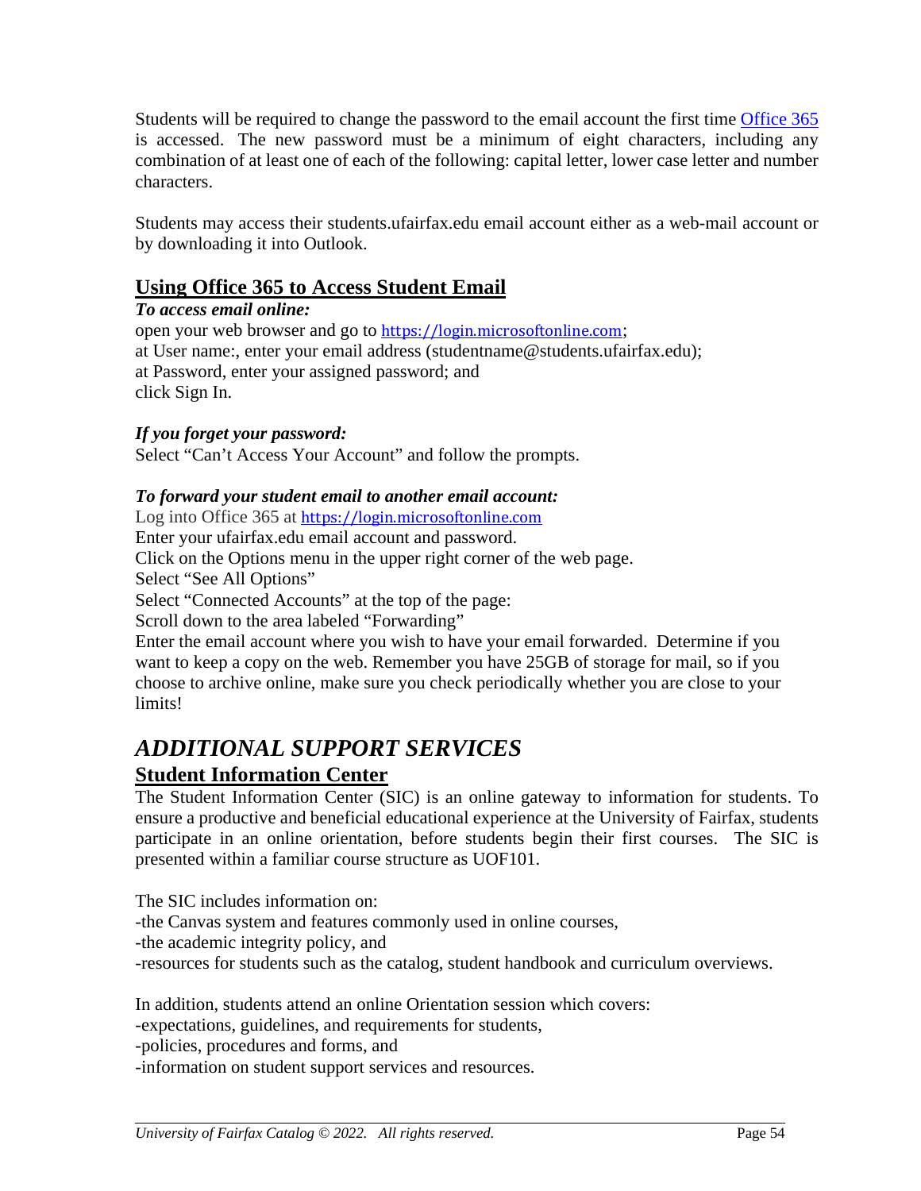Students will be required to change the password to the email account the first time [Office 365](https://login.microsoftonline.com) is accessed. The new password must be a minimum of eight characters, including any combination of at least one of each of the following: capital letter, lower case letter and number characters.

Students may access their students.ufairfax.edu email account either as a web-mail account or by downloading it into Outlook.

## Using Office 365 to Access Student Email

***To access email online:***

open your web browser and go to https://login.microsoftonline.com;
at User name:, enter your email address (studentname@students.ufairfax.edu);
at Password, enter your assigned password; and
click Sign In.

***If you forget your password:***

Select "Can't Access Your Account" and follow the prompts.

***To forward your student email to another email account:***

Log into Office 365 at https://login.microsoftonline.com
Enter your ufairfax.edu email account and password.
Click on the Options menu in the upper right corner of the web page.
Select "See All Options"
Select "Connected Accounts" at the top of the page:
Scroll down to the area labeled "Forwarding"
Enter the email account where you wish to have your email forwarded. Determine if you want to keep a copy on the web. Remember you have 25GB of storage for mail, so if you choose to archive online, make sure you check periodically whether you are close to your limits!

# *ADDITIONAL SUPPORT SERVICES*

## Student Information Center

The Student Information Center (SIC) is an online gateway to information for students. To ensure a productive and beneficial educational experience at the University of Fairfax, students participate in an online orientation, before students begin their first courses. The SIC is presented within a familiar course structure as UOF101.

The SIC includes information on:
-the Canvas system and features commonly used in online courses,
-the academic integrity policy, and
-resources for students such as the catalog, student handbook and curriculum overviews.

In addition, students attend an online Orientation session which covers:
-expectations, guidelines, and requirements for students,
-policies, procedures and forms, and
-information on student support services and resources.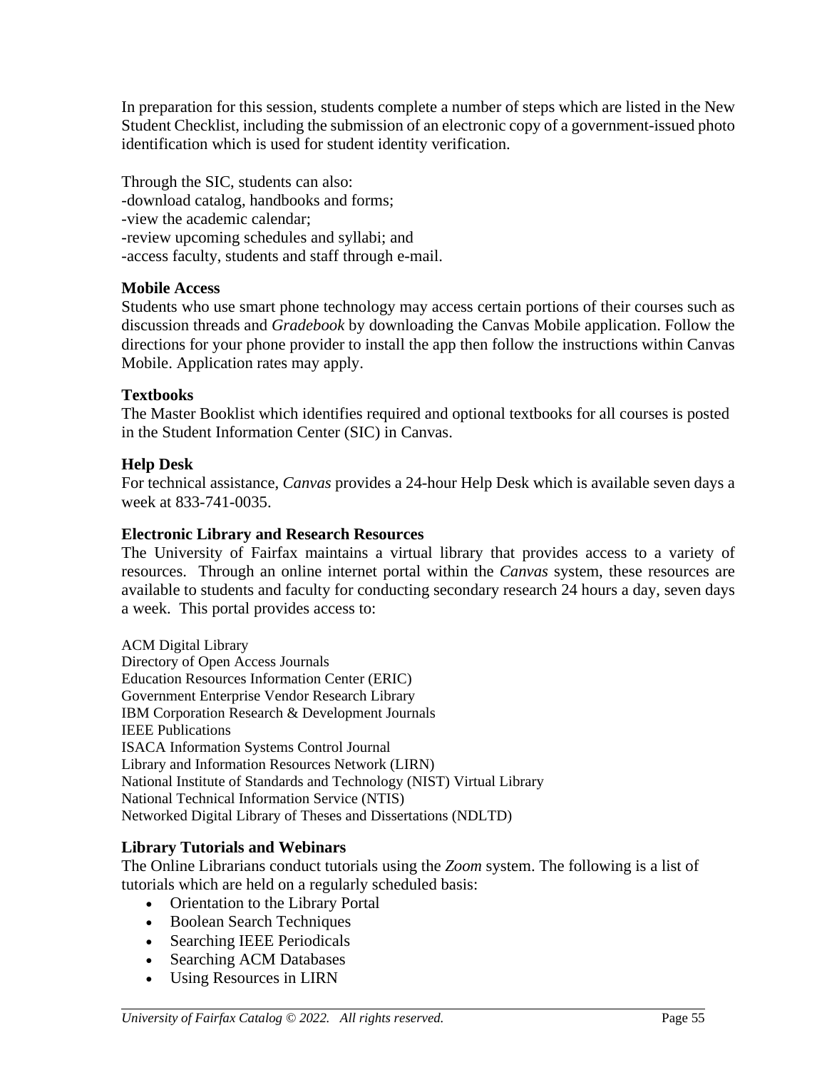In preparation for this session, students complete a number of steps which are listed in the New Student Checklist, including the submission of an electronic copy of a government-issued photo identification which is used for student identity verification.

Through the SIC, students can also:
-download catalog, handbooks and forms;
-view the academic calendar;
-review upcoming schedules and syllabi; and
-access faculty, students and staff through e-mail.

**Mobile Access**
Students who use smart phone technology may access certain portions of their courses such as discussion threads and *Gradebook* by downloading the Canvas Mobile application. Follow the directions for your phone provider to install the app then follow the instructions within Canvas Mobile. Application rates may apply.

**Textbooks**
The Master Booklist which identifies required and optional textbooks for all courses is posted in the Student Information Center (SIC) in Canvas.

**Help Desk**
For technical assistance, *Canvas* provides a 24-hour Help Desk which is available seven days a week at 833-741-0035.

**Electronic Library and Research Resources**
The University of Fairfax maintains a virtual library that provides access to a variety of resources. Through an online internet portal within the *Canvas* system, these resources are available to students and faculty for conducting secondary research 24 hours a day, seven days a week. This portal provides access to:

ACM Digital Library
Directory of Open Access Journals
Education Resources Information Center (ERIC)
Government Enterprise Vendor Research Library
IBM Corporation Research & Development Journals
IEEE Publications
ISACA Information Systems Control Journal
Library and Information Resources Network (LIRN)
National Institute of Standards and Technology (NIST) Virtual Library
National Technical Information Service (NTIS)
Networked Digital Library of Theses and Dissertations (NDLTD)

**Library Tutorials and Webinars**
The Online Librarians conduct tutorials using the *Zoom* system. The following is a list of tutorials which are held on a regularly scheduled basis:

- Orientation to the Library Portal
- Boolean Search Techniques
- Searching IEEE Periodicals
- Searching ACM Databases
- Using Resources in LIRN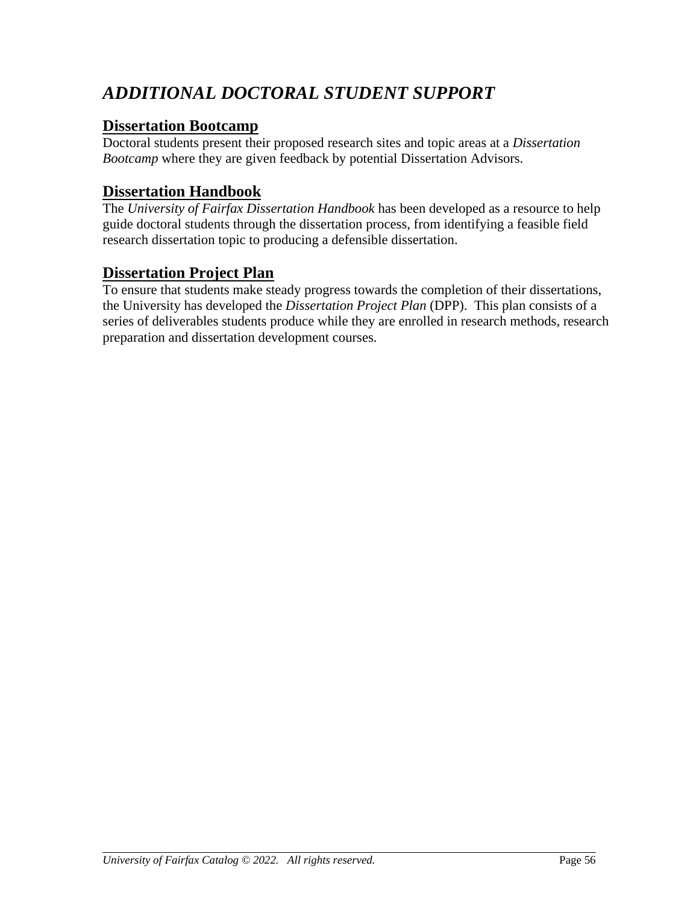# *ADDITIONAL DOCTORAL STUDENT SUPPORT*

## Dissertation Bootcamp

Doctoral students present their proposed research sites and topic areas at a *Dissertation Bootcamp* where they are given feedback by potential Dissertation Advisors.

## Dissertation Handbook

The *University of Fairfax Dissertation Handbook* has been developed as a resource to help guide doctoral students through the dissertation process, from identifying a feasible field research dissertation topic to producing a defensible dissertation.

## Dissertation Project Plan

To ensure that students make steady progress towards the completion of their dissertations, the University has developed the *Dissertation Project Plan* (DPP). This plan consists of a series of deliverables students produce while they are enrolled in research methods, research preparation and dissertation development courses.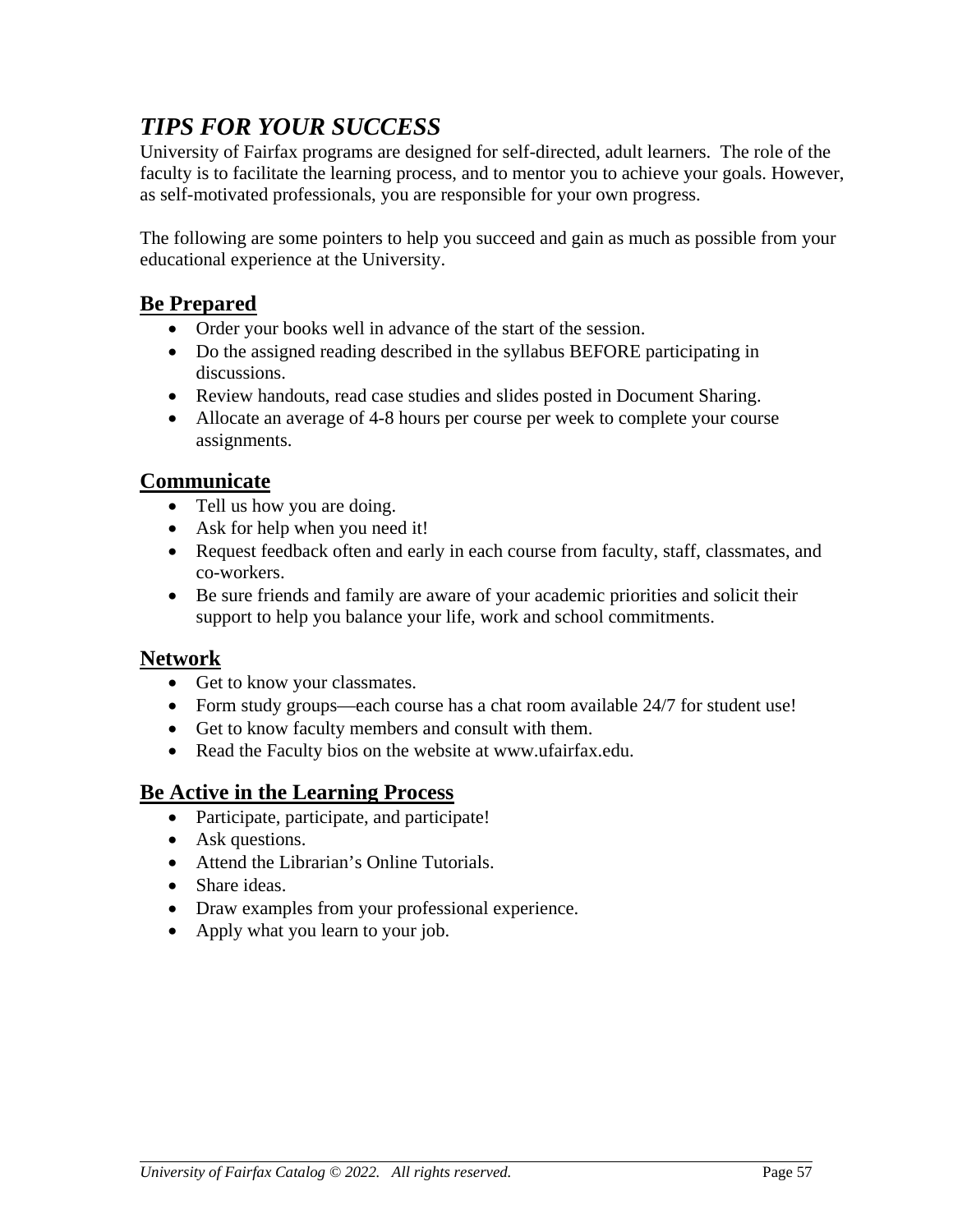## *TIPS FOR YOUR SUCCESS*

University of Fairfax programs are designed for self-directed, adult learners. The role of the faculty is to facilitate the learning process, and to mentor you to achieve your goals. However, as self-motivated professionals, you are responsible for your own progress.

The following are some pointers to help you succeed and gain as much as possible from your educational experience at the University.

### Be Prepared

- Order your books well in advance of the start of the session.
- Do the assigned reading described in the syllabus BEFORE participating in discussions.
- Review handouts, read case studies and slides posted in Document Sharing.
- Allocate an average of 4-8 hours per course per week to complete your course assignments.

### Communicate

- Tell us how you are doing.
- Ask for help when you need it!
- Request feedback often and early in each course from faculty, staff, classmates, and co-workers.
- Be sure friends and family are aware of your academic priorities and solicit their support to help you balance your life, work and school commitments.

### Network

- Get to know your classmates.
- Form study groups—each course has a chat room available 24/7 for student use!
- Get to know faculty members and consult with them.
- Read the Faculty bios on the website at www.ufairfax.edu.

### Be Active in the Learning Process

- Participate, participate, and participate!
- Ask questions.
- Attend the Librarian's Online Tutorials.
- Share ideas.
- Draw examples from your professional experience.
- Apply what you learn to your job.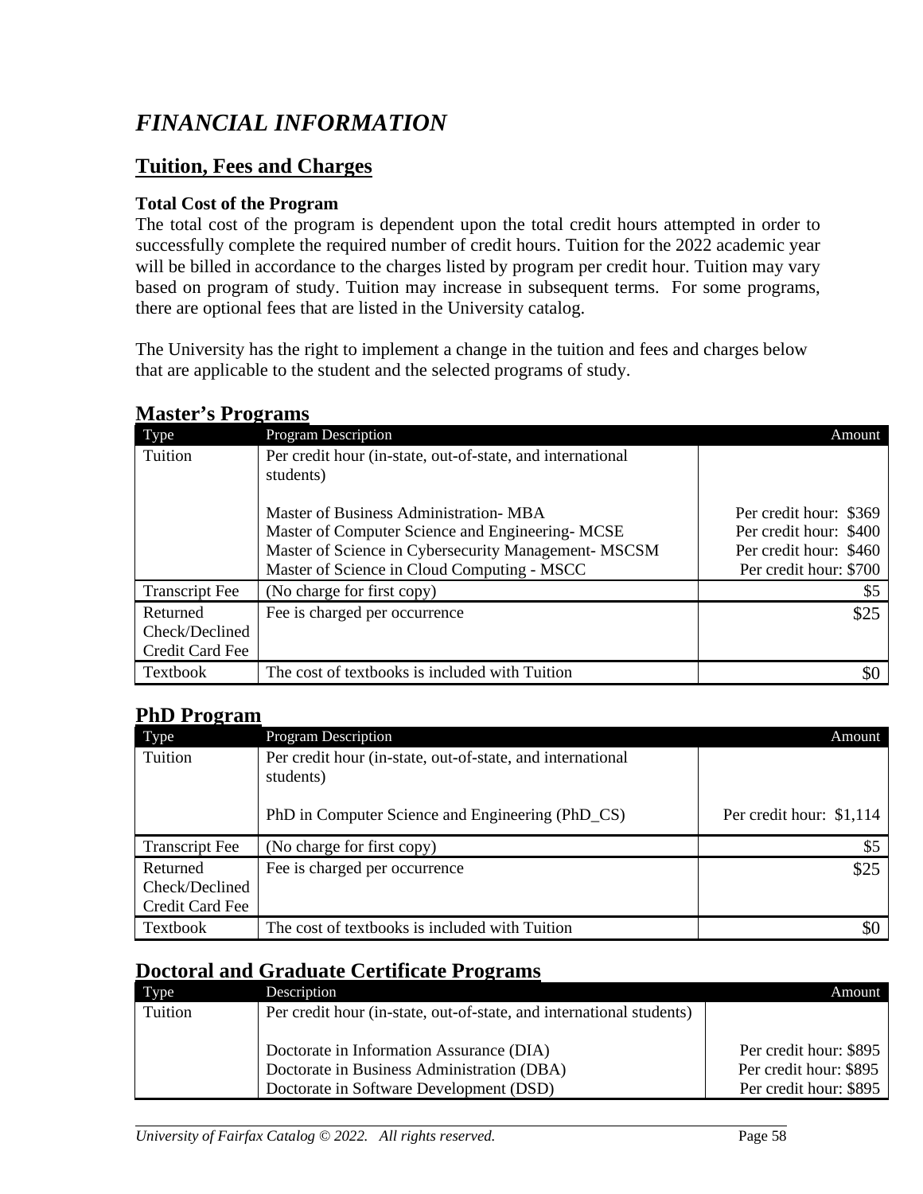# *FINANCIAL INFORMATION*

## Tuition, Fees and Charges

**Total Cost of the Program**

The total cost of the program is dependent upon the total credit hours attempted in order to successfully complete the required number of credit hours. Tuition for the 2022 academic year will be billed in accordance to the charges listed by program per credit hour. Tuition may vary based on program of study. Tuition may increase in subsequent terms. For some programs, there are optional fees that are listed in the University catalog.

The University has the right to implement a change in the tuition and fees and charges below that are applicable to the student and the selected programs of study.

### Master's Programs

| Type | Program Description | Amount |
|---|---|---|
| Tuition | Per credit hour (in-state, out-of-state, and international students)<br><br>Master of Business Administration- MBA<br>Master of Computer Science and Engineering- MCSE<br>Master of Science in Cybersecurity Management- MSCSM<br>Master of Science in Cloud Computing - MSCC | <br><br>Per credit hour: $369<br>Per credit hour: $400<br>Per credit hour: $460<br>Per credit hour: $700 |
| Transcript Fee | (No charge for first copy) | $5 |
| Returned Check/Declined Credit Card Fee | Fee is charged per occurrence | $25 |
| Textbook | The cost of textbooks is included with Tuition | $0 |

### PhD Program

| Type | Program Description | Amount |
|---|---|---|
| Tuition | Per credit hour (in-state, out-of-state, and international students)<br><br>PhD in Computer Science and Engineering (PhD_CS) | <br><br>Per credit hour: $1,114 |
| Transcript Fee | (No charge for first copy) | $5 |
| Returned Check/Declined Credit Card Fee | Fee is charged per occurrence | $25 |
| Textbook | The cost of textbooks is included with Tuition | $0 |

### Doctoral and Graduate Certificate Programs

| Type | Description | Amount |
|---|---|---|
| Tuition | Per credit hour (in-state, out-of-state, and international students)<br><br>Doctorate in Information Assurance (DIA)<br>Doctorate in Business Administration (DBA)<br>Doctorate in Software Development (DSD) | <br><br>Per credit hour: $895<br>Per credit hour: $895<br>Per credit hour: $895 |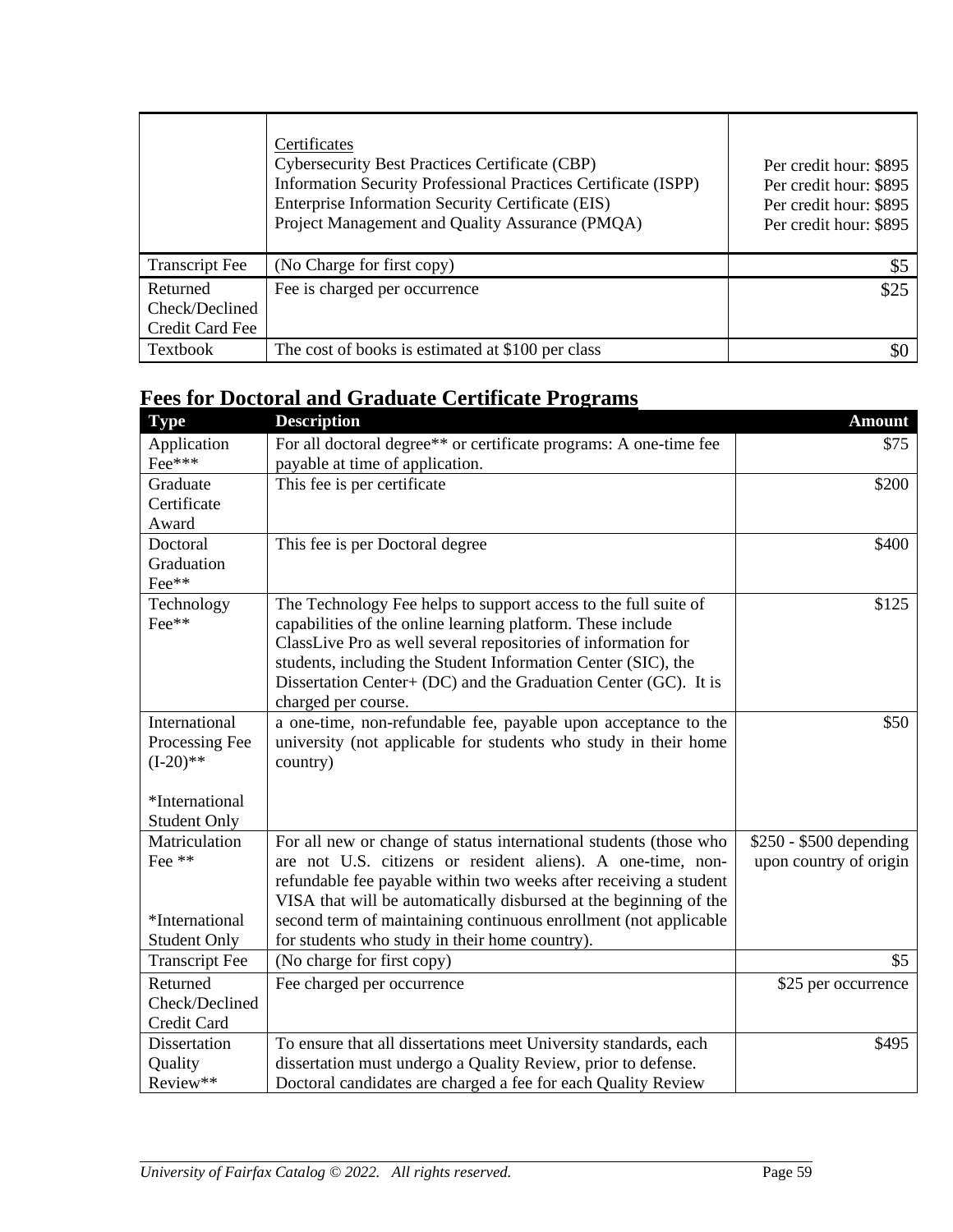| | | |
|---|---|---|
| | Certificates<br>Cybersecurity Best Practices Certificate (CBP)<br>Information Security Professional Practices Certificate (ISPP)<br>Enterprise Information Security Certificate (EIS)<br>Project Management and Quality Assurance (PMQA) | Per credit hour: $895<br>Per credit hour: $895<br>Per credit hour: $895<br>Per credit hour: $895 |
| Transcript Fee | (No Charge for first copy) | $5 |
| Returned Check/Declined Credit Card Fee | Fee is charged per occurrence | $25 |
| Textbook | The cost of books is estimated at $100 per class | $0 |

## Fees for Doctoral and Graduate Certificate Programs

| Type | Description | Amount |
|---|---|---|
| Application Fee*** | For all doctoral degree** or certificate programs: A one-time fee payable at time of application. | $75 |
| Graduate Certificate Award | This fee is per certificate | $200 |
| Doctoral Graduation Fee** | This fee is per Doctoral degree | $400 |
| Technology Fee** | The Technology Fee helps to support access to the full suite of capabilities of the online learning platform. These include ClassLive Pro as well several repositories of information for students, including the Student Information Center (SIC), the Dissertation Center+ (DC) and the Graduation Center (GC). It is charged per course. | $125 |
| International Processing Fee (I-20)**<br><br>*International Student Only | a one-time, non-refundable fee, payable upon acceptance to the university (not applicable for students who study in their home country) | $50 |
| Matriculation Fee **<br><br>*International Student Only | For all new or change of status international students (those who are not U.S. citizens or resident aliens). A one-time, non-refundable fee payable within two weeks after receiving a student VISA that will be automatically disbursed at the beginning of the second term of maintaining continuous enrollment (not applicable for students who study in their home country). | $250 - $500 depending upon country of origin |
| Transcript Fee | (No charge for first copy) | $5 |
| Returned Check/Declined Credit Card | Fee charged per occurrence | $25 per occurrence |
| Dissertation Quality Review** | To ensure that all dissertations meet University standards, each dissertation must undergo a Quality Review, prior to defense. Doctoral candidates are charged a fee for each Quality Review | $495 |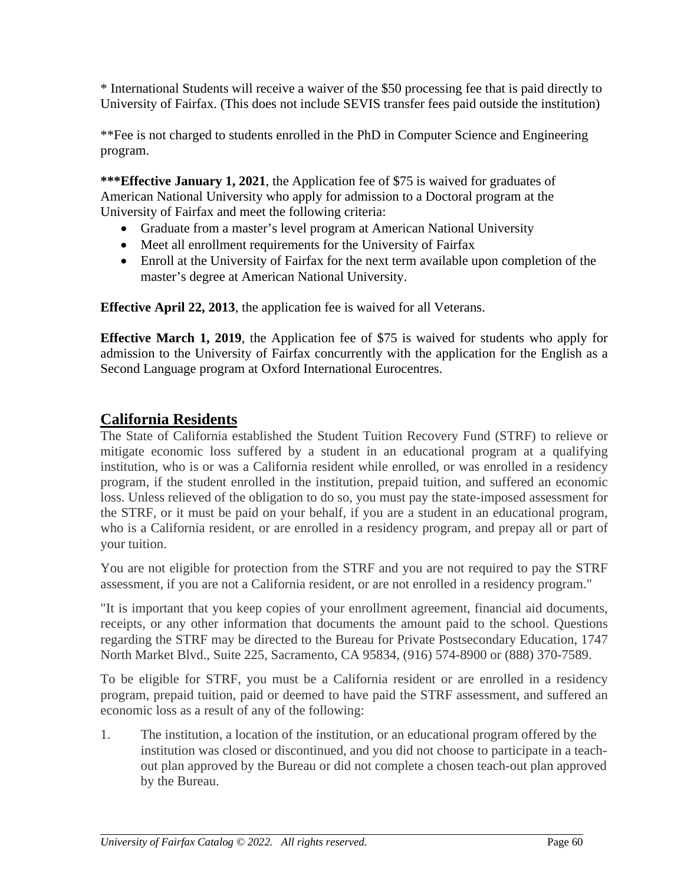* International Students will receive a waiver of the $50 processing fee that is paid directly to University of Fairfax. (This does not include SEVIS transfer fees paid outside the institution)

**Fee is not charged to students enrolled in the PhD in Computer Science and Engineering program.

*****Effective January 1, 2021**, the Application fee of $75 is waived for graduates of American National University who apply for admission to a Doctoral program at the University of Fairfax and meet the following criteria:

- Graduate from a master's level program at American National University
- Meet all enrollment requirements for the University of Fairfax
- Enroll at the University of Fairfax for the next term available upon completion of the master's degree at American National University.

**Effective April 22, 2013**, the application fee is waived for all Veterans.

**Effective March 1, 2019**, the Application fee of $75 is waived for students who apply for admission to the University of Fairfax concurrently with the application for the English as a Second Language program at Oxford International Eurocentres.

## California Residents

The State of California established the Student Tuition Recovery Fund (STRF) to relieve or mitigate economic loss suffered by a student in an educational program at a qualifying institution, who is or was a California resident while enrolled, or was enrolled in a residency program, if the student enrolled in the institution, prepaid tuition, and suffered an economic loss. Unless relieved of the obligation to do so, you must pay the state-imposed assessment for the STRF, or it must be paid on your behalf, if you are a student in an educational program, who is a California resident, or are enrolled in a residency program, and prepay all or part of your tuition.

You are not eligible for protection from the STRF and you are not required to pay the STRF assessment, if you are not a California resident, or are not enrolled in a residency program."

"It is important that you keep copies of your enrollment agreement, financial aid documents, receipts, or any other information that documents the amount paid to the school. Questions regarding the STRF may be directed to the Bureau for Private Postsecondary Education, 1747 North Market Blvd., Suite 225, Sacramento, CA 95834, (916) 574-8900 or (888) 370-7589.

To be eligible for STRF, you must be a California resident or are enrolled in a residency program, prepaid tuition, paid or deemed to have paid the STRF assessment, and suffered an economic loss as a result of any of the following:

1. The institution, a location of the institution, or an educational program offered by the institution was closed or discontinued, and you did not choose to participate in a teach-out plan approved by the Bureau or did not complete a chosen teach-out plan approved by the Bureau.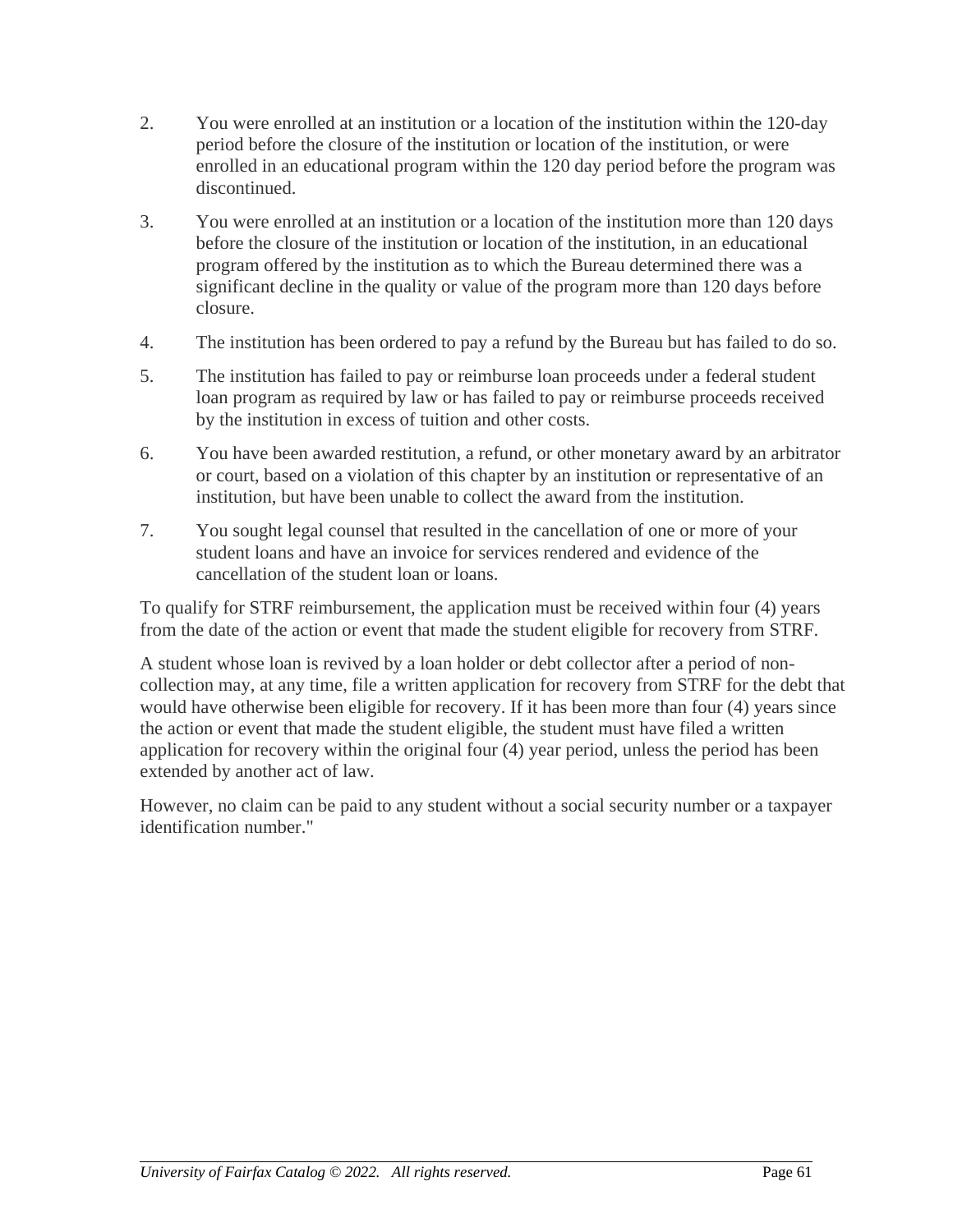2. You were enrolled at an institution or a location of the institution within the 120-day period before the closure of the institution or location of the institution, or were enrolled in an educational program within the 120 day period before the program was discontinued.
3. You were enrolled at an institution or a location of the institution more than 120 days before the closure of the institution or location of the institution, in an educational program offered by the institution as to which the Bureau determined there was a significant decline in the quality or value of the program more than 120 days before closure.
4. The institution has been ordered to pay a refund by the Bureau but has failed to do so.
5. The institution has failed to pay or reimburse loan proceeds under a federal student loan program as required by law or has failed to pay or reimburse proceeds received by the institution in excess of tuition and other costs.
6. You have been awarded restitution, a refund, or other monetary award by an arbitrator or court, based on a violation of this chapter by an institution or representative of an institution, but have been unable to collect the award from the institution.
7. You sought legal counsel that resulted in the cancellation of one or more of your student loans and have an invoice for services rendered and evidence of the cancellation of the student loan or loans.

To qualify for STRF reimbursement, the application must be received within four (4) years from the date of the action or event that made the student eligible for recovery from STRF.

A student whose loan is revived by a loan holder or debt collector after a period of non-collection may, at any time, file a written application for recovery from STRF for the debt that would have otherwise been eligible for recovery. If it has been more than four (4) years since the action or event that made the student eligible, the student must have filed a written application for recovery within the original four (4) year period, unless the period has been extended by another act of law.

However, no claim can be paid to any student without a social security number or a taxpayer identification number."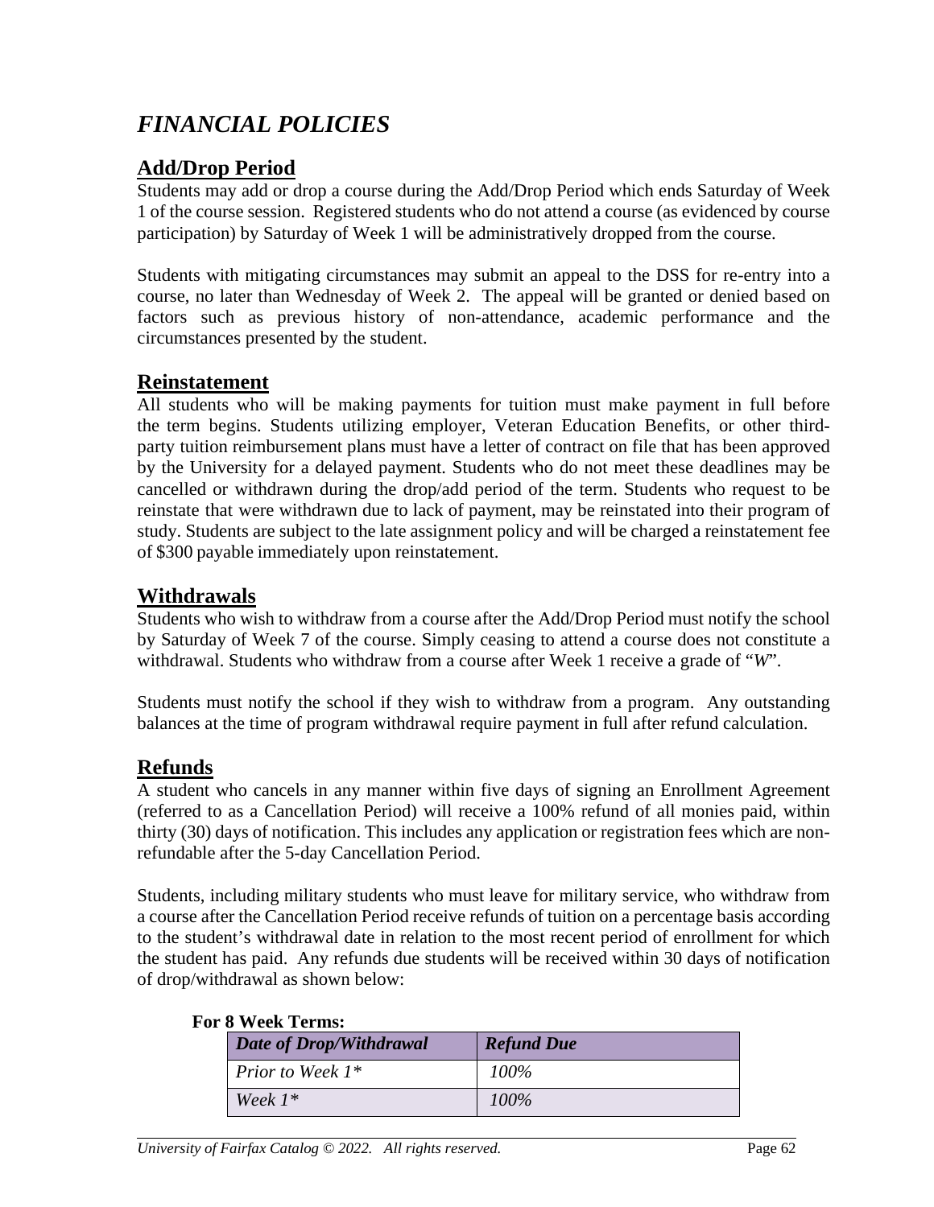# *FINANCIAL POLICIES*

## Add/Drop Period

Students may add or drop a course during the Add/Drop Period which ends Saturday of Week 1 of the course session. Registered students who do not attend a course (as evidenced by course participation) by Saturday of Week 1 will be administratively dropped from the course.

Students with mitigating circumstances may submit an appeal to the DSS for re-entry into a course, no later than Wednesday of Week 2. The appeal will be granted or denied based on factors such as previous history of non-attendance, academic performance and the circumstances presented by the student.

## Reinstatement

All students who will be making payments for tuition must make payment in full before the term begins. Students utilizing employer, Veteran Education Benefits, or other third-party tuition reimbursement plans must have a letter of contract on file that has been approved by the University for a delayed payment. Students who do not meet these deadlines may be cancelled or withdrawn during the drop/add period of the term. Students who request to be reinstate that were withdrawn due to lack of payment, may be reinstated into their program of study. Students are subject to the late assignment policy and will be charged a reinstatement fee of $300 payable immediately upon reinstatement.

## Withdrawals

Students who wish to withdraw from a course after the Add/Drop Period must notify the school by Saturday of Week 7 of the course. Simply ceasing to attend a course does not constitute a withdrawal. Students who withdraw from a course after Week 1 receive a grade of "*W*".

Students must notify the school if they wish to withdraw from a program. Any outstanding balances at the time of program withdrawal require payment in full after refund calculation.

## Refunds

A student who cancels in any manner within five days of signing an Enrollment Agreement (referred to as a Cancellation Period) will receive a 100% refund of all monies paid, within thirty (30) days of notification. This includes any application or registration fees which are non-refundable after the 5-day Cancellation Period.

Students, including military students who must leave for military service, who withdraw from a course after the Cancellation Period receive refunds of tuition on a percentage basis according to the student's withdrawal date in relation to the most recent period of enrollment for which the student has paid. Any refunds due students will be received within 30 days of notification of drop/withdrawal as shown below:

**For 8 Week Terms:**

| *Date of Drop/Withdrawal* | *Refund Due* |
|---|---|
| *Prior to Week 1** | *100%* |
| *Week 1** | *100%* |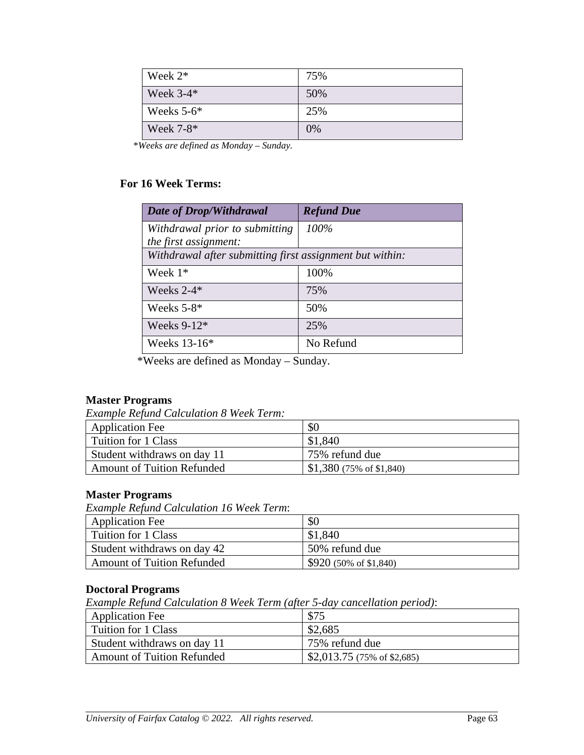| Week 2* | 75% |
|---|---|
| Week 3-4* | 50% |
| Weeks 5-6* | 25% |
| Week 7-8* | 0% |

*\*Weeks are defined as Monday – Sunday.*

**For 16 Week Terms:**

| *Date of Drop/Withdrawal* | *Refund Due* |
|---|---|
| *Withdrawal prior to submitting the first assignment:* | *100%* |
| *Withdrawal after submitting first assignment but within:* | |
| Week 1* | 100% |
| Weeks 2-4* | 75% |
| Weeks 5-8* | 50% |
| Weeks 9-12* | 25% |
| Weeks 13-16* | No Refund |

\*Weeks are defined as Monday – Sunday.

**Master Programs**

*Example Refund Calculation 8 Week Term:*

| Application Fee | $0 |
|---|---|
| Tuition for 1 Class | $1,840 |
| Student withdraws on day 11 | 75% refund due |
| Amount of Tuition Refunded | $1,380 (75% of $1,840) |

**Master Programs**

*Example Refund Calculation 16 Week Term*:

| Application Fee | $0 |
|---|---|
| Tuition for 1 Class | $1,840 |
| Student withdraws on day 42 | 50% refund due |
| Amount of Tuition Refunded | $920 (50% of $1,840) |

**Doctoral Programs**

*Example Refund Calculation 8 Week Term (after 5-day cancellation period)*:

| Application Fee | $75 |
|---|---|
| Tuition for 1 Class | $2,685 |
| Student withdraws on day 11 | 75% refund due |
| Amount of Tuition Refunded | $2,013.75 (75% of $2,685) |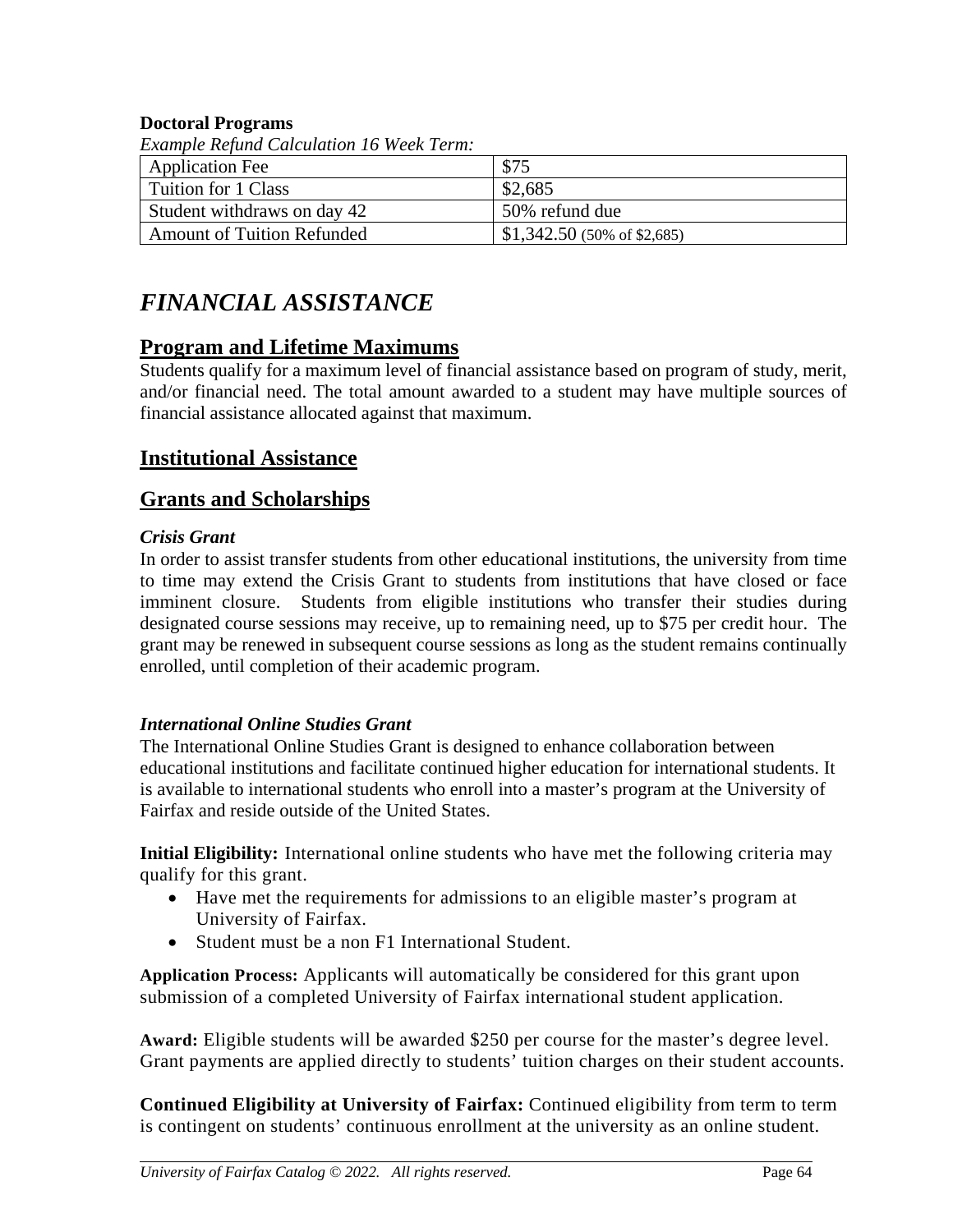**Doctoral Programs**

*Example Refund Calculation 16 Week Term:*

| | |
|---|---|
| Application Fee | $75 |
| Tuition for 1 Class | $2,685 |
| Student withdraws on day 42 | 50% refund due |
| Amount of Tuition Refunded | $1,342.50 (50% of $2,685) |

# *FINANCIAL ASSISTANCE*

## Program and Lifetime Maximums

Students qualify for a maximum level of financial assistance based on program of study, merit, and/or financial need. The total amount awarded to a student may have multiple sources of financial assistance allocated against that maximum.

## Institutional Assistance

## Grants and Scholarships

### *Crisis Grant*

In order to assist transfer students from other educational institutions, the university from time to time may extend the Crisis Grant to students from institutions that have closed or face imminent closure. Students from eligible institutions who transfer their studies during designated course sessions may receive, up to remaining need, up to $75 per credit hour. The grant may be renewed in subsequent course sessions as long as the student remains continually enrolled, until completion of their academic program.

### *International Online Studies Grant*

The International Online Studies Grant is designed to enhance collaboration between educational institutions and facilitate continued higher education for international students. It is available to international students who enroll into a master's program at the University of Fairfax and reside outside of the United States.

**Initial Eligibility:** International online students who have met the following criteria may qualify for this grant.

- Have met the requirements for admissions to an eligible master's program at University of Fairfax.
- Student must be a non F1 International Student.

**Application Process:** Applicants will automatically be considered for this grant upon submission of a completed University of Fairfax international student application.

**Award:** Eligible students will be awarded $250 per course for the master's degree level. Grant payments are applied directly to students' tuition charges on their student accounts.

**Continued Eligibility at University of Fairfax:** Continued eligibility from term to term is contingent on students' continuous enrollment at the university as an online student.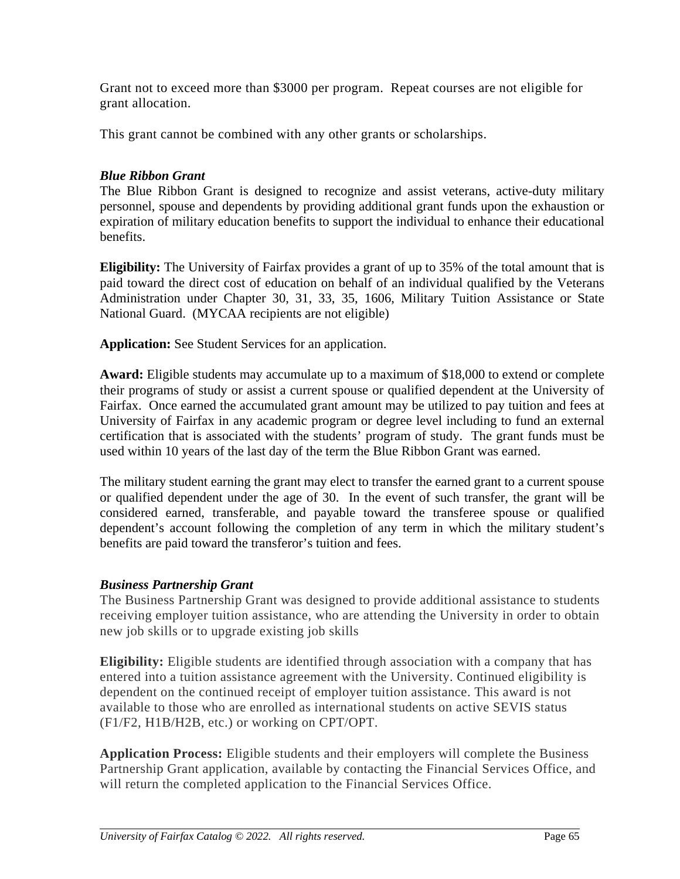Grant not to exceed more than $3000 per program. Repeat courses are not eligible for grant allocation.

This grant cannot be combined with any other grants or scholarships.

***Blue Ribbon Grant***

The Blue Ribbon Grant is designed to recognize and assist veterans, active-duty military personnel, spouse and dependents by providing additional grant funds upon the exhaustion or expiration of military education benefits to support the individual to enhance their educational benefits.

**Eligibility:** The University of Fairfax provides a grant of up to 35% of the total amount that is paid toward the direct cost of education on behalf of an individual qualified by the Veterans Administration under Chapter 30, 31, 33, 35, 1606, Military Tuition Assistance or State National Guard. (MYCAA recipients are not eligible)

**Application:** See Student Services for an application.

**Award:** Eligible students may accumulate up to a maximum of $18,000 to extend or complete their programs of study or assist a current spouse or qualified dependent at the University of Fairfax. Once earned the accumulated grant amount may be utilized to pay tuition and fees at University of Fairfax in any academic program or degree level including to fund an external certification that is associated with the students' program of study. The grant funds must be used within 10 years of the last day of the term the Blue Ribbon Grant was earned.

The military student earning the grant may elect to transfer the earned grant to a current spouse or qualified dependent under the age of 30. In the event of such transfer, the grant will be considered earned, transferable, and payable toward the transferee spouse or qualified dependent's account following the completion of any term in which the military student's benefits are paid toward the transferor's tuition and fees.

***Business Partnership Grant***

The Business Partnership Grant was designed to provide additional assistance to students receiving employer tuition assistance, who are attending the University in order to obtain new job skills or to upgrade existing job skills

**Eligibility:** Eligible students are identified through association with a company that has entered into a tuition assistance agreement with the University. Continued eligibility is dependent on the continued receipt of employer tuition assistance. This award is not available to those who are enrolled as international students on active SEVIS status (F1/F2, H1B/H2B, etc.) or working on CPT/OPT.

**Application Process:** Eligible students and their employers will complete the Business Partnership Grant application, available by contacting the Financial Services Office, and will return the completed application to the Financial Services Office.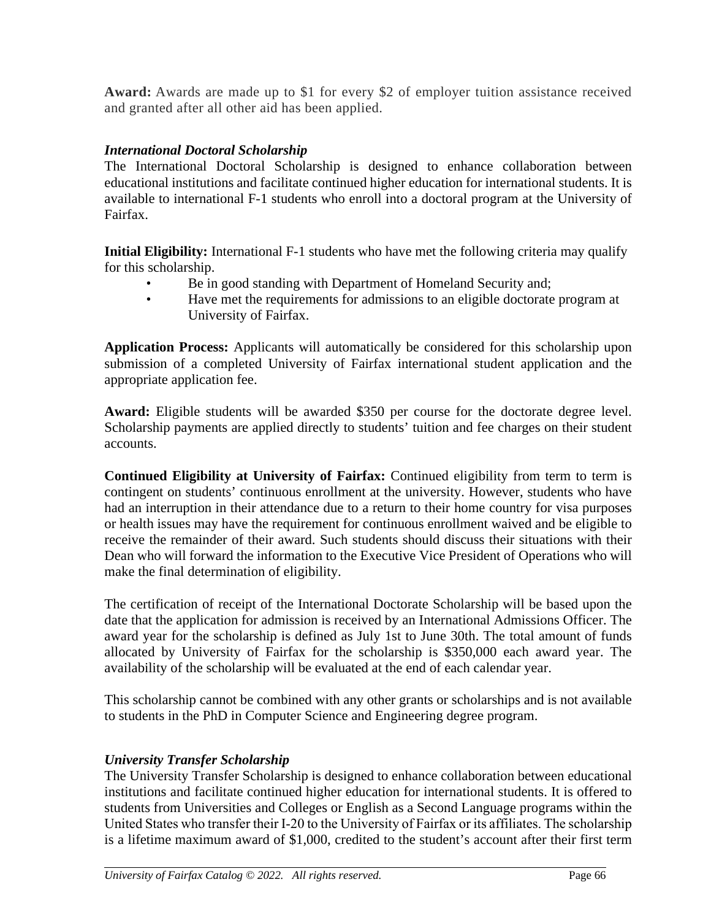**Award:** Awards are made up to $1 for every $2 of employer tuition assistance received and granted after all other aid has been applied.

### *International Doctoral Scholarship*

The International Doctoral Scholarship is designed to enhance collaboration between educational institutions and facilitate continued higher education for international students. It is available to international F-1 students who enroll into a doctoral program at the University of Fairfax.

**Initial Eligibility:** International F-1 students who have met the following criteria may qualify for this scholarship.

- Be in good standing with Department of Homeland Security and;
- Have met the requirements for admissions to an eligible doctorate program at University of Fairfax.

**Application Process:** Applicants will automatically be considered for this scholarship upon submission of a completed University of Fairfax international student application and the appropriate application fee.

**Award:** Eligible students will be awarded $350 per course for the doctorate degree level. Scholarship payments are applied directly to students' tuition and fee charges on their student accounts.

**Continued Eligibility at University of Fairfax:** Continued eligibility from term to term is contingent on students' continuous enrollment at the university. However, students who have had an interruption in their attendance due to a return to their home country for visa purposes or health issues may have the requirement for continuous enrollment waived and be eligible to receive the remainder of their award. Such students should discuss their situations with their Dean who will forward the information to the Executive Vice President of Operations who will make the final determination of eligibility.

The certification of receipt of the International Doctorate Scholarship will be based upon the date that the application for admission is received by an International Admissions Officer. The award year for the scholarship is defined as July 1st to June 30th. The total amount of funds allocated by University of Fairfax for the scholarship is $350,000 each award year. The availability of the scholarship will be evaluated at the end of each calendar year.

This scholarship cannot be combined with any other grants or scholarships and is not available to students in the PhD in Computer Science and Engineering degree program.

### *University Transfer Scholarship*

The University Transfer Scholarship is designed to enhance collaboration between educational institutions and facilitate continued higher education for international students. It is offered to students from Universities and Colleges or English as a Second Language programs within the United States who transfer their I-20 to the University of Fairfax or its affiliates. The scholarship is a lifetime maximum award of $1,000, credited to the student's account after their first term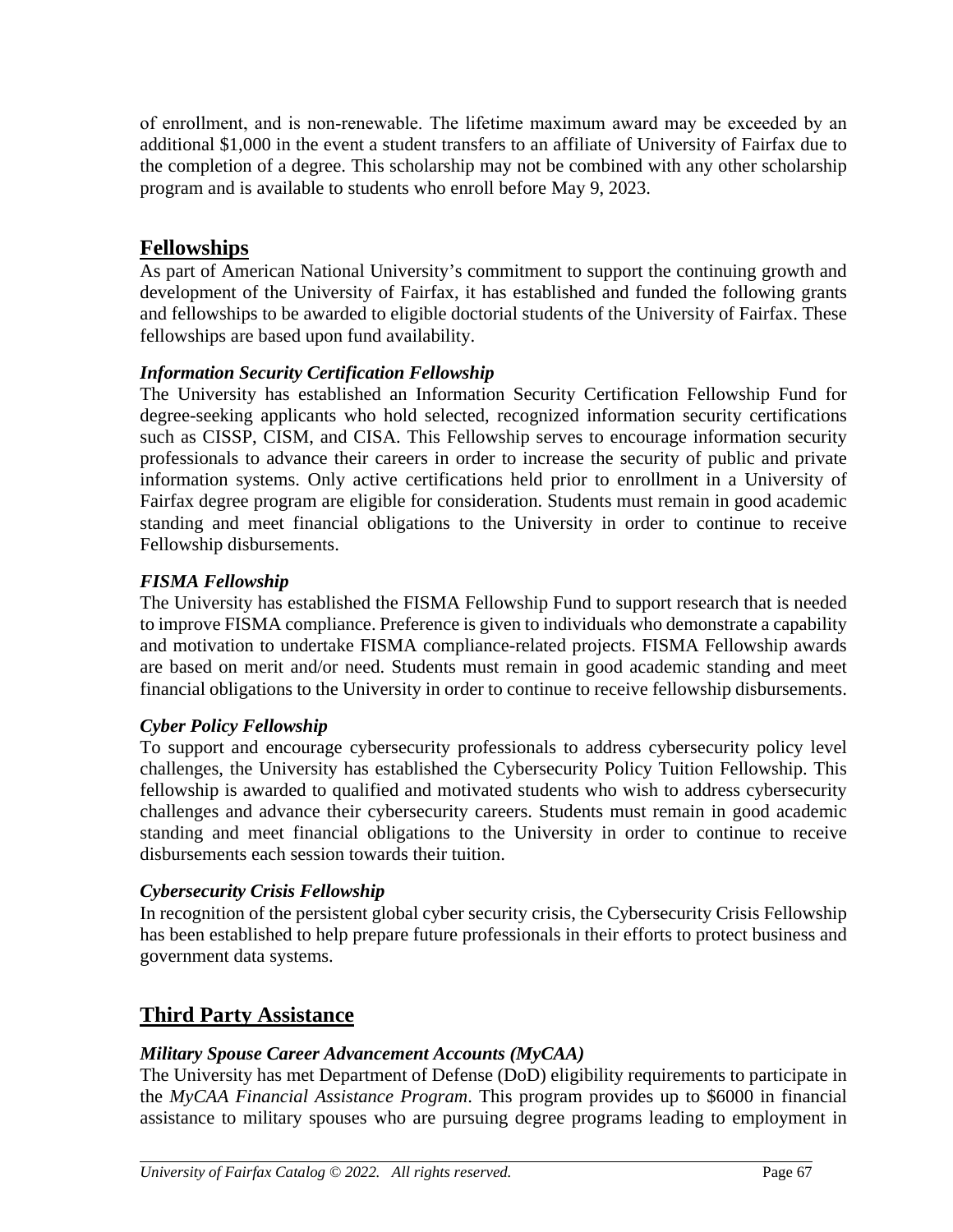of enrollment, and is non-renewable. The lifetime maximum award may be exceeded by an additional $1,000 in the event a student transfers to an affiliate of University of Fairfax due to the completion of a degree. This scholarship may not be combined with any other scholarship program and is available to students who enroll before May 9, 2023.

## Fellowships

As part of American National University's commitment to support the continuing growth and development of the University of Fairfax, it has established and funded the following grants and fellowships to be awarded to eligible doctorial students of the University of Fairfax. These fellowships are based upon fund availability.

### *Information Security Certification Fellowship*

The University has established an Information Security Certification Fellowship Fund for degree-seeking applicants who hold selected, recognized information security certifications such as CISSP, CISM, and CISA. This Fellowship serves to encourage information security professionals to advance their careers in order to increase the security of public and private information systems. Only active certifications held prior to enrollment in a University of Fairfax degree program are eligible for consideration. Students must remain in good academic standing and meet financial obligations to the University in order to continue to receive Fellowship disbursements.

### *FISMA Fellowship*

The University has established the FISMA Fellowship Fund to support research that is needed to improve FISMA compliance. Preference is given to individuals who demonstrate a capability and motivation to undertake FISMA compliance-related projects. FISMA Fellowship awards are based on merit and/or need. Students must remain in good academic standing and meet financial obligations to the University in order to continue to receive fellowship disbursements.

### *Cyber Policy Fellowship*

To support and encourage cybersecurity professionals to address cybersecurity policy level challenges, the University has established the Cybersecurity Policy Tuition Fellowship. This fellowship is awarded to qualified and motivated students who wish to address cybersecurity challenges and advance their cybersecurity careers. Students must remain in good academic standing and meet financial obligations to the University in order to continue to receive disbursements each session towards their tuition.

### *Cybersecurity Crisis Fellowship*

In recognition of the persistent global cyber security crisis, the Cybersecurity Crisis Fellowship has been established to help prepare future professionals in their efforts to protect business and government data systems.

## Third Party Assistance

### *Military Spouse Career Advancement Accounts (MyCAA)*

The University has met Department of Defense (DoD) eligibility requirements to participate in the *MyCAA Financial Assistance Program*. This program provides up to $6000 in financial assistance to military spouses who are pursuing degree programs leading to employment in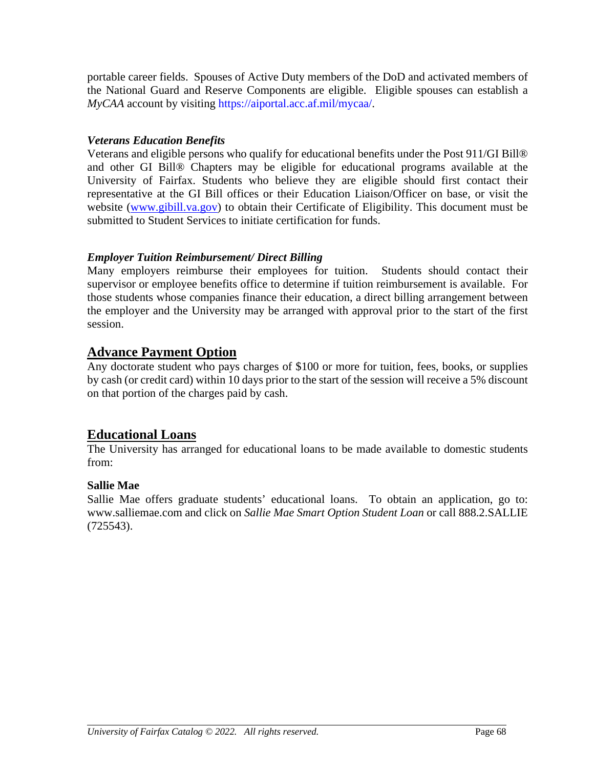portable career fields. Spouses of Active Duty members of the DoD and activated members of the National Guard and Reserve Components are eligible. Eligible spouses can establish a *MyCAA* account by visiting https://aiportal.acc.af.mil/mycaa/.

***Veterans Education Benefits***

Veterans and eligible persons who qualify for educational benefits under the Post 911/GI Bill® and other GI Bill® Chapters may be eligible for educational programs available at the University of Fairfax. Students who believe they are eligible should first contact their representative at the GI Bill offices or their Education Liaison/Officer on base, or visit the website (www.gibill.va.gov) to obtain their Certificate of Eligibility. This document must be submitted to Student Services to initiate certification for funds.

***Employer Tuition Reimbursement/ Direct Billing***

Many employers reimburse their employees for tuition. Students should contact their supervisor or employee benefits office to determine if tuition reimbursement is available. For those students whose companies finance their education, a direct billing arrangement between the employer and the University may be arranged with approval prior to the start of the first session.

## Advance Payment Option

Any doctorate student who pays charges of $100 or more for tuition, fees, books, or supplies by cash (or credit card) within 10 days prior to the start of the session will receive a 5% discount on that portion of the charges paid by cash.

## Educational Loans

The University has arranged for educational loans to be made available to domestic students from:

**Sallie Mae**

Sallie Mae offers graduate students' educational loans. To obtain an application, go to: www.salliemae.com and click on *Sallie Mae Smart Option Student Loan* or call 888.2.SALLIE (725543).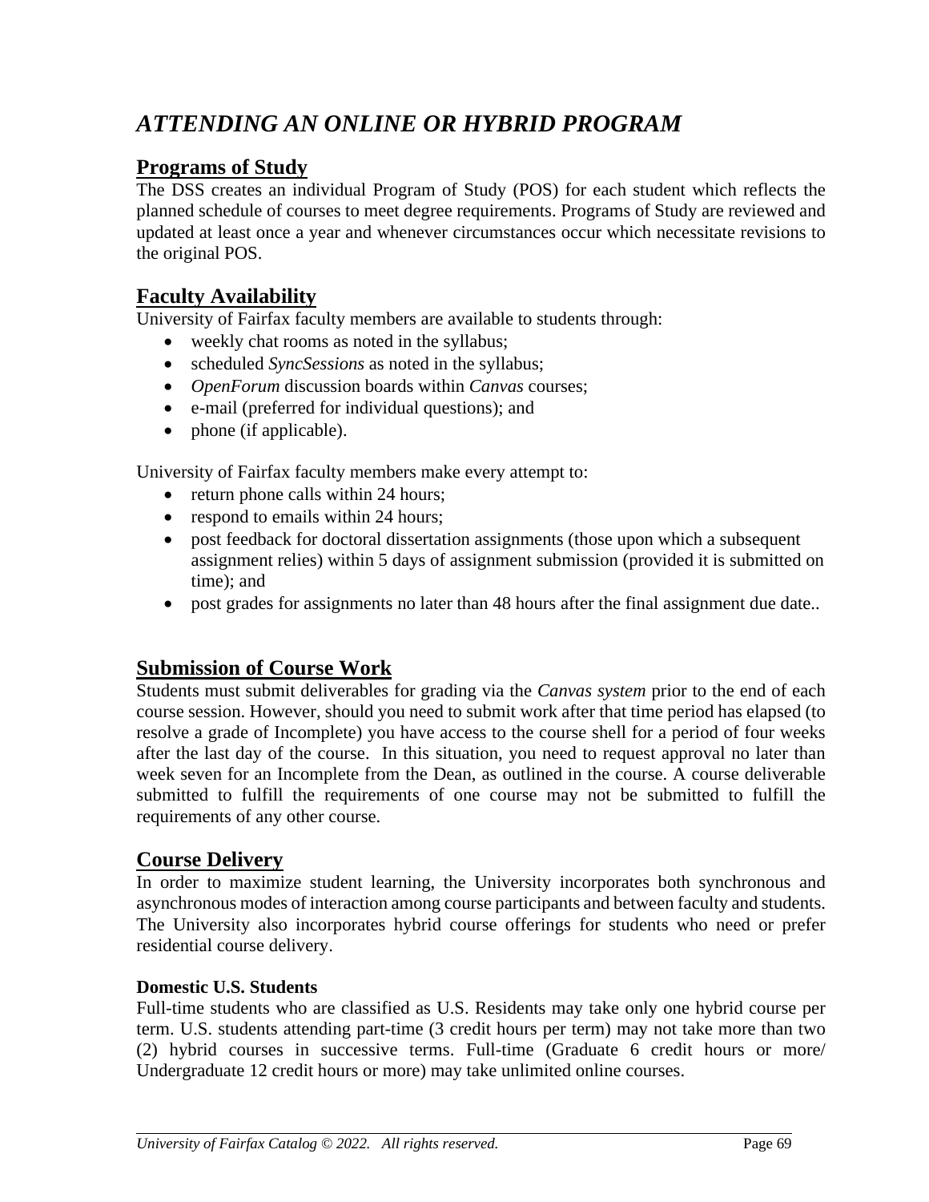# *ATTENDING AN ONLINE OR HYBRID PROGRAM*

## Programs of Study

The DSS creates an individual Program of Study (POS) for each student which reflects the planned schedule of courses to meet degree requirements. Programs of Study are reviewed and updated at least once a year and whenever circumstances occur which necessitate revisions to the original POS.

## Faculty Availability

University of Fairfax faculty members are available to students through:

- weekly chat rooms as noted in the syllabus;
- scheduled *SyncSessions* as noted in the syllabus;
- *OpenForum* discussion boards within *Canvas* courses;
- e-mail (preferred for individual questions); and
- phone (if applicable).

University of Fairfax faculty members make every attempt to:

- return phone calls within 24 hours;
- respond to emails within 24 hours;
- post feedback for doctoral dissertation assignments (those upon which a subsequent assignment relies) within 5 days of assignment submission (provided it is submitted on time); and
- post grades for assignments no later than 48 hours after the final assignment due date..

## Submission of Course Work

Students must submit deliverables for grading via the *Canvas system* prior to the end of each course session. However, should you need to submit work after that time period has elapsed (to resolve a grade of Incomplete) you have access to the course shell for a period of four weeks after the last day of the course. In this situation, you need to request approval no later than week seven for an Incomplete from the Dean, as outlined in the course. A course deliverable submitted to fulfill the requirements of one course may not be submitted to fulfill the requirements of any other course.

## Course Delivery

In order to maximize student learning, the University incorporates both synchronous and asynchronous modes of interaction among course participants and between faculty and students. The University also incorporates hybrid course offerings for students who need or prefer residential course delivery.

#### Domestic U.S. Students

Full-time students who are classified as U.S. Residents may take only one hybrid course per term. U.S. students attending part-time (3 credit hours per term) may not take more than two (2) hybrid courses in successive terms. Full-time (Graduate 6 credit hours or more/ Undergraduate 12 credit hours or more) may take unlimited online courses.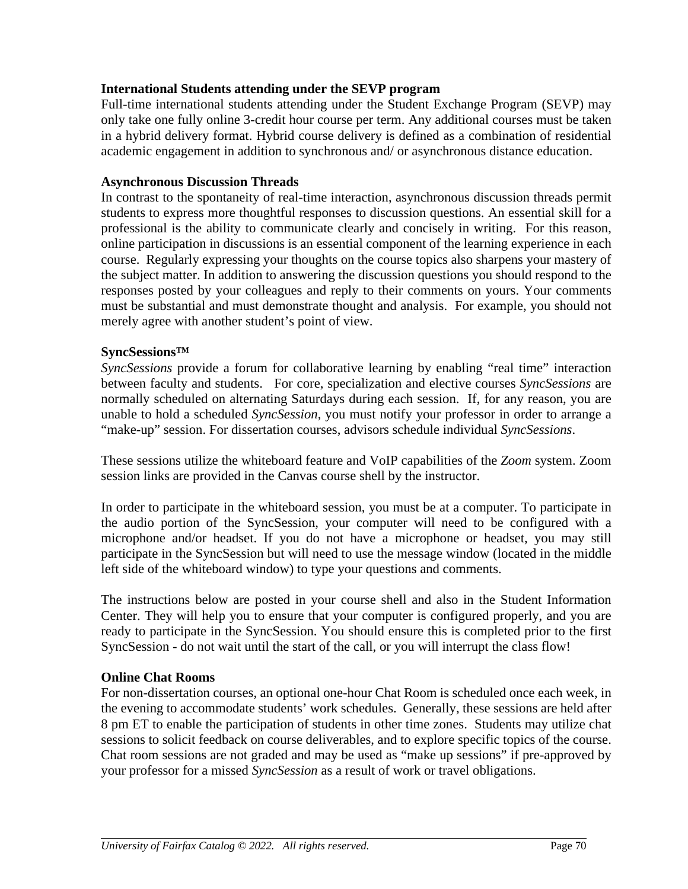**International Students attending under the SEVP program**

Full-time international students attending under the Student Exchange Program (SEVP) may only take one fully online 3-credit hour course per term. Any additional courses must be taken in a hybrid delivery format. Hybrid course delivery is defined as a combination of residential academic engagement in addition to synchronous and/ or asynchronous distance education.

**Asynchronous Discussion Threads**

In contrast to the spontaneity of real-time interaction, asynchronous discussion threads permit students to express more thoughtful responses to discussion questions. An essential skill for a professional is the ability to communicate clearly and concisely in writing. For this reason, online participation in discussions is an essential component of the learning experience in each course. Regularly expressing your thoughts on the course topics also sharpens your mastery of the subject matter. In addition to answering the discussion questions you should respond to the responses posted by your colleagues and reply to their comments on yours. Your comments must be substantial and must demonstrate thought and analysis. For example, you should not merely agree with another student's point of view.

**SyncSessions™**

*SyncSessions* provide a forum for collaborative learning by enabling "real time" interaction between faculty and students. For core, specialization and elective courses *SyncSessions* are normally scheduled on alternating Saturdays during each session. If, for any reason, you are unable to hold a scheduled *SyncSession*, you must notify your professor in order to arrange a "make-up" session. For dissertation courses, advisors schedule individual *SyncSessions*.

These sessions utilize the whiteboard feature and VoIP capabilities of the *Zoom* system. Zoom session links are provided in the Canvas course shell by the instructor.

In order to participate in the whiteboard session, you must be at a computer. To participate in the audio portion of the SyncSession, your computer will need to be configured with a microphone and/or headset. If you do not have a microphone or headset, you may still participate in the SyncSession but will need to use the message window (located in the middle left side of the whiteboard window) to type your questions and comments.

The instructions below are posted in your course shell and also in the Student Information Center. They will help you to ensure that your computer is configured properly, and you are ready to participate in the SyncSession. You should ensure this is completed prior to the first SyncSession - do not wait until the start of the call, or you will interrupt the class flow!

**Online Chat Rooms**

For non-dissertation courses, an optional one-hour Chat Room is scheduled once each week, in the evening to accommodate students' work schedules. Generally, these sessions are held after 8 pm ET to enable the participation of students in other time zones. Students may utilize chat sessions to solicit feedback on course deliverables, and to explore specific topics of the course. Chat room sessions are not graded and may be used as "make up sessions" if pre-approved by your professor for a missed *SyncSession* as a result of work or travel obligations.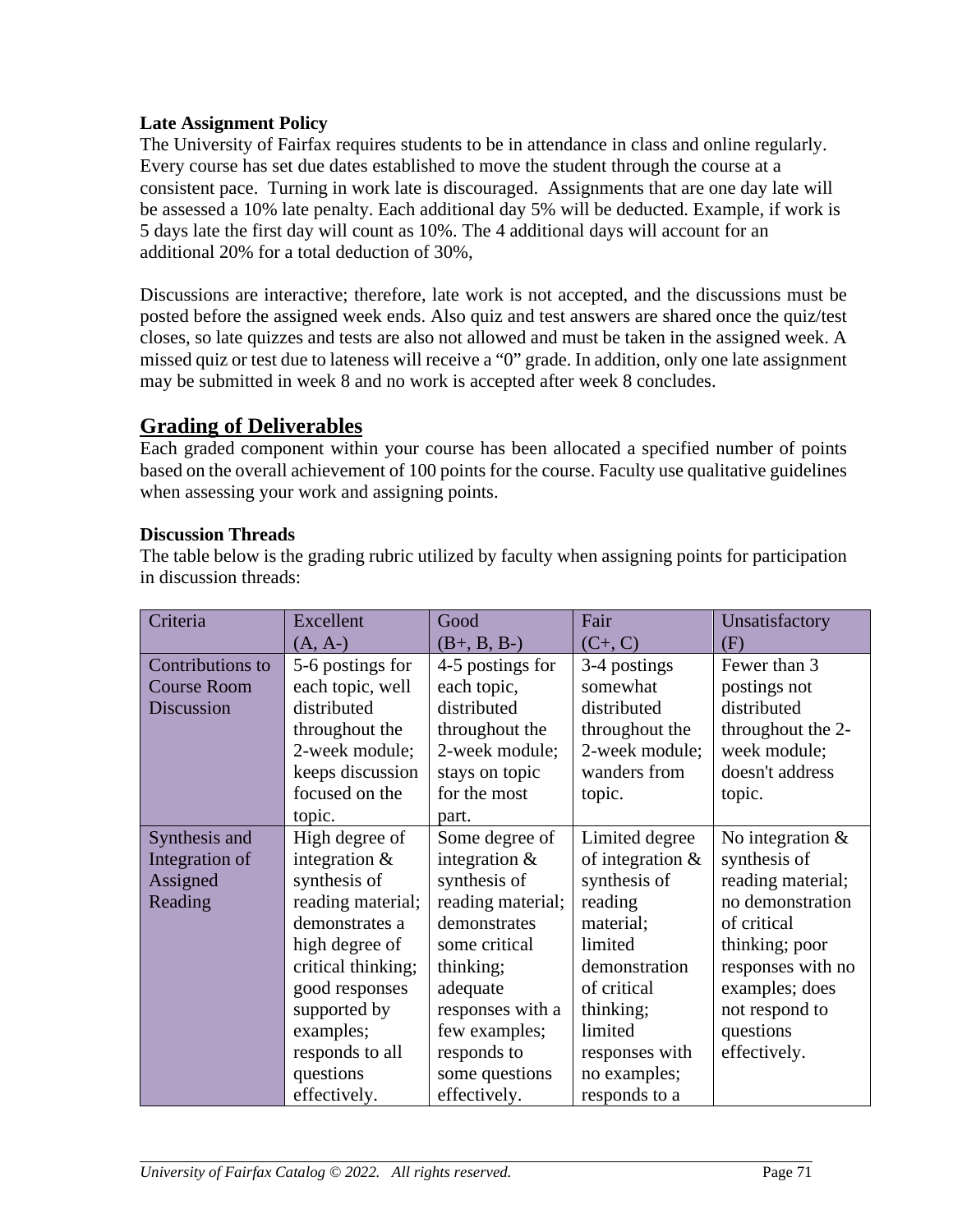**Late Assignment Policy**

The University of Fairfax requires students to be in attendance in class and online regularly. Every course has set due dates established to move the student through the course at a consistent pace. Turning in work late is discouraged. Assignments that are one day late will be assessed a 10% late penalty. Each additional day 5% will be deducted. Example, if work is 5 days late the first day will count as 10%. The 4 additional days will account for an additional 20% for a total deduction of 30%,

Discussions are interactive; therefore, late work is not accepted, and the discussions must be posted before the assigned week ends. Also quiz and test answers are shared once the quiz/test closes, so late quizzes and tests are also not allowed and must be taken in the assigned week. A missed quiz or test due to lateness will receive a "0" grade. In addition, only one late assignment may be submitted in week 8 and no work is accepted after week 8 concludes.

## Grading of Deliverables

Each graded component within your course has been allocated a specified number of points based on the overall achievement of 100 points for the course. Faculty use qualitative guidelines when assessing your work and assigning points.

**Discussion Threads**

The table below is the grading rubric utilized by faculty when assigning points for participation in discussion threads:

| Criteria | Excellent (A, A-) | Good (B+, B, B-) | Fair (C+, C) | Unsatisfactory (F) |
|---|---|---|---|---|
| Contributions to Course Room Discussion | 5-6 postings for each topic, well distributed throughout the 2-week module; keeps discussion focused on the topic. | 4-5 postings for each topic, distributed throughout the 2-week module; stays on topic for the most part. | 3-4 postings somewhat distributed throughout the 2-week module; wanders from topic. | Fewer than 3 postings not distributed throughout the 2-week module; doesn't address topic. |
| Synthesis and Integration of Assigned Reading | High degree of integration & synthesis of reading material; demonstrates a high degree of critical thinking; good responses supported by examples; responds to all questions effectively. | Some degree of integration & synthesis of reading material; demonstrates some critical thinking; adequate responses with a few examples; responds to some questions effectively. | Limited degree of integration & synthesis of reading material; limited demonstration of critical thinking; limited responses with no examples; responds to a | No integration & synthesis of reading material; no demonstration of critical thinking; poor responses with no examples; does not respond to questions effectively. |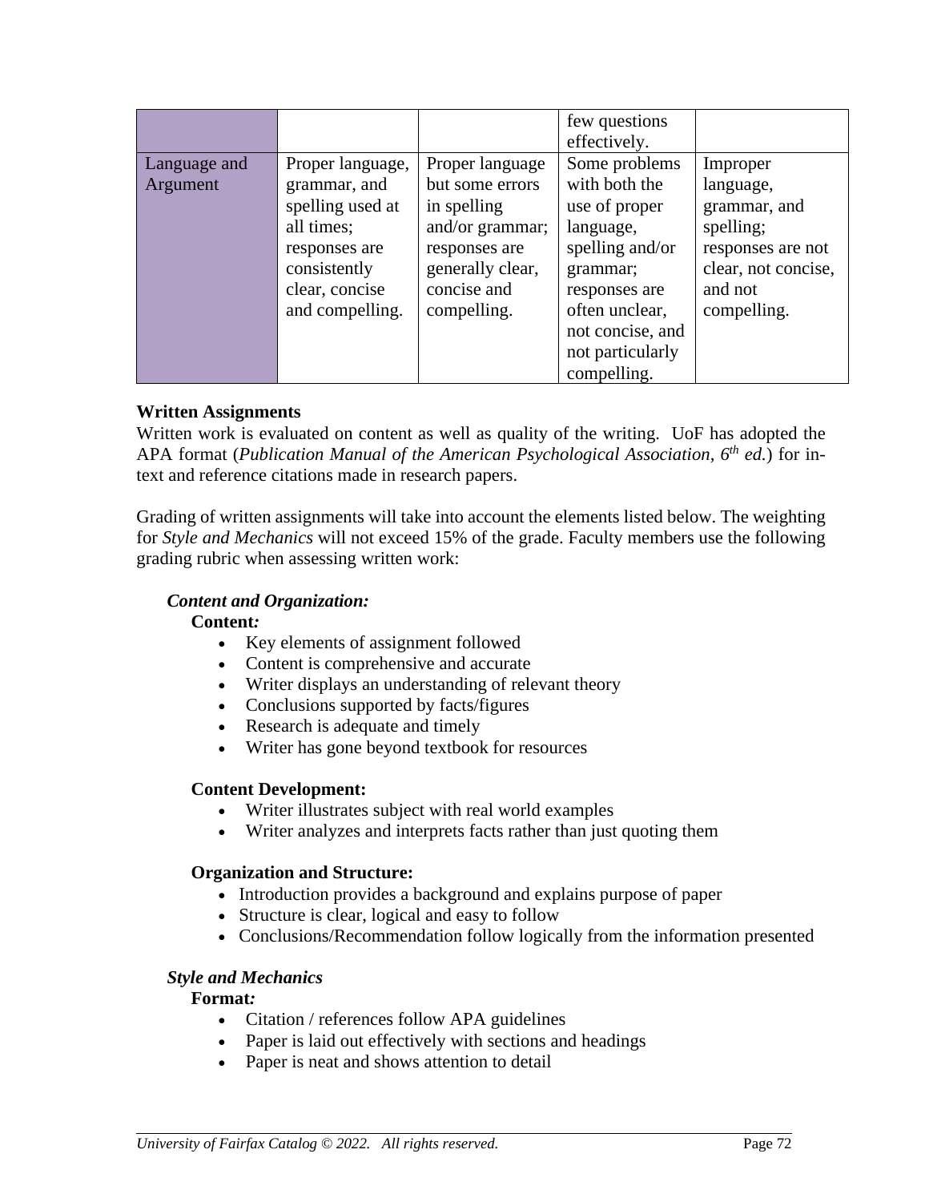| | | | | |
|---|---|---|---|---|
| | | | few questions effectively. | |
| Language and Argument | Proper language, grammar, and spelling used at all times; responses are consistently clear, concise and compelling. | Proper language but some errors in spelling and/or grammar; responses are generally clear, concise and compelling. | Some problems with both the use of proper language, spelling and/or grammar; responses are often unclear, not concise, and not particularly compelling. | Improper language, grammar, and spelling; responses are not clear, not concise, and not compelling. |

**Written Assignments**

Written work is evaluated on content as well as quality of the writing. UoF has adopted the APA format (*Publication Manual of the American Psychological Association, 6th ed.*) for in-text and reference citations made in research papers.

Grading of written assignments will take into account the elements listed below. The weighting for *Style and Mechanics* will not exceed 15% of the grade. Faculty members use the following grading rubric when assessing written work:

***Content and Organization:***

**Content:**

- Key elements of assignment followed
- Content is comprehensive and accurate
- Writer displays an understanding of relevant theory
- Conclusions supported by facts/figures
- Research is adequate and timely
- Writer has gone beyond textbook for resources

**Content Development:**

- Writer illustrates subject with real world examples
- Writer analyzes and interprets facts rather than just quoting them

**Organization and Structure:**

- Introduction provides a background and explains purpose of paper
- Structure is clear, logical and easy to follow
- Conclusions/Recommendation follow logically from the information presented

***Style and Mechanics***

**Format:**

- Citation / references follow APA guidelines
- Paper is laid out effectively with sections and headings
- Paper is neat and shows attention to detail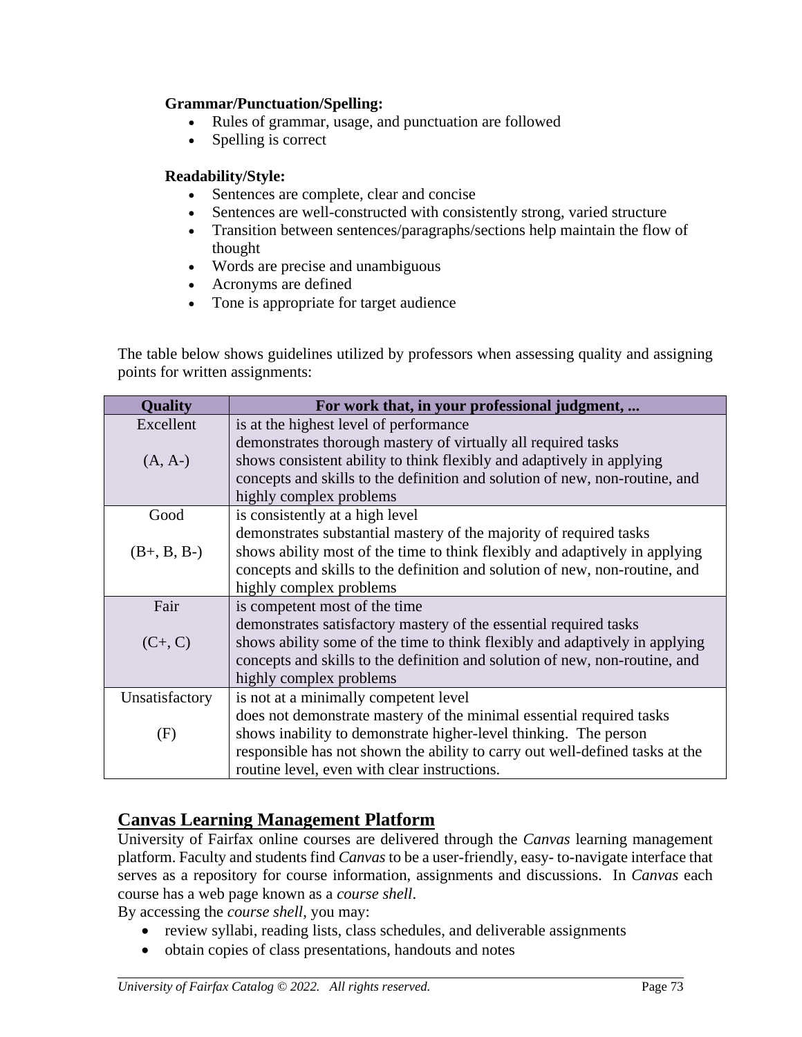**Grammar/Punctuation/Spelling:**

- Rules of grammar, usage, and punctuation are followed
- Spelling is correct

**Readability/Style:**

- Sentences are complete, clear and concise
- Sentences are well-constructed with consistently strong, varied structure
- Transition between sentences/paragraphs/sections help maintain the flow of thought
- Words are precise and unambiguous
- Acronyms are defined
- Tone is appropriate for target audience

The table below shows guidelines utilized by professors when assessing quality and assigning points for written assignments:

| Quality | For work that, in your professional judgment, ... |
|---|---|
| Excellent (A, A-) | is at the highest level of performance demonstrates thorough mastery of virtually all required tasks shows consistent ability to think flexibly and adaptively in applying concepts and skills to the definition and solution of new, non-routine, and highly complex problems |
| Good (B+, B, B-) | is consistently at a high level demonstrates substantial mastery of the majority of required tasks shows ability most of the time to think flexibly and adaptively in applying concepts and skills to the definition and solution of new, non-routine, and highly complex problems |
| Fair (C+, C) | is competent most of the time demonstrates satisfactory mastery of the essential required tasks shows ability some of the time to think flexibly and adaptively in applying concepts and skills to the definition and solution of new, non-routine, and highly complex problems |
| Unsatisfactory (F) | is not at a minimally competent level does not demonstrate mastery of the minimal essential required tasks shows inability to demonstrate higher-level thinking. The person responsible has not shown the ability to carry out well-defined tasks at the routine level, even with clear instructions. |

## Canvas Learning Management Platform

University of Fairfax online courses are delivered through the *Canvas* learning management platform. Faculty and students find *Canvas* to be a user-friendly, easy- to-navigate interface that serves as a repository for course information, assignments and discussions. In *Canvas* each course has a web page known as a *course shell*.

By accessing the *course shell*, you may:

- review syllabi, reading lists, class schedules, and deliverable assignments
- obtain copies of class presentations, handouts and notes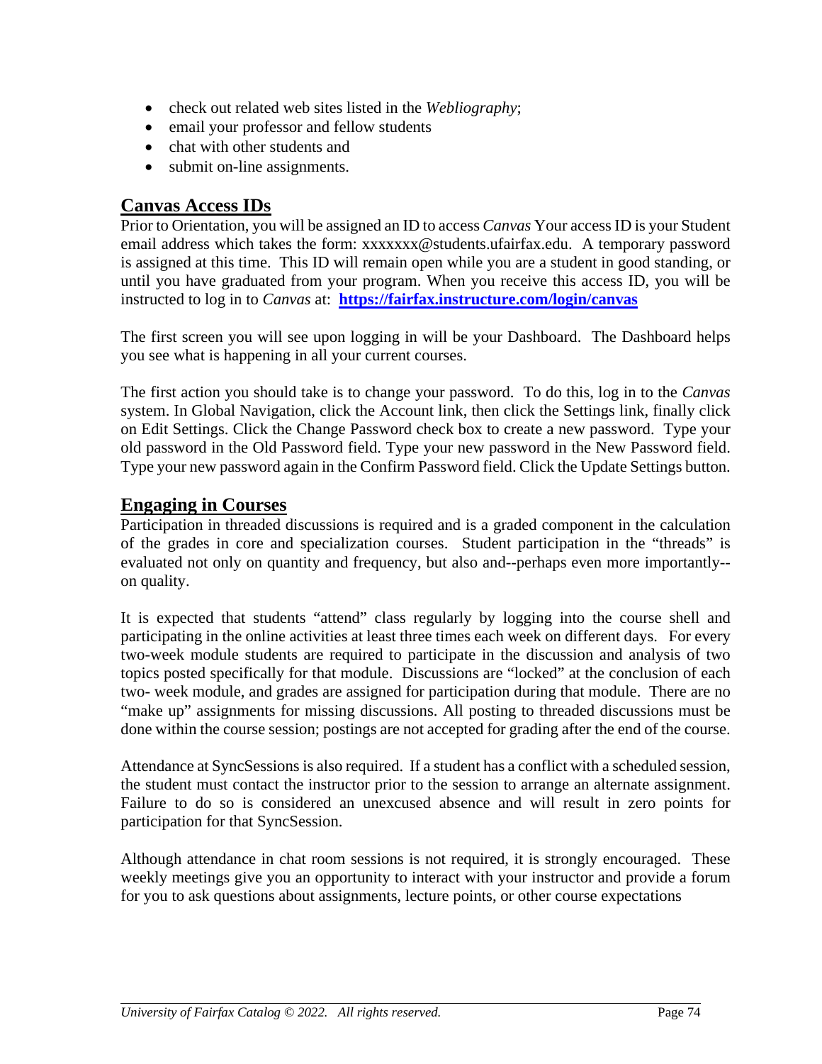- check out related web sites listed in the *Webliography*;
- email your professor and fellow students
- chat with other students and
- submit on-line assignments.

## Canvas Access IDs

Prior to Orientation, you will be assigned an ID to access *Canvas* Your access ID is your Student email address which takes the form: xxxxxxx@students.ufairfax.edu. A temporary password is assigned at this time. This ID will remain open while you are a student in good standing, or until you have graduated from your program. When you receive this access ID, you will be instructed to log in to *Canvas* at: **https://fairfax.instructure.com/login/canvas**

The first screen you will see upon logging in will be your Dashboard. The Dashboard helps you see what is happening in all your current courses.

The first action you should take is to change your password. To do this, log in to the *Canvas* system. In Global Navigation, click the Account link, then click the Settings link, finally click on Edit Settings. Click the Change Password check box to create a new password. Type your old password in the Old Password field. Type your new password in the New Password field. Type your new password again in the Confirm Password field. Click the Update Settings button.

## Engaging in Courses

Participation in threaded discussions is required and is a graded component in the calculation of the grades in core and specialization courses. Student participation in the "threads" is evaluated not only on quantity and frequency, but also and--perhaps even more importantly--on quality.

It is expected that students "attend" class regularly by logging into the course shell and participating in the online activities at least three times each week on different days. For every two-week module students are required to participate in the discussion and analysis of two topics posted specifically for that module. Discussions are "locked" at the conclusion of each two- week module, and grades are assigned for participation during that module. There are no "make up" assignments for missing discussions. All posting to threaded discussions must be done within the course session; postings are not accepted for grading after the end of the course.

Attendance at SyncSessions is also required. If a student has a conflict with a scheduled session, the student must contact the instructor prior to the session to arrange an alternate assignment. Failure to do so is considered an unexcused absence and will result in zero points for participation for that SyncSession.

Although attendance in chat room sessions is not required, it is strongly encouraged. These weekly meetings give you an opportunity to interact with your instructor and provide a forum for you to ask questions about assignments, lecture points, or other course expectations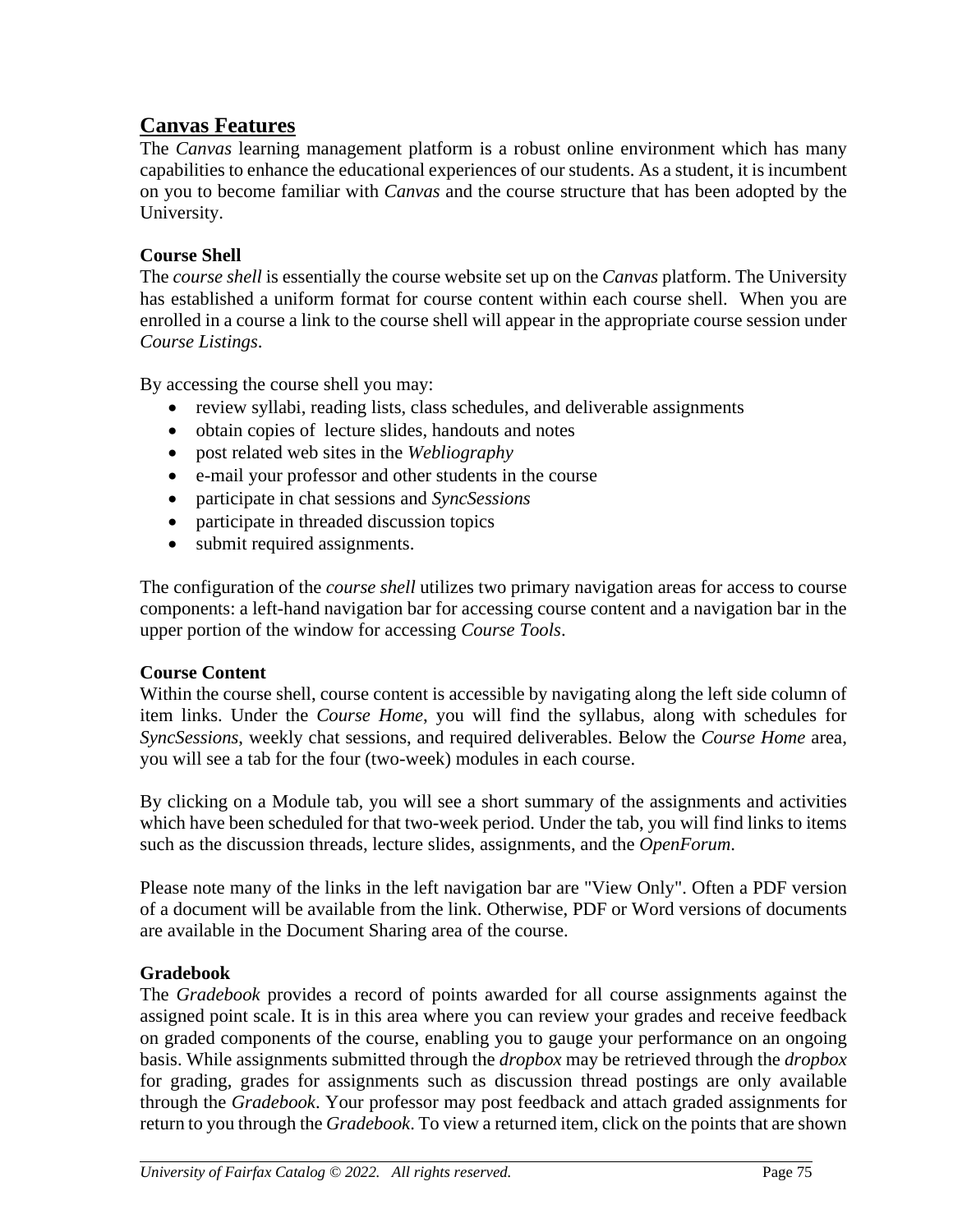## Canvas Features

The *Canvas* learning management platform is a robust online environment which has many capabilities to enhance the educational experiences of our students. As a student, it is incumbent on you to become familiar with *Canvas* and the course structure that has been adopted by the University.

### Course Shell

The *course shell* is essentially the course website set up on the *Canvas* platform. The University has established a uniform format for course content within each course shell. When you are enrolled in a course a link to the course shell will appear in the appropriate course session under *Course Listings*.

By accessing the course shell you may:

- review syllabi, reading lists, class schedules, and deliverable assignments
- obtain copies of lecture slides, handouts and notes
- post related web sites in the *Webliography*
- e-mail your professor and other students in the course
- participate in chat sessions and *SyncSessions*
- participate in threaded discussion topics
- submit required assignments.

The configuration of the *course shell* utilizes two primary navigation areas for access to course components: a left-hand navigation bar for accessing course content and a navigation bar in the upper portion of the window for accessing *Course Tools*.

### Course Content

Within the course shell, course content is accessible by navigating along the left side column of item links. Under the *Course Home*, you will find the syllabus, along with schedules for *SyncSessions*, weekly chat sessions, and required deliverables. Below the *Course Home* area, you will see a tab for the four (two-week) modules in each course.

By clicking on a Module tab, you will see a short summary of the assignments and activities which have been scheduled for that two-week period. Under the tab, you will find links to items such as the discussion threads, lecture slides, assignments, and the *OpenForum*.

Please note many of the links in the left navigation bar are "View Only". Often a PDF version of a document will be available from the link. Otherwise, PDF or Word versions of documents are available in the Document Sharing area of the course.

### Gradebook

The *Gradebook* provides a record of points awarded for all course assignments against the assigned point scale. It is in this area where you can review your grades and receive feedback on graded components of the course, enabling you to gauge your performance on an ongoing basis. While assignments submitted through the *dropbox* may be retrieved through the *dropbox* for grading, grades for assignments such as discussion thread postings are only available through the *Gradebook*. Your professor may post feedback and attach graded assignments for return to you through the *Gradebook*. To view a returned item, click on the points that are shown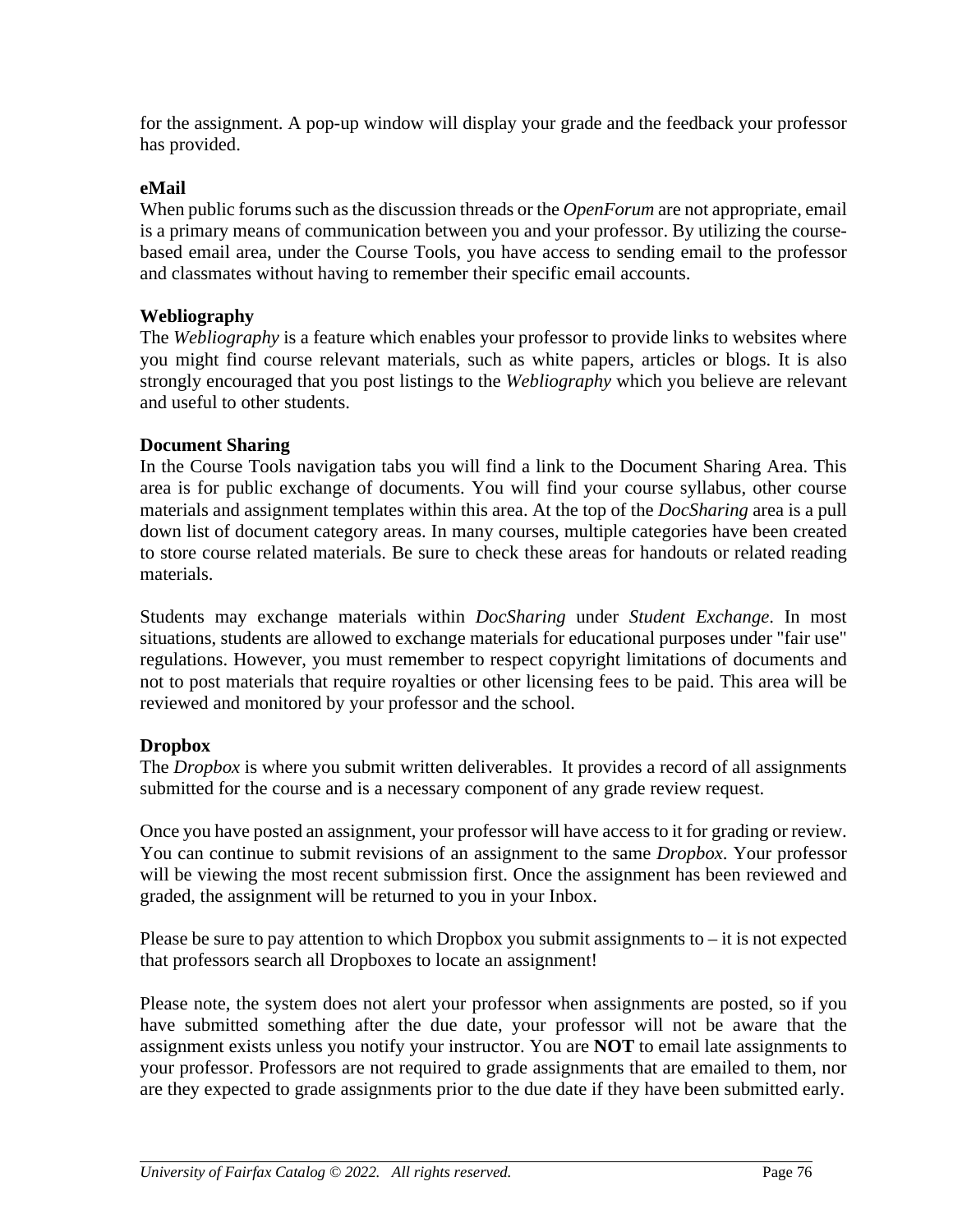for the assignment. A pop-up window will display your grade and the feedback your professor has provided.

**eMail**

When public forums such as the discussion threads or the *OpenForum* are not appropriate, email is a primary means of communication between you and your professor. By utilizing the course-based email area, under the Course Tools, you have access to sending email to the professor and classmates without having to remember their specific email accounts.

**Webliography**

The *Webliography* is a feature which enables your professor to provide links to websites where you might find course relevant materials, such as white papers, articles or blogs. It is also strongly encouraged that you post listings to the *Webliography* which you believe are relevant and useful to other students.

**Document Sharing**

In the Course Tools navigation tabs you will find a link to the Document Sharing Area. This area is for public exchange of documents. You will find your course syllabus, other course materials and assignment templates within this area. At the top of the *DocSharing* area is a pull down list of document category areas. In many courses, multiple categories have been created to store course related materials. Be sure to check these areas for handouts or related reading materials.

Students may exchange materials within *DocSharing* under *Student Exchange*. In most situations, students are allowed to exchange materials for educational purposes under "fair use" regulations. However, you must remember to respect copyright limitations of documents and not to post materials that require royalties or other licensing fees to be paid. This area will be reviewed and monitored by your professor and the school.

**Dropbox**

The *Dropbox* is where you submit written deliverables. It provides a record of all assignments submitted for the course and is a necessary component of any grade review request.

Once you have posted an assignment, your professor will have access to it for grading or review. You can continue to submit revisions of an assignment to the same *Dropbox*. Your professor will be viewing the most recent submission first. Once the assignment has been reviewed and graded, the assignment will be returned to you in your Inbox.

Please be sure to pay attention to which Dropbox you submit assignments to – it is not expected that professors search all Dropboxes to locate an assignment!

Please note, the system does not alert your professor when assignments are posted, so if you have submitted something after the due date, your professor will not be aware that the assignment exists unless you notify your instructor. You are **NOT** to email late assignments to your professor. Professors are not required to grade assignments that are emailed to them, nor are they expected to grade assignments prior to the due date if they have been submitted early.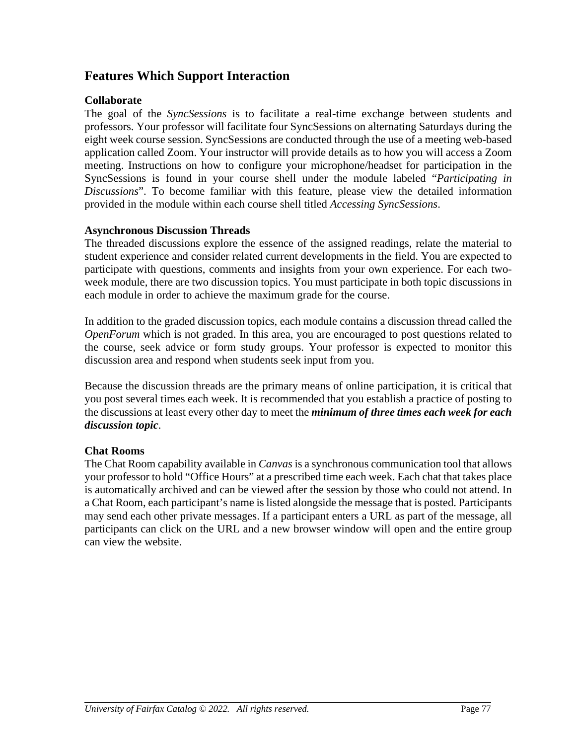## Features Which Support Interaction

**Collaborate**

The goal of the *SyncSessions* is to facilitate a real-time exchange between students and professors. Your professor will facilitate four SyncSessions on alternating Saturdays during the eight week course session. SyncSessions are conducted through the use of a meeting web-based application called Zoom. Your instructor will provide details as to how you will access a Zoom meeting. Instructions on how to configure your microphone/headset for participation in the SyncSessions is found in your course shell under the module labeled "*Participating in Discussions*". To become familiar with this feature, please view the detailed information provided in the module within each course shell titled *Accessing SyncSessions*.

**Asynchronous Discussion Threads**

The threaded discussions explore the essence of the assigned readings, relate the material to student experience and consider related current developments in the field. You are expected to participate with questions, comments and insights from your own experience. For each two-week module, there are two discussion topics. You must participate in both topic discussions in each module in order to achieve the maximum grade for the course.

In addition to the graded discussion topics, each module contains a discussion thread called the *OpenForum* which is not graded. In this area, you are encouraged to post questions related to the course, seek advice or form study groups. Your professor is expected to monitor this discussion area and respond when students seek input from you.

Because the discussion threads are the primary means of online participation, it is critical that you post several times each week. It is recommended that you establish a practice of posting to the discussions at least every other day to meet the ***minimum of three times each week for each discussion topic***.

**Chat Rooms**

The Chat Room capability available in *Canvas* is a synchronous communication tool that allows your professor to hold "Office Hours" at a prescribed time each week. Each chat that takes place is automatically archived and can be viewed after the session by those who could not attend. In a Chat Room, each participant's name is listed alongside the message that is posted. Participants may send each other private messages. If a participant enters a URL as part of the message, all participants can click on the URL and a new browser window will open and the entire group can view the website.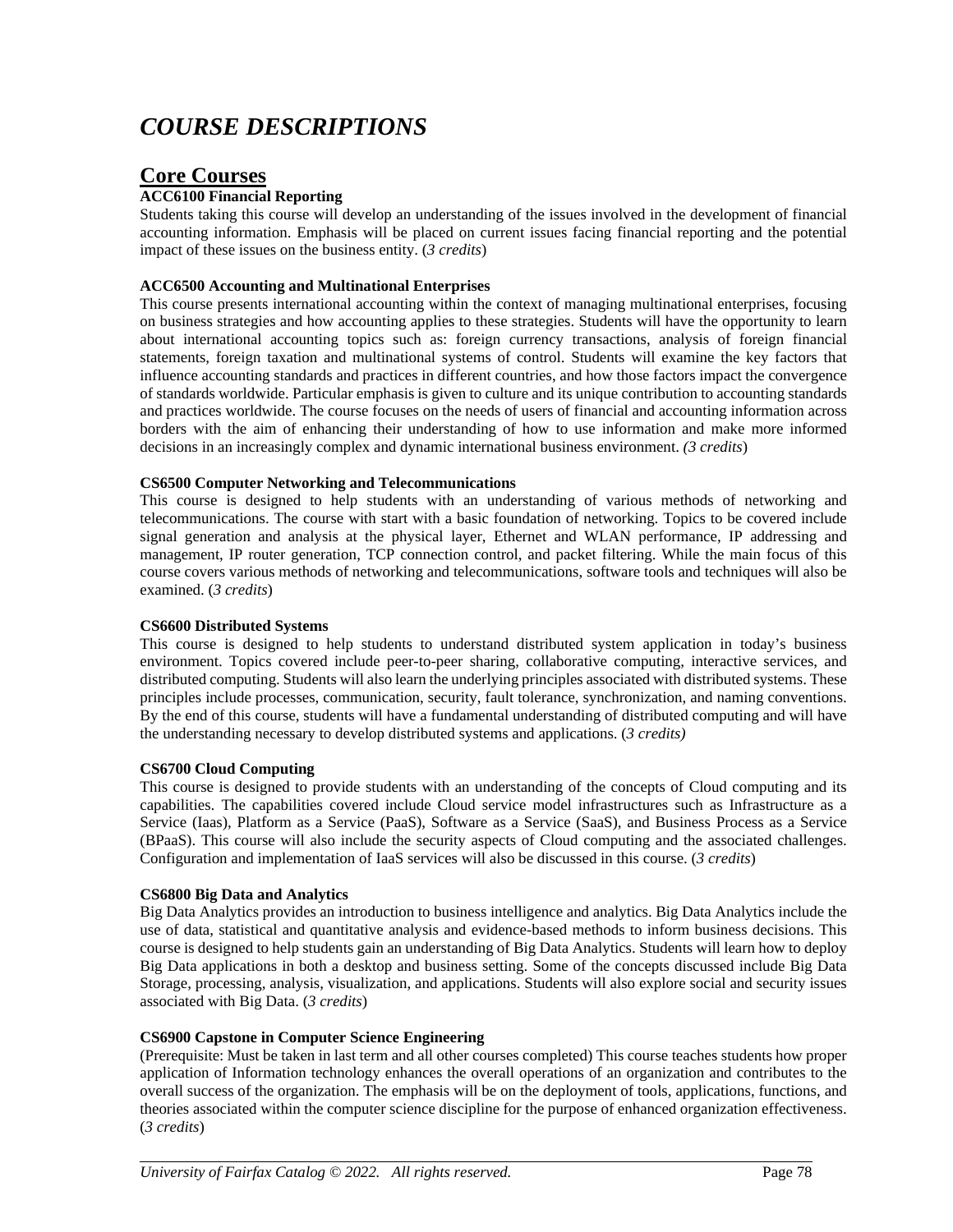# *COURSE DESCRIPTIONS*

## Core Courses

**ACC6100 Financial Reporting**

Students taking this course will develop an understanding of the issues involved in the development of financial accounting information. Emphasis will be placed on current issues facing financial reporting and the potential impact of these issues on the business entity. (*3 credits*)

**ACC6500 Accounting and Multinational Enterprises**

This course presents international accounting within the context of managing multinational enterprises, focusing on business strategies and how accounting applies to these strategies. Students will have the opportunity to learn about international accounting topics such as: foreign currency transactions, analysis of foreign financial statements, foreign taxation and multinational systems of control. Students will examine the key factors that influence accounting standards and practices in different countries, and how those factors impact the convergence of standards worldwide. Particular emphasis is given to culture and its unique contribution to accounting standards and practices worldwide. The course focuses on the needs of users of financial and accounting information across borders with the aim of enhancing their understanding of how to use information and make more informed decisions in an increasingly complex and dynamic international business environment. *(3 credits*)

**CS6500 Computer Networking and Telecommunications**

This course is designed to help students with an understanding of various methods of networking and telecommunications. The course with start with a basic foundation of networking. Topics to be covered include signal generation and analysis at the physical layer, Ethernet and WLAN performance, IP addressing and management, IP router generation, TCP connection control, and packet filtering. While the main focus of this course covers various methods of networking and telecommunications, software tools and techniques will also be examined. (*3 credits*)

**CS6600 Distributed Systems**

This course is designed to help students to understand distributed system application in today's business environment. Topics covered include peer-to-peer sharing, collaborative computing, interactive services, and distributed computing. Students will also learn the underlying principles associated with distributed systems. These principles include processes, communication, security, fault tolerance, synchronization, and naming conventions. By the end of this course, students will have a fundamental understanding of distributed computing and will have the understanding necessary to develop distributed systems and applications. (*3 credits)*

**CS6700 Cloud Computing**

This course is designed to provide students with an understanding of the concepts of Cloud computing and its capabilities. The capabilities covered include Cloud service model infrastructures such as Infrastructure as a Service (Iaas), Platform as a Service (PaaS), Software as a Service (SaaS), and Business Process as a Service (BPaaS). This course will also include the security aspects of Cloud computing and the associated challenges. Configuration and implementation of IaaS services will also be discussed in this course. (*3 credits*)

**CS6800 Big Data and Analytics**

Big Data Analytics provides an introduction to business intelligence and analytics. Big Data Analytics include the use of data, statistical and quantitative analysis and evidence-based methods to inform business decisions. This course is designed to help students gain an understanding of Big Data Analytics. Students will learn how to deploy Big Data applications in both a desktop and business setting. Some of the concepts discussed include Big Data Storage, processing, analysis, visualization, and applications. Students will also explore social and security issues associated with Big Data. (*3 credits*)

**CS6900 Capstone in Computer Science Engineering**

(Prerequisite: Must be taken in last term and all other courses completed) This course teaches students how proper application of Information technology enhances the overall operations of an organization and contributes to the overall success of the organization. The emphasis will be on the deployment of tools, applications, functions, and theories associated within the computer science discipline for the purpose of enhanced organization effectiveness. (*3 credits*)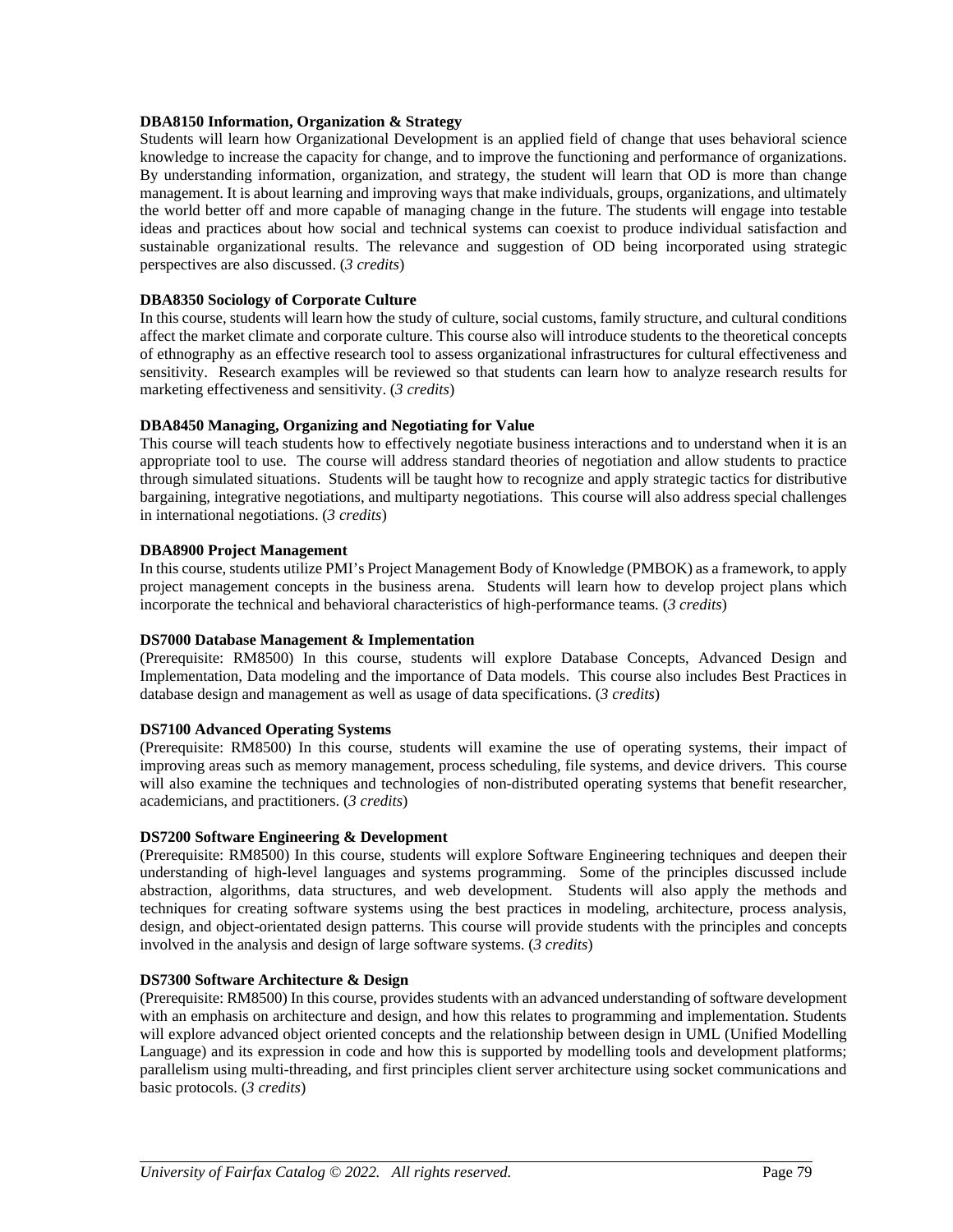**DBA8150 Information, Organization & Strategy**
Students will learn how Organizational Development is an applied field of change that uses behavioral science knowledge to increase the capacity for change, and to improve the functioning and performance of organizations. By understanding information, organization, and strategy, the student will learn that OD is more than change management. It is about learning and improving ways that make individuals, groups, organizations, and ultimately the world better off and more capable of managing change in the future. The students will engage into testable ideas and practices about how social and technical systems can coexist to produce individual satisfaction and sustainable organizational results. The relevance and suggestion of OD being incorporated using strategic perspectives are also discussed. (*3 credits*)

**DBA8350 Sociology of Corporate Culture**
In this course, students will learn how the study of culture, social customs, family structure, and cultural conditions affect the market climate and corporate culture. This course also will introduce students to the theoretical concepts of ethnography as an effective research tool to assess organizational infrastructures for cultural effectiveness and sensitivity. Research examples will be reviewed so that students can learn how to analyze research results for marketing effectiveness and sensitivity. (*3 credits*)

**DBA8450 Managing, Organizing and Negotiating for Value**
This course will teach students how to effectively negotiate business interactions and to understand when it is an appropriate tool to use. The course will address standard theories of negotiation and allow students to practice through simulated situations. Students will be taught how to recognize and apply strategic tactics for distributive bargaining, integrative negotiations, and multiparty negotiations. This course will also address special challenges in international negotiations. (*3 credits*)

**DBA8900 Project Management**
In this course, students utilize PMI's Project Management Body of Knowledge (PMBOK) as a framework, to apply project management concepts in the business arena. Students will learn how to develop project plans which incorporate the technical and behavioral characteristics of high-performance teams. (*3 credits*)

**DS7000 Database Management & Implementation**
(Prerequisite: RM8500) In this course, students will explore Database Concepts, Advanced Design and Implementation, Data modeling and the importance of Data models. This course also includes Best Practices in database design and management as well as usage of data specifications. (*3 credits*)

**DS7100 Advanced Operating Systems**
(Prerequisite: RM8500) In this course, students will examine the use of operating systems, their impact of improving areas such as memory management, process scheduling, file systems, and device drivers. This course will also examine the techniques and technologies of non-distributed operating systems that benefit researcher, academicians, and practitioners. (*3 credits*)

**DS7200 Software Engineering & Development**
(Prerequisite: RM8500) In this course, students will explore Software Engineering techniques and deepen their understanding of high-level languages and systems programming. Some of the principles discussed include abstraction, algorithms, data structures, and web development. Students will also apply the methods and techniques for creating software systems using the best practices in modeling, architecture, process analysis, design, and object-orientated design patterns. This course will provide students with the principles and concepts involved in the analysis and design of large software systems. (*3 credits*)

**DS7300 Software Architecture & Design**
(Prerequisite: RM8500) In this course, provides students with an advanced understanding of software development with an emphasis on architecture and design, and how this relates to programming and implementation. Students will explore advanced object oriented concepts and the relationship between design in UML (Unified Modelling Language) and its expression in code and how this is supported by modelling tools and development platforms; parallelism using multi-threading, and first principles client server architecture using socket communications and basic protocols. (*3 credits*)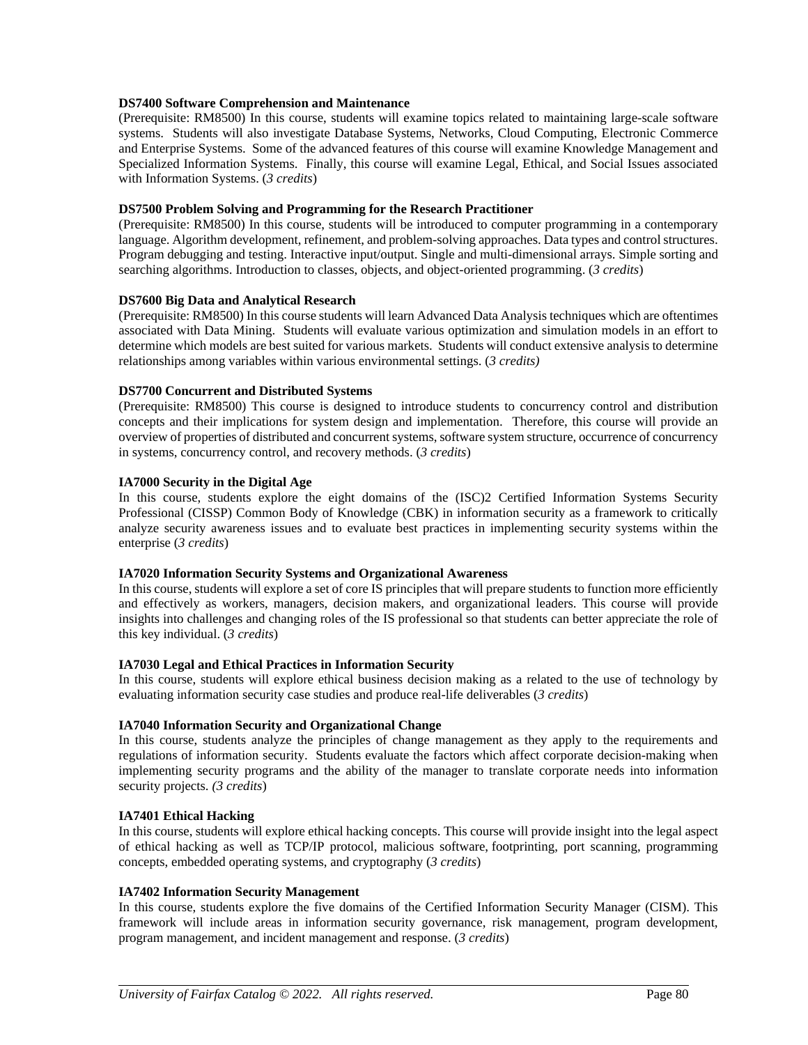**DS7400 Software Comprehension and Maintenance**
(Prerequisite: RM8500) In this course, students will examine topics related to maintaining large-scale software systems. Students will also investigate Database Systems, Networks, Cloud Computing, Electronic Commerce and Enterprise Systems. Some of the advanced features of this course will examine Knowledge Management and Specialized Information Systems. Finally, this course will examine Legal, Ethical, and Social Issues associated with Information Systems. (*3 credits*)

**DS7500 Problem Solving and Programming for the Research Practitioner**
(Prerequisite: RM8500) In this course, students will be introduced to computer programming in a contemporary language. Algorithm development, refinement, and problem-solving approaches. Data types and control structures. Program debugging and testing. Interactive input/output. Single and multi-dimensional arrays. Simple sorting and searching algorithms. Introduction to classes, objects, and object-oriented programming. (*3 credits*)

**DS7600 Big Data and Analytical Research**
(Prerequisite: RM8500) In this course students will learn Advanced Data Analysis techniques which are oftentimes associated with Data Mining. Students will evaluate various optimization and simulation models in an effort to determine which models are best suited for various markets. Students will conduct extensive analysis to determine relationships among variables within various environmental settings. (*3 credits)*

**DS7700 Concurrent and Distributed Systems**
(Prerequisite: RM8500) This course is designed to introduce students to concurrency control and distribution concepts and their implications for system design and implementation. Therefore, this course will provide an overview of properties of distributed and concurrent systems, software system structure, occurrence of concurrency in systems, concurrency control, and recovery methods. (*3 credits*)

**IA7000 Security in the Digital Age**
In this course, students explore the eight domains of the (ISC)2 Certified Information Systems Security Professional (CISSP) Common Body of Knowledge (CBK) in information security as a framework to critically analyze security awareness issues and to evaluate best practices in implementing security systems within the enterprise (*3 credits*)

**IA7020 Information Security Systems and Organizational Awareness**
In this course, students will explore a set of core IS principles that will prepare students to function more efficiently and effectively as workers, managers, decision makers, and organizational leaders. This course will provide insights into challenges and changing roles of the IS professional so that students can better appreciate the role of this key individual. (*3 credits*)

**IA7030 Legal and Ethical Practices in Information Security**
In this course, students will explore ethical business decision making as a related to the use of technology by evaluating information security case studies and produce real-life deliverables (*3 credits*)

**IA7040 Information Security and Organizational Change**
In this course, students analyze the principles of change management as they apply to the requirements and regulations of information security. Students evaluate the factors which affect corporate decision-making when implementing security programs and the ability of the manager to translate corporate needs into information security projects. *(3 credits*)

**IA7401 Ethical Hacking**
In this course, students will explore ethical hacking concepts. This course will provide insight into the legal aspect of ethical hacking as well as TCP/IP protocol, malicious software, footprinting, port scanning, programming concepts, embedded operating systems, and cryptography (*3 credits*)

**IA7402 Information Security Management**
In this course, students explore the five domains of the Certified Information Security Manager (CISM). This framework will include areas in information security governance, risk management, program development, program management, and incident management and response. (*3 credits*)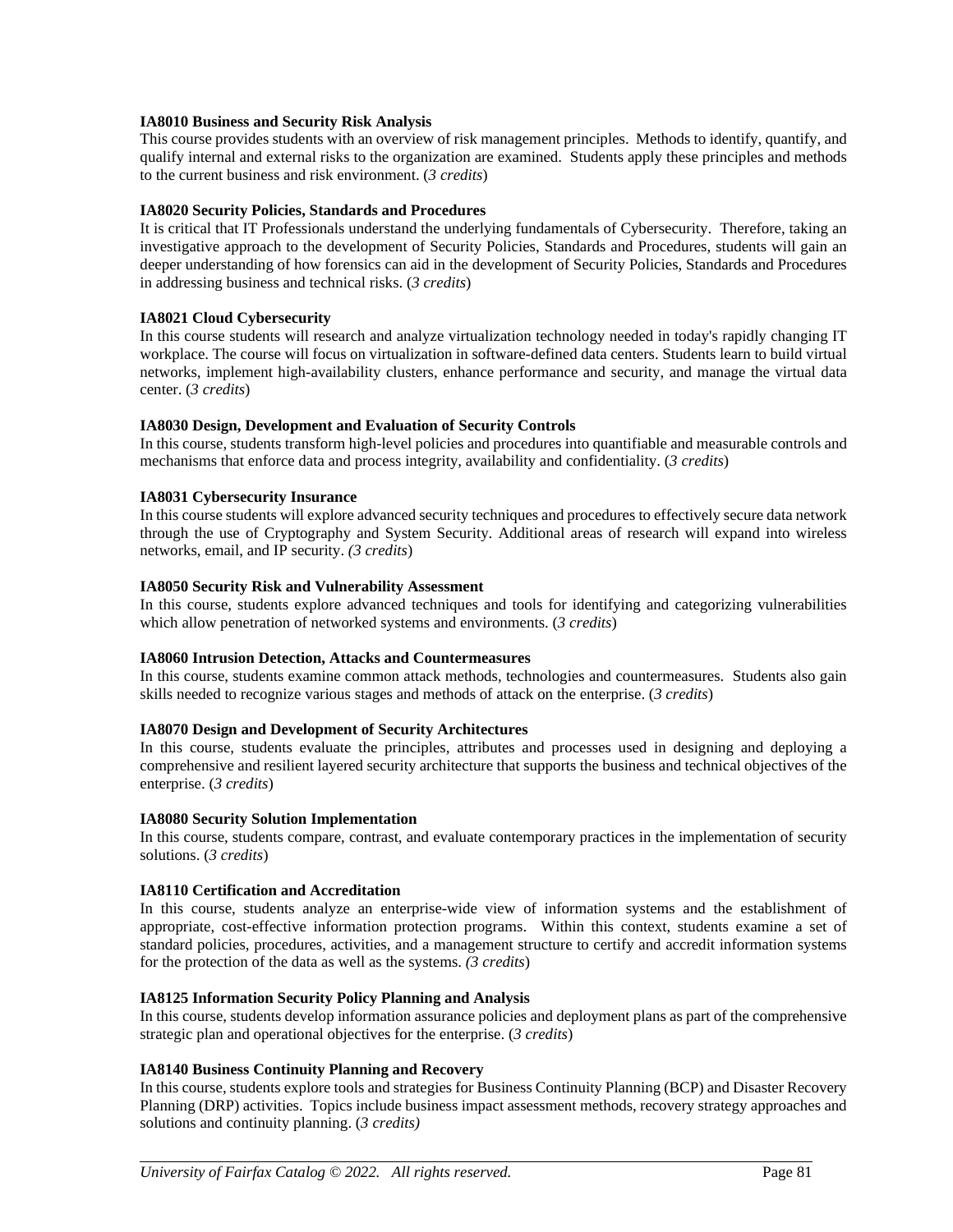**IA8010 Business and Security Risk Analysis**
This course provides students with an overview of risk management principles. Methods to identify, quantify, and qualify internal and external risks to the organization are examined. Students apply these principles and methods to the current business and risk environment. (*3 credits*)

**IA8020 Security Policies, Standards and Procedures**
It is critical that IT Professionals understand the underlying fundamentals of Cybersecurity. Therefore, taking an investigative approach to the development of Security Policies, Standards and Procedures, students will gain an deeper understanding of how forensics can aid in the development of Security Policies, Standards and Procedures in addressing business and technical risks. (*3 credits*)

**IA8021 Cloud Cybersecurity**
In this course students will research and analyze virtualization technology needed in today's rapidly changing IT workplace. The course will focus on virtualization in software-defined data centers. Students learn to build virtual networks, implement high-availability clusters, enhance performance and security, and manage the virtual data center. (*3 credits*)

**IA8030 Design, Development and Evaluation of Security Controls**
In this course, students transform high-level policies and procedures into quantifiable and measurable controls and mechanisms that enforce data and process integrity, availability and confidentiality. (*3 credits*)

**IA8031 Cybersecurity Insurance**
In this course students will explore advanced security techniques and procedures to effectively secure data network through the use of Cryptography and System Security. Additional areas of research will expand into wireless networks, email, and IP security. *(3 credits*)

**IA8050 Security Risk and Vulnerability Assessment**
In this course, students explore advanced techniques and tools for identifying and categorizing vulnerabilities which allow penetration of networked systems and environments. (*3 credits*)

**IA8060 Intrusion Detection, Attacks and Countermeasures**
In this course, students examine common attack methods, technologies and countermeasures. Students also gain skills needed to recognize various stages and methods of attack on the enterprise. (*3 credits*)

**IA8070 Design and Development of Security Architectures**
In this course, students evaluate the principles, attributes and processes used in designing and deploying a comprehensive and resilient layered security architecture that supports the business and technical objectives of the enterprise. (*3 credits*)

**IA8080 Security Solution Implementation**
In this course, students compare, contrast, and evaluate contemporary practices in the implementation of security solutions. (*3 credits*)

**IA8110 Certification and Accreditation**
In this course, students analyze an enterprise-wide view of information systems and the establishment of appropriate, cost-effective information protection programs. Within this context, students examine a set of standard policies, procedures, activities, and a management structure to certify and accredit information systems for the protection of the data as well as the systems. *(3 credits*)

**IA8125 Information Security Policy Planning and Analysis**
In this course, students develop information assurance policies and deployment plans as part of the comprehensive strategic plan and operational objectives for the enterprise. (*3 credits*)

**IA8140 Business Continuity Planning and Recovery**
In this course, students explore tools and strategies for Business Continuity Planning (BCP) and Disaster Recovery Planning (DRP) activities. Topics include business impact assessment methods, recovery strategy approaches and solutions and continuity planning. (*3 credits)*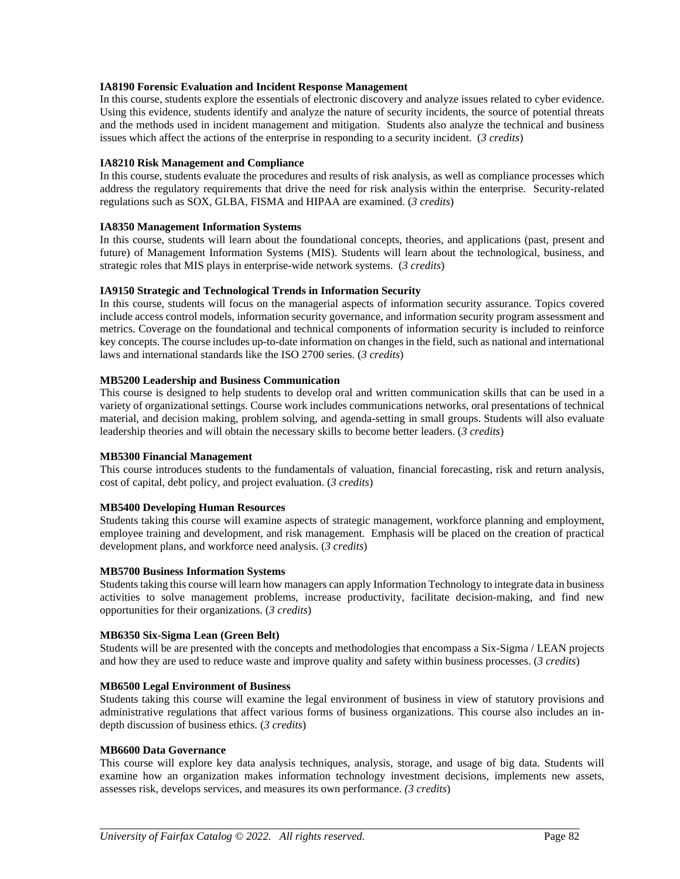**IA8190 Forensic Evaluation and Incident Response Management**
In this course, students explore the essentials of electronic discovery and analyze issues related to cyber evidence. Using this evidence, students identify and analyze the nature of security incidents, the source of potential threats and the methods used in incident management and mitigation. Students also analyze the technical and business issues which affect the actions of the enterprise in responding to a security incident. (*3 credits*)

**IA8210 Risk Management and Compliance**
In this course, students evaluate the procedures and results of risk analysis, as well as compliance processes which address the regulatory requirements that drive the need for risk analysis within the enterprise. Security-related regulations such as SOX, GLBA, FISMA and HIPAA are examined. (*3 credits*)

**IA8350 Management Information Systems**
In this course, students will learn about the foundational concepts, theories, and applications (past, present and future) of Management Information Systems (MIS). Students will learn about the technological, business, and strategic roles that MIS plays in enterprise-wide network systems. (*3 credits*)

**IA9150 Strategic and Technological Trends in Information Security**
In this course, students will focus on the managerial aspects of information security assurance. Topics covered include access control models, information security governance, and information security program assessment and metrics. Coverage on the foundational and technical components of information security is included to reinforce key concepts. The course includes up-to-date information on changes in the field, such as national and international laws and international standards like the ISO 2700 series. (*3 credits*)

**MB5200 Leadership and Business Communication**
This course is designed to help students to develop oral and written communication skills that can be used in a variety of organizational settings. Course work includes communications networks, oral presentations of technical material, and decision making, problem solving, and agenda-setting in small groups. Students will also evaluate leadership theories and will obtain the necessary skills to become better leaders. (*3 credits*)

**MB5300 Financial Management**
This course introduces students to the fundamentals of valuation, financial forecasting, risk and return analysis, cost of capital, debt policy, and project evaluation. (*3 credits*)

**MB5400 Developing Human Resources**
Students taking this course will examine aspects of strategic management, workforce planning and employment, employee training and development, and risk management. Emphasis will be placed on the creation of practical development plans, and workforce need analysis. (*3 credits*)

**MB5700 Business Information Systems**
Students taking this course will learn how managers can apply Information Technology to integrate data in business activities to solve management problems, increase productivity, facilitate decision-making, and find new opportunities for their organizations. (*3 credits*)

**MB6350 Six-Sigma Lean (Green Belt)**
Students will be are presented with the concepts and methodologies that encompass a Six-Sigma / LEAN projects and how they are used to reduce waste and improve quality and safety within business processes. (*3 credits*)

**MB6500 Legal Environment of Business**
Students taking this course will examine the legal environment of business in view of statutory provisions and administrative regulations that affect various forms of business organizations. This course also includes an in-depth discussion of business ethics. (*3 credits*)

**MB6600 Data Governance**
This course will explore key data analysis techniques, analysis, storage, and usage of big data. Students will examine how an organization makes information technology investment decisions, implements new assets, assesses risk, develops services, and measures its own performance. *(3 credits*)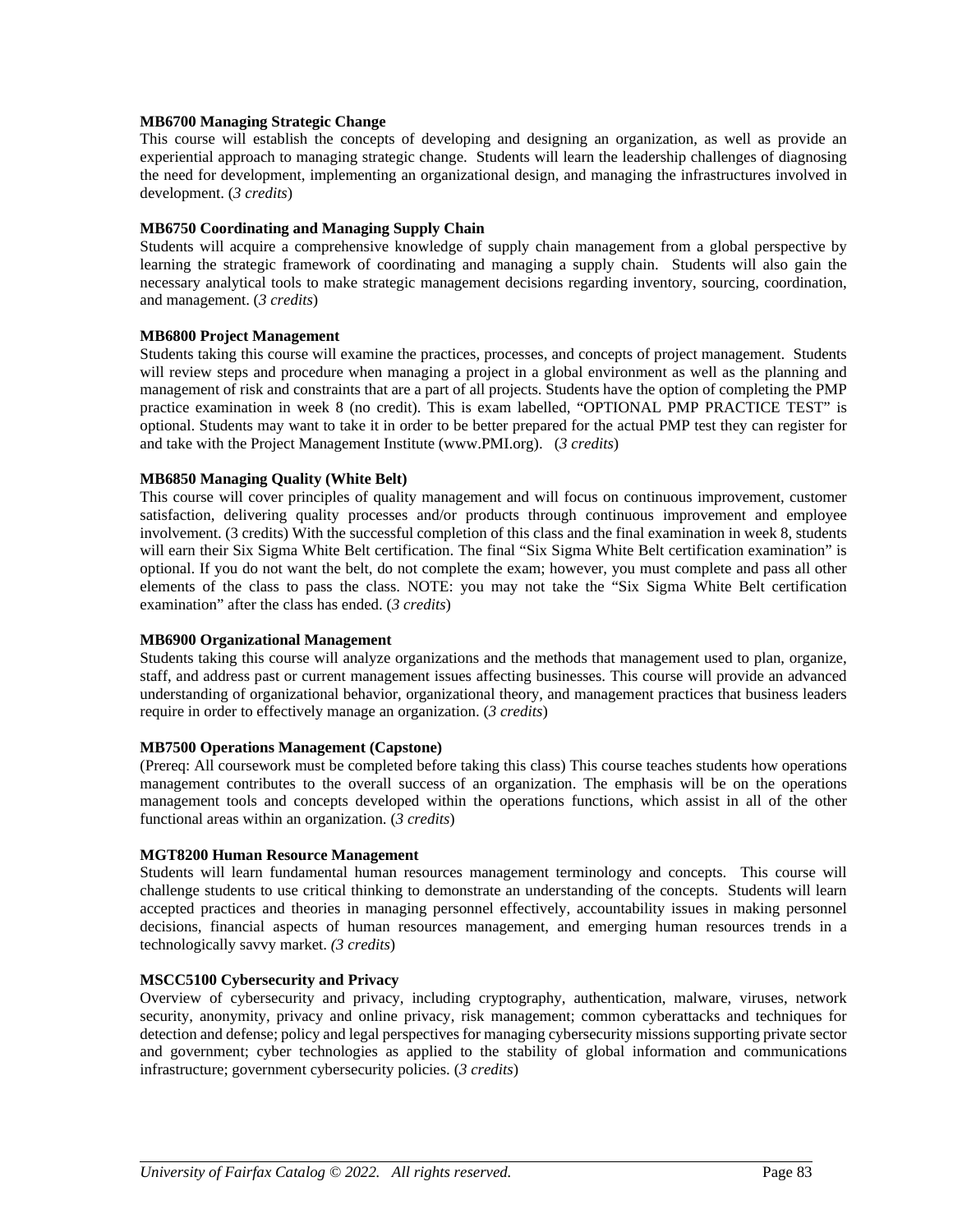**MB6700 Managing Strategic Change**
This course will establish the concepts of developing and designing an organization, as well as provide an experiential approach to managing strategic change. Students will learn the leadership challenges of diagnosing the need for development, implementing an organizational design, and managing the infrastructures involved in development. (*3 credits*)

**MB6750 Coordinating and Managing Supply Chain**
Students will acquire a comprehensive knowledge of supply chain management from a global perspective by learning the strategic framework of coordinating and managing a supply chain. Students will also gain the necessary analytical tools to make strategic management decisions regarding inventory, sourcing, coordination, and management. (*3 credits*)

**MB6800 Project Management**
Students taking this course will examine the practices, processes, and concepts of project management. Students will review steps and procedure when managing a project in a global environment as well as the planning and management of risk and constraints that are a part of all projects. Students have the option of completing the PMP practice examination in week 8 (no credit). This is exam labelled, "OPTIONAL PMP PRACTICE TEST" is optional. Students may want to take it in order to be better prepared for the actual PMP test they can register for and take with the Project Management Institute (www.PMI.org). (*3 credits*)

**MB6850 Managing Quality (White Belt)**
This course will cover principles of quality management and will focus on continuous improvement, customer satisfaction, delivering quality processes and/or products through continuous improvement and employee involvement. (3 credits) With the successful completion of this class and the final examination in week 8, students will earn their Six Sigma White Belt certification. The final "Six Sigma White Belt certification examination" is optional. If you do not want the belt, do not complete the exam; however, you must complete and pass all other elements of the class to pass the class. NOTE: you may not take the "Six Sigma White Belt certification examination" after the class has ended. (*3 credits*)

**MB6900 Organizational Management**
Students taking this course will analyze organizations and the methods that management used to plan, organize, staff, and address past or current management issues affecting businesses. This course will provide an advanced understanding of organizational behavior, organizational theory, and management practices that business leaders require in order to effectively manage an organization. (*3 credits*)

**MB7500 Operations Management (Capstone)**
(Prereq: All coursework must be completed before taking this class) This course teaches students how operations management contributes to the overall success of an organization. The emphasis will be on the operations management tools and concepts developed within the operations functions, which assist in all of the other functional areas within an organization. (*3 credits*)

**MGT8200 Human Resource Management**
Students will learn fundamental human resources management terminology and concepts. This course will challenge students to use critical thinking to demonstrate an understanding of the concepts. Students will learn accepted practices and theories in managing personnel effectively, accountability issues in making personnel decisions, financial aspects of human resources management, and emerging human resources trends in a technologically savvy market. *(3 credits*)

**MSCC5100 Cybersecurity and Privacy**
Overview of cybersecurity and privacy, including cryptography, authentication, malware, viruses, network security, anonymity, privacy and online privacy, risk management; common cyberattacks and techniques for detection and defense; policy and legal perspectives for managing cybersecurity missions supporting private sector and government; cyber technologies as applied to the stability of global information and communications infrastructure; government cybersecurity policies. (*3 credits*)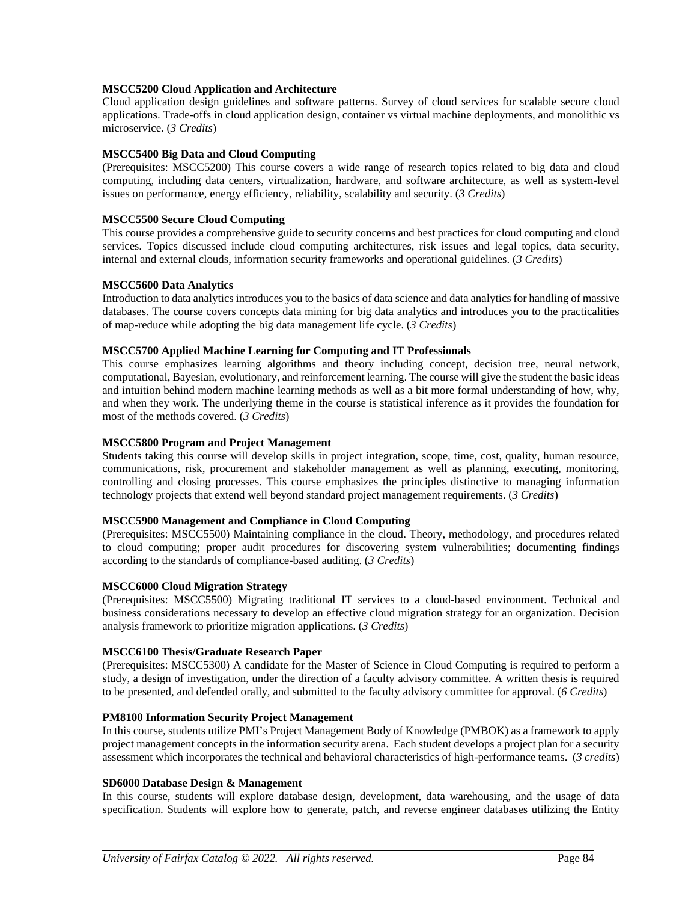**MSCC5200 Cloud Application and Architecture**
Cloud application design guidelines and software patterns. Survey of cloud services for scalable secure cloud applications. Trade-offs in cloud application design, container vs virtual machine deployments, and monolithic vs microservice. (*3 Credits*)

**MSCC5400 Big Data and Cloud Computing**
(Prerequisites: MSCC5200) This course covers a wide range of research topics related to big data and cloud computing, including data centers, virtualization, hardware, and software architecture, as well as system-level issues on performance, energy efficiency, reliability, scalability and security. (*3 Credits*)

**MSCC5500 Secure Cloud Computing**
This course provides a comprehensive guide to security concerns and best practices for cloud computing and cloud services. Topics discussed include cloud computing architectures, risk issues and legal topics, data security, internal and external clouds, information security frameworks and operational guidelines. (*3 Credits*)

**MSCC5600 Data Analytics**
Introduction to data analytics introduces you to the basics of data science and data analytics for handling of massive databases. The course covers concepts data mining for big data analytics and introduces you to the practicalities of map-reduce while adopting the big data management life cycle. (*3 Credits*)

**MSCC5700 Applied Machine Learning for Computing and IT Professionals**
This course emphasizes learning algorithms and theory including concept, decision tree, neural network, computational, Bayesian, evolutionary, and reinforcement learning. The course will give the student the basic ideas and intuition behind modern machine learning methods as well as a bit more formal understanding of how, why, and when they work. The underlying theme in the course is statistical inference as it provides the foundation for most of the methods covered. (*3 Credits*)

**MSCC5800 Program and Project Management**
Students taking this course will develop skills in project integration, scope, time, cost, quality, human resource, communications, risk, procurement and stakeholder management as well as planning, executing, monitoring, controlling and closing processes. This course emphasizes the principles distinctive to managing information technology projects that extend well beyond standard project management requirements. (*3 Credits*)

**MSCC5900 Management and Compliance in Cloud Computing**
(Prerequisites: MSCC5500) Maintaining compliance in the cloud. Theory, methodology, and procedures related to cloud computing; proper audit procedures for discovering system vulnerabilities; documenting findings according to the standards of compliance-based auditing. (*3 Credits*)

**MSCC6000 Cloud Migration Strategy**
(Prerequisites: MSCC5500) Migrating traditional IT services to a cloud-based environment. Technical and business considerations necessary to develop an effective cloud migration strategy for an organization. Decision analysis framework to prioritize migration applications. (*3 Credits*)

**MSCC6100 Thesis/Graduate Research Paper**
(Prerequisites: MSCC5300) A candidate for the Master of Science in Cloud Computing is required to perform a study, a design of investigation, under the direction of a faculty advisory committee. A written thesis is required to be presented, and defended orally, and submitted to the faculty advisory committee for approval. (*6 Credits*)

**PM8100 Information Security Project Management**
In this course, students utilize PMI's Project Management Body of Knowledge (PMBOK) as a framework to apply project management concepts in the information security arena. Each student develops a project plan for a security assessment which incorporates the technical and behavioral characteristics of high-performance teams. (*3 credits*)

**SD6000 Database Design & Management**
In this course, students will explore database design, development, data warehousing, and the usage of data specification. Students will explore how to generate, patch, and reverse engineer databases utilizing the Entity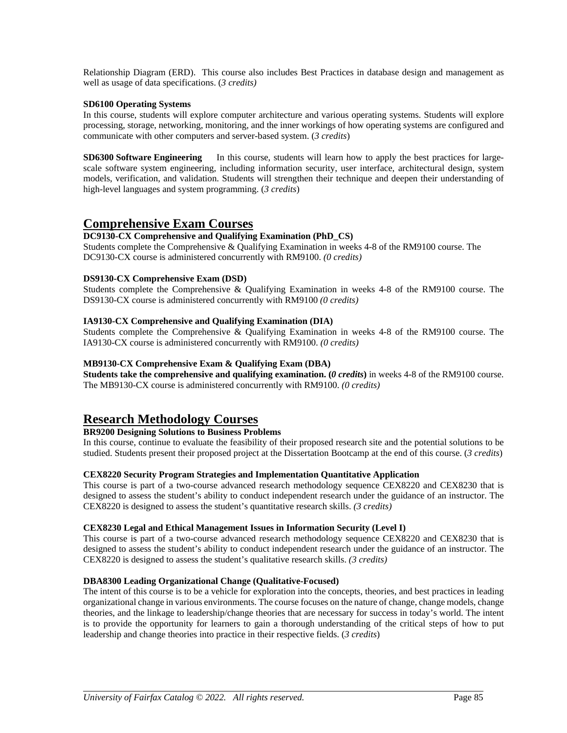Relationship Diagram (ERD). This course also includes Best Practices in database design and management as well as usage of data specifications. (*3 credits)*

**SD6100 Operating Systems**
In this course, students will explore computer architecture and various operating systems. Students will explore processing, storage, networking, monitoring, and the inner workings of how operating systems are configured and communicate with other computers and server-based system. (*3 credits*)

**SD6300 Software Engineering** In this course, students will learn how to apply the best practices for large-scale software system engineering, including information security, user interface, architectural design, system models, verification, and validation. Students will strengthen their technique and deepen their understanding of high-level languages and system programming. (*3 credits*)

## Comprehensive Exam Courses

**DC9130-CX Comprehensive and Qualifying Examination (PhD_CS)**
Students complete the Comprehensive & Qualifying Examination in weeks 4-8 of the RM9100 course. The DC9130-CX course is administered concurrently with RM9100. *(0 credits)*

**DS9130-CX Comprehensive Exam (DSD)**
Students complete the Comprehensive & Qualifying Examination in weeks 4-8 of the RM9100 course. The DS9130-CX course is administered concurrently with RM9100 *(0 credits)*

**IA9130-CX Comprehensive and Qualifying Examination (DIA)**
Students complete the Comprehensive & Qualifying Examination in weeks 4-8 of the RM9100 course. The IA9130-CX course is administered concurrently with RM9100. *(0 credits)*

**MB9130-CX Comprehensive Exam & Qualifying Exam (DBA)**
**Students take the comprehensive and qualifying examination. (*0 credits*)** in weeks 4-8 of the RM9100 course. The MB9130-CX course is administered concurrently with RM9100. *(0 credits)*

## Research Methodology Courses

**BR9200 Designing Solutions to Business Problems**
In this course, continue to evaluate the feasibility of their proposed research site and the potential solutions to be studied. Students present their proposed project at the Dissertation Bootcamp at the end of this course. (*3 credits*)

**CEX8220 Security Program Strategies and Implementation Quantitative Application**
This course is part of a two-course advanced research methodology sequence CEX8220 and CEX8230 that is designed to assess the student's ability to conduct independent research under the guidance of an instructor. The CEX8220 is designed to assess the student's quantitative research skills. *(3 credits)*

**CEX8230 Legal and Ethical Management Issues in Information Security (Level I)**
This course is part of a two-course advanced research methodology sequence CEX8220 and CEX8230 that is designed to assess the student's ability to conduct independent research under the guidance of an instructor. The CEX8220 is designed to assess the student's qualitative research skills. *(3 credits)*

**DBA8300 Leading Organizational Change (Qualitative-Focused)**
The intent of this course is to be a vehicle for exploration into the concepts, theories, and best practices in leading organizational change in various environments. The course focuses on the nature of change, change models, change theories, and the linkage to leadership/change theories that are necessary for success in today's world. The intent is to provide the opportunity for learners to gain a thorough understanding of the critical steps of how to put leadership and change theories into practice in their respective fields. (*3 credits*)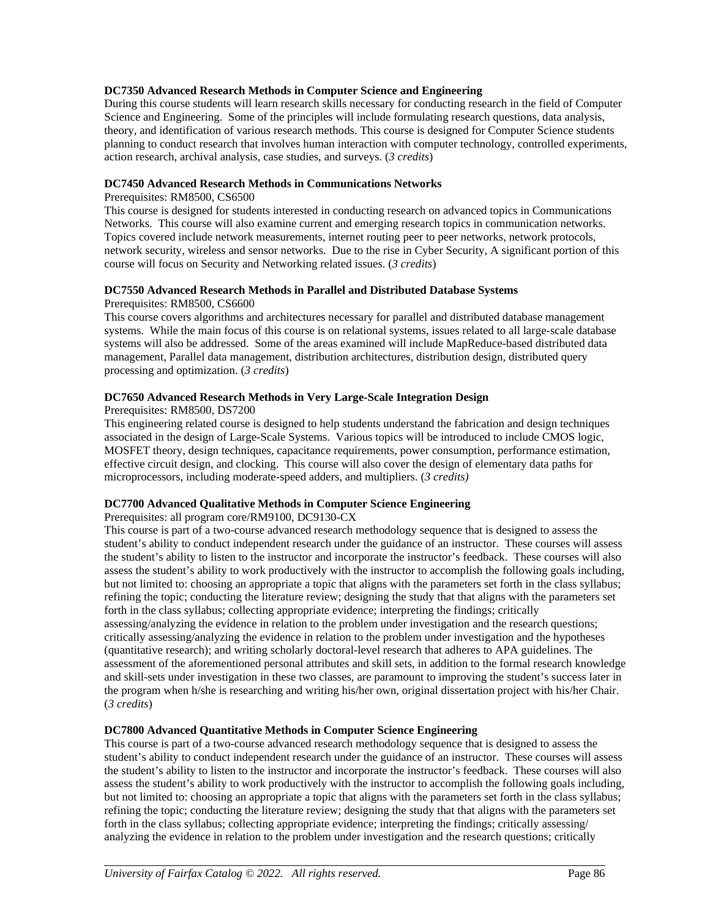**DC7350 Advanced Research Methods in Computer Science and Engineering**
During this course students will learn research skills necessary for conducting research in the field of Computer Science and Engineering. Some of the principles will include formulating research questions, data analysis, theory, and identification of various research methods. This course is designed for Computer Science students planning to conduct research that involves human interaction with computer technology, controlled experiments, action research, archival analysis, case studies, and surveys. (*3 credits*)

**DC7450 Advanced Research Methods in Communications Networks**
Prerequisites: RM8500, CS6500
This course is designed for students interested in conducting research on advanced topics in Communications Networks. This course will also examine current and emerging research topics in communication networks. Topics covered include network measurements, internet routing peer to peer networks, network protocols, network security, wireless and sensor networks. Due to the rise in Cyber Security, A significant portion of this course will focus on Security and Networking related issues. (*3 credits*)

**DC7550 Advanced Research Methods in Parallel and Distributed Database Systems**
Prerequisites: RM8500, CS6600
This course covers algorithms and architectures necessary for parallel and distributed database management systems. While the main focus of this course is on relational systems, issues related to all large-scale database systems will also be addressed. Some of the areas examined will include MapReduce-based distributed data management, Parallel data management, distribution architectures, distribution design, distributed query processing and optimization. (*3 credits*)

**DC7650 Advanced Research Methods in Very Large-Scale Integration Design**
Prerequisites: RM8500, DS7200
This engineering related course is designed to help students understand the fabrication and design techniques associated in the design of Large-Scale Systems. Various topics will be introduced to include CMOS logic, MOSFET theory, design techniques, capacitance requirements, power consumption, performance estimation, effective circuit design, and clocking. This course will also cover the design of elementary data paths for microprocessors, including moderate-speed adders, and multipliers. (*3 credits)*

**DC7700 Advanced Qualitative Methods in Computer Science Engineering**
Prerequisites: all program core/RM9100, DC9130-CX
This course is part of a two-course advanced research methodology sequence that is designed to assess the student's ability to conduct independent research under the guidance of an instructor. These courses will assess the student's ability to listen to the instructor and incorporate the instructor's feedback. These courses will also assess the student's ability to work productively with the instructor to accomplish the following goals including, but not limited to: choosing an appropriate a topic that aligns with the parameters set forth in the class syllabus; refining the topic; conducting the literature review; designing the study that that aligns with the parameters set forth in the class syllabus; collecting appropriate evidence; interpreting the findings; critically assessing/analyzing the evidence in relation to the problem under investigation and the research questions; critically assessing/analyzing the evidence in relation to the problem under investigation and the hypotheses (quantitative research); and writing scholarly doctoral-level research that adheres to APA guidelines. The assessment of the aforementioned personal attributes and skill sets, in addition to the formal research knowledge and skill-sets under investigation in these two classes, are paramount to improving the student's success later in the program when h/she is researching and writing his/her own, original dissertation project with his/her Chair. (*3 credits*)

**DC7800 Advanced Quantitative Methods in Computer Science Engineering**
This course is part of a two-course advanced research methodology sequence that is designed to assess the student's ability to conduct independent research under the guidance of an instructor. These courses will assess the student's ability to listen to the instructor and incorporate the instructor's feedback. These courses will also assess the student's ability to work productively with the instructor to accomplish the following goals including, but not limited to: choosing an appropriate a topic that aligns with the parameters set forth in the class syllabus; refining the topic; conducting the literature review; designing the study that that aligns with the parameters set forth in the class syllabus; collecting appropriate evidence; interpreting the findings; critically assessing/ analyzing the evidence in relation to the problem under investigation and the research questions; critically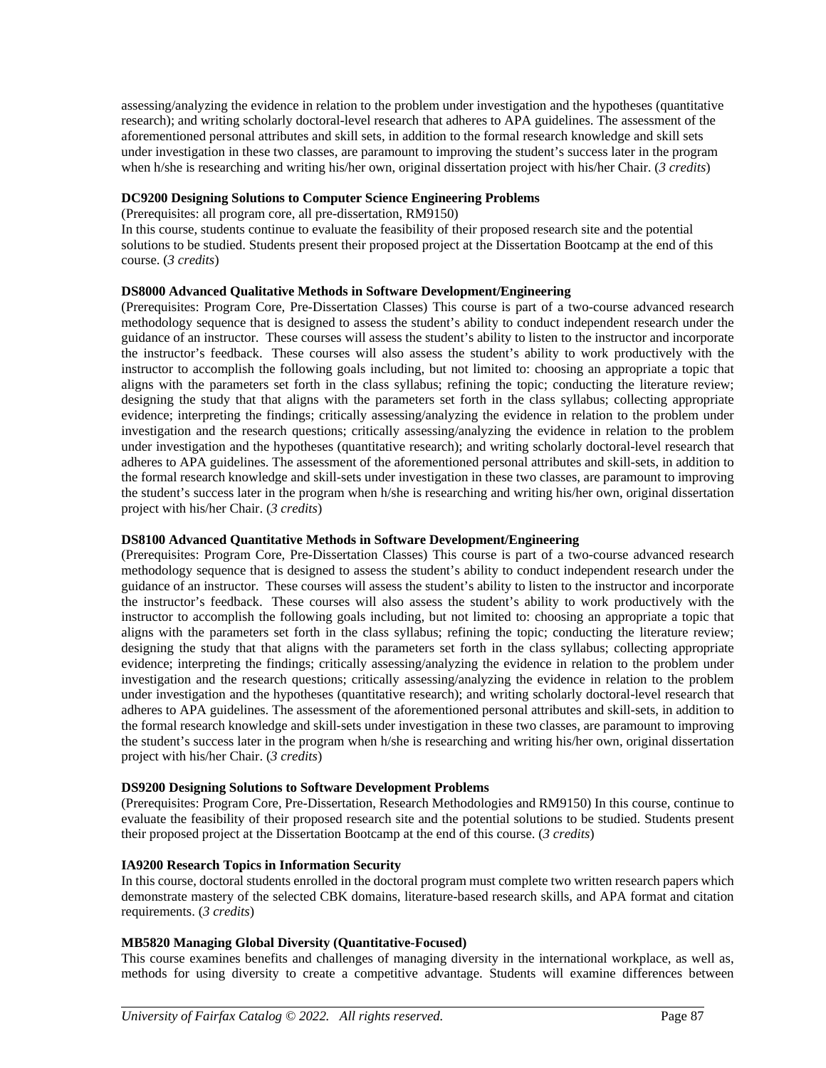assessing/analyzing the evidence in relation to the problem under investigation and the hypotheses (quantitative research); and writing scholarly doctoral-level research that adheres to APA guidelines. The assessment of the aforementioned personal attributes and skill sets, in addition to the formal research knowledge and skill sets under investigation in these two classes, are paramount to improving the student's success later in the program when h/she is researching and writing his/her own, original dissertation project with his/her Chair. (*3 credits*)

**DC9200 Designing Solutions to Computer Science Engineering Problems**

(Prerequisites: all program core, all pre-dissertation, RM9150)

In this course, students continue to evaluate the feasibility of their proposed research site and the potential solutions to be studied. Students present their proposed project at the Dissertation Bootcamp at the end of this course. (*3 credits*)

**DS8000 Advanced Qualitative Methods in Software Development/Engineering**

(Prerequisites: Program Core, Pre-Dissertation Classes) This course is part of a two-course advanced research methodology sequence that is designed to assess the student's ability to conduct independent research under the guidance of an instructor. These courses will assess the student's ability to listen to the instructor and incorporate the instructor's feedback. These courses will also assess the student's ability to work productively with the instructor to accomplish the following goals including, but not limited to: choosing an appropriate a topic that aligns with the parameters set forth in the class syllabus; refining the topic; conducting the literature review; designing the study that that aligns with the parameters set forth in the class syllabus; collecting appropriate evidence; interpreting the findings; critically assessing/analyzing the evidence in relation to the problem under investigation and the research questions; critically assessing/analyzing the evidence in relation to the problem under investigation and the hypotheses (quantitative research); and writing scholarly doctoral-level research that adheres to APA guidelines. The assessment of the aforementioned personal attributes and skill-sets, in addition to the formal research knowledge and skill-sets under investigation in these two classes, are paramount to improving the student's success later in the program when h/she is researching and writing his/her own, original dissertation project with his/her Chair. (*3 credits*)

**DS8100 Advanced Quantitative Methods in Software Development/Engineering**

(Prerequisites: Program Core, Pre-Dissertation Classes) This course is part of a two-course advanced research methodology sequence that is designed to assess the student's ability to conduct independent research under the guidance of an instructor. These courses will assess the student's ability to listen to the instructor and incorporate the instructor's feedback. These courses will also assess the student's ability to work productively with the instructor to accomplish the following goals including, but not limited to: choosing an appropriate a topic that aligns with the parameters set forth in the class syllabus; refining the topic; conducting the literature review; designing the study that that aligns with the parameters set forth in the class syllabus; collecting appropriate evidence; interpreting the findings; critically assessing/analyzing the evidence in relation to the problem under investigation and the research questions; critically assessing/analyzing the evidence in relation to the problem under investigation and the hypotheses (quantitative research); and writing scholarly doctoral-level research that adheres to APA guidelines. The assessment of the aforementioned personal attributes and skill-sets, in addition to the formal research knowledge and skill-sets under investigation in these two classes, are paramount to improving the student's success later in the program when h/she is researching and writing his/her own, original dissertation project with his/her Chair. (*3 credits*)

**DS9200 Designing Solutions to Software Development Problems**

(Prerequisites: Program Core, Pre-Dissertation, Research Methodologies and RM9150) In this course, continue to evaluate the feasibility of their proposed research site and the potential solutions to be studied. Students present their proposed project at the Dissertation Bootcamp at the end of this course. (*3 credits*)

**IA9200 Research Topics in Information Security**

In this course, doctoral students enrolled in the doctoral program must complete two written research papers which demonstrate mastery of the selected CBK domains, literature-based research skills, and APA format and citation requirements. (*3 credits*)

**MB5820 Managing Global Diversity (Quantitative-Focused)**

This course examines benefits and challenges of managing diversity in the international workplace, as well as, methods for using diversity to create a competitive advantage. Students will examine differences between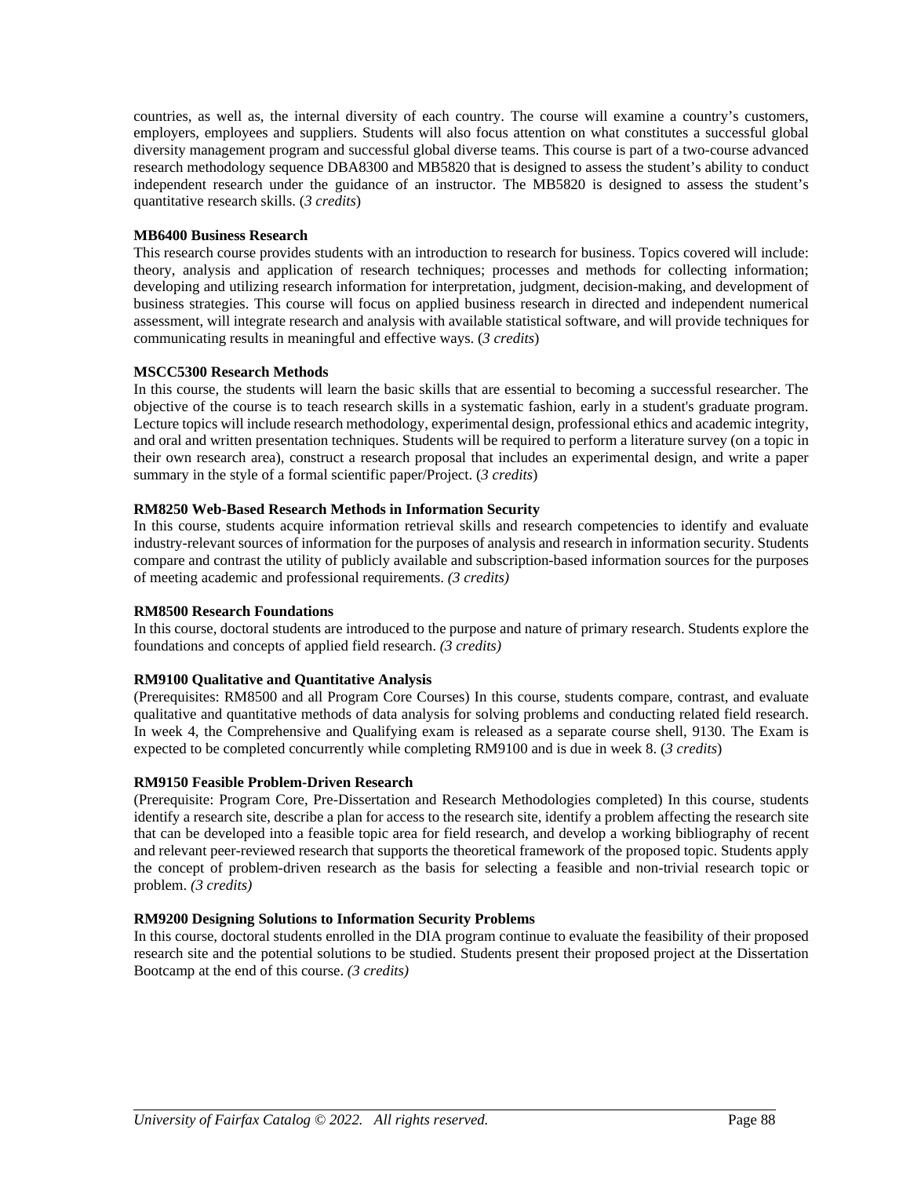countries, as well as, the internal diversity of each country. The course will examine a country's customers, employers, employees and suppliers. Students will also focus attention on what constitutes a successful global diversity management program and successful global diverse teams. This course is part of a two-course advanced research methodology sequence DBA8300 and MB5820 that is designed to assess the student's ability to conduct independent research under the guidance of an instructor. The MB5820 is designed to assess the student's quantitative research skills. (*3 credits*)

**MB6400 Business Research**
This research course provides students with an introduction to research for business. Topics covered will include: theory, analysis and application of research techniques; processes and methods for collecting information; developing and utilizing research information for interpretation, judgment, decision-making, and development of business strategies. This course will focus on applied business research in directed and independent numerical assessment, will integrate research and analysis with available statistical software, and will provide techniques for communicating results in meaningful and effective ways. (*3 credits*)

**MSCC5300 Research Methods**
In this course, the students will learn the basic skills that are essential to becoming a successful researcher. The objective of the course is to teach research skills in a systematic fashion, early in a student's graduate program. Lecture topics will include research methodology, experimental design, professional ethics and academic integrity, and oral and written presentation techniques. Students will be required to perform a literature survey (on a topic in their own research area), construct a research proposal that includes an experimental design, and write a paper summary in the style of a formal scientific paper/Project. (*3 credits*)

**RM8250 Web-Based Research Methods in Information Security**
In this course, students acquire information retrieval skills and research competencies to identify and evaluate industry-relevant sources of information for the purposes of analysis and research in information security. Students compare and contrast the utility of publicly available and subscription-based information sources for the purposes of meeting academic and professional requirements. *(3 credits)*

**RM8500 Research Foundations**
In this course, doctoral students are introduced to the purpose and nature of primary research. Students explore the foundations and concepts of applied field research. *(3 credits)*

**RM9100 Qualitative and Quantitative Analysis**
(Prerequisites: RM8500 and all Program Core Courses) In this course, students compare, contrast, and evaluate qualitative and quantitative methods of data analysis for solving problems and conducting related field research. In week 4, the Comprehensive and Qualifying exam is released as a separate course shell, 9130. The Exam is expected to be completed concurrently while completing RM9100 and is due in week 8. (*3 credits*)

**RM9150 Feasible Problem-Driven Research**
(Prerequisite: Program Core, Pre-Dissertation and Research Methodologies completed) In this course, students identify a research site, describe a plan for access to the research site, identify a problem affecting the research site that can be developed into a feasible topic area for field research, and develop a working bibliography of recent and relevant peer-reviewed research that supports the theoretical framework of the proposed topic. Students apply the concept of problem-driven research as the basis for selecting a feasible and non-trivial research topic or problem. *(3 credits)*

**RM9200 Designing Solutions to Information Security Problems**
In this course, doctoral students enrolled in the DIA program continue to evaluate the feasibility of their proposed research site and the potential solutions to be studied. Students present their proposed project at the Dissertation Bootcamp at the end of this course. *(3 credits)*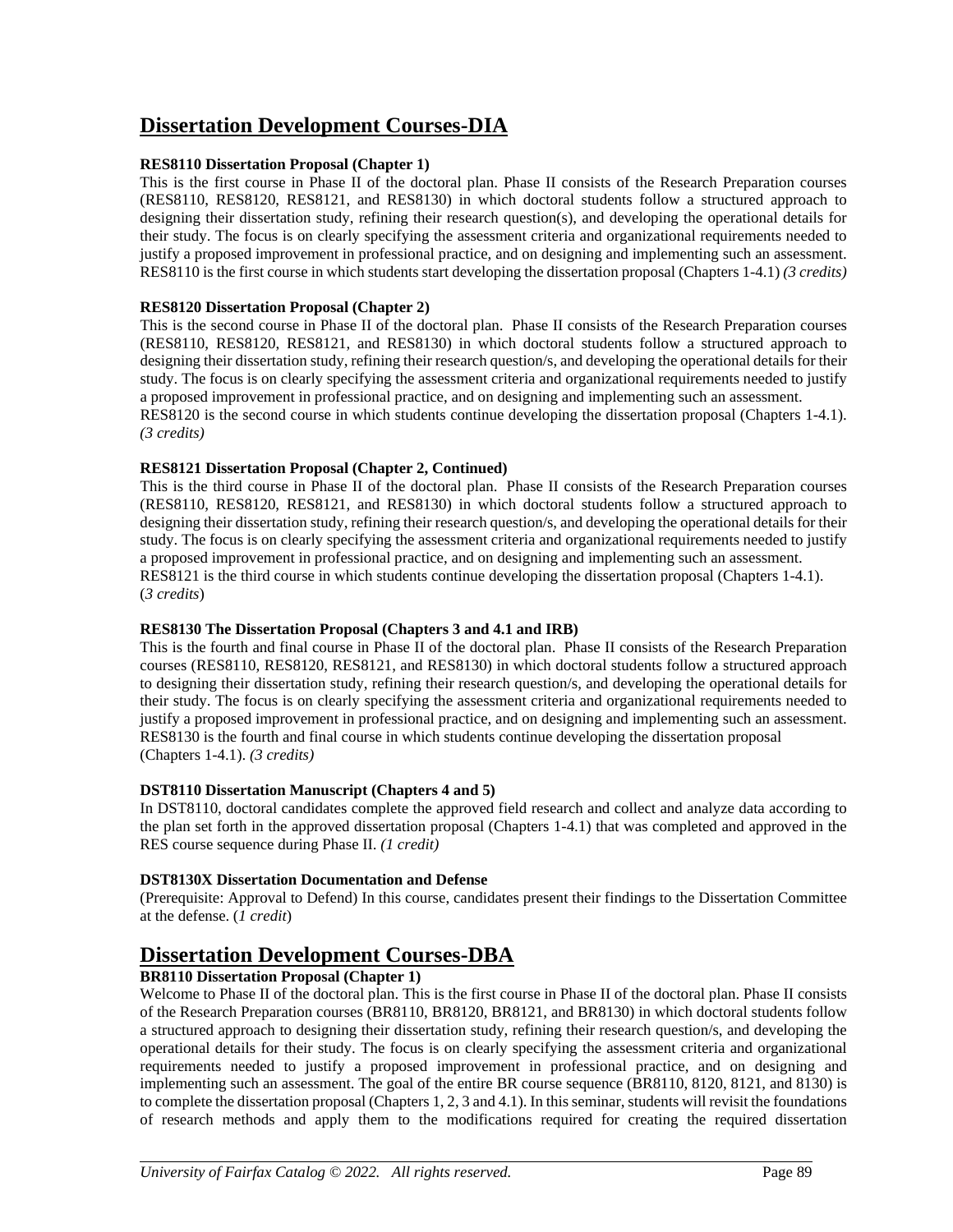## Dissertation Development Courses-DIA

**RES8110 Dissertation Proposal (Chapter 1)**
This is the first course in Phase II of the doctoral plan. Phase II consists of the Research Preparation courses (RES8110, RES8120, RES8121, and RES8130) in which doctoral students follow a structured approach to designing their dissertation study, refining their research question(s), and developing the operational details for their study. The focus is on clearly specifying the assessment criteria and organizational requirements needed to justify a proposed improvement in professional practice, and on designing and implementing such an assessment. RES8110 is the first course in which students start developing the dissertation proposal (Chapters 1-4.1) *(3 credits)*

**RES8120 Dissertation Proposal (Chapter 2)**
This is the second course in Phase II of the doctoral plan. Phase II consists of the Research Preparation courses (RES8110, RES8120, RES8121, and RES8130) in which doctoral students follow a structured approach to designing their dissertation study, refining their research question/s, and developing the operational details for their study. The focus is on clearly specifying the assessment criteria and organizational requirements needed to justify a proposed improvement in professional practice, and on designing and implementing such an assessment.
RES8120 is the second course in which students continue developing the dissertation proposal (Chapters 1-4.1). *(3 credits)*

**RES8121 Dissertation Proposal (Chapter 2, Continued)**
This is the third course in Phase II of the doctoral plan. Phase II consists of the Research Preparation courses (RES8110, RES8120, RES8121, and RES8130) in which doctoral students follow a structured approach to designing their dissertation study, refining their research question/s, and developing the operational details for their study. The focus is on clearly specifying the assessment criteria and organizational requirements needed to justify a proposed improvement in professional practice, and on designing and implementing such an assessment.
RES8121 is the third course in which students continue developing the dissertation proposal (Chapters 1-4.1). (*3 credits*)

**RES8130 The Dissertation Proposal (Chapters 3 and 4.1 and IRB)**
This is the fourth and final course in Phase II of the doctoral plan. Phase II consists of the Research Preparation courses (RES8110, RES8120, RES8121, and RES8130) in which doctoral students follow a structured approach to designing their dissertation study, refining their research question/s, and developing the operational details for their study. The focus is on clearly specifying the assessment criteria and organizational requirements needed to justify a proposed improvement in professional practice, and on designing and implementing such an assessment. RES8130 is the fourth and final course in which students continue developing the dissertation proposal (Chapters 1-4.1). *(3 credits)*

**DST8110 Dissertation Manuscript (Chapters 4 and 5)**
In DST8110, doctoral candidates complete the approved field research and collect and analyze data according to the plan set forth in the approved dissertation proposal (Chapters 1-4.1) that was completed and approved in the RES course sequence during Phase II. *(1 credit)*

**DST8130X Dissertation Documentation and Defense**
(Prerequisite: Approval to Defend) In this course, candidates present their findings to the Dissertation Committee at the defense. (*1 credit*)

## Dissertation Development Courses-DBA

**BR8110 Dissertation Proposal (Chapter 1)**
Welcome to Phase II of the doctoral plan. This is the first course in Phase II of the doctoral plan. Phase II consists of the Research Preparation courses (BR8110, BR8120, BR8121, and BR8130) in which doctoral students follow a structured approach to designing their dissertation study, refining their research question/s, and developing the operational details for their study. The focus is on clearly specifying the assessment criteria and organizational requirements needed to justify a proposed improvement in professional practice, and on designing and implementing such an assessment. The goal of the entire BR course sequence (BR8110, 8120, 8121, and 8130) is to complete the dissertation proposal (Chapters 1, 2, 3 and 4.1). In this seminar, students will revisit the foundations of research methods and apply them to the modifications required for creating the required dissertation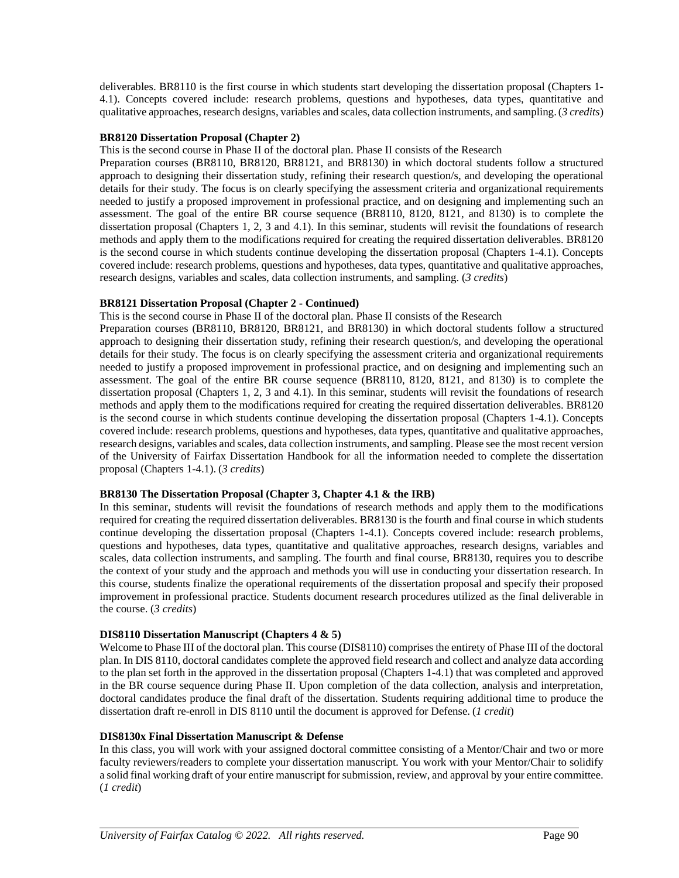deliverables. BR8110 is the first course in which students start developing the dissertation proposal (Chapters 1-4.1). Concepts covered include: research problems, questions and hypotheses, data types, quantitative and qualitative approaches, research designs, variables and scales, data collection instruments, and sampling. (*3 credits*)

**BR8120 Dissertation Proposal (Chapter 2)**

This is the second course in Phase II of the doctoral plan. Phase II consists of the Research Preparation courses (BR8110, BR8120, BR8121, and BR8130) in which doctoral students follow a structured approach to designing their dissertation study, refining their research question/s, and developing the operational details for their study. The focus is on clearly specifying the assessment criteria and organizational requirements needed to justify a proposed improvement in professional practice, and on designing and implementing such an assessment. The goal of the entire BR course sequence (BR8110, 8120, 8121, and 8130) is to complete the dissertation proposal (Chapters 1, 2, 3 and 4.1). In this seminar, students will revisit the foundations of research methods and apply them to the modifications required for creating the required dissertation deliverables. BR8120 is the second course in which students continue developing the dissertation proposal (Chapters 1-4.1). Concepts covered include: research problems, questions and hypotheses, data types, quantitative and qualitative approaches, research designs, variables and scales, data collection instruments, and sampling. (*3 credits*)

**BR8121 Dissertation Proposal (Chapter 2 - Continued)**

This is the second course in Phase II of the doctoral plan. Phase II consists of the Research Preparation courses (BR8110, BR8120, BR8121, and BR8130) in which doctoral students follow a structured approach to designing their dissertation study, refining their research question/s, and developing the operational details for their study. The focus is on clearly specifying the assessment criteria and organizational requirements needed to justify a proposed improvement in professional practice, and on designing and implementing such an assessment. The goal of the entire BR course sequence (BR8110, 8120, 8121, and 8130) is to complete the dissertation proposal (Chapters 1, 2, 3 and 4.1). In this seminar, students will revisit the foundations of research methods and apply them to the modifications required for creating the required dissertation deliverables. BR8120 is the second course in which students continue developing the dissertation proposal (Chapters 1-4.1). Concepts covered include: research problems, questions and hypotheses, data types, quantitative and qualitative approaches, research designs, variables and scales, data collection instruments, and sampling. Please see the most recent version of the University of Fairfax Dissertation Handbook for all the information needed to complete the dissertation proposal (Chapters 1-4.1). (*3 credits*)

**BR8130 The Dissertation Proposal (Chapter 3, Chapter 4.1 & the IRB)**

In this seminar, students will revisit the foundations of research methods and apply them to the modifications required for creating the required dissertation deliverables. BR8130 is the fourth and final course in which students continue developing the dissertation proposal (Chapters 1-4.1). Concepts covered include: research problems, questions and hypotheses, data types, quantitative and qualitative approaches, research designs, variables and scales, data collection instruments, and sampling. The fourth and final course, BR8130, requires you to describe the context of your study and the approach and methods you will use in conducting your dissertation research. In this course, students finalize the operational requirements of the dissertation proposal and specify their proposed improvement in professional practice. Students document research procedures utilized as the final deliverable in the course. (*3 credits*)

**DIS8110 Dissertation Manuscript (Chapters 4 & 5)**

Welcome to Phase III of the doctoral plan. This course (DIS8110) comprises the entirety of Phase III of the doctoral plan. In DIS 8110, doctoral candidates complete the approved field research and collect and analyze data according to the plan set forth in the approved in the dissertation proposal (Chapters 1-4.1) that was completed and approved in the BR course sequence during Phase II. Upon completion of the data collection, analysis and interpretation, doctoral candidates produce the final draft of the dissertation. Students requiring additional time to produce the dissertation draft re-enroll in DIS 8110 until the document is approved for Defense. (*1 credit*)

**DIS8130x Final Dissertation Manuscript & Defense**

In this class, you will work with your assigned doctoral committee consisting of a Mentor/Chair and two or more faculty reviewers/readers to complete your dissertation manuscript. You work with your Mentor/Chair to solidify a solid final working draft of your entire manuscript for submission, review, and approval by your entire committee. (*1 credit*)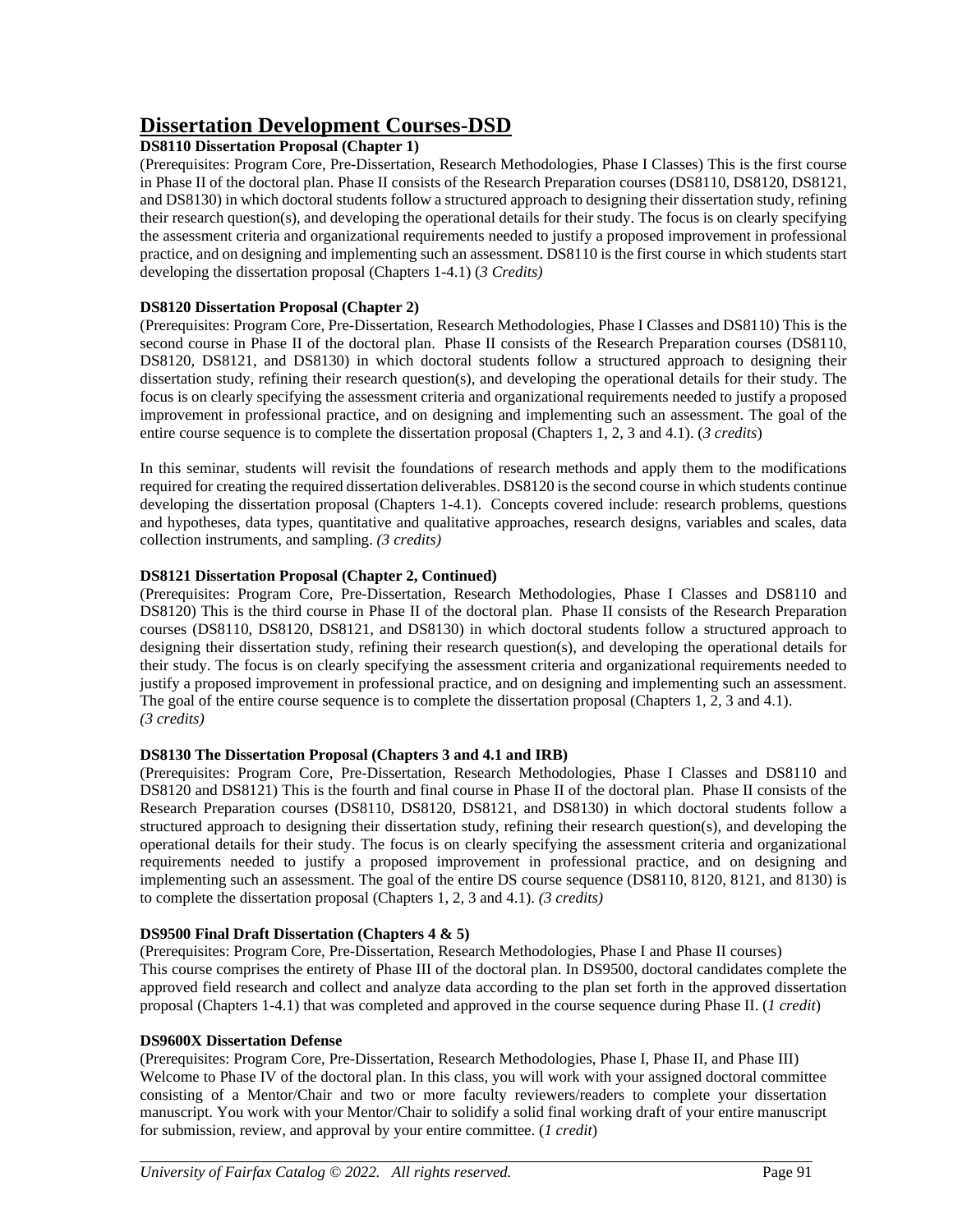## Dissertation Development Courses-DSD

**DS8110 Dissertation Proposal (Chapter 1)**

(Prerequisites: Program Core, Pre-Dissertation, Research Methodologies, Phase I Classes) This is the first course in Phase II of the doctoral plan. Phase II consists of the Research Preparation courses (DS8110, DS8120, DS8121, and DS8130) in which doctoral students follow a structured approach to designing their dissertation study, refining their research question(s), and developing the operational details for their study. The focus is on clearly specifying the assessment criteria and organizational requirements needed to justify a proposed improvement in professional practice, and on designing and implementing such an assessment. DS8110 is the first course in which students start developing the dissertation proposal (Chapters 1-4.1) (*3 Credits)*

**DS8120 Dissertation Proposal (Chapter 2)**

(Prerequisites: Program Core, Pre-Dissertation, Research Methodologies, Phase I Classes and DS8110) This is the second course in Phase II of the doctoral plan. Phase II consists of the Research Preparation courses (DS8110, DS8120, DS8121, and DS8130) in which doctoral students follow a structured approach to designing their dissertation study, refining their research question(s), and developing the operational details for their study. The focus is on clearly specifying the assessment criteria and organizational requirements needed to justify a proposed improvement in professional practice, and on designing and implementing such an assessment. The goal of the entire course sequence is to complete the dissertation proposal (Chapters 1, 2, 3 and 4.1). (*3 credits*)

In this seminar, students will revisit the foundations of research methods and apply them to the modifications required for creating the required dissertation deliverables. DS8120 is the second course in which students continue developing the dissertation proposal (Chapters 1-4.1). Concepts covered include: research problems, questions and hypotheses, data types, quantitative and qualitative approaches, research designs, variables and scales, data collection instruments, and sampling. *(3 credits)*

**DS8121 Dissertation Proposal (Chapter 2, Continued)**

(Prerequisites: Program Core, Pre-Dissertation, Research Methodologies, Phase I Classes and DS8110 and DS8120) This is the third course in Phase II of the doctoral plan. Phase II consists of the Research Preparation courses (DS8110, DS8120, DS8121, and DS8130) in which doctoral students follow a structured approach to designing their dissertation study, refining their research question(s), and developing the operational details for their study. The focus is on clearly specifying the assessment criteria and organizational requirements needed to justify a proposed improvement in professional practice, and on designing and implementing such an assessment. The goal of the entire course sequence is to complete the dissertation proposal (Chapters 1, 2, 3 and 4.1).
*(3 credits)*

**DS8130 The Dissertation Proposal (Chapters 3 and 4.1 and IRB)**

(Prerequisites: Program Core, Pre-Dissertation, Research Methodologies, Phase I Classes and DS8110 and DS8120 and DS8121) This is the fourth and final course in Phase II of the doctoral plan. Phase II consists of the Research Preparation courses (DS8110, DS8120, DS8121, and DS8130) in which doctoral students follow a structured approach to designing their dissertation study, refining their research question(s), and developing the operational details for their study. The focus is on clearly specifying the assessment criteria and organizational requirements needed to justify a proposed improvement in professional practice, and on designing and implementing such an assessment. The goal of the entire DS course sequence (DS8110, 8120, 8121, and 8130) is to complete the dissertation proposal (Chapters 1, 2, 3 and 4.1). *(3 credits)*

**DS9500 Final Draft Dissertation (Chapters 4 & 5)**

(Prerequisites: Program Core, Pre-Dissertation, Research Methodologies, Phase I and Phase II courses)
This course comprises the entirety of Phase III of the doctoral plan. In DS9500, doctoral candidates complete the approved field research and collect and analyze data according to the plan set forth in the approved dissertation proposal (Chapters 1-4.1) that was completed and approved in the course sequence during Phase II. (*1 credit*)

**DS9600X Dissertation Defense**

(Prerequisites: Program Core, Pre-Dissertation, Research Methodologies, Phase I, Phase II, and Phase III)
Welcome to Phase IV of the doctoral plan. In this class, you will work with your assigned doctoral committee consisting of a Mentor/Chair and two or more faculty reviewers/readers to complete your dissertation manuscript. You work with your Mentor/Chair to solidify a solid final working draft of your entire manuscript for submission, review, and approval by your entire committee. (*1 credit*)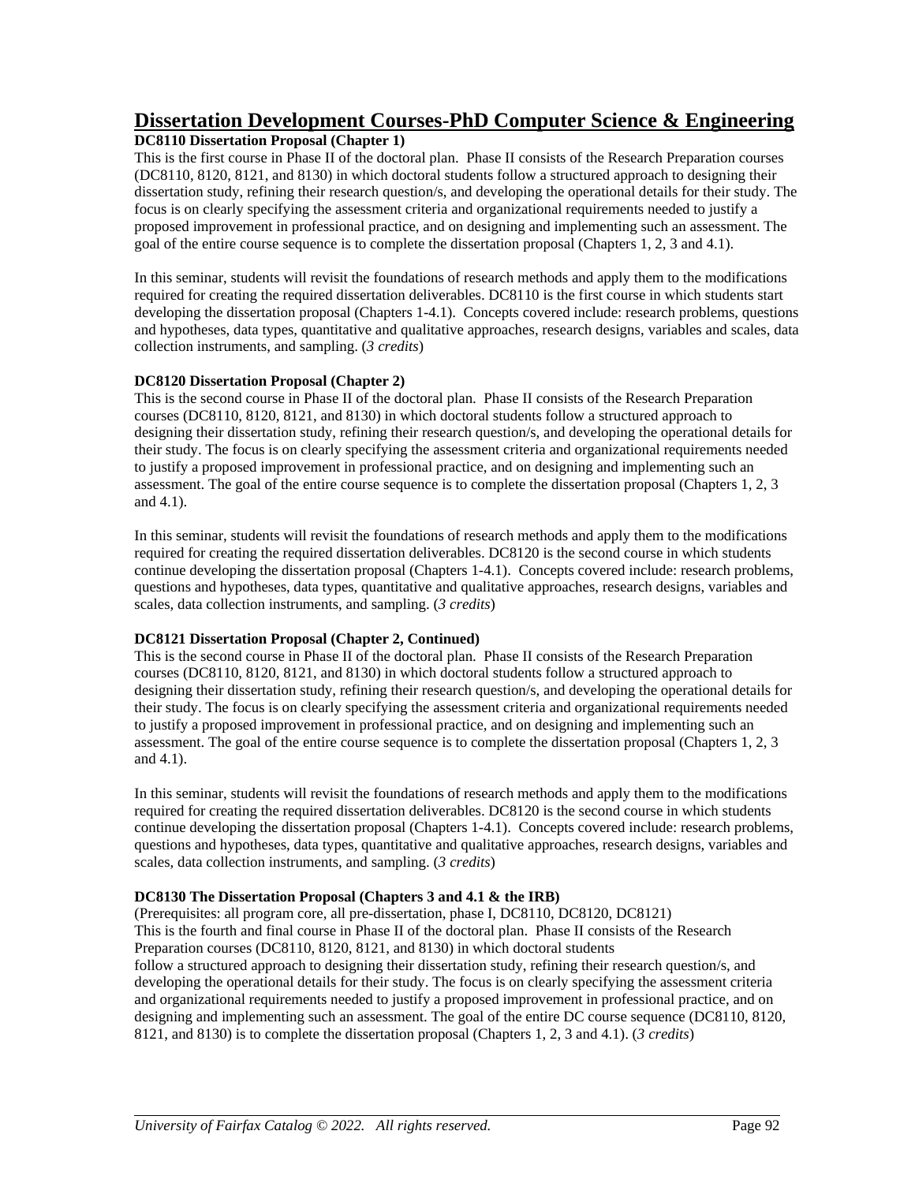## Dissertation Development Courses-PhD Computer Science & Engineering

**DC8110 Dissertation Proposal (Chapter 1)**

This is the first course in Phase II of the doctoral plan. Phase II consists of the Research Preparation courses (DC8110, 8120, 8121, and 8130) in which doctoral students follow a structured approach to designing their dissertation study, refining their research question/s, and developing the operational details for their study. The focus is on clearly specifying the assessment criteria and organizational requirements needed to justify a proposed improvement in professional practice, and on designing and implementing such an assessment. The goal of the entire course sequence is to complete the dissertation proposal (Chapters 1, 2, 3 and 4.1).

In this seminar, students will revisit the foundations of research methods and apply them to the modifications required for creating the required dissertation deliverables. DC8110 is the first course in which students start developing the dissertation proposal (Chapters 1-4.1). Concepts covered include: research problems, questions and hypotheses, data types, quantitative and qualitative approaches, research designs, variables and scales, data collection instruments, and sampling. (*3 credits*)

**DC8120 Dissertation Proposal (Chapter 2)**

This is the second course in Phase II of the doctoral plan. Phase II consists of the Research Preparation courses (DC8110, 8120, 8121, and 8130) in which doctoral students follow a structured approach to designing their dissertation study, refining their research question/s, and developing the operational details for their study. The focus is on clearly specifying the assessment criteria and organizational requirements needed to justify a proposed improvement in professional practice, and on designing and implementing such an assessment. The goal of the entire course sequence is to complete the dissertation proposal (Chapters 1, 2, 3 and 4.1).

In this seminar, students will revisit the foundations of research methods and apply them to the modifications required for creating the required dissertation deliverables. DC8120 is the second course in which students continue developing the dissertation proposal (Chapters 1-4.1). Concepts covered include: research problems, questions and hypotheses, data types, quantitative and qualitative approaches, research designs, variables and scales, data collection instruments, and sampling. (*3 credits*)

**DC8121 Dissertation Proposal (Chapter 2, Continued)**

This is the second course in Phase II of the doctoral plan. Phase II consists of the Research Preparation courses (DC8110, 8120, 8121, and 8130) in which doctoral students follow a structured approach to designing their dissertation study, refining their research question/s, and developing the operational details for their study. The focus is on clearly specifying the assessment criteria and organizational requirements needed to justify a proposed improvement in professional practice, and on designing and implementing such an assessment. The goal of the entire course sequence is to complete the dissertation proposal (Chapters 1, 2, 3 and 4.1).

In this seminar, students will revisit the foundations of research methods and apply them to the modifications required for creating the required dissertation deliverables. DC8120 is the second course in which students continue developing the dissertation proposal (Chapters 1-4.1). Concepts covered include: research problems, questions and hypotheses, data types, quantitative and qualitative approaches, research designs, variables and scales, data collection instruments, and sampling. (*3 credits*)

**DC8130 The Dissertation Proposal (Chapters 3 and 4.1 & the IRB)**

(Prerequisites: all program core, all pre-dissertation, phase I, DC8110, DC8120, DC8121)
This is the fourth and final course in Phase II of the doctoral plan. Phase II consists of the Research Preparation courses (DC8110, 8120, 8121, and 8130) in which doctoral students follow a structured approach to designing their dissertation study, refining their research question/s, and developing the operational details for their study. The focus is on clearly specifying the assessment criteria and organizational requirements needed to justify a proposed improvement in professional practice, and on designing and implementing such an assessment. The goal of the entire DC course sequence (DC8110, 8120, 8121, and 8130) is to complete the dissertation proposal (Chapters 1, 2, 3 and 4.1). (*3 credits*)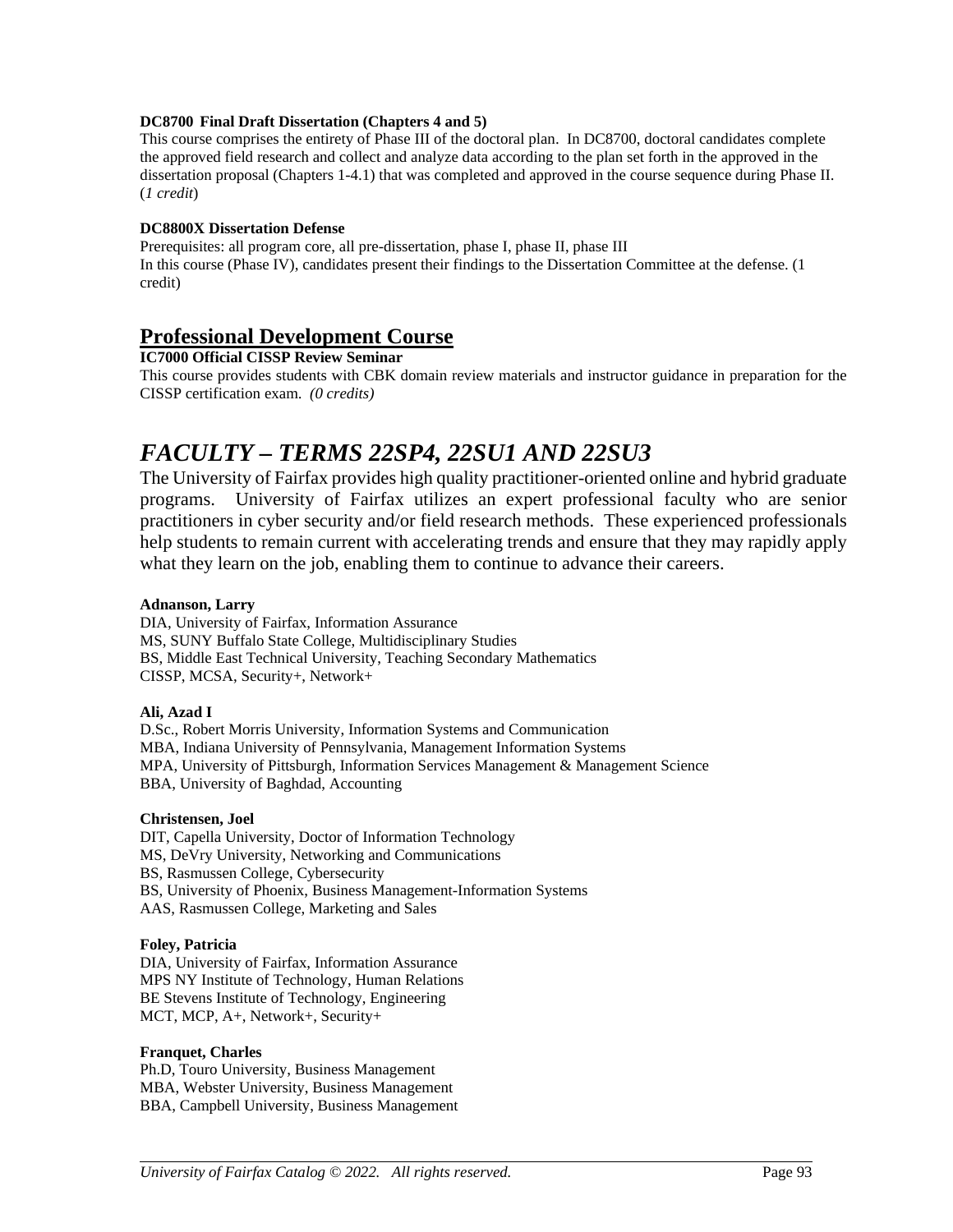**DC8700 Final Draft Dissertation (Chapters 4 and 5)**

This course comprises the entirety of Phase III of the doctoral plan. In DC8700, doctoral candidates complete the approved field research and collect and analyze data according to the plan set forth in the approved in the dissertation proposal (Chapters 1-4.1) that was completed and approved in the course sequence during Phase II. (*1 credit*)

**DC8800X Dissertation Defense**

Prerequisites: all program core, all pre-dissertation, phase I, phase II, phase III

In this course (Phase IV), candidates present their findings to the Dissertation Committee at the defense. (1 credit)

## Professional Development Course

**IC7000 Official CISSP Review Seminar**

This course provides students with CBK domain review materials and instructor guidance in preparation for the CISSP certification exam. *(0 credits)*

# *FACULTY – TERMS 22SP4, 22SU1 AND 22SU3*

The University of Fairfax provides high quality practitioner-oriented online and hybrid graduate programs. University of Fairfax utilizes an expert professional faculty who are senior practitioners in cyber security and/or field research methods. These experienced professionals help students to remain current with accelerating trends and ensure that they may rapidly apply what they learn on the job, enabling them to continue to advance their careers.

**Adnanson, Larry**

DIA, University of Fairfax, Information Assurance  
MS, SUNY Buffalo State College, Multidisciplinary Studies  
BS, Middle East Technical University, Teaching Secondary Mathematics  
CISSP, MCSA, Security+, Network+

**Ali, Azad I**

D.Sc., Robert Morris University, Information Systems and Communication  
MBA, Indiana University of Pennsylvania, Management Information Systems  
MPA, University of Pittsburgh, Information Services Management & Management Science  
BBA, University of Baghdad, Accounting

**Christensen, Joel**

DIT, Capella University, Doctor of Information Technology  
MS, DeVry University, Networking and Communications  
BS, Rasmussen College, Cybersecurity  
BS, University of Phoenix, Business Management-Information Systems  
AAS, Rasmussen College, Marketing and Sales

**Foley, Patricia**

DIA, University of Fairfax, Information Assurance  
MPS NY Institute of Technology, Human Relations  
BE Stevens Institute of Technology, Engineering  
MCT, MCP, A+, Network+, Security+

**Franquet, Charles**

Ph.D, Touro University, Business Management  
MBA, Webster University, Business Management  
BBA, Campbell University, Business Management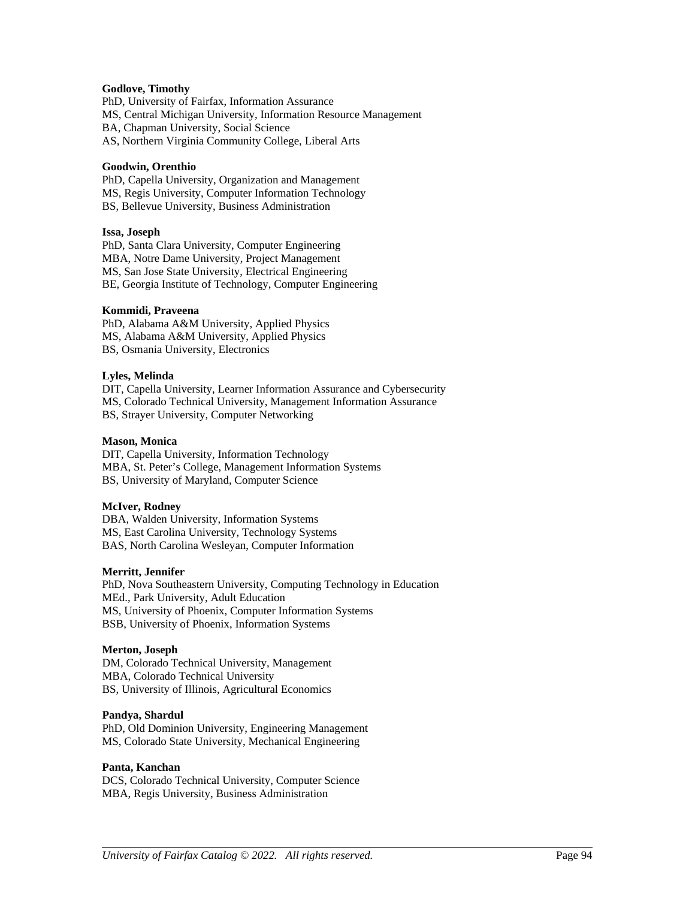**Godlove, Timothy**
PhD, University of Fairfax, Information Assurance
MS, Central Michigan University, Information Resource Management
BA, Chapman University, Social Science
AS, Northern Virginia Community College, Liberal Arts

**Goodwin, Orenthio**
PhD, Capella University, Organization and Management
MS, Regis University, Computer Information Technology
BS, Bellevue University, Business Administration

**Issa, Joseph**
PhD, Santa Clara University, Computer Engineering
MBA, Notre Dame University, Project Management
MS, San Jose State University, Electrical Engineering
BE, Georgia Institute of Technology, Computer Engineering

**Kommidi, Praveena**
PhD, Alabama A&M University, Applied Physics
MS, Alabama A&M University, Applied Physics
BS, Osmania University, Electronics

**Lyles, Melinda**
DIT, Capella University, Learner Information Assurance and Cybersecurity
MS, Colorado Technical University, Management Information Assurance
BS, Strayer University, Computer Networking

**Mason, Monica**
DIT, Capella University, Information Technology
MBA, St. Peter's College, Management Information Systems
BS, University of Maryland, Computer Science

**McIver, Rodney**
DBA, Walden University, Information Systems
MS, East Carolina University, Technology Systems
BAS, North Carolina Wesleyan, Computer Information

**Merritt, Jennifer**
PhD, Nova Southeastern University, Computing Technology in Education
MEd., Park University, Adult Education
MS, University of Phoenix, Computer Information Systems
BSB, University of Phoenix, Information Systems

**Merton, Joseph**
DM, Colorado Technical University, Management
MBA, Colorado Technical University
BS, University of Illinois, Agricultural Economics

**Pandya, Shardul**
PhD, Old Dominion University, Engineering Management
MS, Colorado State University, Mechanical Engineering

**Panta, Kanchan**
DCS, Colorado Technical University, Computer Science
MBA, Regis University, Business Administration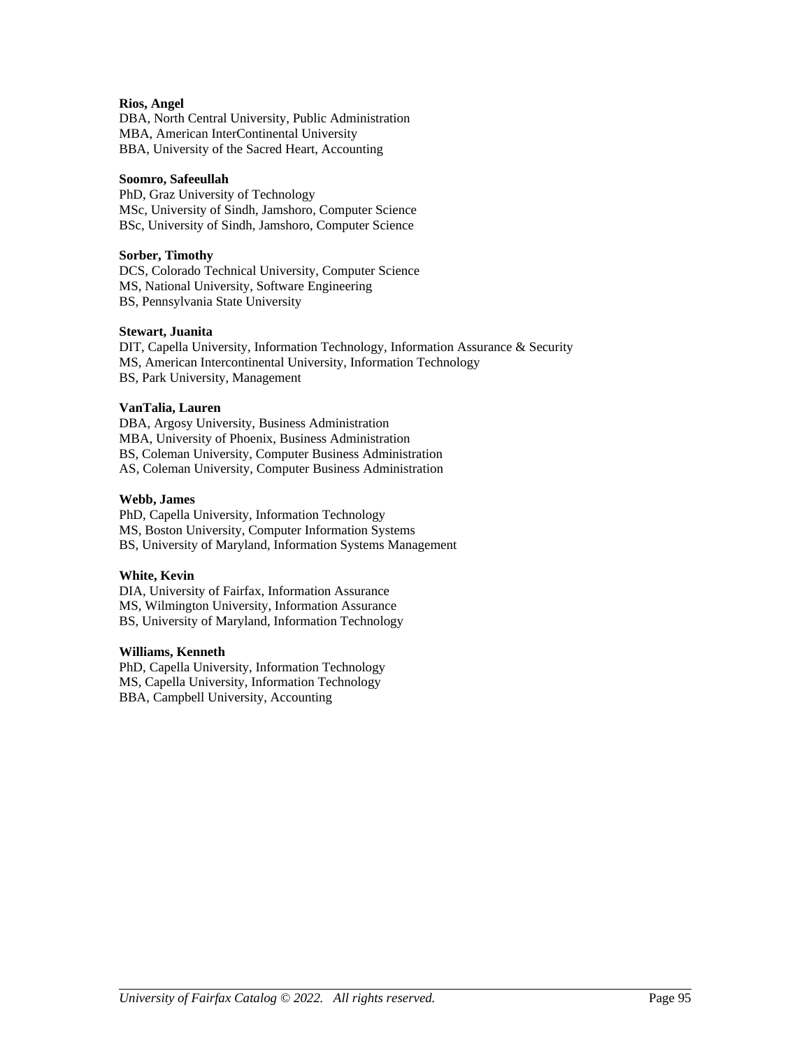**Rios, Angel**
DBA, North Central University, Public Administration
MBA, American InterContinental University
BBA, University of the Sacred Heart, Accounting

**Soomro, Safeeullah**
PhD, Graz University of Technology
MSc, University of Sindh, Jamshoro, Computer Science
BSc, University of Sindh, Jamshoro, Computer Science

**Sorber, Timothy**
DCS, Colorado Technical University, Computer Science
MS, National University, Software Engineering
BS, Pennsylvania State University

**Stewart, Juanita**
DIT, Capella University, Information Technology, Information Assurance & Security
MS, American Intercontinental University, Information Technology
BS, Park University, Management

**VanTalia, Lauren**
DBA, Argosy University, Business Administration
MBA, University of Phoenix, Business Administration
BS, Coleman University, Computer Business Administration
AS, Coleman University, Computer Business Administration

**Webb, James**
PhD, Capella University, Information Technology
MS, Boston University, Computer Information Systems
BS, University of Maryland, Information Systems Management

**White, Kevin**
DIA, University of Fairfax, Information Assurance
MS, Wilmington University, Information Assurance
BS, University of Maryland, Information Technology

**Williams, Kenneth**
PhD, Capella University, Information Technology
MS, Capella University, Information Technology
BBA, Campbell University, Accounting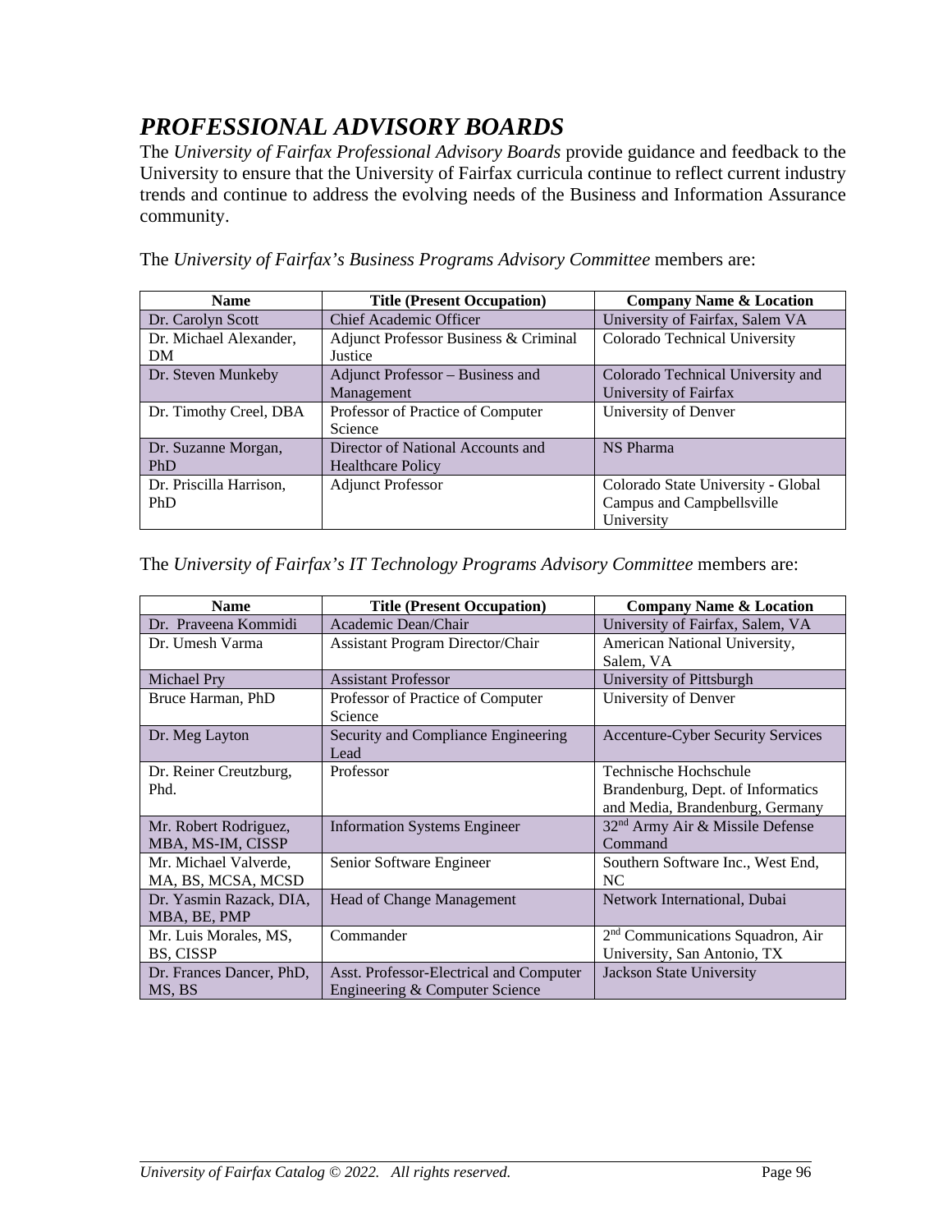## *PROFESSIONAL ADVISORY BOARDS*

The *University of Fairfax Professional Advisory Boards* provide guidance and feedback to the University to ensure that the University of Fairfax curricula continue to reflect current industry trends and continue to address the evolving needs of the Business and Information Assurance community.

The *University of Fairfax's Business Programs Advisory Committee* members are:

| Name | Title (Present Occupation) | Company Name & Location |
|---|---|---|
| Dr. Carolyn Scott | Chief Academic Officer | University of Fairfax, Salem VA |
| Dr. Michael Alexander, DM | Adjunct Professor Business & Criminal Justice | Colorado Technical University |
| Dr. Steven Munkeby | Adjunct Professor – Business and Management | Colorado Technical University and University of Fairfax |
| Dr. Timothy Creel, DBA | Professor of Practice of Computer Science | University of Denver |
| Dr. Suzanne Morgan, PhD | Director of National Accounts and Healthcare Policy | NS Pharma |
| Dr. Priscilla Harrison, PhD | Adjunct Professor | Colorado State University - Global Campus and Campbellsville University |

The *University of Fairfax's IT Technology Programs Advisory Committee* members are:

| Name | Title (Present Occupation) | Company Name & Location |
|---|---|---|
| Dr. Praveena Kommidi | Academic Dean/Chair | University of Fairfax, Salem, VA |
| Dr. Umesh Varma | Assistant Program Director/Chair | American National University, Salem, VA |
| Michael Pry | Assistant Professor | University of Pittsburgh |
| Bruce Harman, PhD | Professor of Practice of Computer Science | University of Denver |
| Dr. Meg Layton | Security and Compliance Engineering Lead | Accenture-Cyber Security Services |
| Dr. Reiner Creutzburg, Phd. | Professor | Technische Hochschule Brandenburg, Dept. of Informatics and Media, Brandenburg, Germany |
| Mr. Robert Rodriguez, MBA, MS-IM, CISSP | Information Systems Engineer | 32nd Army Air & Missile Defense Command |
| Mr. Michael Valverde, MA, BS, MCSA, MCSD | Senior Software Engineer | Southern Software Inc., West End, NC |
| Dr. Yasmin Razack, DIA, MBA, BE, PMP | Head of Change Management | Network International, Dubai |
| Mr. Luis Morales, MS, BS, CISSP | Commander | 2nd Communications Squadron, Air University, San Antonio, TX |
| Dr. Frances Dancer, PhD, MS, BS | Asst. Professor-Electrical and Computer Engineering & Computer Science | Jackson State University |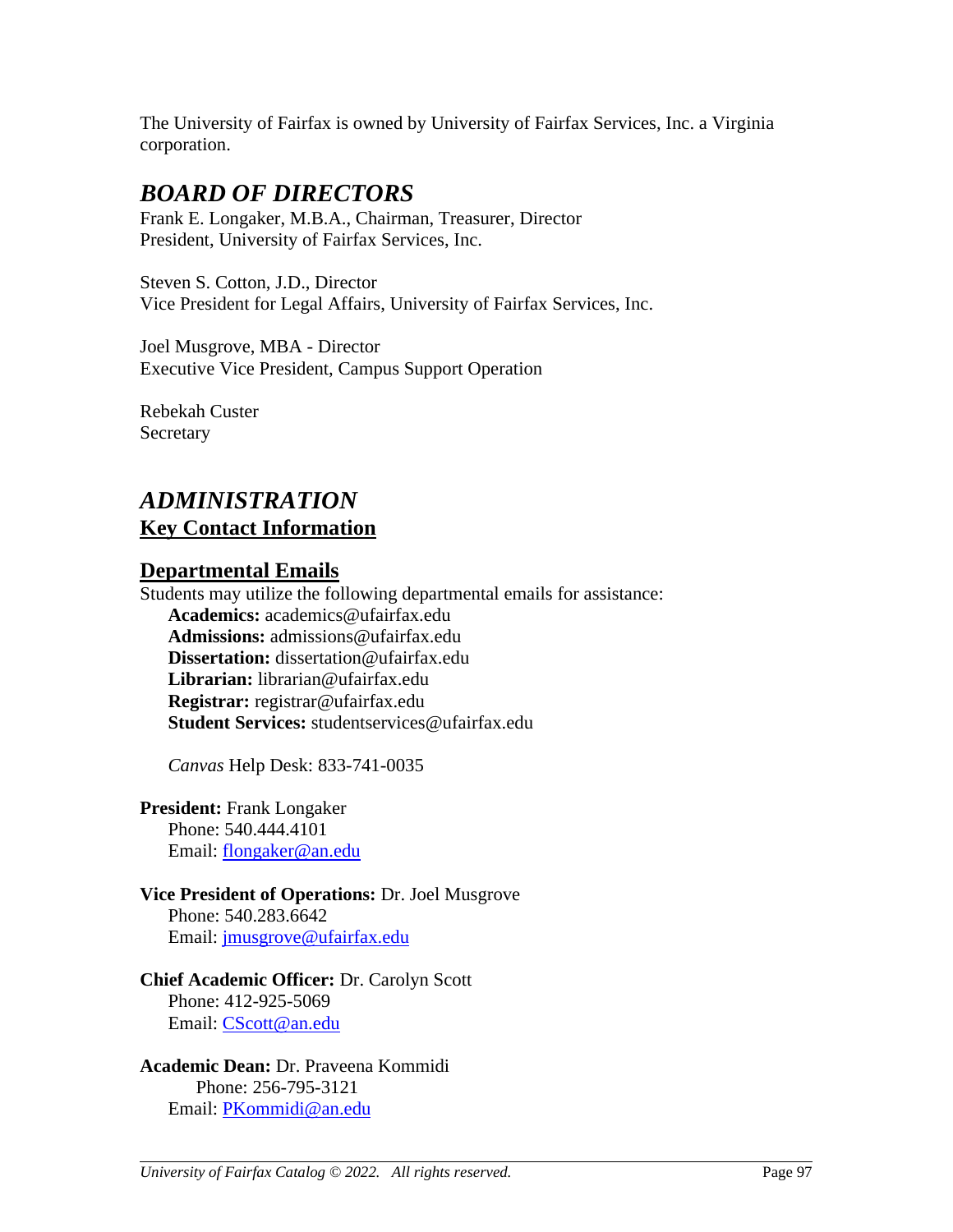The University of Fairfax is owned by University of Fairfax Services, Inc. a Virginia corporation.

## *BOARD OF DIRECTORS*

Frank E. Longaker, M.B.A., Chairman, Treasurer, Director
President, University of Fairfax Services, Inc.

Steven S. Cotton, J.D., Director
Vice President for Legal Affairs, University of Fairfax Services, Inc.

Joel Musgrove, MBA - Director
Executive Vice President, Campus Support Operation

Rebekah Custer
Secretary

## *ADMINISTRATION*

### Key Contact Information

### Departmental Emails

Students may utilize the following departmental emails for assistance:

- **Academics:** academics@ufairfax.edu
- **Admissions:** admissions@ufairfax.edu
- **Dissertation:** dissertation@ufairfax.edu
- **Librarian:** librarian@ufairfax.edu
- **Registrar:** registrar@ufairfax.edu
- **Student Services:** studentservices@ufairfax.edu

*Canvas* Help Desk: 833-741-0035

**President:** Frank Longaker
Phone: 540.444.4101
Email: flongaker@an.edu

**Vice President of Operations:** Dr. Joel Musgrove
Phone: 540.283.6642
Email: jmusgrove@ufairfax.edu

**Chief Academic Officer:** Dr. Carolyn Scott
Phone: 412-925-5069
Email: CScott@an.edu

**Academic Dean:** Dr. Praveena Kommidi
Phone: 256-795-3121
Email: PKommidi@an.edu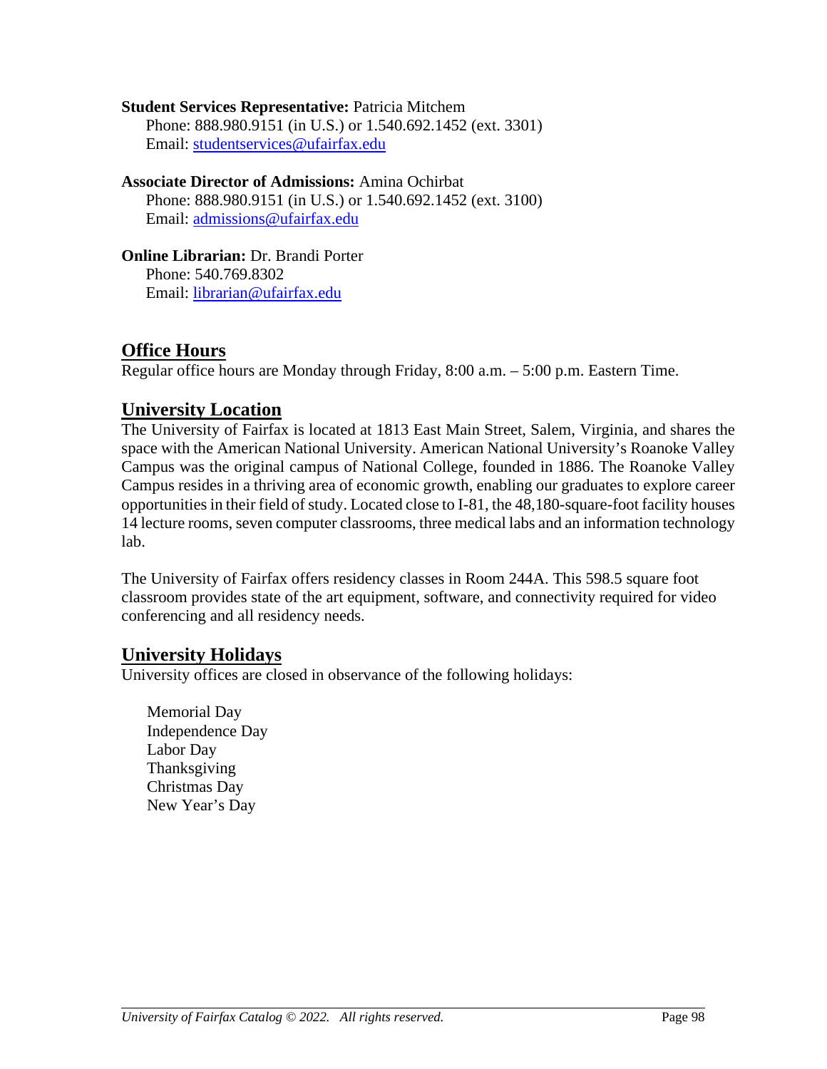**Student Services Representative:** Patricia Mitchem
Phone: 888.980.9151 (in U.S.) or 1.540.692.1452 (ext. 3301)
Email: studentservices@ufairfax.edu

**Associate Director of Admissions:** Amina Ochirbat
Phone: 888.980.9151 (in U.S.) or 1.540.692.1452 (ext. 3100)
Email: admissions@ufairfax.edu

**Online Librarian:** Dr. Brandi Porter
Phone: 540.769.8302
Email: librarian@ufairfax.edu

## Office Hours

Regular office hours are Monday through Friday, 8:00 a.m. – 5:00 p.m. Eastern Time.

## University Location

The University of Fairfax is located at 1813 East Main Street, Salem, Virginia, and shares the space with the American National University. American National University's Roanoke Valley Campus was the original campus of National College, founded in 1886. The Roanoke Valley Campus resides in a thriving area of economic growth, enabling our graduates to explore career opportunities in their field of study. Located close to I-81, the 48,180-square-foot facility houses 14 lecture rooms, seven computer classrooms, three medical labs and an information technology lab.

The University of Fairfax offers residency classes in Room 244A. This 598.5 square foot classroom provides state of the art equipment, software, and connectivity required for video conferencing and all residency needs.

## University Holidays

University offices are closed in observance of the following holidays:

Memorial Day
Independence Day
Labor Day
Thanksgiving
Christmas Day
New Year's Day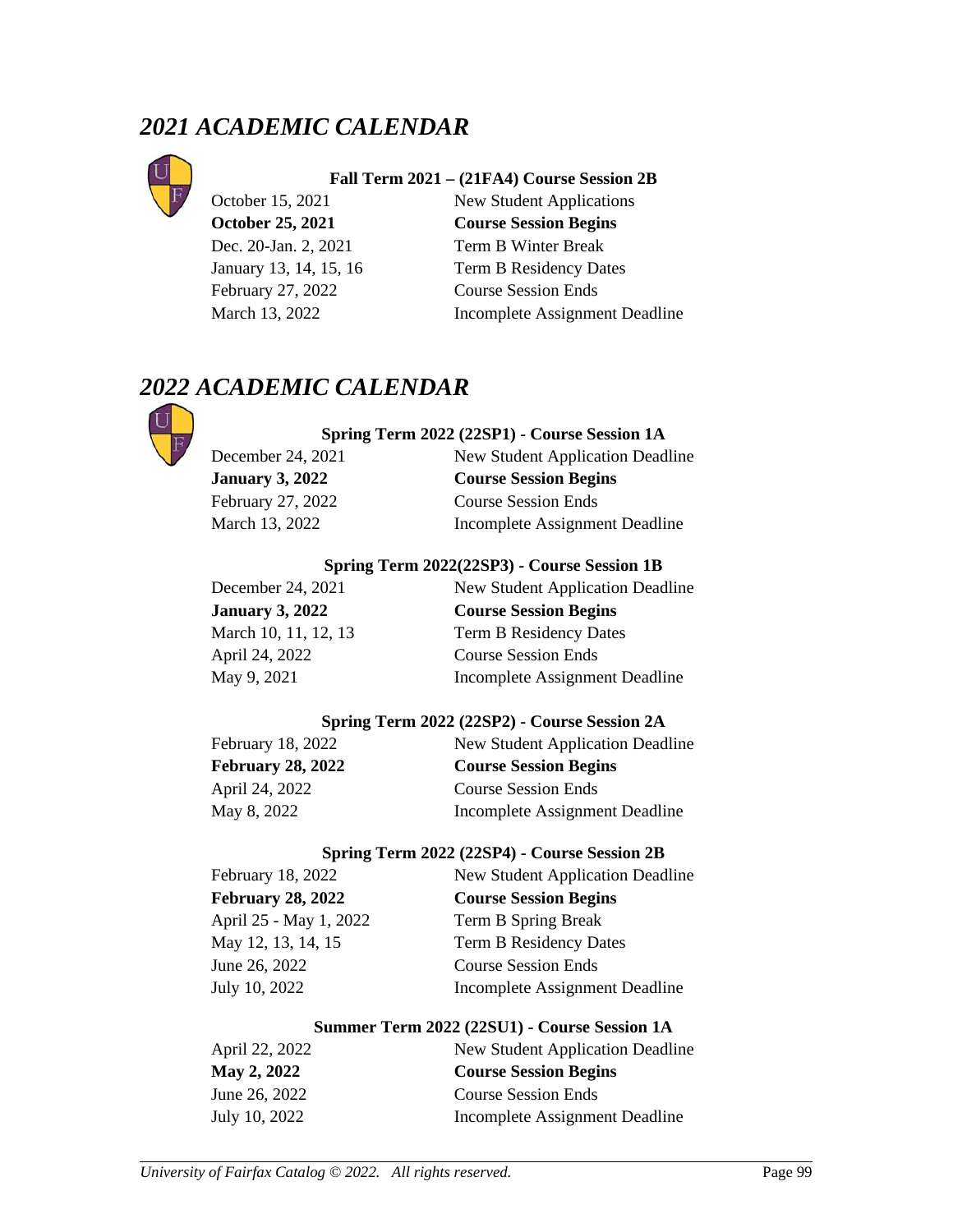## *2021 ACADEMIC CALENDAR*

**Fall Term 2021 – (21FA4) Course Session 2B**

| | |
|---|---|
| October 15, 2021 | New Student Applications |
| **October 25, 2021** | **Course Session Begins** |
| Dec. 20-Jan. 2, 2021 | Term B Winter Break |
| January 13, 14, 15, 16 | Term B Residency Dates |
| February 27, 2022 | Course Session Ends |
| March 13, 2022 | Incomplete Assignment Deadline |

## *2022 ACADEMIC CALENDAR*

**Spring Term 2022 (22SP1) - Course Session 1A**

| | |
|---|---|
| December 24, 2021 | New Student Application Deadline |
| **January 3, 2022** | **Course Session Begins** |
| February 27, 2022 | Course Session Ends |
| March 13, 2022 | Incomplete Assignment Deadline |

**Spring Term 2022(22SP3) - Course Session 1B**

| | |
|---|---|
| December 24, 2021 | New Student Application Deadline |
| **January 3, 2022** | **Course Session Begins** |
| March 10, 11, 12, 13 | Term B Residency Dates |
| April 24, 2022 | Course Session Ends |
| May 9, 2021 | Incomplete Assignment Deadline |

**Spring Term 2022 (22SP2) - Course Session 2A**

| | |
|---|---|
| February 18, 2022 | New Student Application Deadline |
| **February 28, 2022** | **Course Session Begins** |
| April 24, 2022 | Course Session Ends |
| May 8, 2022 | Incomplete Assignment Deadline |

**Spring Term 2022 (22SP4) - Course Session 2B**

| | |
|---|---|
| February 18, 2022 | New Student Application Deadline |
| **February 28, 2022** | **Course Session Begins** |
| April 25 - May 1, 2022 | Term B Spring Break |
| May 12, 13, 14, 15 | Term B Residency Dates |
| June 26, 2022 | Course Session Ends |
| July 10, 2022 | Incomplete Assignment Deadline |

**Summer Term 2022 (22SU1) - Course Session 1A**

| | |
|---|---|
| April 22, 2022 | New Student Application Deadline |
| **May 2, 2022** | **Course Session Begins** |
| June 26, 2022 | Course Session Ends |
| July 10, 2022 | Incomplete Assignment Deadline |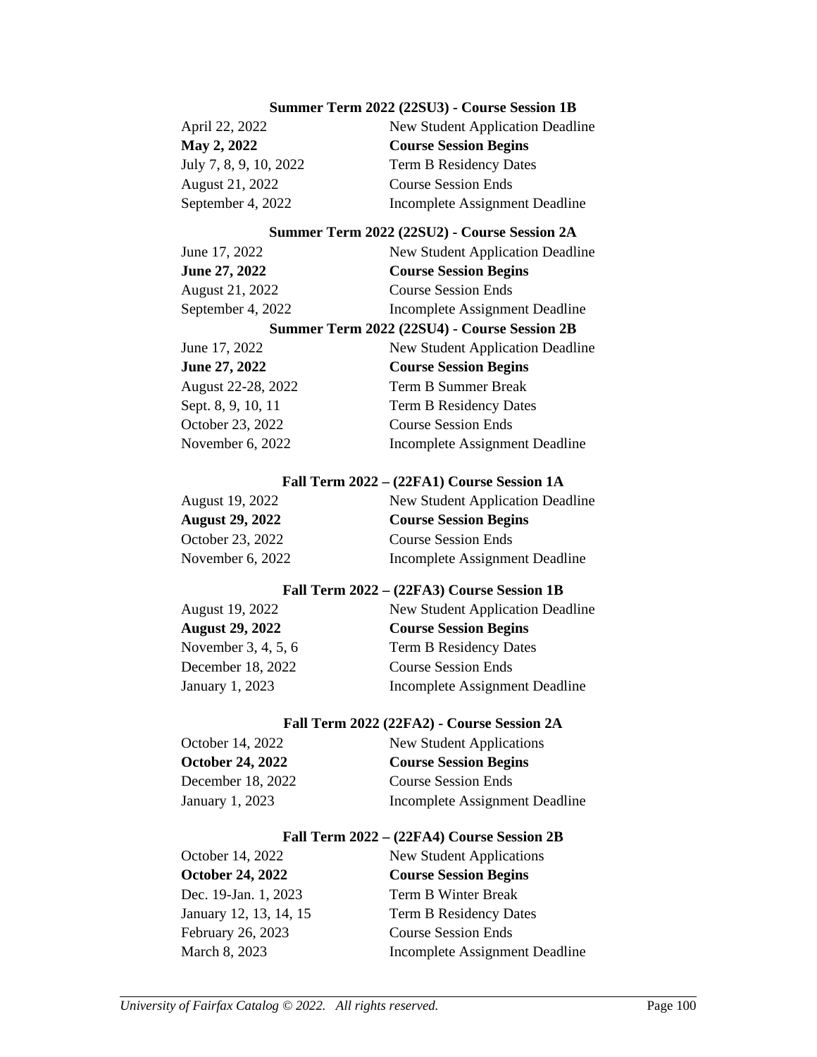**Summary Term 2022 (22SU3) - Course Session 1B**

| | |
|---|---|
| April 22, 2022 | New Student Application Deadline |
| **May 2, 2022** | **Course Session Begins** |
| July 7, 8, 9, 10, 2022 | Term B Residency Dates |
| August 21, 2022 | Course Session Ends |
| September 4, 2022 | Incomplete Assignment Deadline |

**Summer Term 2022 (22SU2) - Course Session 2A**

| | |
|---|---|
| June 17, 2022 | New Student Application Deadline |
| **June 27, 2022** | **Course Session Begins** |
| August 21, 2022 | Course Session Ends |
| September 4, 2022 | Incomplete Assignment Deadline |

**Summer Term 2022 (22SU4) - Course Session 2B**

| | |
|---|---|
| June 17, 2022 | New Student Application Deadline |
| **June 27, 2022** | **Course Session Begins** |
| August 22-28, 2022 | Term B Summer Break |
| Sept. 8, 9, 10, 11 | Term B Residency Dates |
| October 23, 2022 | Course Session Ends |
| November 6, 2022 | Incomplete Assignment Deadline |

**Fall Term 2022 – (22FA1) Course Session 1A**

| | |
|---|---|
| August 19, 2022 | New Student Application Deadline |
| **August 29, 2022** | **Course Session Begins** |
| October 23, 2022 | Course Session Ends |
| November 6, 2022 | Incomplete Assignment Deadline |

**Fall Term 2022 – (22FA3) Course Session 1B**

| | |
|---|---|
| August 19, 2022 | New Student Application Deadline |
| **August 29, 2022** | **Course Session Begins** |
| November 3, 4, 5, 6 | Term B Residency Dates |
| December 18, 2022 | Course Session Ends |
| January 1, 2023 | Incomplete Assignment Deadline |

**Fall Term 2022 (22FA2) - Course Session 2A**

| | |
|---|---|
| October 14, 2022 | New Student Applications |
| **October 24, 2022** | **Course Session Begins** |
| December 18, 2022 | Course Session Ends |
| January 1, 2023 | Incomplete Assignment Deadline |

**Fall Term 2022 – (22FA4) Course Session 2B**

| | |
|---|---|
| October 14, 2022 | New Student Applications |
| **October 24, 2022** | **Course Session Begins** |
| Dec. 19-Jan. 1, 2023 | Term B Winter Break |
| January 12, 13, 14, 15 | Term B Residency Dates |
| February 26, 2023 | Course Session Ends |
| March 8, 2023 | Incomplete Assignment Deadline |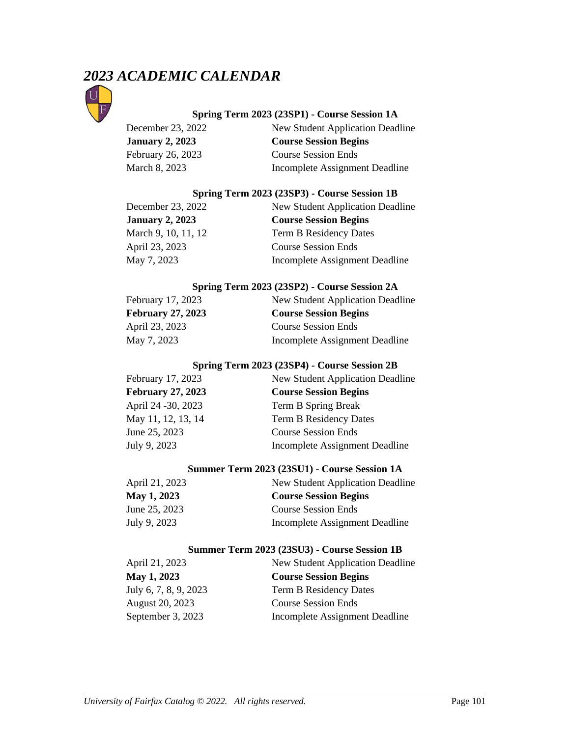# *2023 ACADEMIC CALENDAR*

### Spring Term 2023 (23SP1) - Course Session 1A

| | |
|---|---|
| December 23, 2022 | New Student Application Deadline |
| **January 2, 2023** | **Course Session Begins** |
| February 26, 2023 | Course Session Ends |
| March 8, 2023 | Incomplete Assignment Deadline |

### Spring Term 2023 (23SP3) - Course Session 1B

| | |
|---|---|
| December 23, 2022 | New Student Application Deadline |
| **January 2, 2023** | **Course Session Begins** |
| March 9, 10, 11, 12 | Term B Residency Dates |
| April 23, 2023 | Course Session Ends |
| May 7, 2023 | Incomplete Assignment Deadline |

### Spring Term 2023 (23SP2) - Course Session 2A

| | |
|---|---|
| February 17, 2023 | New Student Application Deadline |
| **February 27, 2023** | **Course Session Begins** |
| April 23, 2023 | Course Session Ends |
| May 7, 2023 | Incomplete Assignment Deadline |

### Spring Term 2023 (23SP4) - Course Session 2B

| | |
|---|---|
| February 17, 2023 | New Student Application Deadline |
| **February 27, 2023** | **Course Session Begins** |
| April 24 -30, 2023 | Term B Spring Break |
| May 11, 12, 13, 14 | Term B Residency Dates |
| June 25, 2023 | Course Session Ends |
| July 9, 2023 | Incomplete Assignment Deadline |

### Summer Term 2023 (23SU1) - Course Session 1A

| | |
|---|---|
| April 21, 2023 | New Student Application Deadline |
| **May 1, 2023** | **Course Session Begins** |
| June 25, 2023 | Course Session Ends |
| July 9, 2023 | Incomplete Assignment Deadline |

### Summer Term 2023 (23SU3) - Course Session 1B

| | |
|---|---|
| April 21, 2023 | New Student Application Deadline |
| **May 1, 2023** | **Course Session Begins** |
| July 6, 7, 8, 9, 2023 | Term B Residency Dates |
| August 20, 2023 | Course Session Ends |
| September 3, 2023 | Incomplete Assignment Deadline |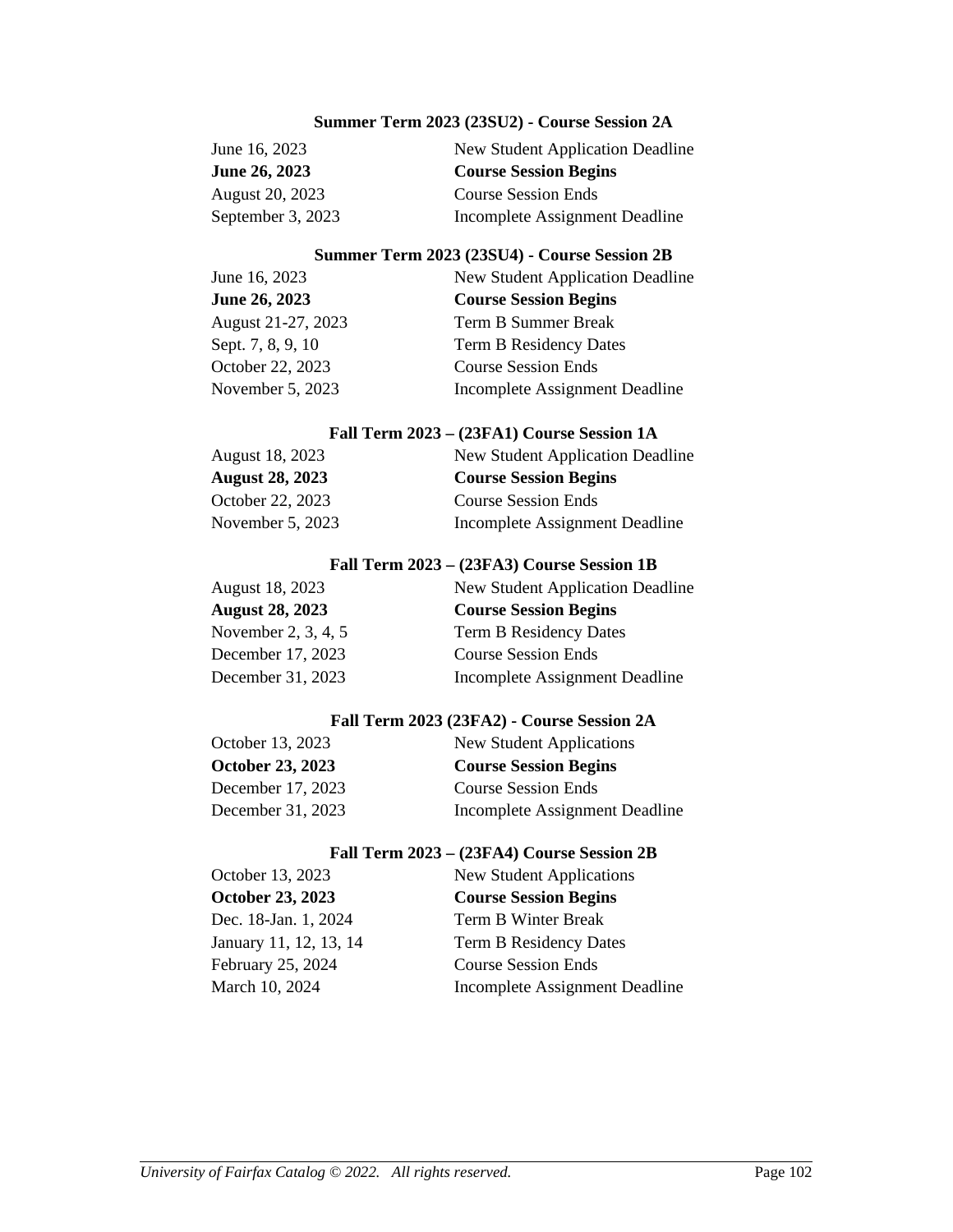#### Summer Term 2023 (23SU2) - Course Session 2A

| | |
|---|---|
| June 16, 2023 | New Student Application Deadline |
| **June 26, 2023** | **Course Session Begins** |
| August 20, 2023 | Course Session Ends |
| September 3, 2023 | Incomplete Assignment Deadline |

#### Summer Term 2023 (23SU4) - Course Session 2B

| | |
|---|---|
| June 16, 2023 | New Student Application Deadline |
| **June 26, 2023** | **Course Session Begins** |
| August 21-27, 2023 | Term B Summer Break |
| Sept. 7, 8, 9, 10 | Term B Residency Dates |
| October 22, 2023 | Course Session Ends |
| November 5, 2023 | Incomplete Assignment Deadline |

#### Fall Term 2023 – (23FA1) Course Session 1A

| | |
|---|---|
| August 18, 2023 | New Student Application Deadline |
| **August 28, 2023** | **Course Session Begins** |
| October 22, 2023 | Course Session Ends |
| November 5, 2023 | Incomplete Assignment Deadline |

#### Fall Term 2023 – (23FA3) Course Session 1B

| | |
|---|---|
| August 18, 2023 | New Student Application Deadline |
| **August 28, 2023** | **Course Session Begins** |
| November 2, 3, 4, 5 | Term B Residency Dates |
| December 17, 2023 | Course Session Ends |
| December 31, 2023 | Incomplete Assignment Deadline |

#### Fall Term 2023 (23FA2) - Course Session 2A

| | |
|---|---|
| October 13, 2023 | New Student Applications |
| **October 23, 2023** | **Course Session Begins** |
| December 17, 2023 | Course Session Ends |
| December 31, 2023 | Incomplete Assignment Deadline |

#### Fall Term 2023 – (23FA4) Course Session 2B

| | |
|---|---|
| October 13, 2023 | New Student Applications |
| **October 23, 2023** | **Course Session Begins** |
| Dec. 18-Jan. 1, 2024 | Term B Winter Break |
| January 11, 12, 13, 14 | Term B Residency Dates |
| February 25, 2024 | Course Session Ends |
| March 10, 2024 | Incomplete Assignment Deadline |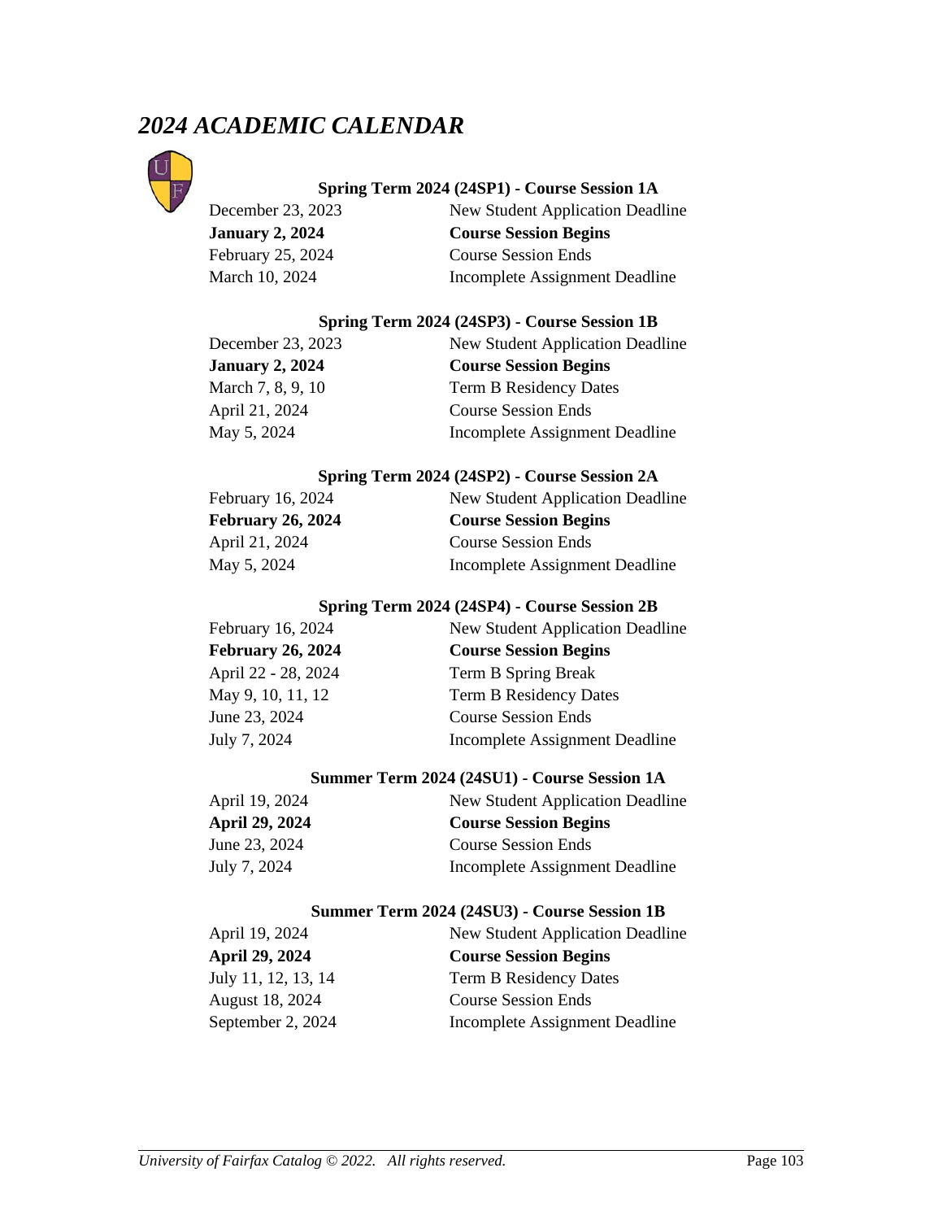# *2024 ACADEMIC CALENDAR*

**Spring Term 2024 (24SP1) - Course Session 1A**

| | |
|---|---|
| December 23, 2023 | New Student Application Deadline |
| **January 2, 2024** | **Course Session Begins** |
| February 25, 2024 | Course Session Ends |
| March 10, 2024 | Incomplete Assignment Deadline |

**Spring Term 2024 (24SP3) - Course Session 1B**

| | |
|---|---|
| December 23, 2023 | New Student Application Deadline |
| **January 2, 2024** | **Course Session Begins** |
| March 7, 8, 9, 10 | Term B Residency Dates |
| April 21, 2024 | Course Session Ends |
| May 5, 2024 | Incomplete Assignment Deadline |

**Spring Term 2024 (24SP2) - Course Session 2A**

| | |
|---|---|
| February 16, 2024 | New Student Application Deadline |
| **February 26, 2024** | **Course Session Begins** |
| April 21, 2024 | Course Session Ends |
| May 5, 2024 | Incomplete Assignment Deadline |

**Spring Term 2024 (24SP4) - Course Session 2B**

| | |
|---|---|
| February 16, 2024 | New Student Application Deadline |
| **February 26, 2024** | **Course Session Begins** |
| April 22 - 28, 2024 | Term B Spring Break |
| May 9, 10, 11, 12 | Term B Residency Dates |
| June 23, 2024 | Course Session Ends |
| July 7, 2024 | Incomplete Assignment Deadline |

**Summer Term 2024 (24SU1) - Course Session 1A**

| | |
|---|---|
| April 19, 2024 | New Student Application Deadline |
| **April 29, 2024** | **Course Session Begins** |
| June 23, 2024 | Course Session Ends |
| July 7, 2024 | Incomplete Assignment Deadline |

**Summer Term 2024 (24SU3) - Course Session 1B**

| | |
|---|---|
| April 19, 2024 | New Student Application Deadline |
| **April 29, 2024** | **Course Session Begins** |
| July 11, 12, 13, 14 | Term B Residency Dates |
| August 18, 2024 | Course Session Ends |
| September 2, 2024 | Incomplete Assignment Deadline |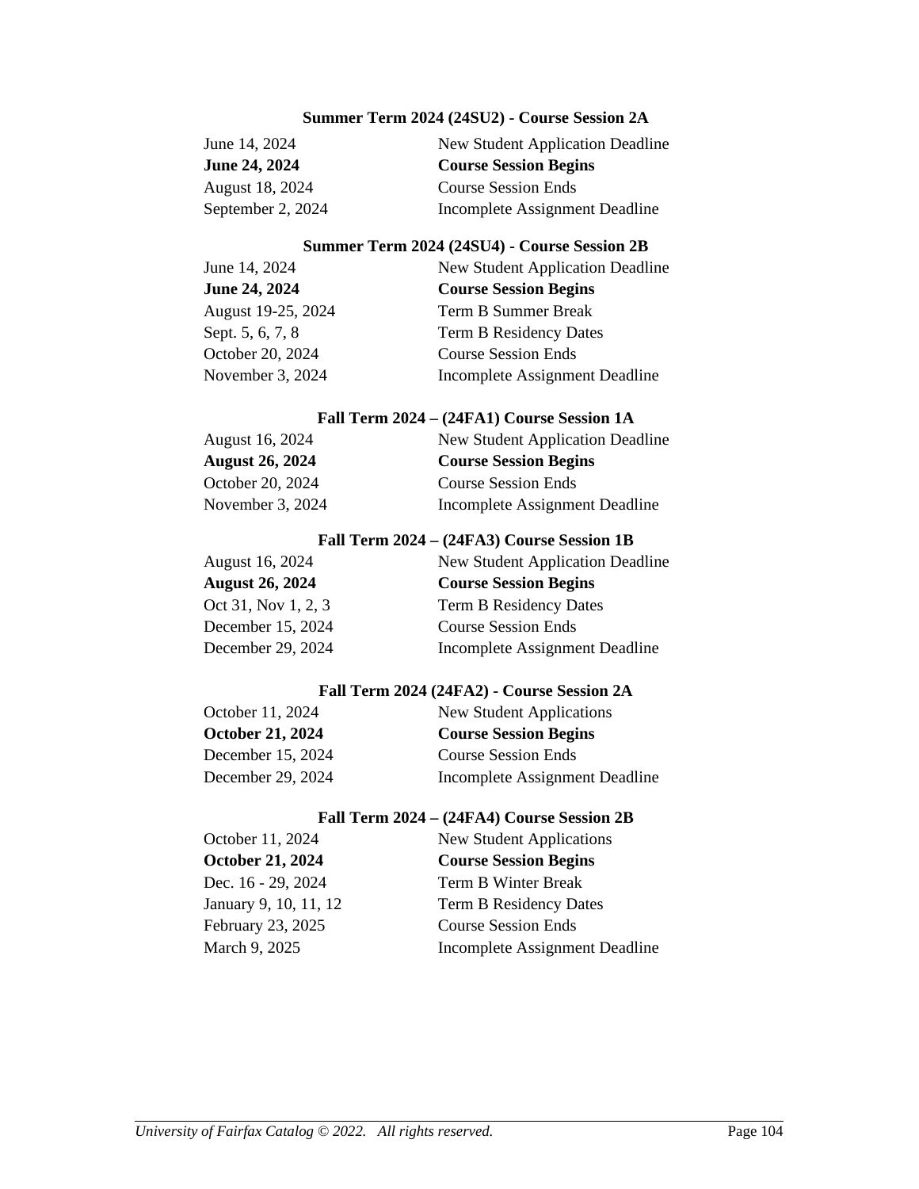**Summary Term 2024 (24SU2) - Course Session 2A**

| | |
|---|---|
| June 14, 2024 | New Student Application Deadline |
| **June 24, 2024** | **Course Session Begins** |
| August 18, 2024 | Course Session Ends |
| September 2, 2024 | Incomplete Assignment Deadline |

**Summer Term 2024 (24SU4) - Course Session 2B**

| | |
|---|---|
| June 14, 2024 | New Student Application Deadline |
| **June 24, 2024** | **Course Session Begins** |
| August 19-25, 2024 | Term B Summer Break |
| Sept. 5, 6, 7, 8 | Term B Residency Dates |
| October 20, 2024 | Course Session Ends |
| November 3, 2024 | Incomplete Assignment Deadline |

**Fall Term 2024 – (24FA1) Course Session 1A**

| | |
|---|---|
| August 16, 2024 | New Student Application Deadline |
| **August 26, 2024** | **Course Session Begins** |
| October 20, 2024 | Course Session Ends |
| November 3, 2024 | Incomplete Assignment Deadline |

**Fall Term 2024 – (24FA3) Course Session 1B**

| | |
|---|---|
| August 16, 2024 | New Student Application Deadline |
| **August 26, 2024** | **Course Session Begins** |
| Oct 31, Nov 1, 2, 3 | Term B Residency Dates |
| December 15, 2024 | Course Session Ends |
| December 29, 2024 | Incomplete Assignment Deadline |

**Fall Term 2024 (24FA2) - Course Session 2A**

| | |
|---|---|
| October 11, 2024 | New Student Applications |
| **October 21, 2024** | **Course Session Begins** |
| December 15, 2024 | Course Session Ends |
| December 29, 2024 | Incomplete Assignment Deadline |

**Fall Term 2024 – (24FA4) Course Session 2B**

| | |
|---|---|
| October 11, 2024 | New Student Applications |
| **October 21, 2024** | **Course Session Begins** |
| Dec. 16 - 29, 2024 | Term B Winter Break |
| January 9, 10, 11, 12 | Term B Residency Dates |
| February 23, 2025 | Course Session Ends |
| March 9, 2025 | Incomplete Assignment Deadline |